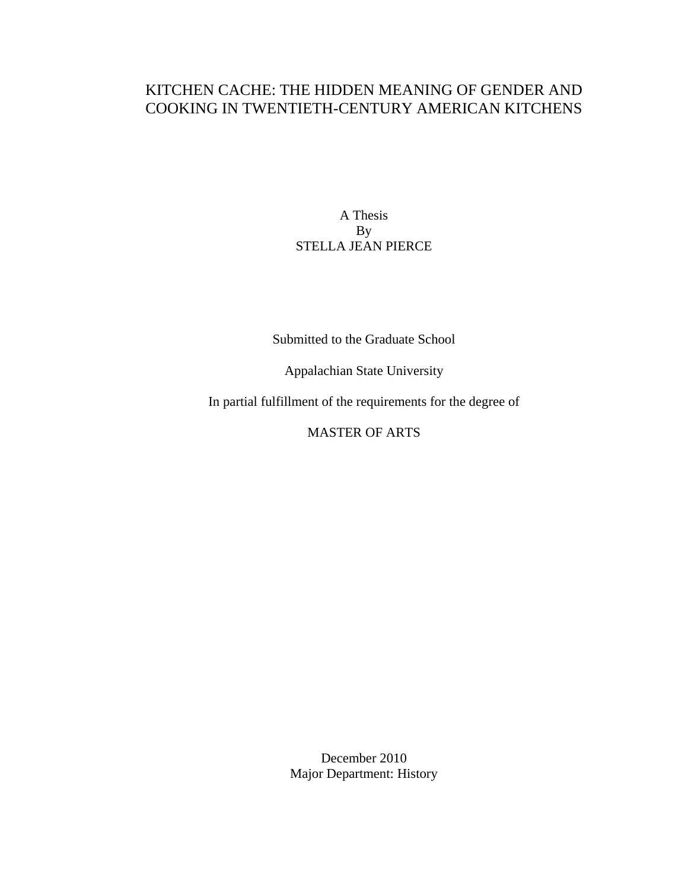# KITCHEN CACHE: THE HIDDEN MEANING OF GENDER AND COOKING IN TWENTIETH-CENTURY AMERICAN KITCHENS

A Thesis
By
STELLA JEAN PIERCE

Submitted to the Graduate School

Appalachian State University

In partial fulfillment of the requirements for the degree of

MASTER OF ARTS

December 2010
Major Department: History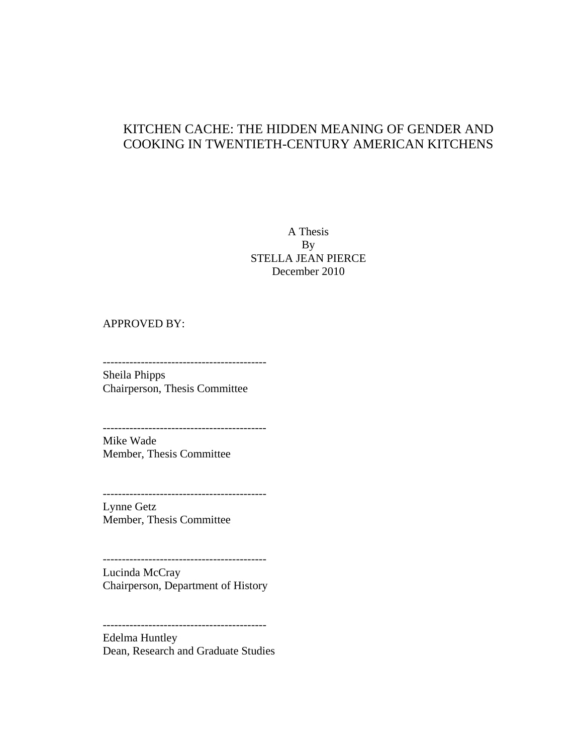# KITCHEN CACHE: THE HIDDEN MEANING OF GENDER AND COOKING IN TWENTIETH-CENTURY AMERICAN KITCHENS

A Thesis
By
STELLA JEAN PIERCE
December 2010

APPROVED BY:

-------------------------------------------
Sheila Phipps
Chairperson, Thesis Committee

-------------------------------------------
Mike Wade
Member, Thesis Committee

-------------------------------------------
Lynne Getz
Member, Thesis Committee

-------------------------------------------
Lucinda McCray
Chairperson, Department of History

-------------------------------------------
Edelma Huntley
Dean, Research and Graduate Studies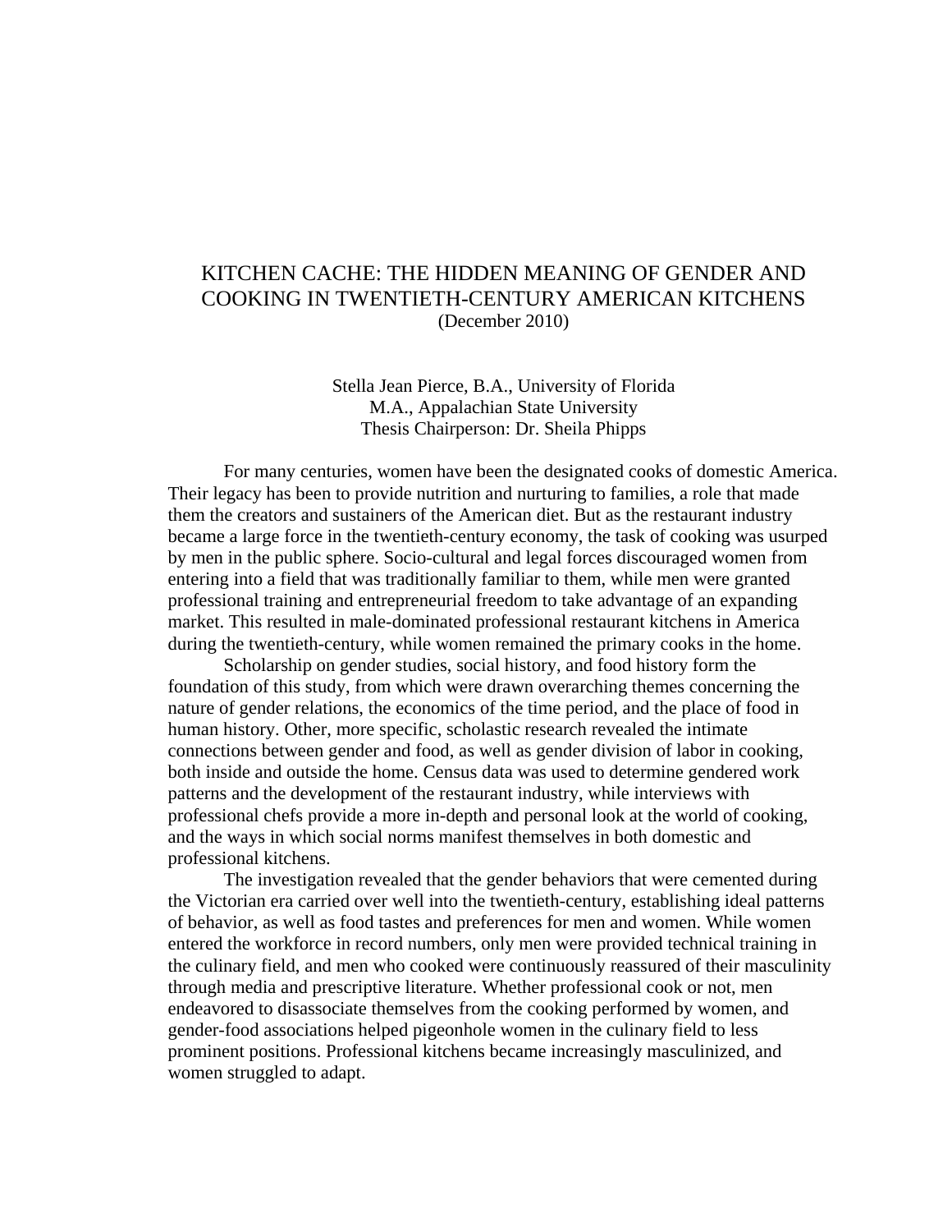KITCHEN CACHE: THE HIDDEN MEANING OF GENDER AND COOKING IN TWENTIETH-CENTURY AMERICAN KITCHENS
(December 2010)

Stella Jean Pierce, B.A., University of Florida
M.A., Appalachian State University
Thesis Chairperson: Dr. Sheila Phipps

For many centuries, women have been the designated cooks of domestic America. Their legacy has been to provide nutrition and nurturing to families, a role that made them the creators and sustainers of the American diet. But as the restaurant industry became a large force in the twentieth-century economy, the task of cooking was usurped by men in the public sphere. Socio-cultural and legal forces discouraged women from entering into a field that was traditionally familiar to them, while men were granted professional training and entrepreneurial freedom to take advantage of an expanding market. This resulted in male-dominated professional restaurant kitchens in America during the twentieth-century, while women remained the primary cooks in the home.

Scholarship on gender studies, social history, and food history form the foundation of this study, from which were drawn overarching themes concerning the nature of gender relations, the economics of the time period, and the place of food in human history. Other, more specific, scholastic research revealed the intimate connections between gender and food, as well as gender division of labor in cooking, both inside and outside the home. Census data was used to determine gendered work patterns and the development of the restaurant industry, while interviews with professional chefs provide a more in-depth and personal look at the world of cooking, and the ways in which social norms manifest themselves in both domestic and professional kitchens.

The investigation revealed that the gender behaviors that were cemented during the Victorian era carried over well into the twentieth-century, establishing ideal patterns of behavior, as well as food tastes and preferences for men and women. While women entered the workforce in record numbers, only men were provided technical training in the culinary field, and men who cooked were continuously reassured of their masculinity through media and prescriptive literature. Whether professional cook or not, men endeavored to disassociate themselves from the cooking performed by women, and gender-food associations helped pigeonhole women in the culinary field to less prominent positions. Professional kitchens became increasingly masculinized, and women struggled to adapt.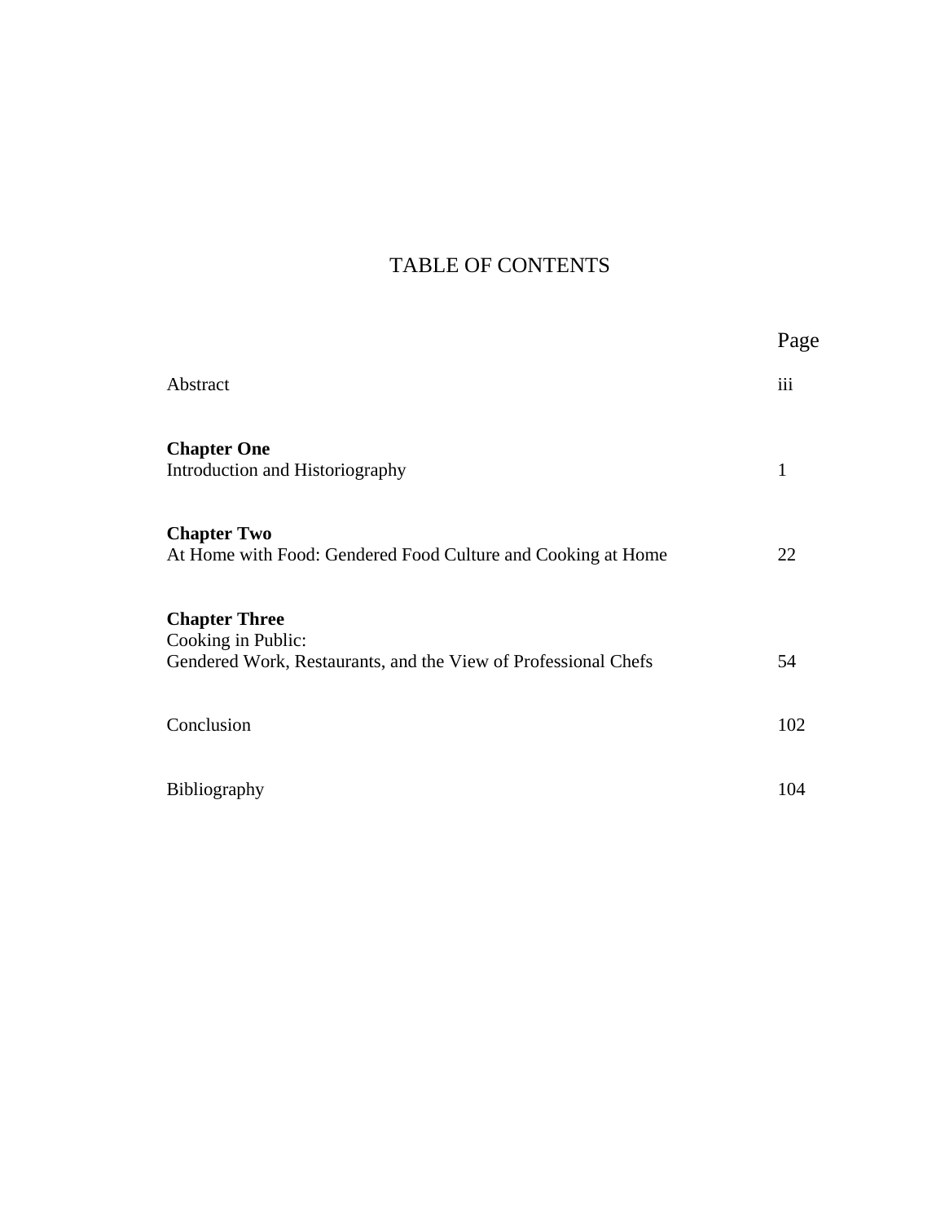# TABLE OF CONTENTS

| | Page |
|---|---|
| Abstract | iii |
| **Chapter One**<br>Introduction and Historiography | 1 |
| **Chapter Two**<br>At Home with Food: Gendered Food Culture and Cooking at Home | 22 |
| **Chapter Three**<br>Cooking in Public:<br>Gendered Work, Restaurants, and the View of Professional Chefs | 54 |
| Conclusion | 102 |
| Bibliography | 104 |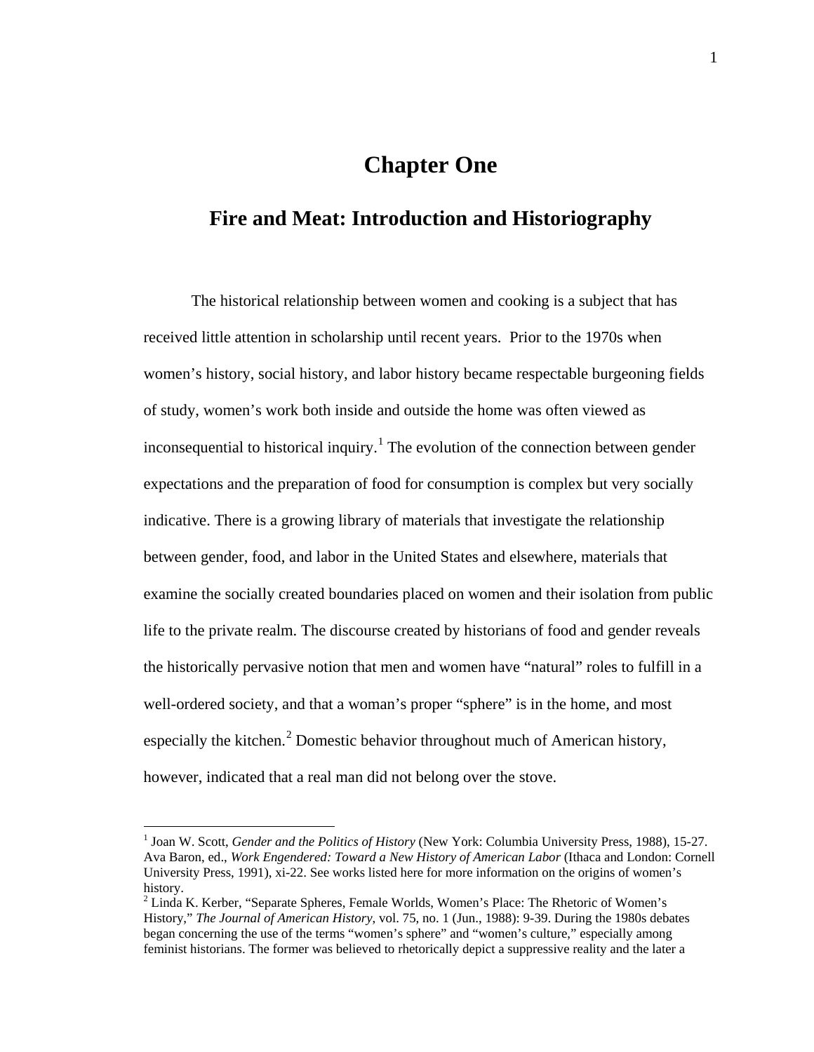# Chapter One

## Fire and Meat: Introduction and Historiography

The historical relationship between women and cooking is a subject that has received little attention in scholarship until recent years. Prior to the 1970s when women's history, social history, and labor history became respectable burgeoning fields of study, women's work both inside and outside the home was often viewed as inconsequential to historical inquiry.[1] The evolution of the connection between gender expectations and the preparation of food for consumption is complex but very socially indicative. There is a growing library of materials that investigate the relationship between gender, food, and labor in the United States and elsewhere, materials that examine the socially created boundaries placed on women and their isolation from public life to the private realm. The discourse created by historians of food and gender reveals the historically pervasive notion that men and women have "natural" roles to fulfill in a well-ordered society, and that a woman's proper "sphere" is in the home, and most especially the kitchen.[2] Domestic behavior throughout much of American history, however, indicated that a real man did not belong over the stove.

---

[1] Joan W. Scott, *Gender and the Politics of History* (New York: Columbia University Press, 1988), 15-27. Ava Baron, ed., *Work Engendered: Toward a New History of American Labor* (Ithaca and London: Cornell University Press, 1991), xi-22. See works listed here for more information on the origins of women's history.

[2] Linda K. Kerber, "Separate Spheres, Female Worlds, Women's Place: The Rhetoric of Women's History," *The Journal of American History*, vol. 75, no. 1 (Jun., 1988): 9-39. During the 1980s debates began concerning the use of the terms "women's sphere" and "women's culture," especially among feminist historians. The former was believed to rhetorically depict a suppressive reality and the later a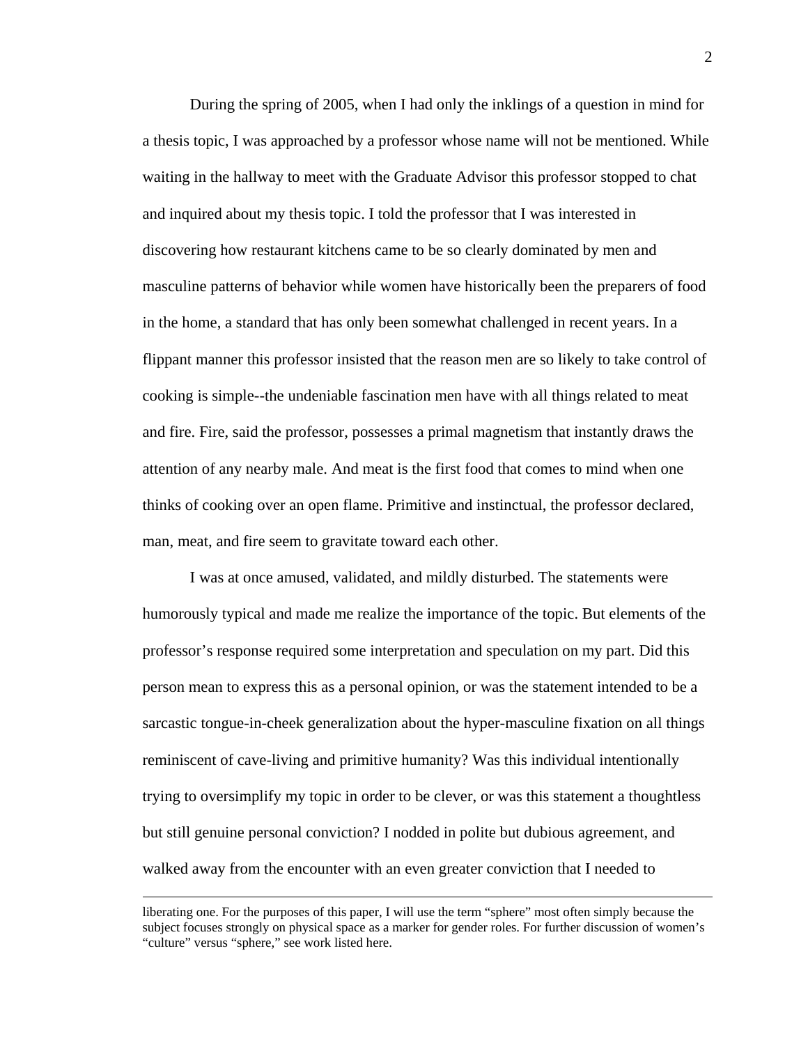During the spring of 2005, when I had only the inklings of a question in mind for a thesis topic, I was approached by a professor whose name will not be mentioned. While waiting in the hallway to meet with the Graduate Advisor this professor stopped to chat and inquired about my thesis topic. I told the professor that I was interested in discovering how restaurant kitchens came to be so clearly dominated by men and masculine patterns of behavior while women have historically been the preparers of food in the home, a standard that has only been somewhat challenged in recent years. In a flippant manner this professor insisted that the reason men are so likely to take control of cooking is simple--the undeniable fascination men have with all things related to meat and fire. Fire, said the professor, possesses a primal magnetism that instantly draws the attention of any nearby male. And meat is the first food that comes to mind when one thinks of cooking over an open flame. Primitive and instinctual, the professor declared, man, meat, and fire seem to gravitate toward each other.

I was at once amused, validated, and mildly disturbed. The statements were humorously typical and made me realize the importance of the topic. But elements of the professor's response required some interpretation and speculation on my part. Did this person mean to express this as a personal opinion, or was the statement intended to be a sarcastic tongue-in-cheek generalization about the hyper-masculine fixation on all things reminiscent of cave-living and primitive humanity? Was this individual intentionally trying to oversimplify my topic in order to be clever, or was this statement a thoughtless but still genuine personal conviction? I nodded in polite but dubious agreement, and walked away from the encounter with an even greater conviction that I needed to

---

liberating one. For the purposes of this paper, I will use the term "sphere" most often simply because the subject focuses strongly on physical space as a marker for gender roles. For further discussion of women's "culture" versus "sphere," see work listed here.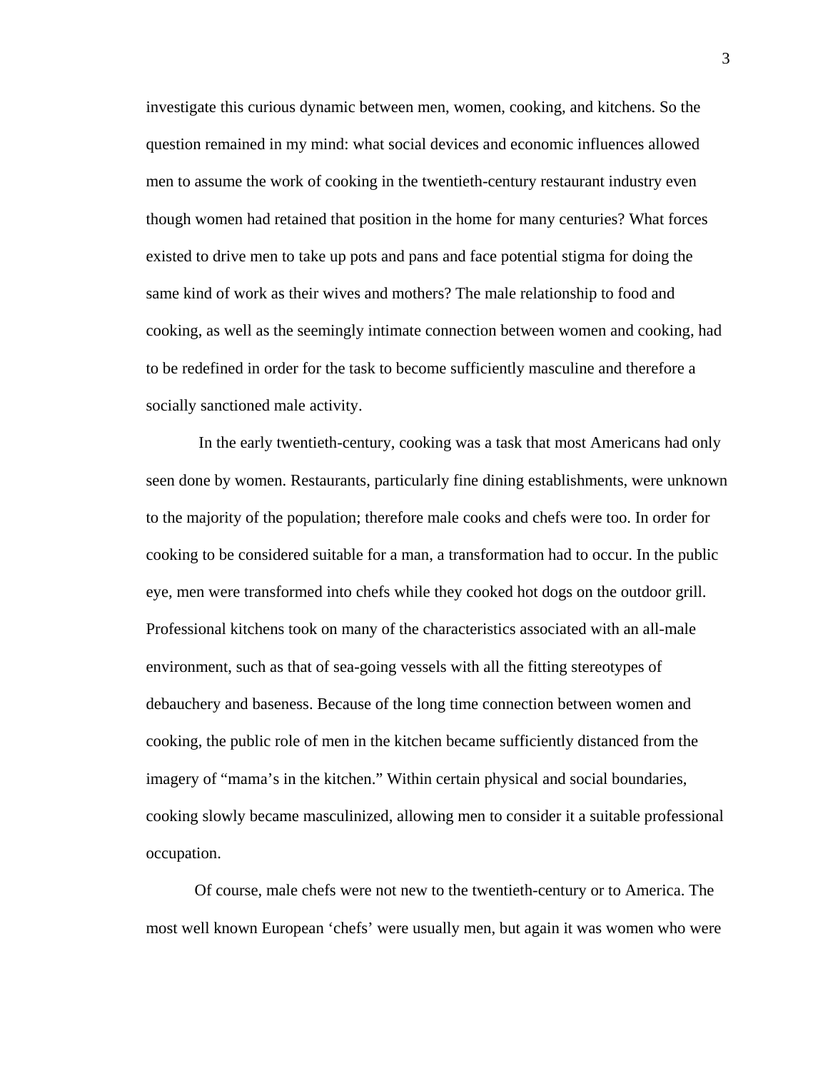investigate this curious dynamic between men, women, cooking, and kitchens. So the question remained in my mind: what social devices and economic influences allowed men to assume the work of cooking in the twentieth-century restaurant industry even though women had retained that position in the home for many centuries? What forces existed to drive men to take up pots and pans and face potential stigma for doing the same kind of work as their wives and mothers? The male relationship to food and cooking, as well as the seemingly intimate connection between women and cooking, had to be redefined in order for the task to become sufficiently masculine and therefore a socially sanctioned male activity.

In the early twentieth-century, cooking was a task that most Americans had only seen done by women. Restaurants, particularly fine dining establishments, were unknown to the majority of the population; therefore male cooks and chefs were too. In order for cooking to be considered suitable for a man, a transformation had to occur. In the public eye, men were transformed into chefs while they cooked hot dogs on the outdoor grill. Professional kitchens took on many of the characteristics associated with an all-male environment, such as that of sea-going vessels with all the fitting stereotypes of debauchery and baseness. Because of the long time connection between women and cooking, the public role of men in the kitchen became sufficiently distanced from the imagery of "mama's in the kitchen." Within certain physical and social boundaries, cooking slowly became masculinized, allowing men to consider it a suitable professional occupation.

Of course, male chefs were not new to the twentieth-century or to America. The most well known European 'chefs' were usually men, but again it was women who were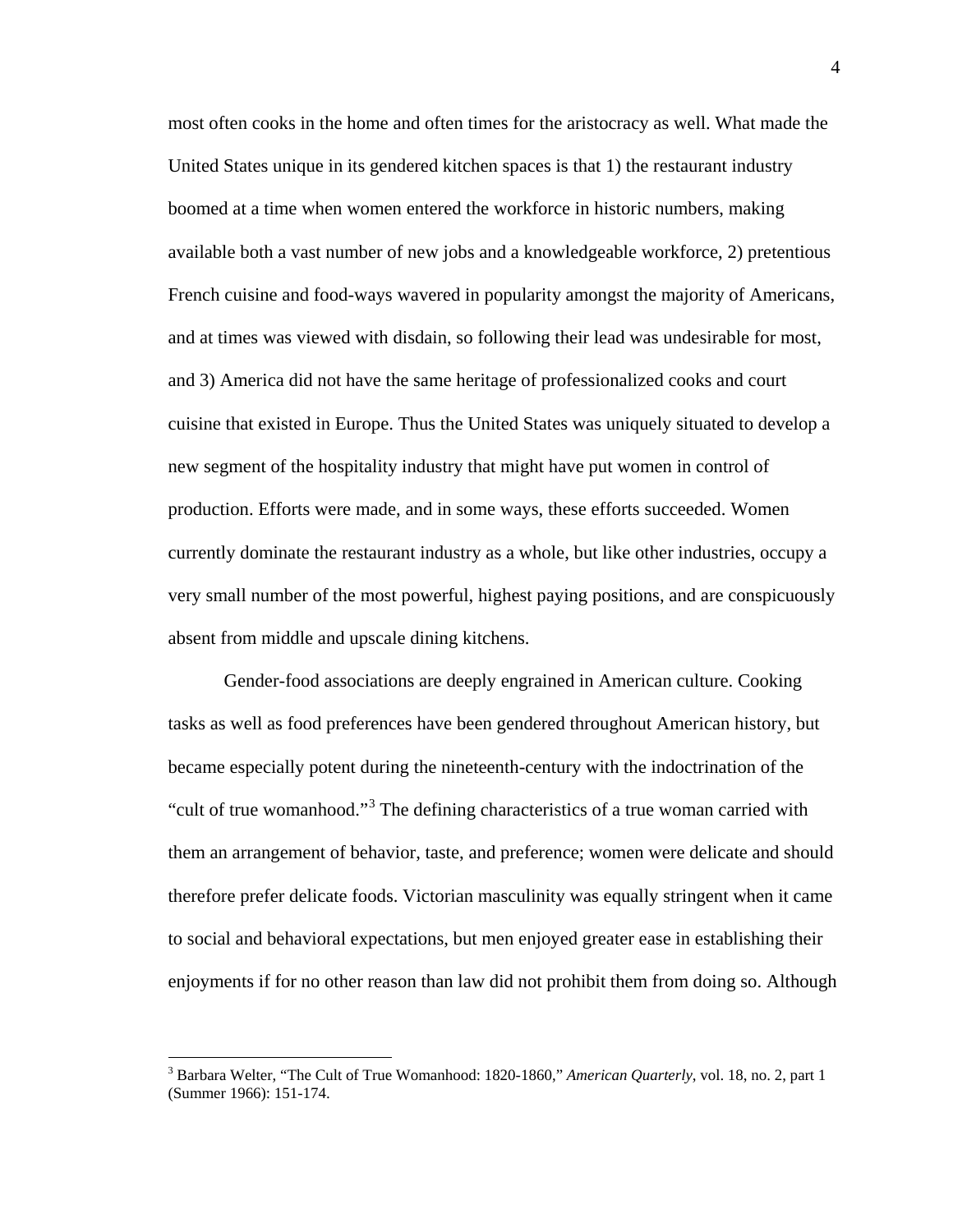most often cooks in the home and often times for the aristocracy as well. What made the United States unique in its gendered kitchen spaces is that 1) the restaurant industry boomed at a time when women entered the workforce in historic numbers, making available both a vast number of new jobs and a knowledgeable workforce, 2) pretentious French cuisine and food-ways wavered in popularity amongst the majority of Americans, and at times was viewed with disdain, so following their lead was undesirable for most, and 3) America did not have the same heritage of professionalized cooks and court cuisine that existed in Europe. Thus the United States was uniquely situated to develop a new segment of the hospitality industry that might have put women in control of production. Efforts were made, and in some ways, these efforts succeeded. Women currently dominate the restaurant industry as a whole, but like other industries, occupy a very small number of the most powerful, highest paying positions, and are conspicuously absent from middle and upscale dining kitchens.

Gender-food associations are deeply engrained in American culture. Cooking tasks as well as food preferences have been gendered throughout American history, but became especially potent during the nineteenth-century with the indoctrination of the "cult of true womanhood."[3] The defining characteristics of a true woman carried with them an arrangement of behavior, taste, and preference; women were delicate and should therefore prefer delicate foods. Victorian masculinity was equally stringent when it came to social and behavioral expectations, but men enjoyed greater ease in establishing their enjoyments if for no other reason than law did not prohibit them from doing so. Although

[3] Barbara Welter, "The Cult of True Womanhood: 1820-1860," *American Quarterly*, vol. 18, no. 2, part 1 (Summer 1966): 151-174.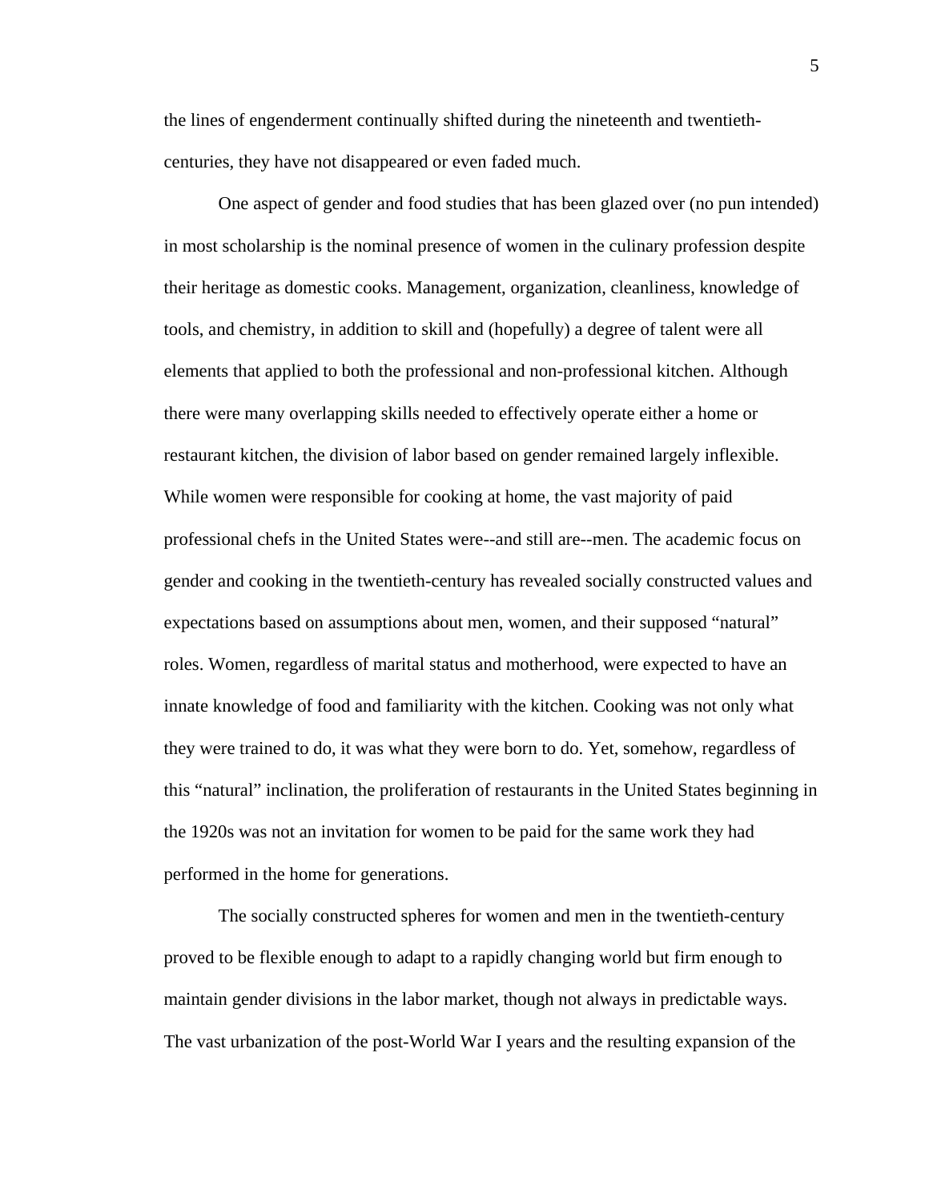the lines of engenderment continually shifted during the nineteenth and twentieth-centuries, they have not disappeared or even faded much.

One aspect of gender and food studies that has been glazed over (no pun intended) in most scholarship is the nominal presence of women in the culinary profession despite their heritage as domestic cooks. Management, organization, cleanliness, knowledge of tools, and chemistry, in addition to skill and (hopefully) a degree of talent were all elements that applied to both the professional and non-professional kitchen. Although there were many overlapping skills needed to effectively operate either a home or restaurant kitchen, the division of labor based on gender remained largely inflexible. While women were responsible for cooking at home, the vast majority of paid professional chefs in the United States were--and still are--men. The academic focus on gender and cooking in the twentieth-century has revealed socially constructed values and expectations based on assumptions about men, women, and their supposed "natural" roles. Women, regardless of marital status and motherhood, were expected to have an innate knowledge of food and familiarity with the kitchen. Cooking was not only what they were trained to do, it was what they were born to do. Yet, somehow, regardless of this "natural" inclination, the proliferation of restaurants in the United States beginning in the 1920s was not an invitation for women to be paid for the same work they had performed in the home for generations.

The socially constructed spheres for women and men in the twentieth-century proved to be flexible enough to adapt to a rapidly changing world but firm enough to maintain gender divisions in the labor market, though not always in predictable ways. The vast urbanization of the post-World War I years and the resulting expansion of the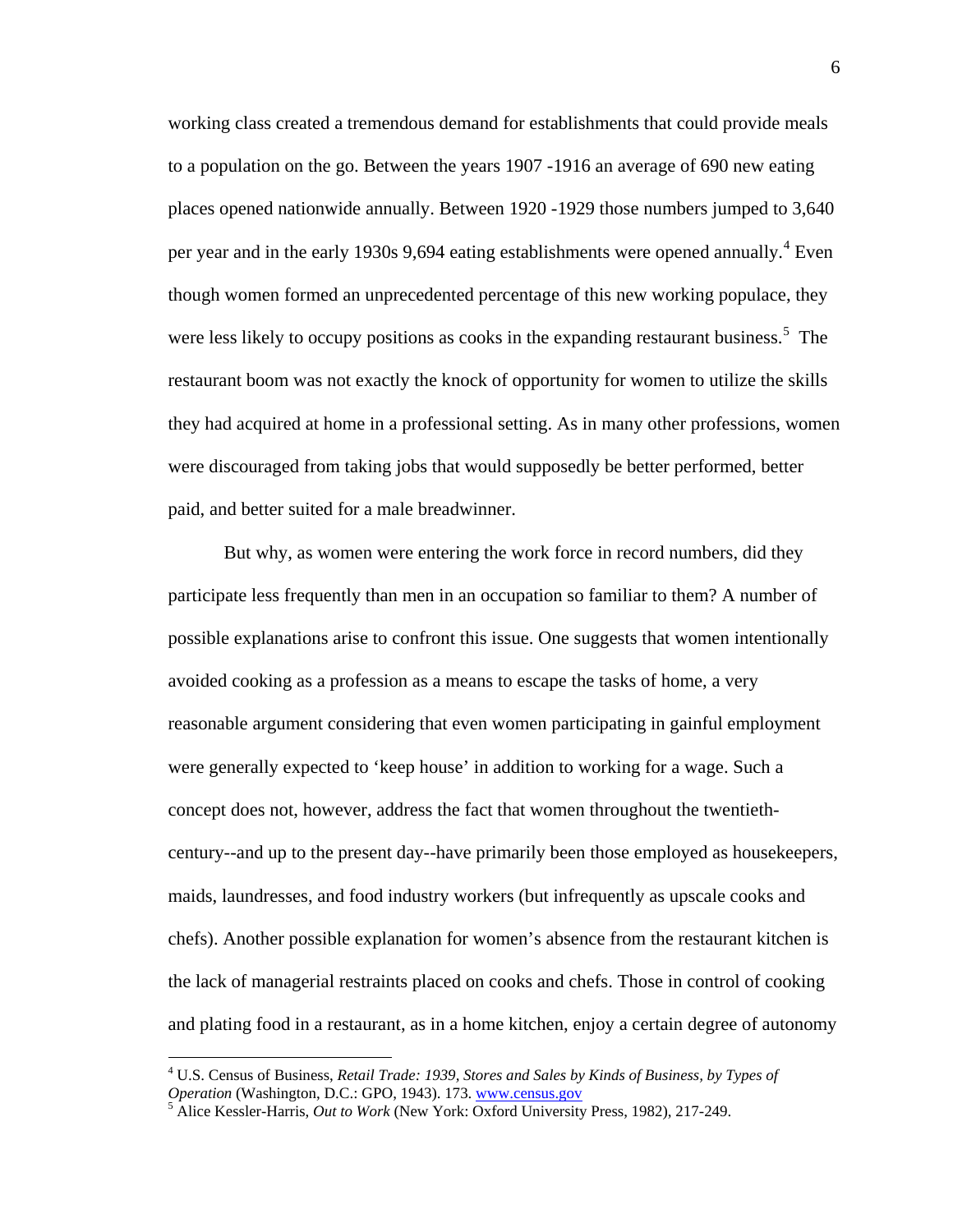working class created a tremendous demand for establishments that could provide meals to a population on the go. Between the years 1907 -1916 an average of 690 new eating places opened nationwide annually. Between 1920 -1929 those numbers jumped to 3,640 per year and in the early 1930s 9,694 eating establishments were opened annually.[4] Even though women formed an unprecedented percentage of this new working populace, they were less likely to occupy positions as cooks in the expanding restaurant business.[5] The restaurant boom was not exactly the knock of opportunity for women to utilize the skills they had acquired at home in a professional setting. As in many other professions, women were discouraged from taking jobs that would supposedly be better performed, better paid, and better suited for a male breadwinner.

But why, as women were entering the work force in record numbers, did they participate less frequently than men in an occupation so familiar to them? A number of possible explanations arise to confront this issue. One suggests that women intentionally avoided cooking as a profession as a means to escape the tasks of home, a very reasonable argument considering that even women participating in gainful employment were generally expected to 'keep house' in addition to working for a wage. Such a concept does not, however, address the fact that women throughout the twentieth-century--and up to the present day--have primarily been those employed as housekeepers, maids, laundresses, and food industry workers (but infrequently as upscale cooks and chefs). Another possible explanation for women's absence from the restaurant kitchen is the lack of managerial restraints placed on cooks and chefs. Those in control of cooking and plating food in a restaurant, as in a home kitchen, enjoy a certain degree of autonomy

---

[4] U.S. Census of Business, *Retail Trade: 1939, Stores and Sales by Kinds of Business, by Types of Operation* (Washington, D.C.: GPO, 1943). 173. www.census.gov

[5] Alice Kessler-Harris, *Out to Work* (New York: Oxford University Press, 1982), 217-249.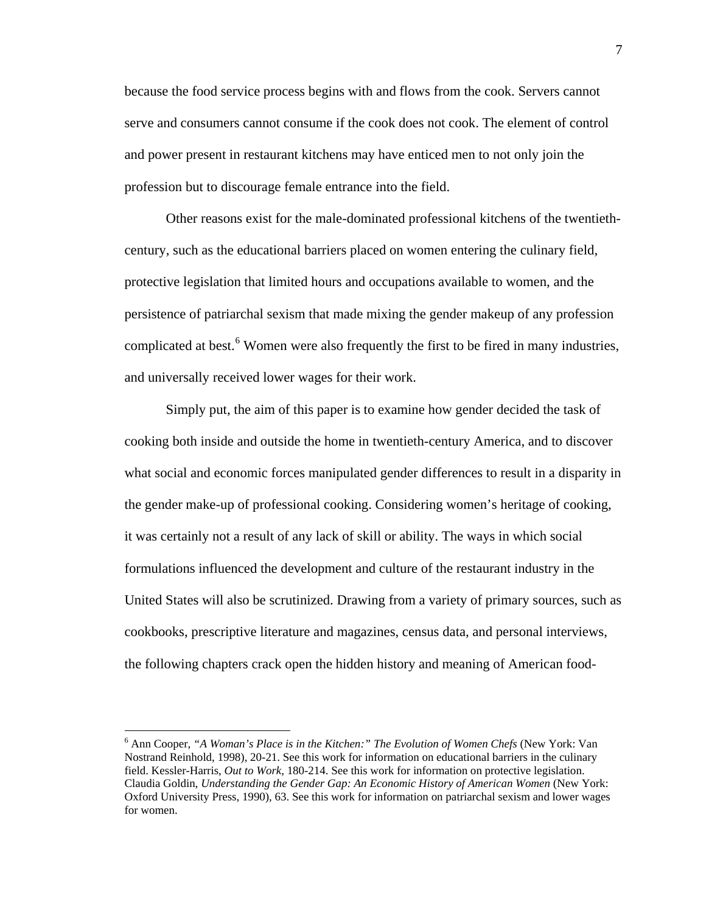because the food service process begins with and flows from the cook. Servers cannot serve and consumers cannot consume if the cook does not cook. The element of control and power present in restaurant kitchens may have enticed men to not only join the profession but to discourage female entrance into the field.

Other reasons exist for the male-dominated professional kitchens of the twentieth-century, such as the educational barriers placed on women entering the culinary field, protective legislation that limited hours and occupations available to women, and the persistence of patriarchal sexism that made mixing the gender makeup of any profession complicated at best.[6] Women were also frequently the first to be fired in many industries, and universally received lower wages for their work.

Simply put, the aim of this paper is to examine how gender decided the task of cooking both inside and outside the home in twentieth-century America, and to discover what social and economic forces manipulated gender differences to result in a disparity in the gender make-up of professional cooking. Considering women's heritage of cooking, it was certainly not a result of any lack of skill or ability. The ways in which social formulations influenced the development and culture of the restaurant industry in the United States will also be scrutinized. Drawing from a variety of primary sources, such as cookbooks, prescriptive literature and magazines, census data, and personal interviews, the following chapters crack open the hidden history and meaning of American food-

---

[6] Ann Cooper, *"A Woman's Place is in the Kitchen:" The Evolution of Women Chefs* (New York: Van Nostrand Reinhold, 1998), 20-21. See this work for information on educational barriers in the culinary field. Kessler-Harris, *Out to Work*, 180-214. See this work for information on protective legislation. Claudia Goldin, *Understanding the Gender Gap: An Economic History of American Women* (New York: Oxford University Press, 1990), 63. See this work for information on patriarchal sexism and lower wages for women.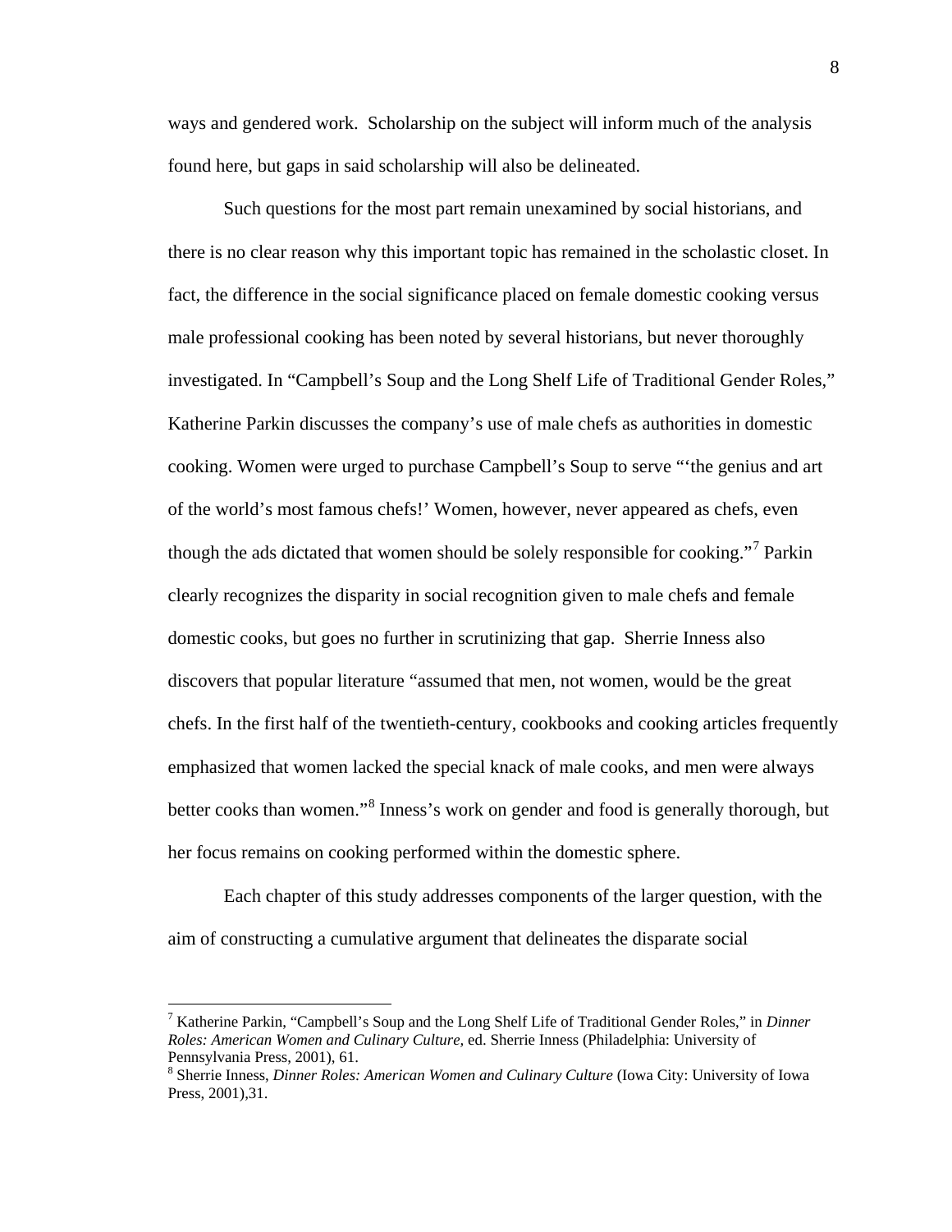ways and gendered work. Scholarship on the subject will inform much of the analysis found here, but gaps in said scholarship will also be delineated.

Such questions for the most part remain unexamined by social historians, and there is no clear reason why this important topic has remained in the scholastic closet. In fact, the difference in the social significance placed on female domestic cooking versus male professional cooking has been noted by several historians, but never thoroughly investigated. In "Campbell's Soup and the Long Shelf Life of Traditional Gender Roles," Katherine Parkin discusses the company's use of male chefs as authorities in domestic cooking. Women were urged to purchase Campbell's Soup to serve "'the genius and art of the world's most famous chefs!' Women, however, never appeared as chefs, even though the ads dictated that women should be solely responsible for cooking."[7] Parkin clearly recognizes the disparity in social recognition given to male chefs and female domestic cooks, but goes no further in scrutinizing that gap. Sherrie Inness also discovers that popular literature "assumed that men, not women, would be the great chefs. In the first half of the twentieth-century, cookbooks and cooking articles frequently emphasized that women lacked the special knack of male cooks, and men were always better cooks than women."[8] Inness's work on gender and food is generally thorough, but her focus remains on cooking performed within the domestic sphere.

Each chapter of this study addresses components of the larger question, with the aim of constructing a cumulative argument that delineates the disparate social

---

[7] Katherine Parkin, "Campbell's Soup and the Long Shelf Life of Traditional Gender Roles," in *Dinner Roles: American Women and Culinary Culture,* ed. Sherrie Inness (Philadelphia: University of Pennsylvania Press, 2001), 61.

[8] Sherrie Inness, *Dinner Roles: American Women and Culinary Culture* (Iowa City: University of Iowa Press, 2001),31.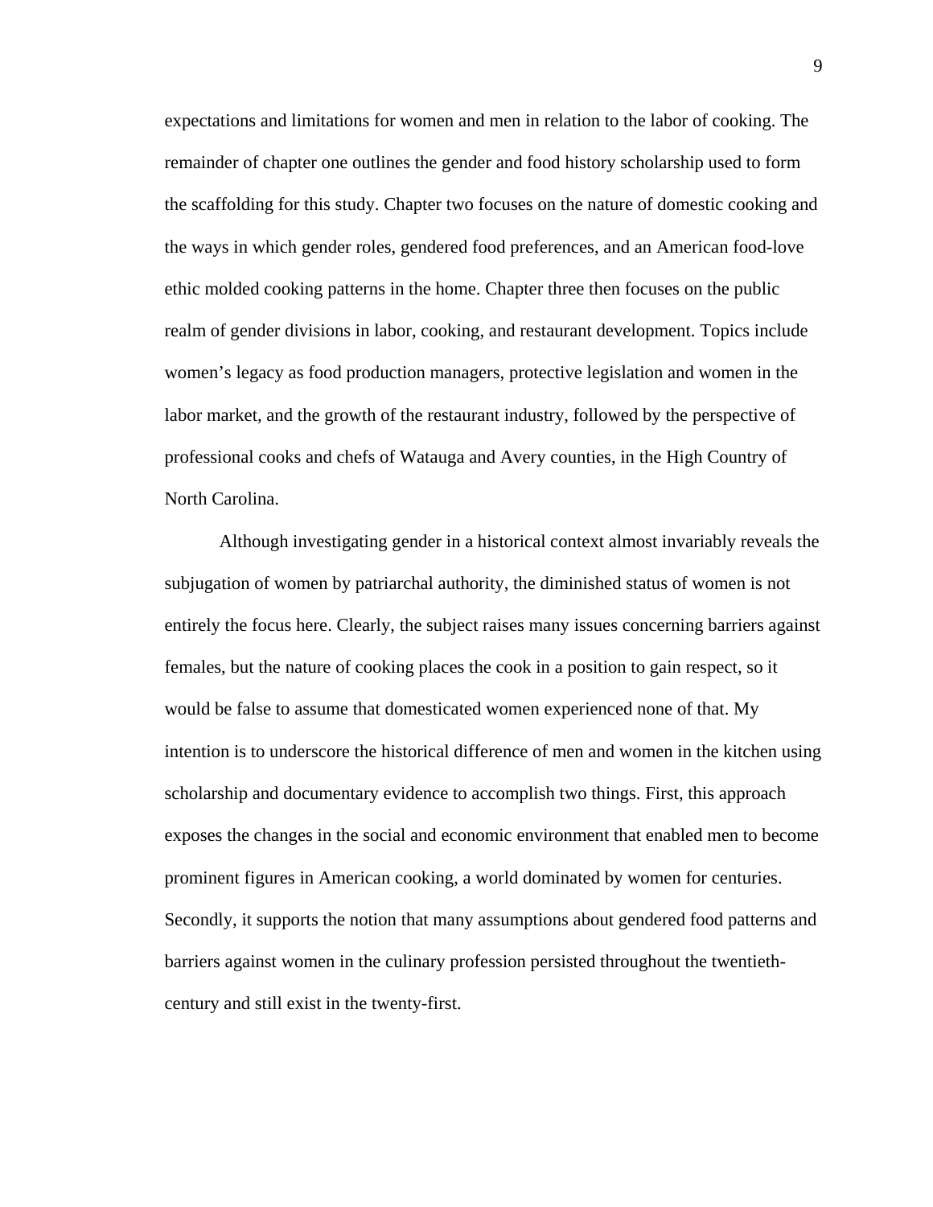expectations and limitations for women and men in relation to the labor of cooking. The remainder of chapter one outlines the gender and food history scholarship used to form the scaffolding for this study. Chapter two focuses on the nature of domestic cooking and the ways in which gender roles, gendered food preferences, and an American food-love ethic molded cooking patterns in the home. Chapter three then focuses on the public realm of gender divisions in labor, cooking, and restaurant development. Topics include women's legacy as food production managers, protective legislation and women in the labor market, and the growth of the restaurant industry, followed by the perspective of professional cooks and chefs of Watauga and Avery counties, in the High Country of North Carolina.

Although investigating gender in a historical context almost invariably reveals the subjugation of women by patriarchal authority, the diminished status of women is not entirely the focus here. Clearly, the subject raises many issues concerning barriers against females, but the nature of cooking places the cook in a position to gain respect, so it would be false to assume that domesticated women experienced none of that. My intention is to underscore the historical difference of men and women in the kitchen using scholarship and documentary evidence to accomplish two things. First, this approach exposes the changes in the social and economic environment that enabled men to become prominent figures in American cooking, a world dominated by women for centuries. Secondly, it supports the notion that many assumptions about gendered food patterns and barriers against women in the culinary profession persisted throughout the twentieth-century and still exist in the twenty-first.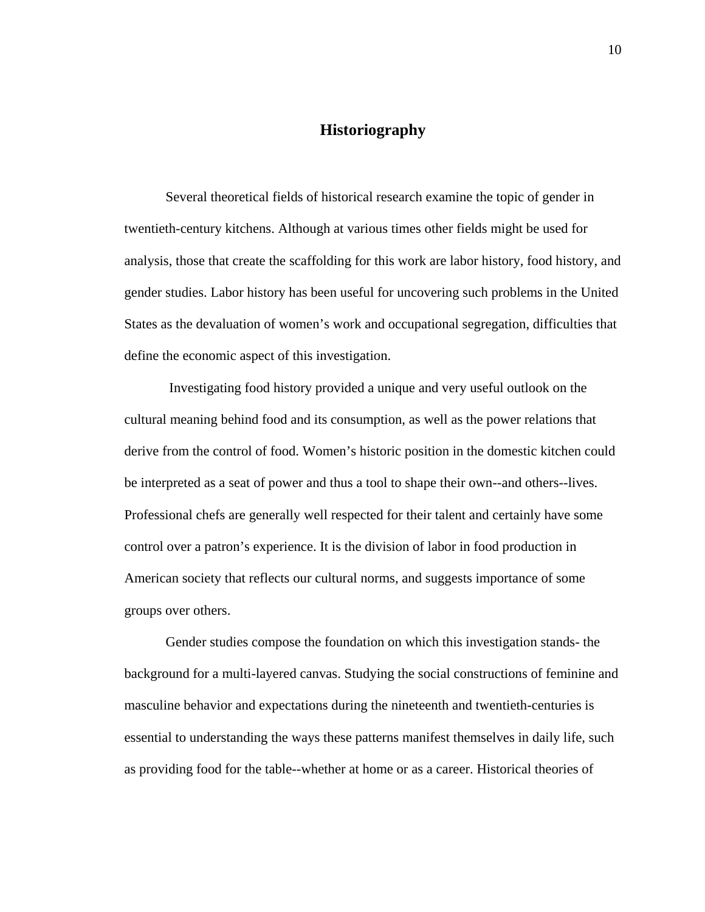## Historiography

Several theoretical fields of historical research examine the topic of gender in twentieth-century kitchens. Although at various times other fields might be used for analysis, those that create the scaffolding for this work are labor history, food history, and gender studies. Labor history has been useful for uncovering such problems in the United States as the devaluation of women's work and occupational segregation, difficulties that define the economic aspect of this investigation.

Investigating food history provided a unique and very useful outlook on the cultural meaning behind food and its consumption, as well as the power relations that derive from the control of food. Women's historic position in the domestic kitchen could be interpreted as a seat of power and thus a tool to shape their own--and others--lives. Professional chefs are generally well respected for their talent and certainly have some control over a patron's experience. It is the division of labor in food production in American society that reflects our cultural norms, and suggests importance of some groups over others.

Gender studies compose the foundation on which this investigation stands- the background for a multi-layered canvas. Studying the social constructions of feminine and masculine behavior and expectations during the nineteenth and twentieth-centuries is essential to understanding the ways these patterns manifest themselves in daily life, such as providing food for the table--whether at home or as a career. Historical theories of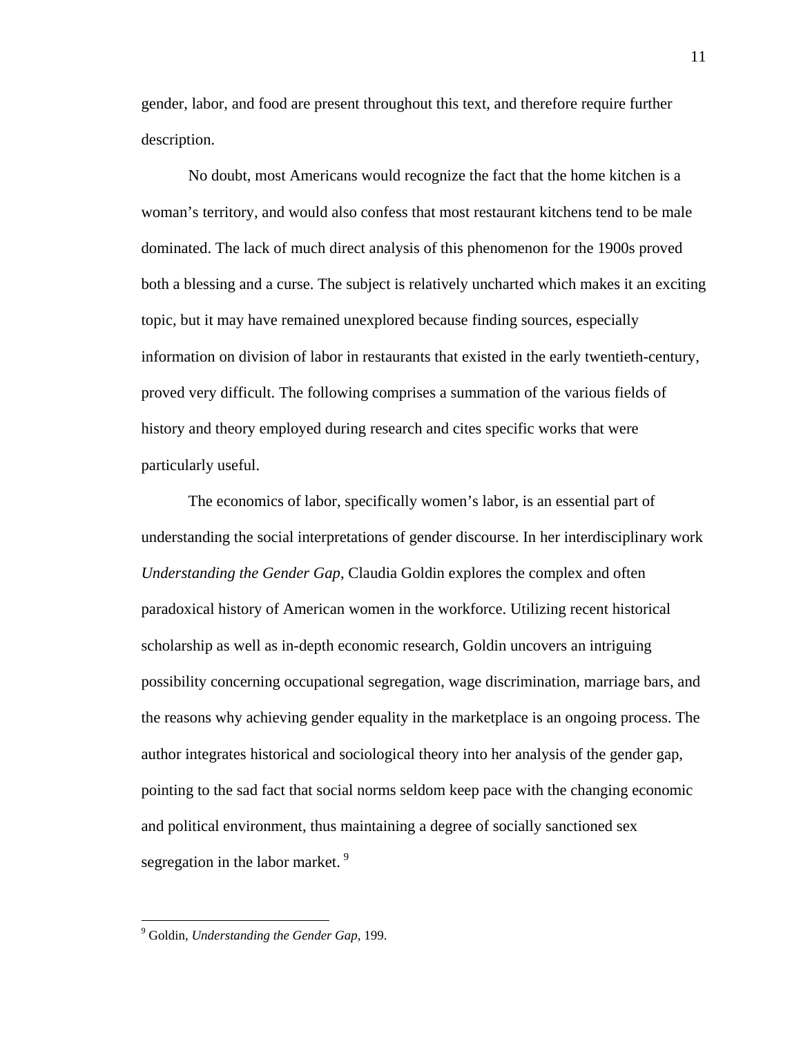gender, labor, and food are present throughout this text, and therefore require further description.

No doubt, most Americans would recognize the fact that the home kitchen is a woman's territory, and would also confess that most restaurant kitchens tend to be male dominated. The lack of much direct analysis of this phenomenon for the 1900s proved both a blessing and a curse. The subject is relatively uncharted which makes it an exciting topic, but it may have remained unexplored because finding sources, especially information on division of labor in restaurants that existed in the early twentieth-century, proved very difficult. The following comprises a summation of the various fields of history and theory employed during research and cites specific works that were particularly useful.

The economics of labor, specifically women's labor, is an essential part of understanding the social interpretations of gender discourse. In her interdisciplinary work *Understanding the Gender Gap*, Claudia Goldin explores the complex and often paradoxical history of American women in the workforce. Utilizing recent historical scholarship as well as in-depth economic research, Goldin uncovers an intriguing possibility concerning occupational segregation, wage discrimination, marriage bars, and the reasons why achieving gender equality in the marketplace is an ongoing process. The author integrates historical and sociological theory into her analysis of the gender gap, pointing to the sad fact that social norms seldom keep pace with the changing economic and political environment, thus maintaining a degree of socially sanctioned sex segregation in the labor market. [9]

---

[9] Goldin, *Understanding the Gender Gap*, 199.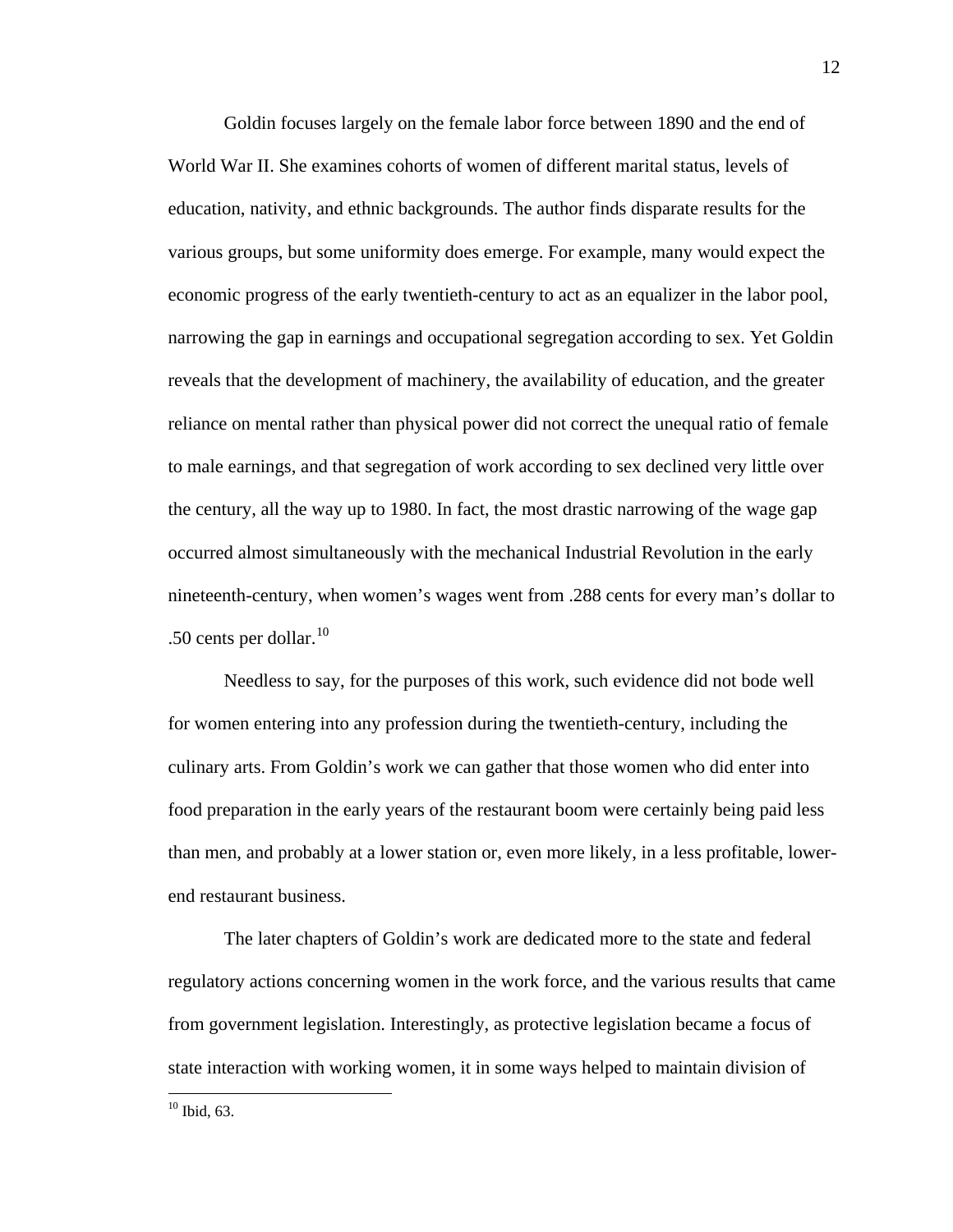Goldin focuses largely on the female labor force between 1890 and the end of World War II. She examines cohorts of women of different marital status, levels of education, nativity, and ethnic backgrounds. The author finds disparate results for the various groups, but some uniformity does emerge. For example, many would expect the economic progress of the early twentieth-century to act as an equalizer in the labor pool, narrowing the gap in earnings and occupational segregation according to sex. Yet Goldin reveals that the development of machinery, the availability of education, and the greater reliance on mental rather than physical power did not correct the unequal ratio of female to male earnings, and that segregation of work according to sex declined very little over the century, all the way up to 1980. In fact, the most drastic narrowing of the wage gap occurred almost simultaneously with the mechanical Industrial Revolution in the early nineteenth-century, when women's wages went from .288 cents for every man's dollar to .50 cents per dollar.[10]

Needless to say, for the purposes of this work, such evidence did not bode well for women entering into any profession during the twentieth-century, including the culinary arts. From Goldin's work we can gather that those women who did enter into food preparation in the early years of the restaurant boom were certainly being paid less than men, and probably at a lower station or, even more likely, in a less profitable, lower-end restaurant business.

The later chapters of Goldin's work are dedicated more to the state and federal regulatory actions concerning women in the work force, and the various results that came from government legislation. Interestingly, as protective legislation became a focus of state interaction with working women, it in some ways helped to maintain division of

[10] Ibid, 63.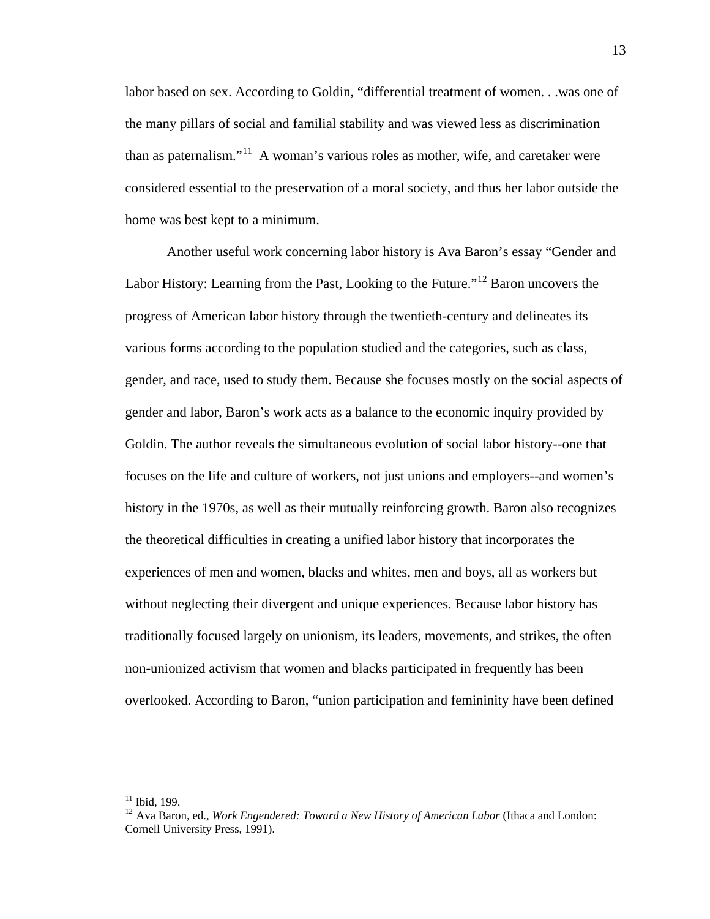labor based on sex. According to Goldin, "differential treatment of women. . .was one of the many pillars of social and familial stability and was viewed less as discrimination than as paternalism."[11] A woman's various roles as mother, wife, and caretaker were considered essential to the preservation of a moral society, and thus her labor outside the home was best kept to a minimum.

Another useful work concerning labor history is Ava Baron's essay "Gender and Labor History: Learning from the Past, Looking to the Future."[12] Baron uncovers the progress of American labor history through the twentieth-century and delineates its various forms according to the population studied and the categories, such as class, gender, and race, used to study them. Because she focuses mostly on the social aspects of gender and labor, Baron's work acts as a balance to the economic inquiry provided by Goldin. The author reveals the simultaneous evolution of social labor history--one that focuses on the life and culture of workers, not just unions and employers--and women's history in the 1970s, as well as their mutually reinforcing growth. Baron also recognizes the theoretical difficulties in creating a unified labor history that incorporates the experiences of men and women, blacks and whites, men and boys, all as workers but without neglecting their divergent and unique experiences. Because labor history has traditionally focused largely on unionism, its leaders, movements, and strikes, the often non-unionized activism that women and blacks participated in frequently has been overlooked. According to Baron, "union participation and femininity have been defined

---

[11] Ibid, 199.

[12] Ava Baron, ed., *Work Engendered: Toward a New History of American Labor* (Ithaca and London: Cornell University Press, 1991).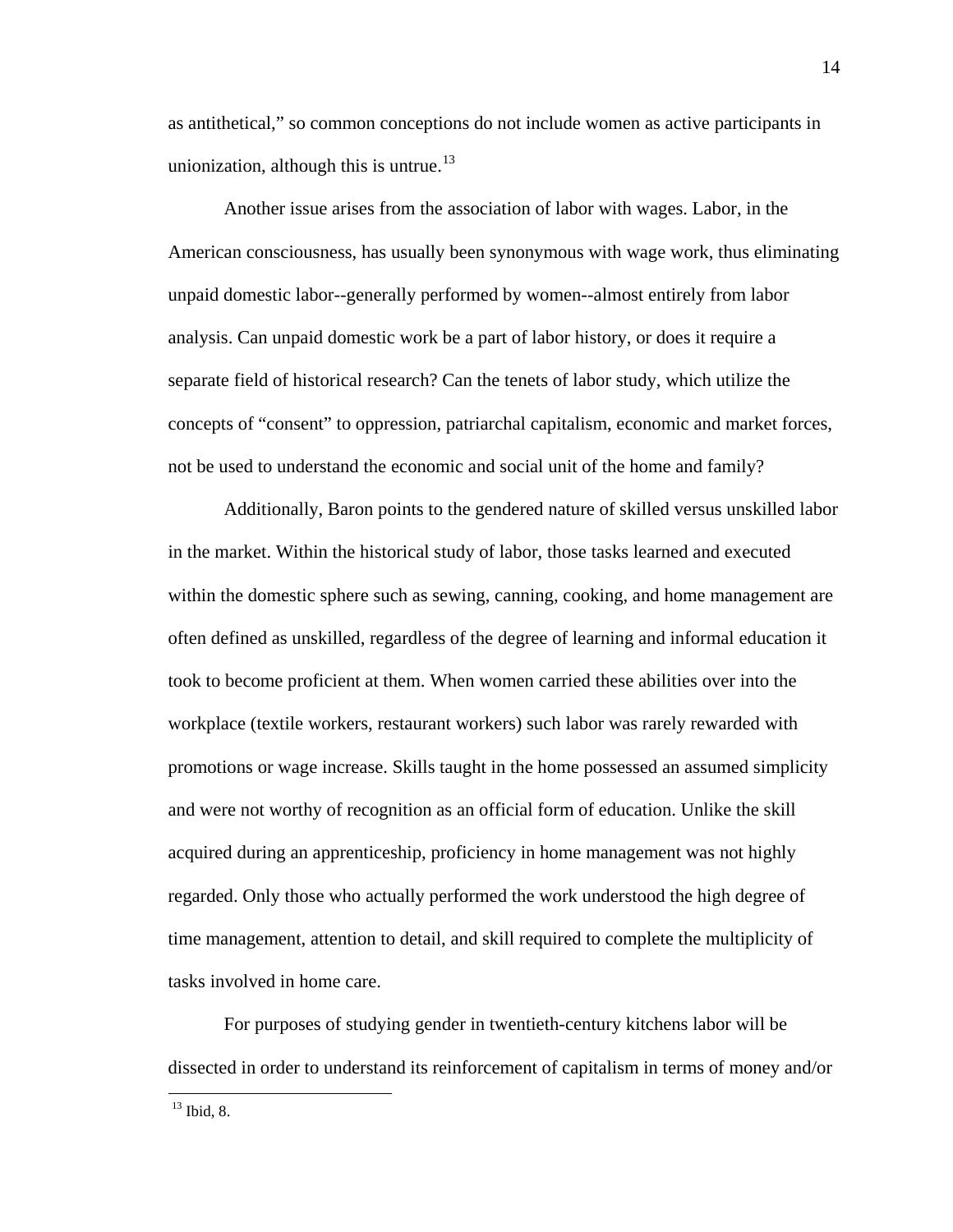as antithetical," so common conceptions do not include women as active participants in unionization, although this is untrue.[13]

Another issue arises from the association of labor with wages. Labor, in the American consciousness, has usually been synonymous with wage work, thus eliminating unpaid domestic labor--generally performed by women--almost entirely from labor analysis. Can unpaid domestic work be a part of labor history, or does it require a separate field of historical research? Can the tenets of labor study, which utilize the concepts of "consent" to oppression, patriarchal capitalism, economic and market forces, not be used to understand the economic and social unit of the home and family?

Additionally, Baron points to the gendered nature of skilled versus unskilled labor in the market. Within the historical study of labor, those tasks learned and executed within the domestic sphere such as sewing, canning, cooking, and home management are often defined as unskilled, regardless of the degree of learning and informal education it took to become proficient at them. When women carried these abilities over into the workplace (textile workers, restaurant workers) such labor was rarely rewarded with promotions or wage increase. Skills taught in the home possessed an assumed simplicity and were not worthy of recognition as an official form of education. Unlike the skill acquired during an apprenticeship, proficiency in home management was not highly regarded. Only those who actually performed the work understood the high degree of time management, attention to detail, and skill required to complete the multiplicity of tasks involved in home care.

For purposes of studying gender in twentieth-century kitchens labor will be dissected in order to understand its reinforcement of capitalism in terms of money and/or

[13] Ibid, 8.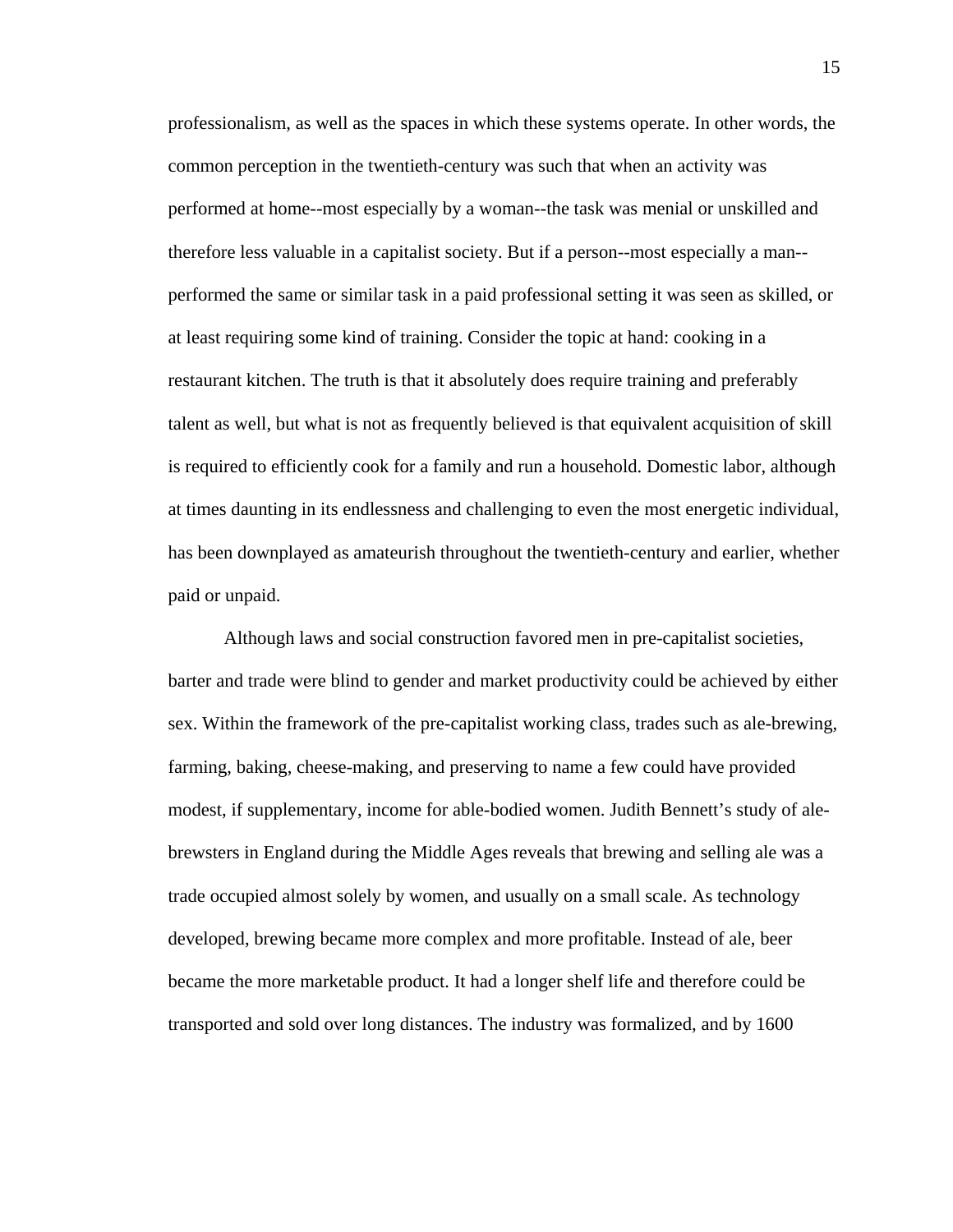professionalism, as well as the spaces in which these systems operate. In other words, the common perception in the twentieth-century was such that when an activity was performed at home--most especially by a woman--the task was menial or unskilled and therefore less valuable in a capitalist society. But if a person--most especially a man--performed the same or similar task in a paid professional setting it was seen as skilled, or at least requiring some kind of training. Consider the topic at hand: cooking in a restaurant kitchen. The truth is that it absolutely does require training and preferably talent as well, but what is not as frequently believed is that equivalent acquisition of skill is required to efficiently cook for a family and run a household. Domestic labor, although at times daunting in its endlessness and challenging to even the most energetic individual, has been downplayed as amateurish throughout the twentieth-century and earlier, whether paid or unpaid.

Although laws and social construction favored men in pre-capitalist societies, barter and trade were blind to gender and market productivity could be achieved by either sex. Within the framework of the pre-capitalist working class, trades such as ale-brewing, farming, baking, cheese-making, and preserving to name a few could have provided modest, if supplementary, income for able-bodied women. Judith Bennett's study of ale-brewsters in England during the Middle Ages reveals that brewing and selling ale was a trade occupied almost solely by women, and usually on a small scale. As technology developed, brewing became more complex and more profitable. Instead of ale, beer became the more marketable product. It had a longer shelf life and therefore could be transported and sold over long distances. The industry was formalized, and by 1600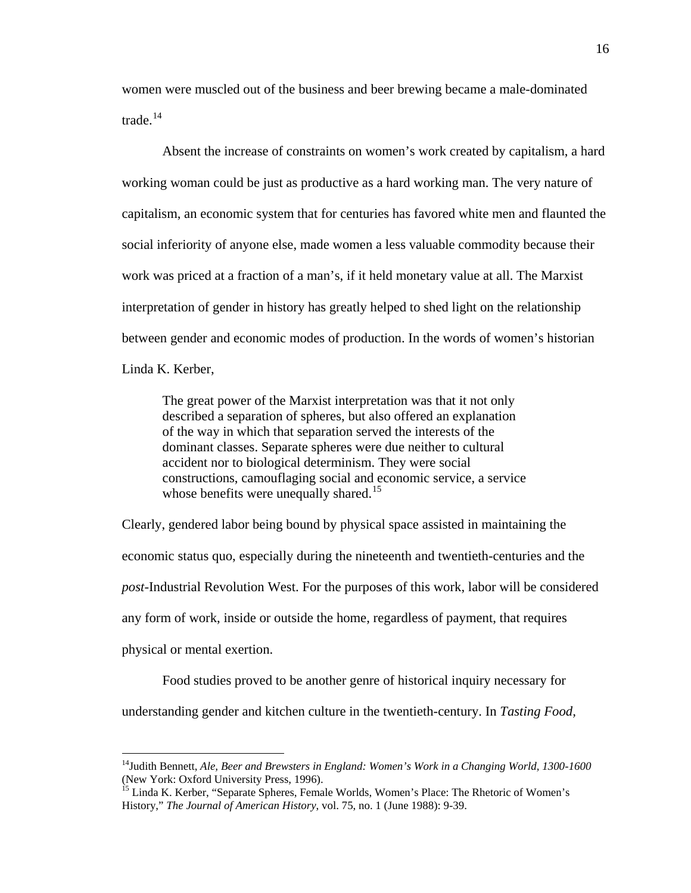women were muscled out of the business and beer brewing became a male-dominated trade.[14]

Absent the increase of constraints on women's work created by capitalism, a hard working woman could be just as productive as a hard working man. The very nature of capitalism, an economic system that for centuries has favored white men and flaunted the social inferiority of anyone else, made women a less valuable commodity because their work was priced at a fraction of a man's, if it held monetary value at all. The Marxist interpretation of gender in history has greatly helped to shed light on the relationship between gender and economic modes of production. In the words of women's historian Linda K. Kerber,

> The great power of the Marxist interpretation was that it not only described a separation of spheres, but also offered an explanation of the way in which that separation served the interests of the dominant classes. Separate spheres were due neither to cultural accident nor to biological determinism. They were social constructions, camouflaging social and economic service, a service whose benefits were unequally shared.[15]

Clearly, gendered labor being bound by physical space assisted in maintaining the economic status quo, especially during the nineteenth and twentieth-centuries and the *post*-Industrial Revolution West. For the purposes of this work, labor will be considered any form of work, inside or outside the home, regardless of payment, that requires physical or mental exertion.

Food studies proved to be another genre of historical inquiry necessary for understanding gender and kitchen culture in the twentieth-century. In *Tasting Food,*

---

[14] Judith Bennett, *Ale, Beer and Brewsters in England: Women's Work in a Changing World, 1300-1600* (New York: Oxford University Press, 1996).

[15] Linda K. Kerber, "Separate Spheres, Female Worlds, Women's Place: The Rhetoric of Women's History," *The Journal of American History*, vol. 75, no. 1 (June 1988): 9-39.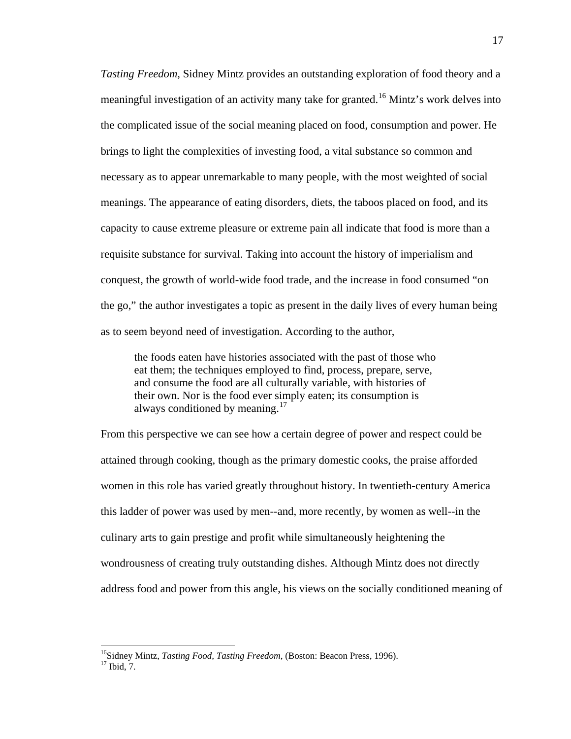*Tasting Freedom*, Sidney Mintz provides an outstanding exploration of food theory and a meaningful investigation of an activity many take for granted.[16] Mintz's work delves into the complicated issue of the social meaning placed on food, consumption and power. He brings to light the complexities of investing food, a vital substance so common and necessary as to appear unremarkable to many people, with the most weighted of social meanings. The appearance of eating disorders, diets, the taboos placed on food, and its capacity to cause extreme pleasure or extreme pain all indicate that food is more than a requisite substance for survival. Taking into account the history of imperialism and conquest, the growth of world-wide food trade, and the increase in food consumed "on the go," the author investigates a topic as present in the daily lives of every human being as to seem beyond need of investigation. According to the author,

> the foods eaten have histories associated with the past of those who eat them; the techniques employed to find, process, prepare, serve, and consume the food are all culturally variable, with histories of their own. Nor is the food ever simply eaten; its consumption is always conditioned by meaning.[17]

From this perspective we can see how a certain degree of power and respect could be attained through cooking, though as the primary domestic cooks, the praise afforded women in this role has varied greatly throughout history. In twentieth-century America this ladder of power was used by men--and, more recently, by women as well--in the culinary arts to gain prestige and profit while simultaneously heightening the wondrousness of creating truly outstanding dishes. Although Mintz does not directly address food and power from this angle, his views on the socially conditioned meaning of

---

[16] Sidney Mintz, *Tasting Food, Tasting Freedom*, (Boston: Beacon Press, 1996).
[17] Ibid, 7.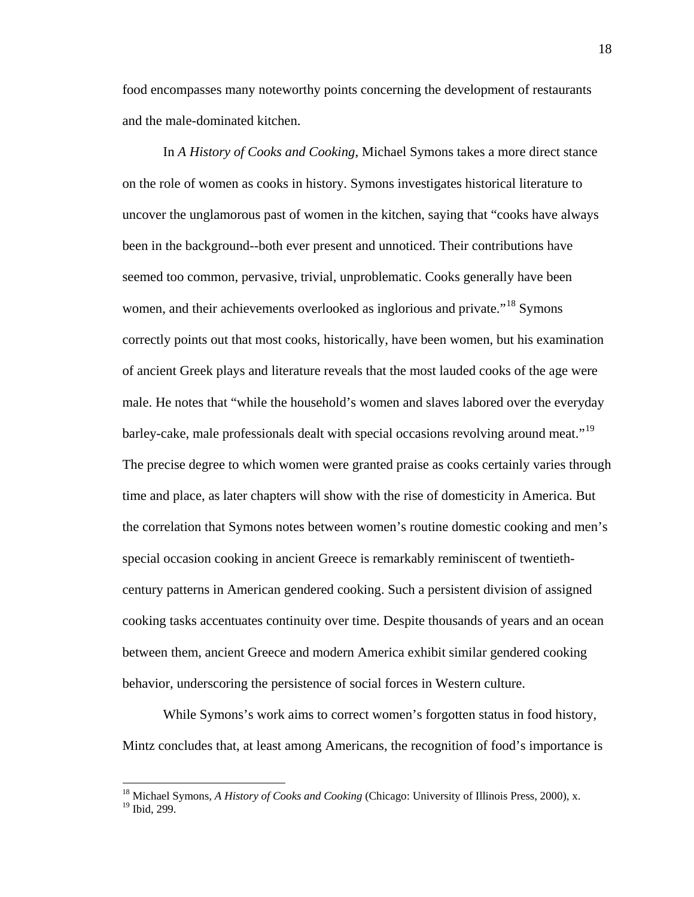food encompasses many noteworthy points concerning the development of restaurants and the male-dominated kitchen.

In *A History of Cooks and Cooking*, Michael Symons takes a more direct stance on the role of women as cooks in history. Symons investigates historical literature to uncover the unglamorous past of women in the kitchen, saying that "cooks have always been in the background--both ever present and unnoticed. Their contributions have seemed too common, pervasive, trivial, unproblematic. Cooks generally have been women, and their achievements overlooked as inglorious and private."[18] Symons correctly points out that most cooks, historically, have been women, but his examination of ancient Greek plays and literature reveals that the most lauded cooks of the age were male. He notes that "while the household's women and slaves labored over the everyday barley-cake, male professionals dealt with special occasions revolving around meat."[19] The precise degree to which women were granted praise as cooks certainly varies through time and place, as later chapters will show with the rise of domesticity in America. But the correlation that Symons notes between women's routine domestic cooking and men's special occasion cooking in ancient Greece is remarkably reminiscent of twentieth-century patterns in American gendered cooking. Such a persistent division of assigned cooking tasks accentuates continuity over time. Despite thousands of years and an ocean between them, ancient Greece and modern America exhibit similar gendered cooking behavior, underscoring the persistence of social forces in Western culture.

While Symons's work aims to correct women's forgotten status in food history, Mintz concludes that, at least among Americans, the recognition of food's importance is

---

[18] Michael Symons, *A History of Cooks and Cooking* (Chicago: University of Illinois Press, 2000), x.
[19] Ibid, 299.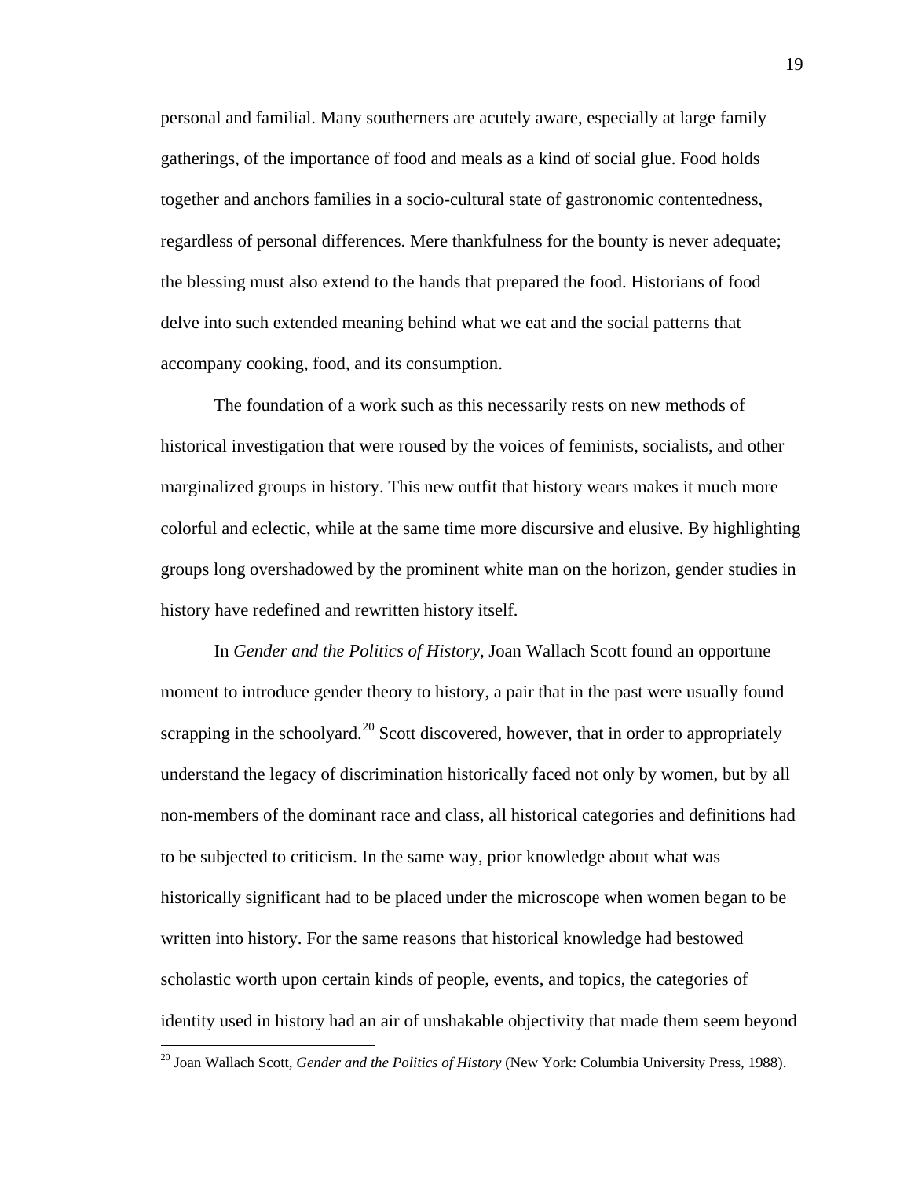personal and familial. Many southerners are acutely aware, especially at large family gatherings, of the importance of food and meals as a kind of social glue. Food holds together and anchors families in a socio-cultural state of gastronomic contentedness, regardless of personal differences. Mere thankfulness for the bounty is never adequate; the blessing must also extend to the hands that prepared the food. Historians of food delve into such extended meaning behind what we eat and the social patterns that accompany cooking, food, and its consumption.

The foundation of a work such as this necessarily rests on new methods of historical investigation that were roused by the voices of feminists, socialists, and other marginalized groups in history. This new outfit that history wears makes it much more colorful and eclectic, while at the same time more discursive and elusive. By highlighting groups long overshadowed by the prominent white man on the horizon, gender studies in history have redefined and rewritten history itself.

In *Gender and the Politics of History*, Joan Wallach Scott found an opportune moment to introduce gender theory to history, a pair that in the past were usually found scrapping in the schoolyard.[20] Scott discovered, however, that in order to appropriately understand the legacy of discrimination historically faced not only by women, but by all non-members of the dominant race and class, all historical categories and definitions had to be subjected to criticism. In the same way, prior knowledge about what was historically significant had to be placed under the microscope when women began to be written into history. For the same reasons that historical knowledge had bestowed scholastic worth upon certain kinds of people, events, and topics, the categories of identity used in history had an air of unshakable objectivity that made them seem beyond

[20] Joan Wallach Scott, *Gender and the Politics of History* (New York: Columbia University Press, 1988).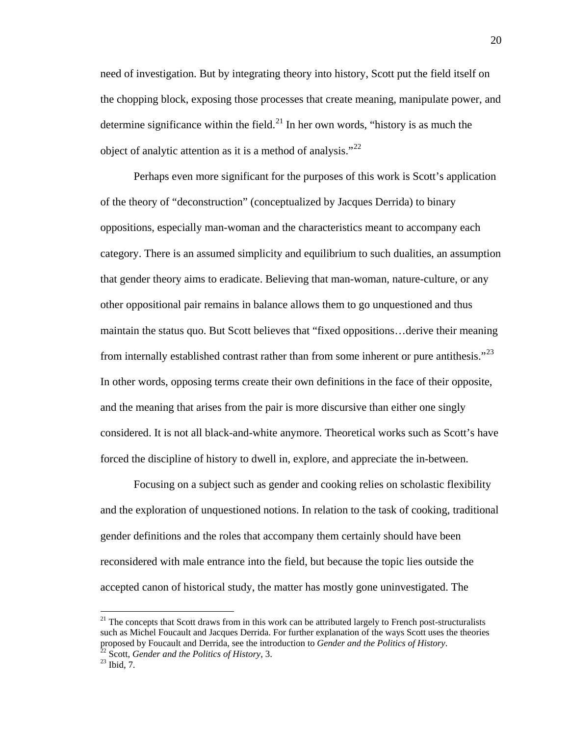need of investigation. But by integrating theory into history, Scott put the field itself on the chopping block, exposing those processes that create meaning, manipulate power, and determine significance within the field.[21] In her own words, "history is as much the object of analytic attention as it is a method of analysis."[22]

Perhaps even more significant for the purposes of this work is Scott's application of the theory of "deconstruction" (conceptualized by Jacques Derrida) to binary oppositions, especially man-woman and the characteristics meant to accompany each category. There is an assumed simplicity and equilibrium to such dualities, an assumption that gender theory aims to eradicate. Believing that man-woman, nature-culture, or any other oppositional pair remains in balance allows them to go unquestioned and thus maintain the status quo. But Scott believes that "fixed oppositions…derive their meaning from internally established contrast rather than from some inherent or pure antithesis."[23] In other words, opposing terms create their own definitions in the face of their opposite, and the meaning that arises from the pair is more discursive than either one singly considered. It is not all black-and-white anymore. Theoretical works such as Scott's have forced the discipline of history to dwell in, explore, and appreciate the in-between.

Focusing on a subject such as gender and cooking relies on scholastic flexibility and the exploration of unquestioned notions. In relation to the task of cooking, traditional gender definitions and the roles that accompany them certainly should have been reconsidered with male entrance into the field, but because the topic lies outside the accepted canon of historical study, the matter has mostly gone uninvestigated. The

---

[21] The concepts that Scott draws from in this work can be attributed largely to French post-structuralists such as Michel Foucault and Jacques Derrida. For further explanation of the ways Scott uses the theories proposed by Foucault and Derrida, see the introduction to *Gender and the Politics of History*.

[22] Scott, *Gender and the Politics of History*, 3.

[23] Ibid, 7.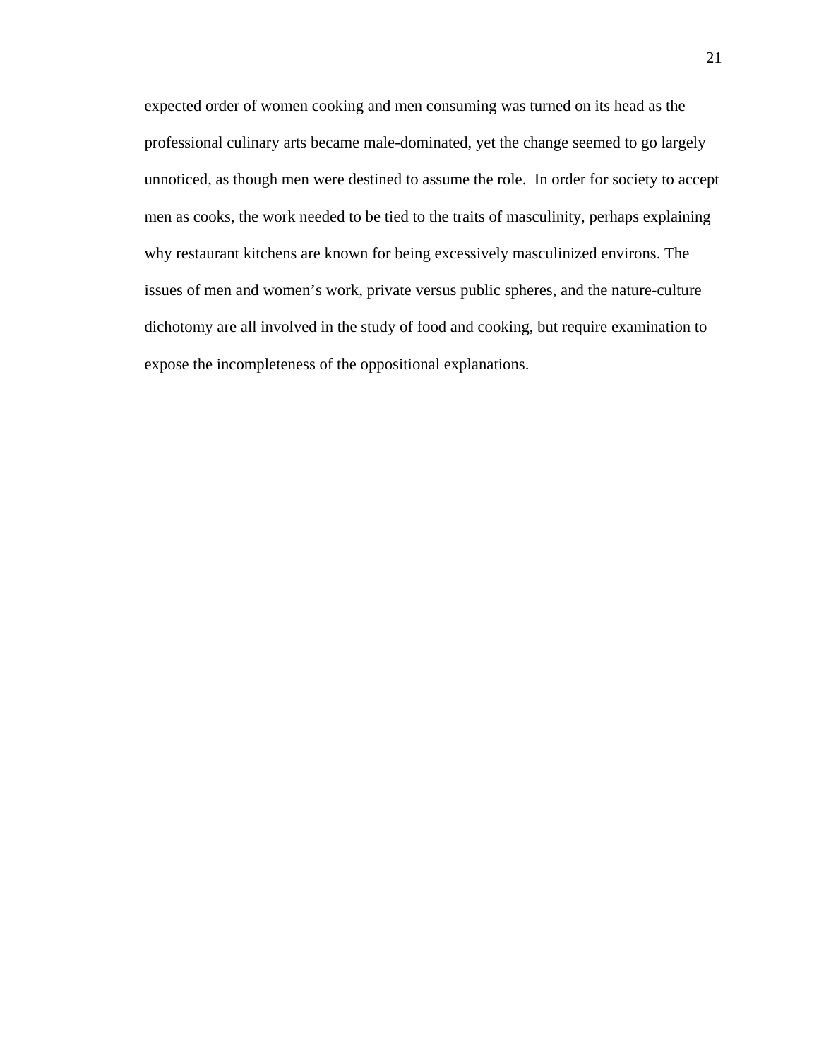expected order of women cooking and men consuming was turned on its head as the professional culinary arts became male-dominated, yet the change seemed to go largely unnoticed, as though men were destined to assume the role.  In order for society to accept men as cooks, the work needed to be tied to the traits of masculinity, perhaps explaining why restaurant kitchens are known for being excessively masculinized environs. The issues of men and women's work, private versus public spheres, and the nature-culture dichotomy are all involved in the study of food and cooking, but require examination to expose the incompleteness of the oppositional explanations.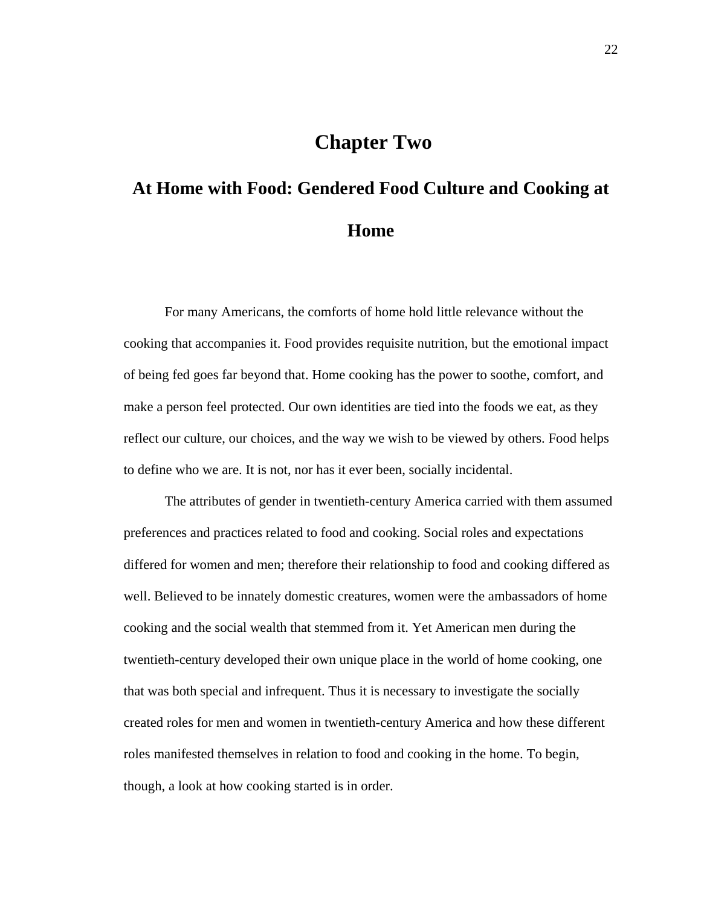# Chapter Two

## At Home with Food: Gendered Food Culture and Cooking at Home

For many Americans, the comforts of home hold little relevance without the cooking that accompanies it. Food provides requisite nutrition, but the emotional impact of being fed goes far beyond that. Home cooking has the power to soothe, comfort, and make a person feel protected. Our own identities are tied into the foods we eat, as they reflect our culture, our choices, and the way we wish to be viewed by others. Food helps to define who we are. It is not, nor has it ever been, socially incidental.

The attributes of gender in twentieth-century America carried with them assumed preferences and practices related to food and cooking. Social roles and expectations differed for women and men; therefore their relationship to food and cooking differed as well. Believed to be innately domestic creatures, women were the ambassadors of home cooking and the social wealth that stemmed from it. Yet American men during the twentieth-century developed their own unique place in the world of home cooking, one that was both special and infrequent. Thus it is necessary to investigate the socially created roles for men and women in twentieth-century America and how these different roles manifested themselves in relation to food and cooking in the home. To begin, though, a look at how cooking started is in order.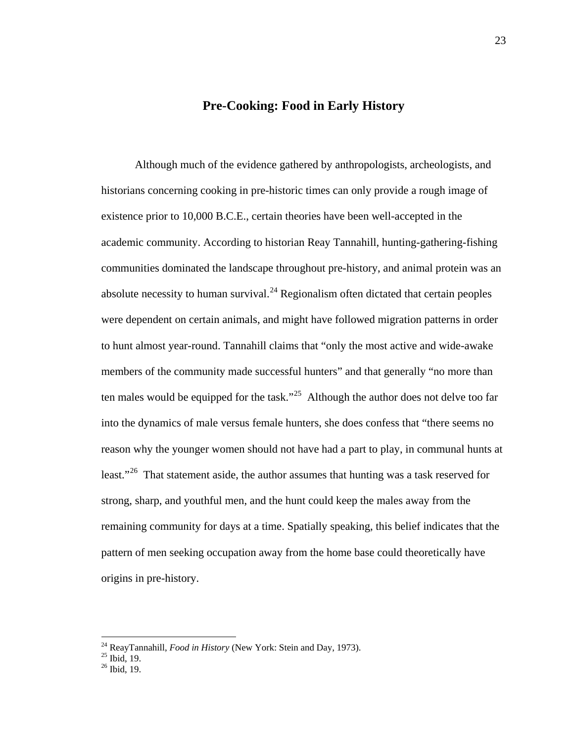## Pre-Cooking: Food in Early History

Although much of the evidence gathered by anthropologists, archeologists, and historians concerning cooking in pre-historic times can only provide a rough image of existence prior to 10,000 B.C.E., certain theories have been well-accepted in the academic community. According to historian Reay Tannahill, hunting-gathering-fishing communities dominated the landscape throughout pre-history, and animal protein was an absolute necessity to human survival.[24] Regionalism often dictated that certain peoples were dependent on certain animals, and might have followed migration patterns in order to hunt almost year-round. Tannahill claims that "only the most active and wide-awake members of the community made successful hunters" and that generally "no more than ten males would be equipped for the task."[25] Although the author does not delve too far into the dynamics of male versus female hunters, she does confess that "there seems no reason why the younger women should not have had a part to play, in communal hunts at least."[26] That statement aside, the author assumes that hunting was a task reserved for strong, sharp, and youthful men, and the hunt could keep the males away from the remaining community for days at a time. Spatially speaking, this belief indicates that the pattern of men seeking occupation away from the home base could theoretically have origins in pre-history.

---

[24] ReayTannahill, *Food in History* (New York: Stein and Day, 1973).
[25] Ibid, 19.
[26] Ibid, 19.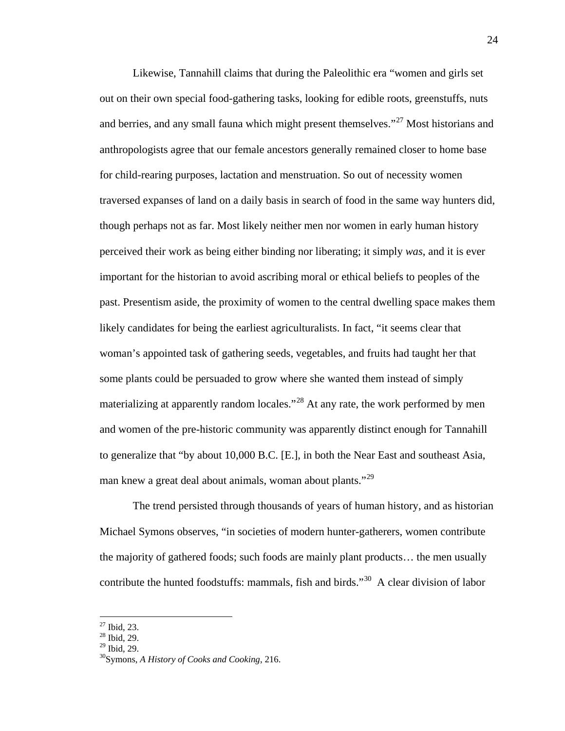Likewise, Tannahill claims that during the Paleolithic era "women and girls set out on their own special food-gathering tasks, looking for edible roots, greenstuffs, nuts and berries, and any small fauna which might present themselves."[27] Most historians and anthropologists agree that our female ancestors generally remained closer to home base for child-rearing purposes, lactation and menstruation. So out of necessity women traversed expanses of land on a daily basis in search of food in the same way hunters did, though perhaps not as far. Most likely neither men nor women in early human history perceived their work as being either binding nor liberating; it simply *was*, and it is ever important for the historian to avoid ascribing moral or ethical beliefs to peoples of the past. Presentism aside, the proximity of women to the central dwelling space makes them likely candidates for being the earliest agriculturalists. In fact, "it seems clear that woman's appointed task of gathering seeds, vegetables, and fruits had taught her that some plants could be persuaded to grow where she wanted them instead of simply materializing at apparently random locales."[28] At any rate, the work performed by men and women of the pre-historic community was apparently distinct enough for Tannahill to generalize that "by about 10,000 B.C. [E.], in both the Near East and southeast Asia, man knew a great deal about animals, woman about plants."[29]

The trend persisted through thousands of years of human history, and as historian Michael Symons observes, "in societies of modern hunter-gatherers, women contribute the majority of gathered foods; such foods are mainly plant products… the men usually contribute the hunted foodstuffs: mammals, fish and birds."[30] A clear division of labor

---

[27] Ibid, 23.
[28] Ibid, 29.
[29] Ibid, 29.
[30] Symons, *A History of Cooks and Cooking*, 216.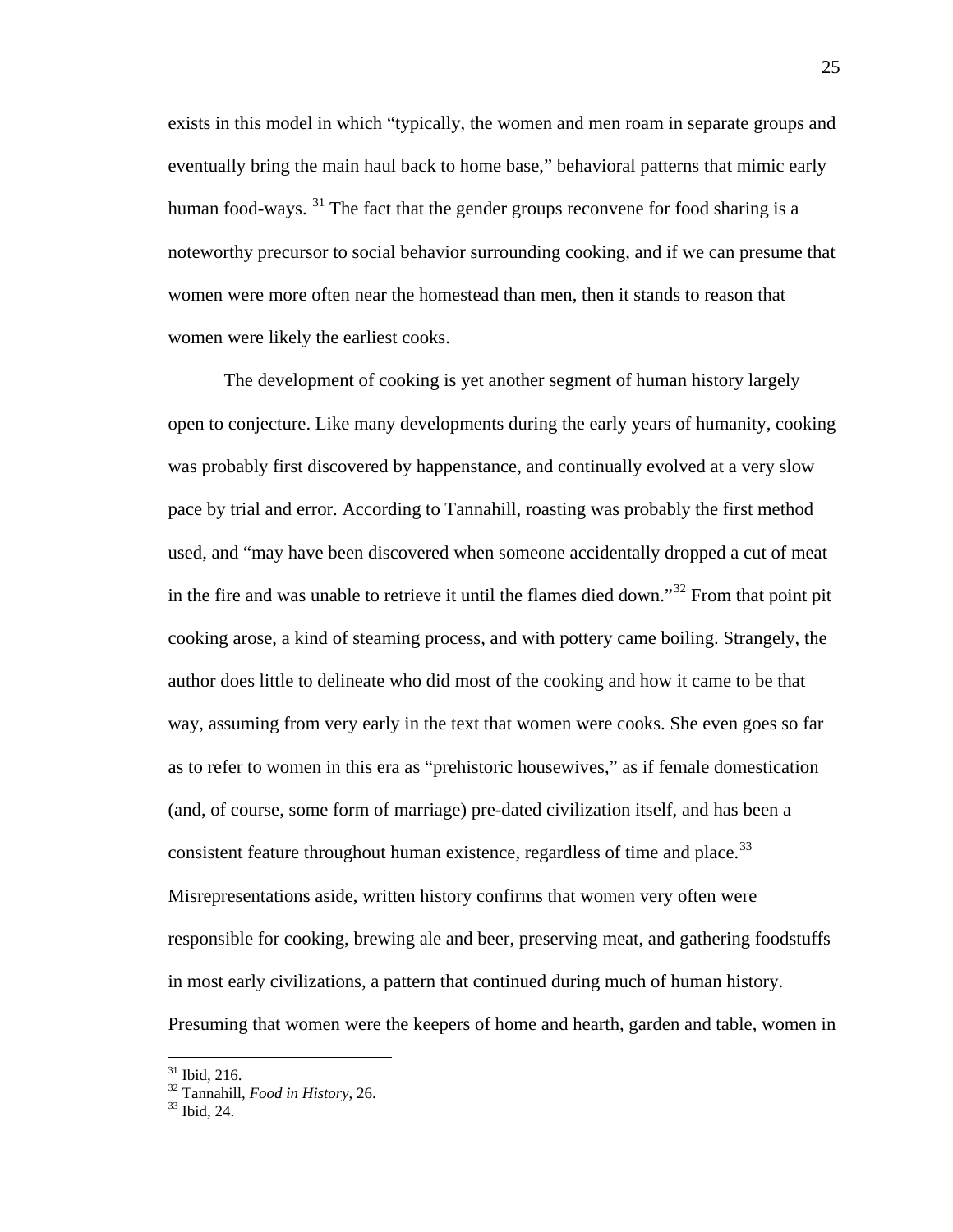exists in this model in which "typically, the women and men roam in separate groups and eventually bring the main haul back to home base," behavioral patterns that mimic early human food-ways. [31] The fact that the gender groups reconvene for food sharing is a noteworthy precursor to social behavior surrounding cooking, and if we can presume that women were more often near the homestead than men, then it stands to reason that women were likely the earliest cooks.

The development of cooking is yet another segment of human history largely open to conjecture. Like many developments during the early years of humanity, cooking was probably first discovered by happenstance, and continually evolved at a very slow pace by trial and error. According to Tannahill, roasting was probably the first method used, and "may have been discovered when someone accidentally dropped a cut of meat in the fire and was unable to retrieve it until the flames died down."[32] From that point pit cooking arose, a kind of steaming process, and with pottery came boiling. Strangely, the author does little to delineate who did most of the cooking and how it came to be that way, assuming from very early in the text that women were cooks. She even goes so far as to refer to women in this era as "prehistoric housewives," as if female domestication (and, of course, some form of marriage) pre-dated civilization itself, and has been a consistent feature throughout human existence, regardless of time and place.[33] Misrepresentations aside, written history confirms that women very often were responsible for cooking, brewing ale and beer, preserving meat, and gathering foodstuffs in most early civilizations, a pattern that continued during much of human history. Presuming that women were the keepers of home and hearth, garden and table, women in

---

[31] Ibid, 216.

[32] Tannahill, *Food in History*, 26.

[33] Ibid, 24.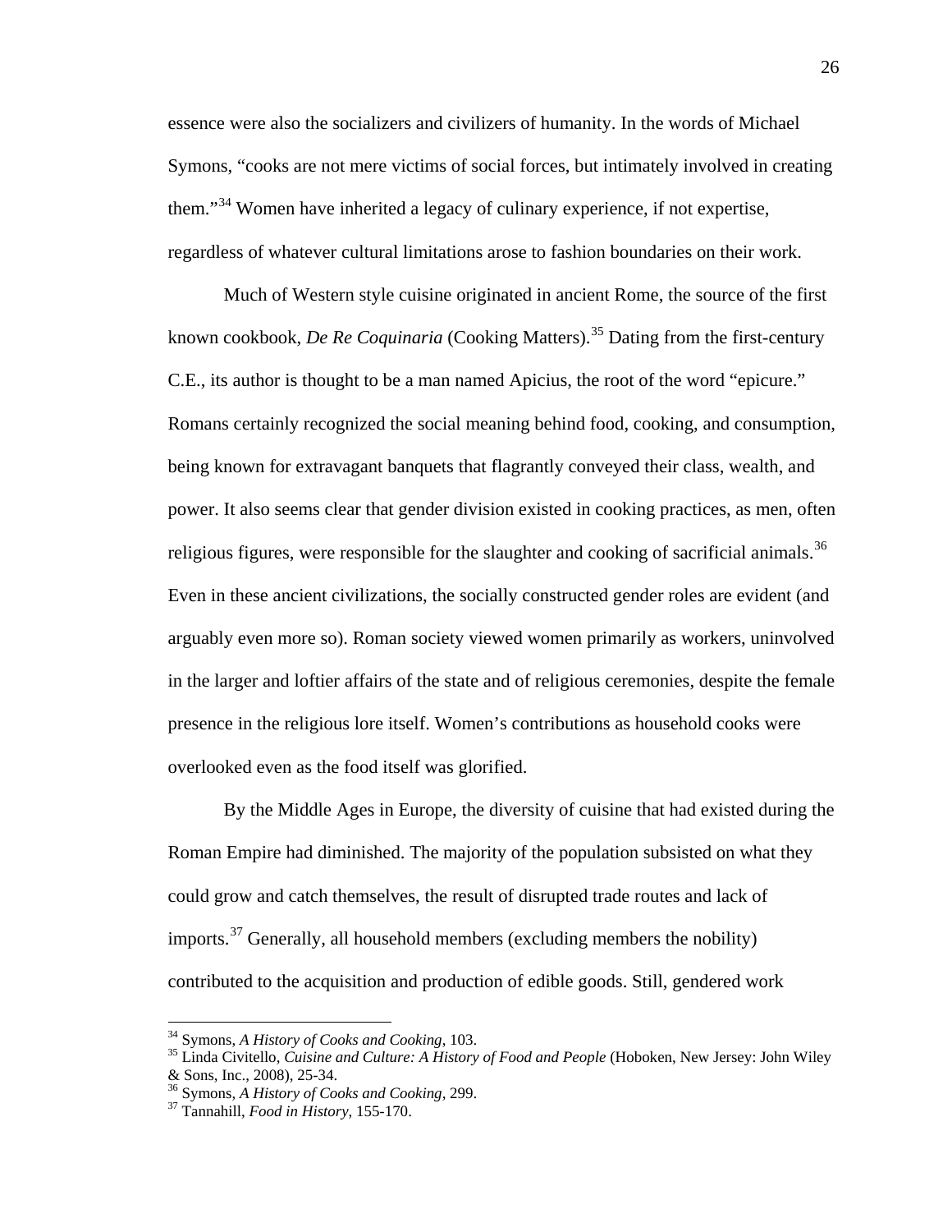essence were also the socializers and civilizers of humanity. In the words of Michael Symons, “cooks are not mere victims of social forces, but intimately involved in creating them.”[34] Women have inherited a legacy of culinary experience, if not expertise, regardless of whatever cultural limitations arose to fashion boundaries on their work.

Much of Western style cuisine originated in ancient Rome, the source of the first known cookbook, *De Re Coquinaria* (Cooking Matters).[35] Dating from the first-century C.E., its author is thought to be a man named Apicius, the root of the word “epicure.” Romans certainly recognized the social meaning behind food, cooking, and consumption, being known for extravagant banquets that flagrantly conveyed their class, wealth, and power. It also seems clear that gender division existed in cooking practices, as men, often religious figures, were responsible for the slaughter and cooking of sacrificial animals.[36] Even in these ancient civilizations, the socially constructed gender roles are evident (and arguably even more so). Roman society viewed women primarily as workers, uninvolved in the larger and loftier affairs of the state and of religious ceremonies, despite the female presence in the religious lore itself. Women’s contributions as household cooks were overlooked even as the food itself was glorified.

By the Middle Ages in Europe, the diversity of cuisine that had existed during the Roman Empire had diminished. The majority of the population subsisted on what they could grow and catch themselves, the result of disrupted trade routes and lack of imports.[37] Generally, all household members (excluding members the nobility) contributed to the acquisition and production of edible goods. Still, gendered work

---

[34] Symons, *A History of Cooks and Cooking*, 103.

[35] Linda Civitello, *Cuisine and Culture: A History of Food and People* (Hoboken, New Jersey: John Wiley & Sons, Inc., 2008), 25-34.

[36] Symons, *A History of Cooks and Cooking*, 299.

[37] Tannahill, *Food in History*, 155-170.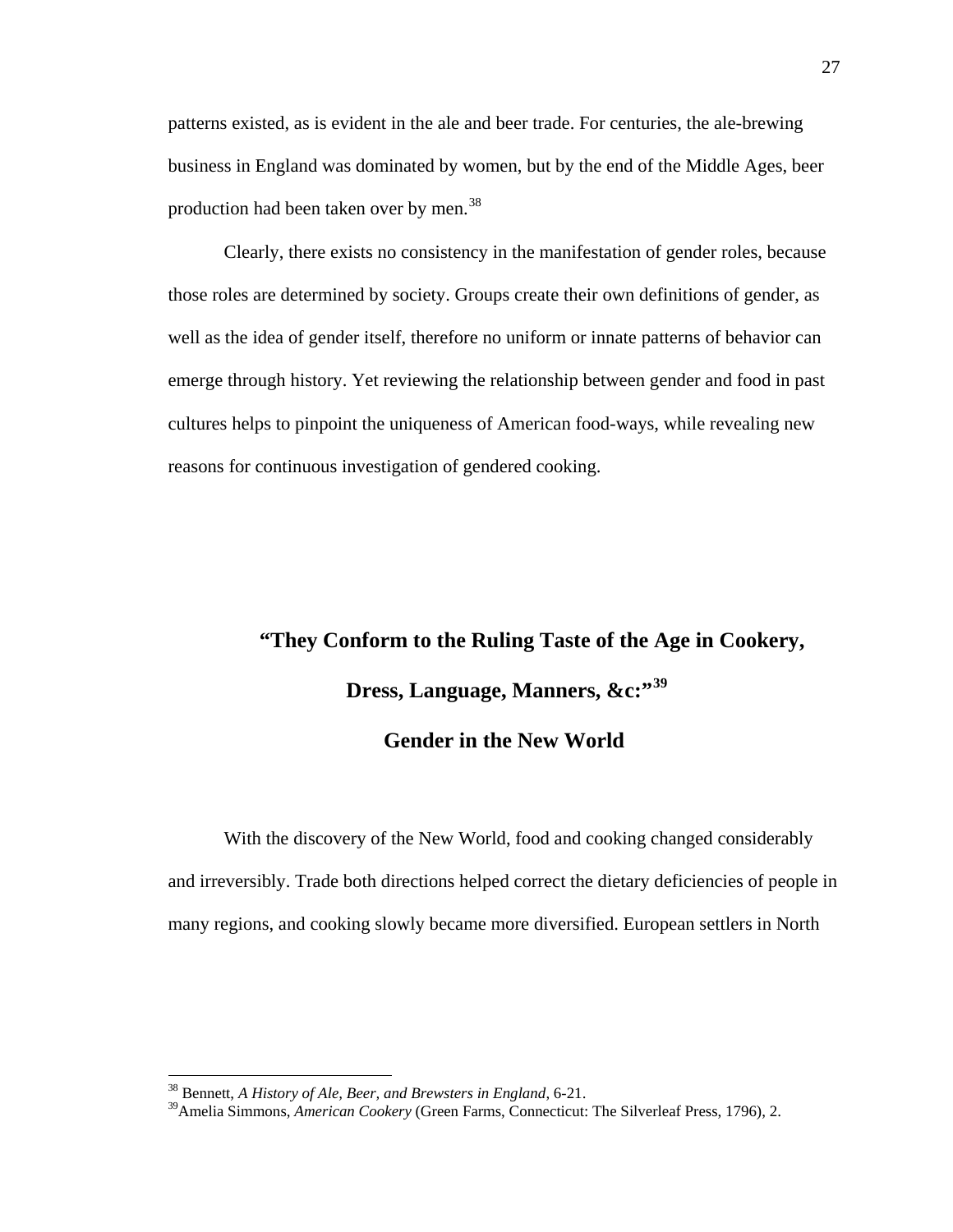patterns existed, as is evident in the ale and beer trade. For centuries, the ale-brewing business in England was dominated by women, but by the end of the Middle Ages, beer production had been taken over by men.[38]

Clearly, there exists no consistency in the manifestation of gender roles, because those roles are determined by society. Groups create their own definitions of gender, as well as the idea of gender itself, therefore no uniform or innate patterns of behavior can emerge through history. Yet reviewing the relationship between gender and food in past cultures helps to pinpoint the uniqueness of American food-ways, while revealing new reasons for continuous investigation of gendered cooking.

## "They Conform to the Ruling Taste of the Age in Cookery, Dress, Language, Manners, &c:"[39]

## Gender in the New World

With the discovery of the New World, food and cooking changed considerably and irreversibly. Trade both directions helped correct the dietary deficiencies of people in many regions, and cooking slowly became more diversified. European settlers in North

---

[38] Bennett, *A History of Ale, Beer, and Brewsters in England*, 6-21.

[39] Amelia Simmons, *American Cookery* (Green Farms, Connecticut: The Silverleaf Press, 1796), 2.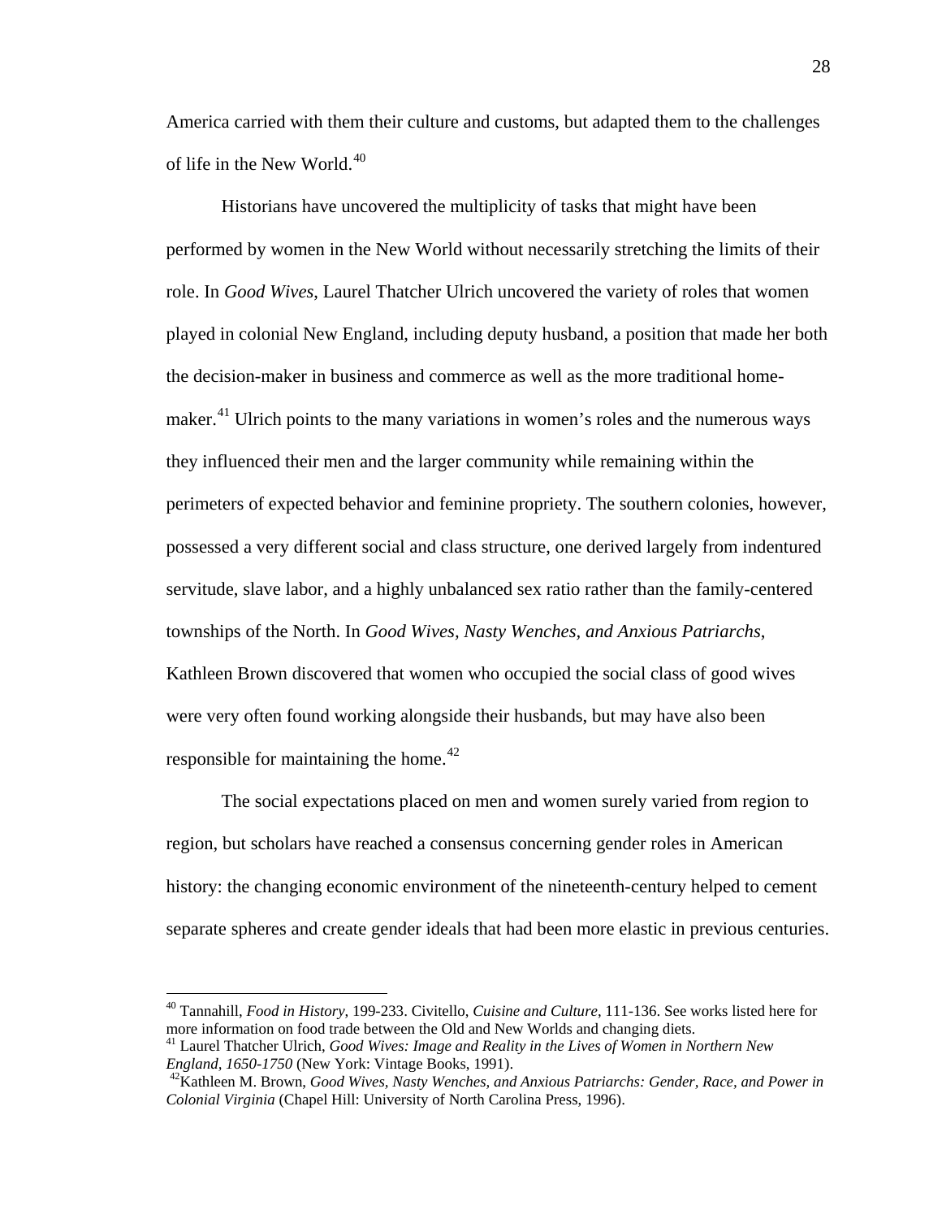America carried with them their culture and customs, but adapted them to the challenges of life in the New World.[40]

Historians have uncovered the multiplicity of tasks that might have been performed by women in the New World without necessarily stretching the limits of their role. In *Good Wives*, Laurel Thatcher Ulrich uncovered the variety of roles that women played in colonial New England, including deputy husband, a position that made her both the decision-maker in business and commerce as well as the more traditional home-maker.[41] Ulrich points to the many variations in women's roles and the numerous ways they influenced their men and the larger community while remaining within the perimeters of expected behavior and feminine propriety. The southern colonies, however, possessed a very different social and class structure, one derived largely from indentured servitude, slave labor, and a highly unbalanced sex ratio rather than the family-centered townships of the North. In *Good Wives, Nasty Wenches, and Anxious Patriarchs*, Kathleen Brown discovered that women who occupied the social class of good wives were very often found working alongside their husbands, but may have also been responsible for maintaining the home.[42]

The social expectations placed on men and women surely varied from region to region, but scholars have reached a consensus concerning gender roles in American history: the changing economic environment of the nineteenth-century helped to cement separate spheres and create gender ideals that had been more elastic in previous centuries.

---

[40] Tannahill, *Food in History*, 199-233. Civitello, *Cuisine and Culture*, 111-136. See works listed here for more information on food trade between the Old and New Worlds and changing diets.

[41] Laurel Thatcher Ulrich, *Good Wives: Image and Reality in the Lives of Women in Northern New England, 1650-1750* (New York: Vintage Books, 1991).

[42] Kathleen M. Brown, *Good Wives, Nasty Wenches, and Anxious Patriarchs: Gender, Race, and Power in Colonial Virginia* (Chapel Hill: University of North Carolina Press, 1996).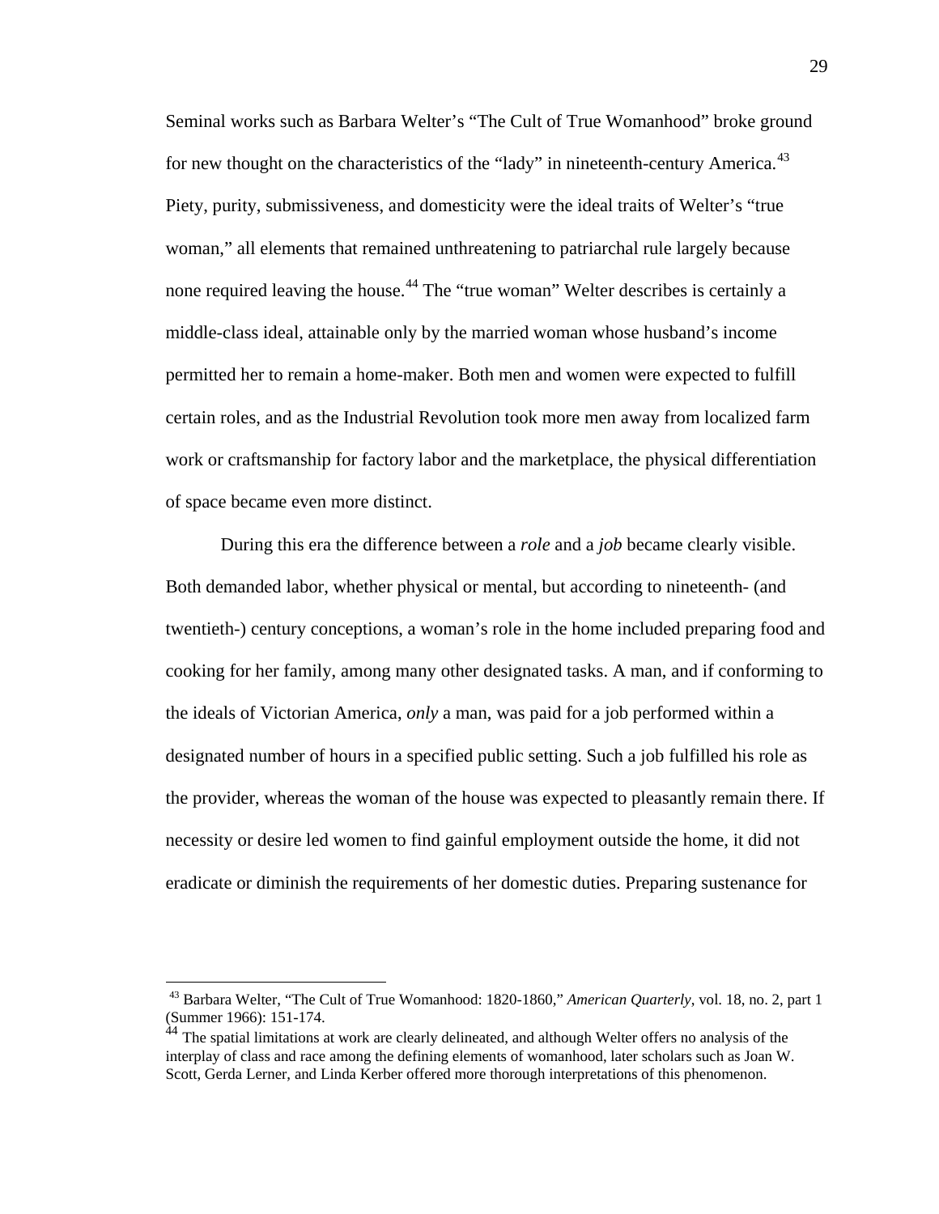Seminal works such as Barbara Welter's "The Cult of True Womanhood" broke ground for new thought on the characteristics of the "lady" in nineteenth-century America.[43] Piety, purity, submissiveness, and domesticity were the ideal traits of Welter's "true woman," all elements that remained unthreatening to patriarchal rule largely because none required leaving the house.[44] The "true woman" Welter describes is certainly a middle-class ideal, attainable only by the married woman whose husband's income permitted her to remain a home-maker. Both men and women were expected to fulfill certain roles, and as the Industrial Revolution took more men away from localized farm work or craftsmanship for factory labor and the marketplace, the physical differentiation of space became even more distinct.

During this era the difference between a *role* and a *job* became clearly visible. Both demanded labor, whether physical or mental, but according to nineteenth- (and twentieth-) century conceptions, a woman's role in the home included preparing food and cooking for her family, among many other designated tasks. A man, and if conforming to the ideals of Victorian America, *only* a man, was paid for a job performed within a designated number of hours in a specified public setting. Such a job fulfilled his role as the provider, whereas the woman of the house was expected to pleasantly remain there. If necessity or desire led women to find gainful employment outside the home, it did not eradicate or diminish the requirements of her domestic duties. Preparing sustenance for

---

[43] Barbara Welter, "The Cult of True Womanhood: 1820-1860," *American Quarterly*, vol. 18, no. 2, part 1 (Summer 1966): 151-174.

[44] The spatial limitations at work are clearly delineated, and although Welter offers no analysis of the interplay of class and race among the defining elements of womanhood, later scholars such as Joan W. Scott, Gerda Lerner, and Linda Kerber offered more thorough interpretations of this phenomenon.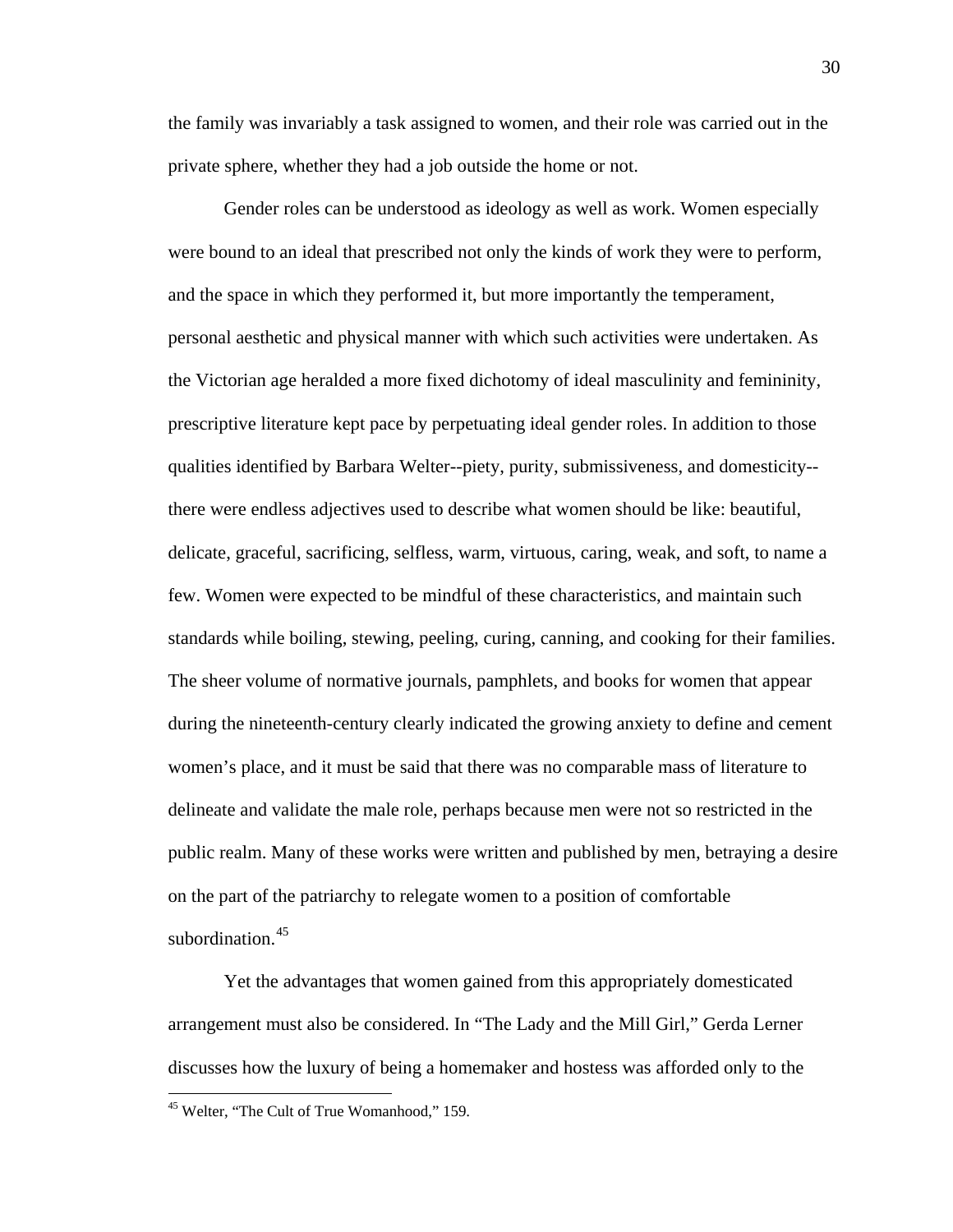the family was invariably a task assigned to women, and their role was carried out in the private sphere, whether they had a job outside the home or not.

Gender roles can be understood as ideology as well as work. Women especially were bound to an ideal that prescribed not only the kinds of work they were to perform, and the space in which they performed it, but more importantly the temperament, personal aesthetic and physical manner with which such activities were undertaken. As the Victorian age heralded a more fixed dichotomy of ideal masculinity and femininity, prescriptive literature kept pace by perpetuating ideal gender roles. In addition to those qualities identified by Barbara Welter--piety, purity, submissiveness, and domesticity--there were endless adjectives used to describe what women should be like: beautiful, delicate, graceful, sacrificing, selfless, warm, virtuous, caring, weak, and soft, to name a few. Women were expected to be mindful of these characteristics, and maintain such standards while boiling, stewing, peeling, curing, canning, and cooking for their families. The sheer volume of normative journals, pamphlets, and books for women that appear during the nineteenth-century clearly indicated the growing anxiety to define and cement women's place, and it must be said that there was no comparable mass of literature to delineate and validate the male role, perhaps because men were not so restricted in the public realm. Many of these works were written and published by men, betraying a desire on the part of the patriarchy to relegate women to a position of comfortable subordination.[45]

Yet the advantages that women gained from this appropriately domesticated arrangement must also be considered. In "The Lady and the Mill Girl," Gerda Lerner discusses how the luxury of being a homemaker and hostess was afforded only to the

[45] Welter, "The Cult of True Womanhood," 159.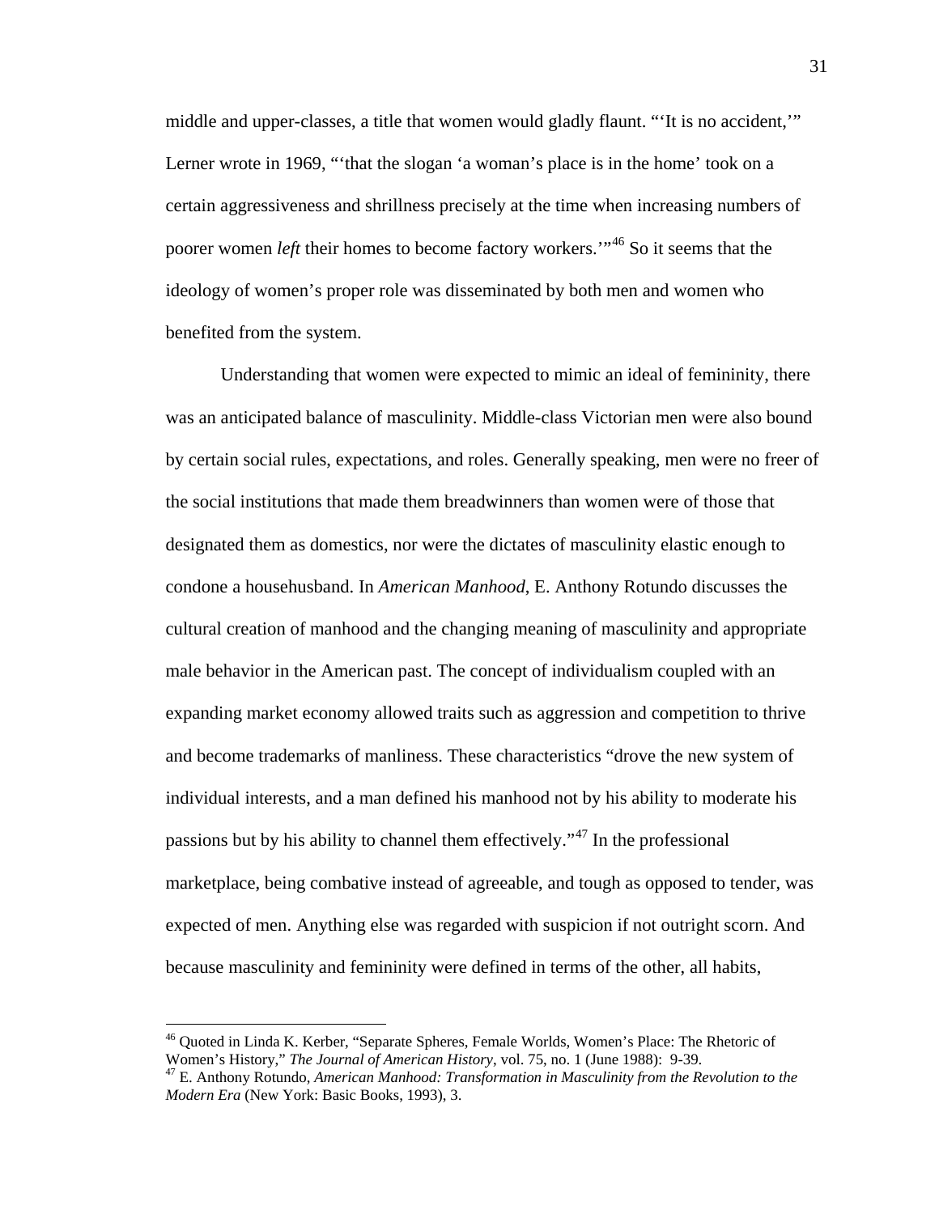middle and upper-classes, a title that women would gladly flaunt. "'It is no accident,'" Lerner wrote in 1969, "'that the slogan 'a woman's place is in the home' took on a certain aggressiveness and shrillness precisely at the time when increasing numbers of poorer women *left* their homes to become factory workers.'"[46] So it seems that the ideology of women's proper role was disseminated by both men and women who benefited from the system.

Understanding that women were expected to mimic an ideal of femininity, there was an anticipated balance of masculinity. Middle-class Victorian men were also bound by certain social rules, expectations, and roles. Generally speaking, men were no freer of the social institutions that made them breadwinners than women were of those that designated them as domestics, nor were the dictates of masculinity elastic enough to condone a househusband. In *American Manhood*, E. Anthony Rotundo discusses the cultural creation of manhood and the changing meaning of masculinity and appropriate male behavior in the American past. The concept of individualism coupled with an expanding market economy allowed traits such as aggression and competition to thrive and become trademarks of manliness. These characteristics "drove the new system of individual interests, and a man defined his manhood not by his ability to moderate his passions but by his ability to channel them effectively."[47] In the professional marketplace, being combative instead of agreeable, and tough as opposed to tender, was expected of men. Anything else was regarded with suspicion if not outright scorn. And because masculinity and femininity were defined in terms of the other, all habits,

---

[46] Quoted in Linda K. Kerber, "Separate Spheres, Female Worlds, Women's Place: The Rhetoric of Women's History," *The Journal of American History*, vol. 75, no. 1 (June 1988): 9-39.

[47] E. Anthony Rotundo, *American Manhood: Transformation in Masculinity from the Revolution to the Modern Era* (New York: Basic Books, 1993), 3.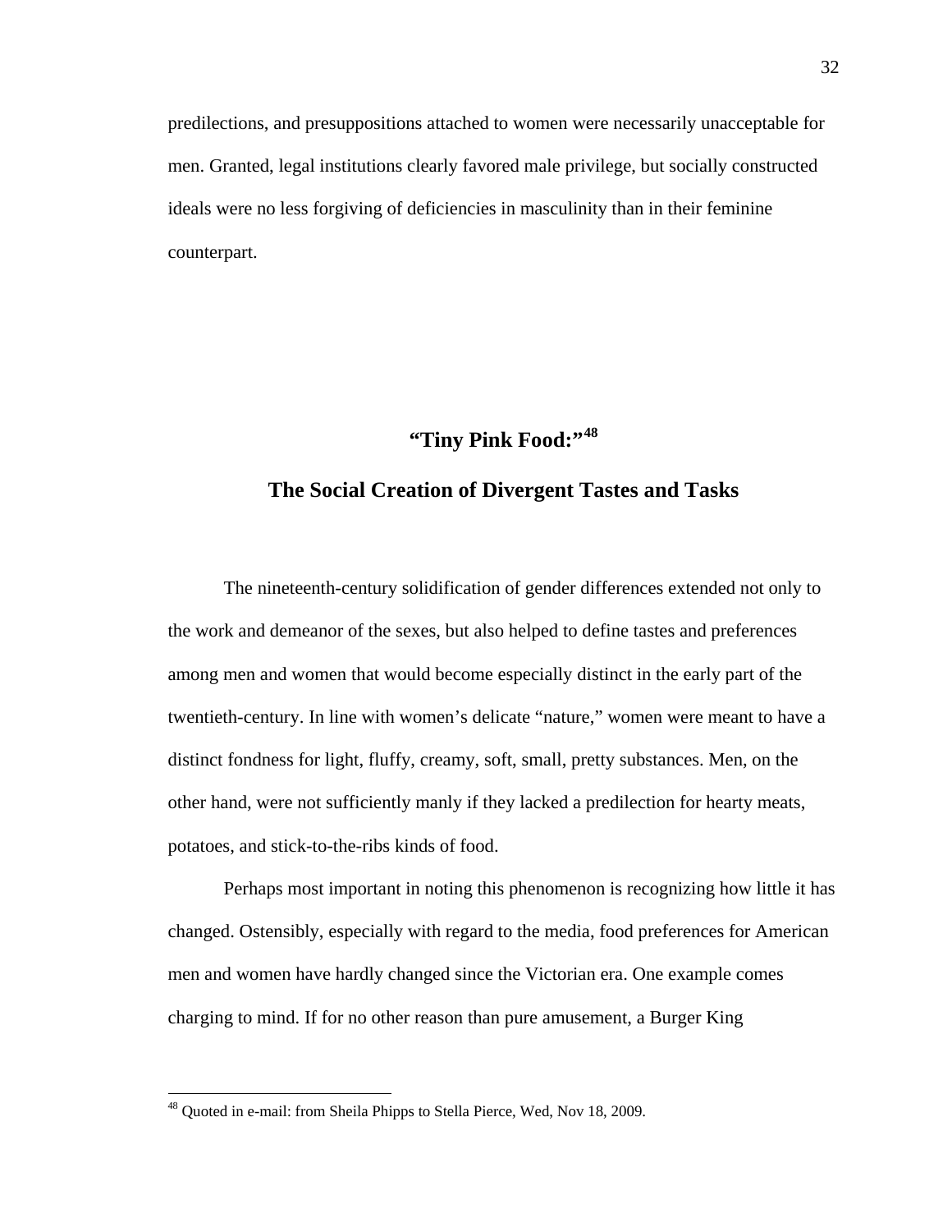predilections, and presuppositions attached to women were necessarily unacceptable for men. Granted, legal institutions clearly favored male privilege, but socially constructed ideals were no less forgiving of deficiencies in masculinity than in their feminine counterpart.

## "Tiny Pink Food:"[48]

## The Social Creation of Divergent Tastes and Tasks

The nineteenth-century solidification of gender differences extended not only to the work and demeanor of the sexes, but also helped to define tastes and preferences among men and women that would become especially distinct in the early part of the twentieth-century. In line with women's delicate "nature," women were meant to have a distinct fondness for light, fluffy, creamy, soft, small, pretty substances. Men, on the other hand, were not sufficiently manly if they lacked a predilection for hearty meats, potatoes, and stick-to-the-ribs kinds of food.

Perhaps most important in noting this phenomenon is recognizing how little it has changed. Ostensibly, especially with regard to the media, food preferences for American men and women have hardly changed since the Victorian era. One example comes charging to mind. If for no other reason than pure amusement, a Burger King

---

[48] Quoted in e-mail: from Sheila Phipps to Stella Pierce, Wed, Nov 18, 2009.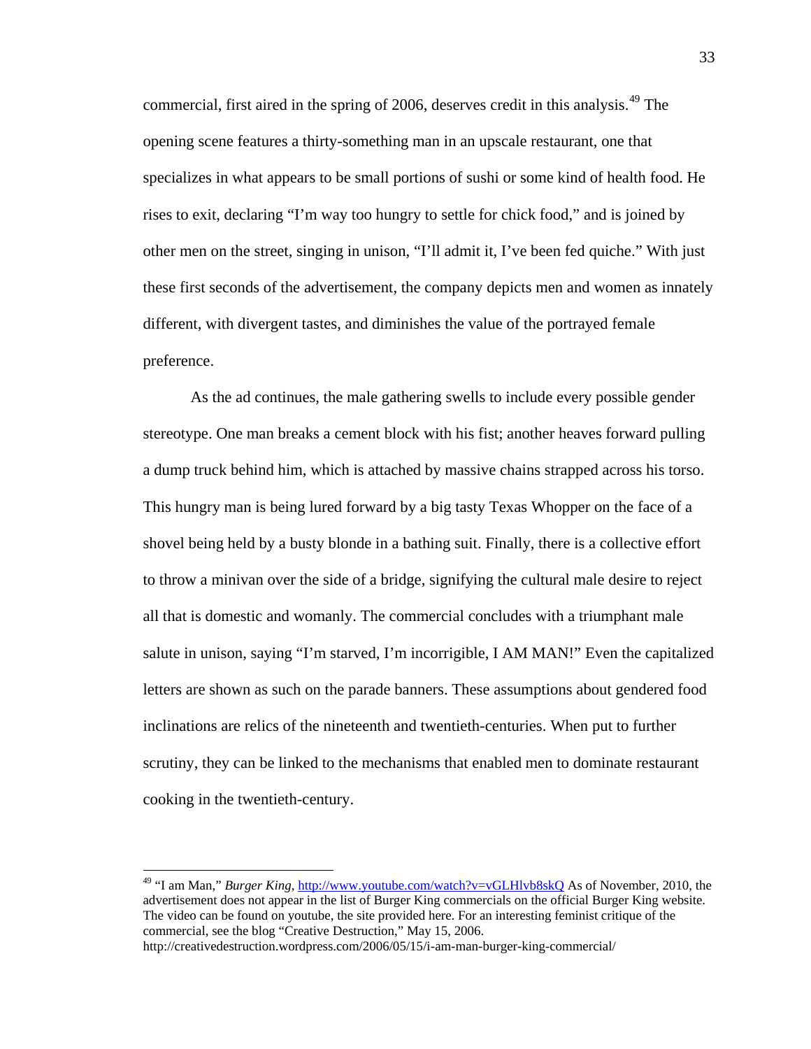commercial, first aired in the spring of 2006, deserves credit in this analysis.[49] The opening scene features a thirty-something man in an upscale restaurant, one that specializes in what appears to be small portions of sushi or some kind of health food. He rises to exit, declaring "I'm way too hungry to settle for chick food," and is joined by other men on the street, singing in unison, "I'll admit it, I've been fed quiche." With just these first seconds of the advertisement, the company depicts men and women as innately different, with divergent tastes, and diminishes the value of the portrayed female preference.

As the ad continues, the male gathering swells to include every possible gender stereotype. One man breaks a cement block with his fist; another heaves forward pulling a dump truck behind him, which is attached by massive chains strapped across his torso. This hungry man is being lured forward by a big tasty Texas Whopper on the face of a shovel being held by a busty blonde in a bathing suit. Finally, there is a collective effort to throw a minivan over the side of a bridge, signifying the cultural male desire to reject all that is domestic and womanly. The commercial concludes with a triumphant male salute in unison, saying "I'm starved, I'm incorrigible, I AM MAN!" Even the capitalized letters are shown as such on the parade banners. These assumptions about gendered food inclinations are relics of the nineteenth and twentieth-centuries. When put to further scrutiny, they can be linked to the mechanisms that enabled men to dominate restaurant cooking in the twentieth-century.

---

[49] "I am Man," *Burger King*, http://www.youtube.com/watch?v=vGLHlvb8skQ As of November, 2010, the advertisement does not appear in the list of Burger King commercials on the official Burger King website. The video can be found on youtube, the site provided here. For an interesting feminist critique of the commercial, see the blog "Creative Destruction," May 15, 2006. http://creativedestruction.wordpress.com/2006/05/15/i-am-man-burger-king-commercial/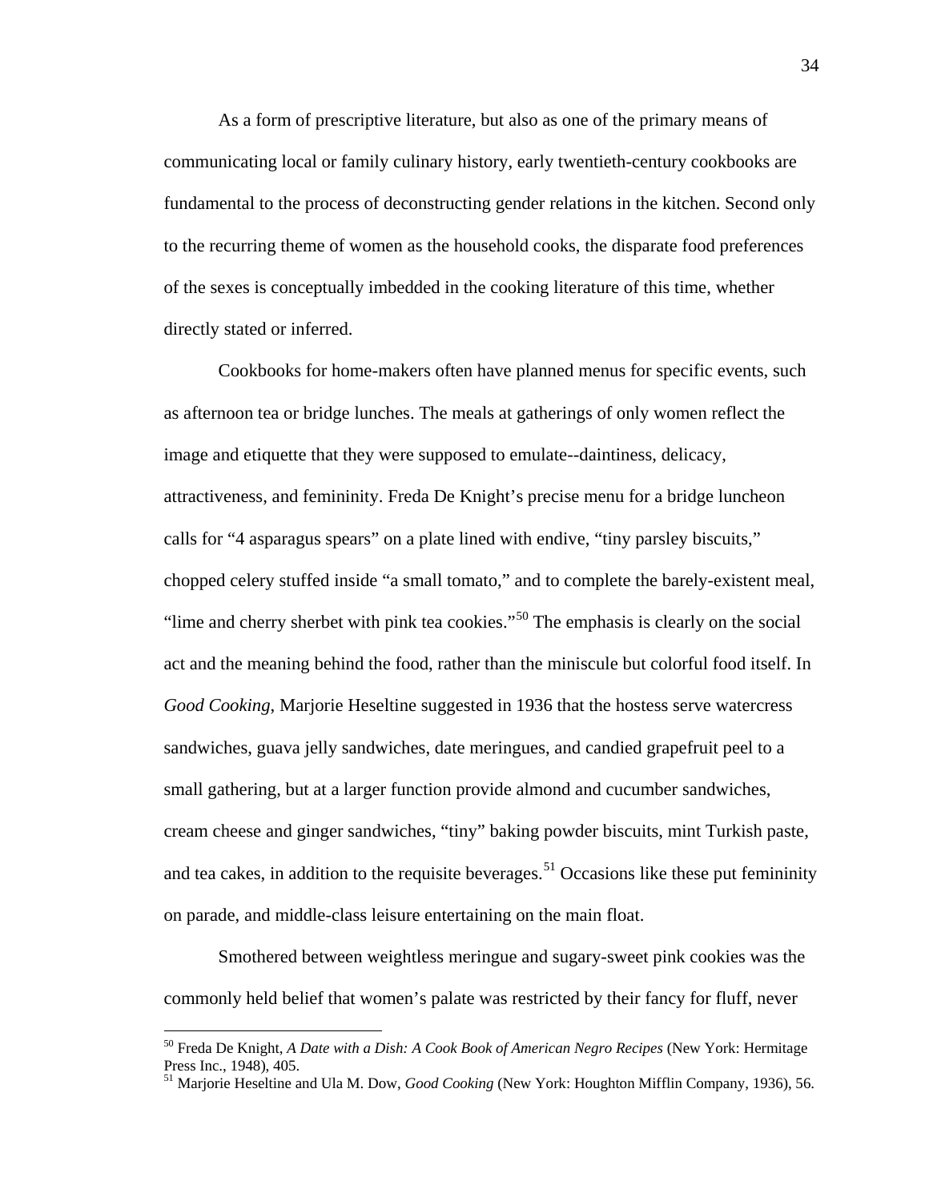As a form of prescriptive literature, but also as one of the primary means of communicating local or family culinary history, early twentieth-century cookbooks are fundamental to the process of deconstructing gender relations in the kitchen. Second only to the recurring theme of women as the household cooks, the disparate food preferences of the sexes is conceptually imbedded in the cooking literature of this time, whether directly stated or inferred.

Cookbooks for home-makers often have planned menus for specific events, such as afternoon tea or bridge lunches. The meals at gatherings of only women reflect the image and etiquette that they were supposed to emulate--daintiness, delicacy, attractiveness, and femininity. Freda De Knight's precise menu for a bridge luncheon calls for "4 asparagus spears" on a plate lined with endive, "tiny parsley biscuits," chopped celery stuffed inside "a small tomato," and to complete the barely-existent meal, "lime and cherry sherbet with pink tea cookies."[50] The emphasis is clearly on the social act and the meaning behind the food, rather than the miniscule but colorful food itself. In *Good Cooking*, Marjorie Heseltine suggested in 1936 that the hostess serve watercress sandwiches, guava jelly sandwiches, date meringues, and candied grapefruit peel to a small gathering, but at a larger function provide almond and cucumber sandwiches, cream cheese and ginger sandwiches, "tiny" baking powder biscuits, mint Turkish paste, and tea cakes, in addition to the requisite beverages.[51] Occasions like these put femininity on parade, and middle-class leisure entertaining on the main float.

Smothered between weightless meringue and sugary-sweet pink cookies was the commonly held belief that women's palate was restricted by their fancy for fluff, never

---

[50] Freda De Knight, *A Date with a Dish: A Cook Book of American Negro Recipes* (New York: Hermitage Press Inc., 1948), 405.

[51] Marjorie Heseltine and Ula M. Dow, *Good Cooking* (New York: Houghton Mifflin Company, 1936), 56.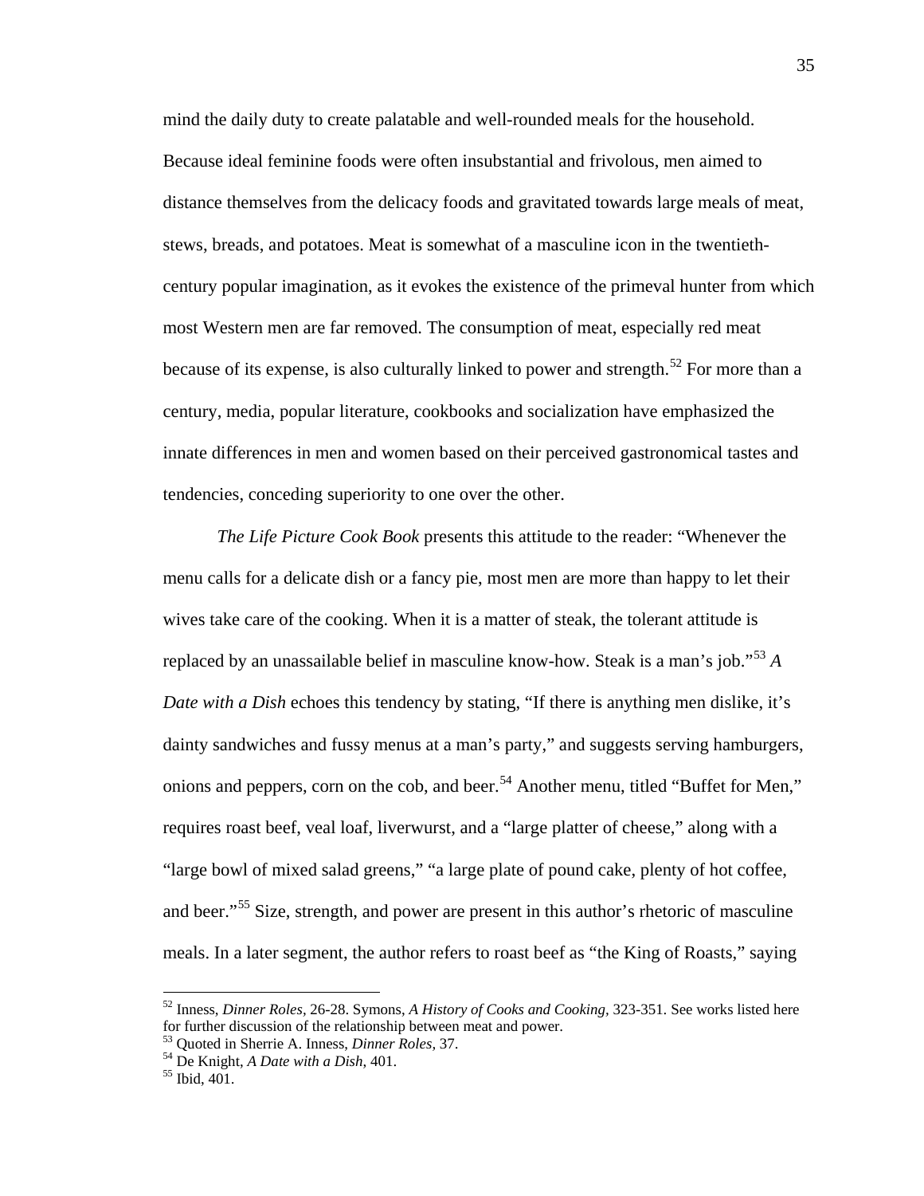mind the daily duty to create palatable and well-rounded meals for the household. Because ideal feminine foods were often insubstantial and frivolous, men aimed to distance themselves from the delicacy foods and gravitated towards large meals of meat, stews, breads, and potatoes. Meat is somewhat of a masculine icon in the twentieth-century popular imagination, as it evokes the existence of the primeval hunter from which most Western men are far removed. The consumption of meat, especially red meat because of its expense, is also culturally linked to power and strength.[52] For more than a century, media, popular literature, cookbooks and socialization have emphasized the innate differences in men and women based on their perceived gastronomical tastes and tendencies, conceding superiority to one over the other.

*The Life Picture Cook Book* presents this attitude to the reader: "Whenever the menu calls for a delicate dish or a fancy pie, most men are more than happy to let their wives take care of the cooking. When it is a matter of steak, the tolerant attitude is replaced by an unassailable belief in masculine know-how. Steak is a man's job."[53] *A Date with a Dish* echoes this tendency by stating, "If there is anything men dislike, it's dainty sandwiches and fussy menus at a man's party," and suggests serving hamburgers, onions and peppers, corn on the cob, and beer.[54] Another menu, titled "Buffet for Men," requires roast beef, veal loaf, liverwurst, and a "large platter of cheese," along with a "large bowl of mixed salad greens," "a large plate of pound cake, plenty of hot coffee, and beer."[55] Size, strength, and power are present in this author's rhetoric of masculine meals. In a later segment, the author refers to roast beef as "the King of Roasts," saying

---

[52] Inness, *Dinner Roles,* 26-28. Symons, *A History of Cooks and Cooking,* 323-351. See works listed here for further discussion of the relationship between meat and power.

[53] Quoted in Sherrie A. Inness, *Dinner Roles,* 37.

[54] De Knight, *A Date with a Dish,* 401.

[55] Ibid, 401.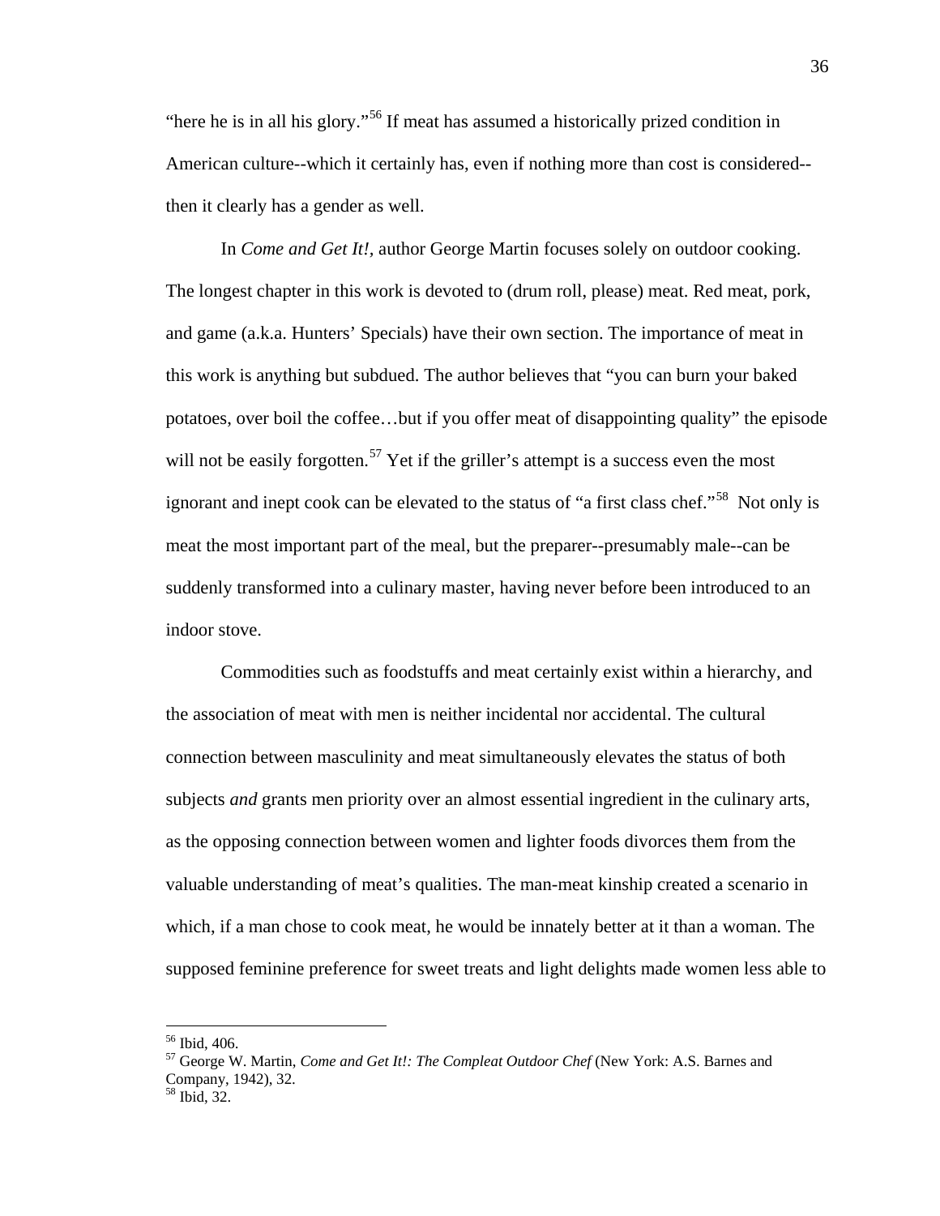"here he is in all his glory."[56] If meat has assumed a historically prized condition in American culture--which it certainly has, even if nothing more than cost is considered--then it clearly has a gender as well.

In *Come and Get It!*, author George Martin focuses solely on outdoor cooking. The longest chapter in this work is devoted to (drum roll, please) meat. Red meat, pork, and game (a.k.a. Hunters' Specials) have their own section. The importance of meat in this work is anything but subdued. The author believes that "you can burn your baked potatoes, over boil the coffee…but if you offer meat of disappointing quality" the episode will not be easily forgotten.[57] Yet if the griller's attempt is a success even the most ignorant and inept cook can be elevated to the status of "a first class chef."[58] Not only is meat the most important part of the meal, but the preparer--presumably male--can be suddenly transformed into a culinary master, having never before been introduced to an indoor stove.

Commodities such as foodstuffs and meat certainly exist within a hierarchy, and the association of meat with men is neither incidental nor accidental. The cultural connection between masculinity and meat simultaneously elevates the status of both subjects *and* grants men priority over an almost essential ingredient in the culinary arts, as the opposing connection between women and lighter foods divorces them from the valuable understanding of meat's qualities. The man-meat kinship created a scenario in which, if a man chose to cook meat, he would be innately better at it than a woman. The supposed feminine preference for sweet treats and light delights made women less able to

---

[56] Ibid, 406.
[57] George W. Martin, *Come and Get It!: The Compleat Outdoor Chef* (New York: A.S. Barnes and Company, 1942), 32.
[58] Ibid, 32.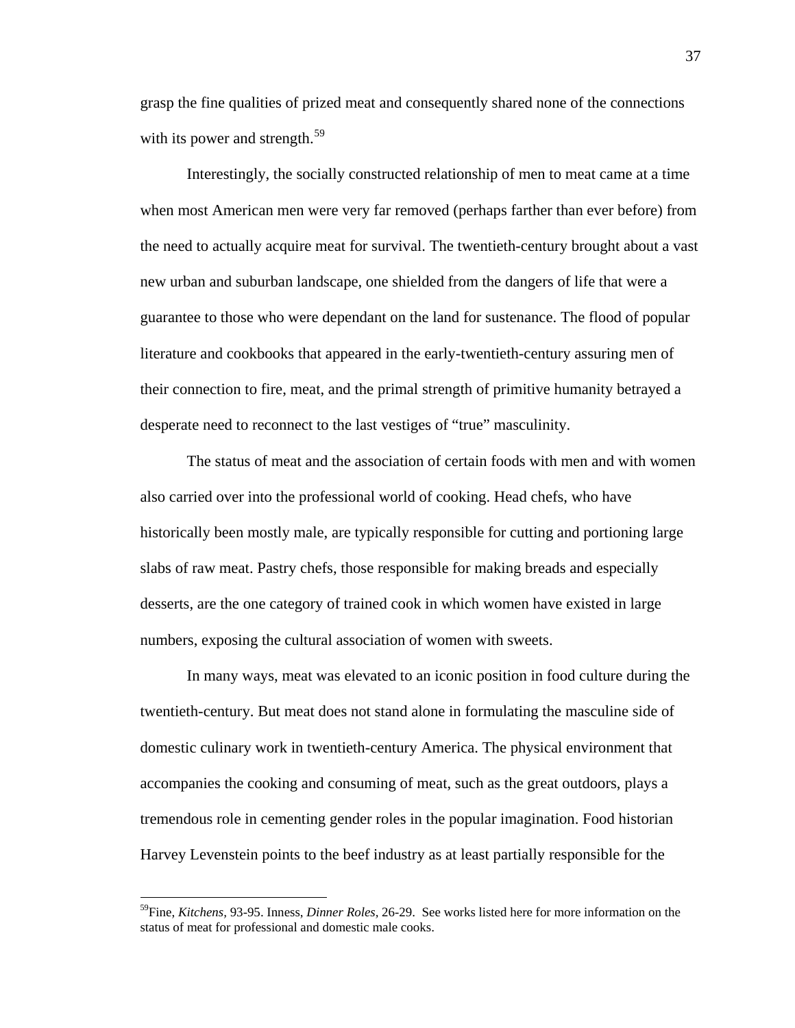grasp the fine qualities of prized meat and consequently shared none of the connections with its power and strength.[59]

Interestingly, the socially constructed relationship of men to meat came at a time when most American men were very far removed (perhaps farther than ever before) from the need to actually acquire meat for survival. The twentieth-century brought about a vast new urban and suburban landscape, one shielded from the dangers of life that were a guarantee to those who were dependant on the land for sustenance. The flood of popular literature and cookbooks that appeared in the early-twentieth-century assuring men of their connection to fire, meat, and the primal strength of primitive humanity betrayed a desperate need to reconnect to the last vestiges of "true" masculinity.

The status of meat and the association of certain foods with men and with women also carried over into the professional world of cooking. Head chefs, who have historically been mostly male, are typically responsible for cutting and portioning large slabs of raw meat. Pastry chefs, those responsible for making breads and especially desserts, are the one category of trained cook in which women have existed in large numbers, exposing the cultural association of women with sweets.

In many ways, meat was elevated to an iconic position in food culture during the twentieth-century. But meat does not stand alone in formulating the masculine side of domestic culinary work in twentieth-century America. The physical environment that accompanies the cooking and consuming of meat, such as the great outdoors, plays a tremendous role in cementing gender roles in the popular imagination. Food historian Harvey Levenstein points to the beef industry as at least partially responsible for the

---

[59]Fine, *Kitchens,* 93-95. Inness, *Dinner Roles,* 26-29. See works listed here for more information on the status of meat for professional and domestic male cooks.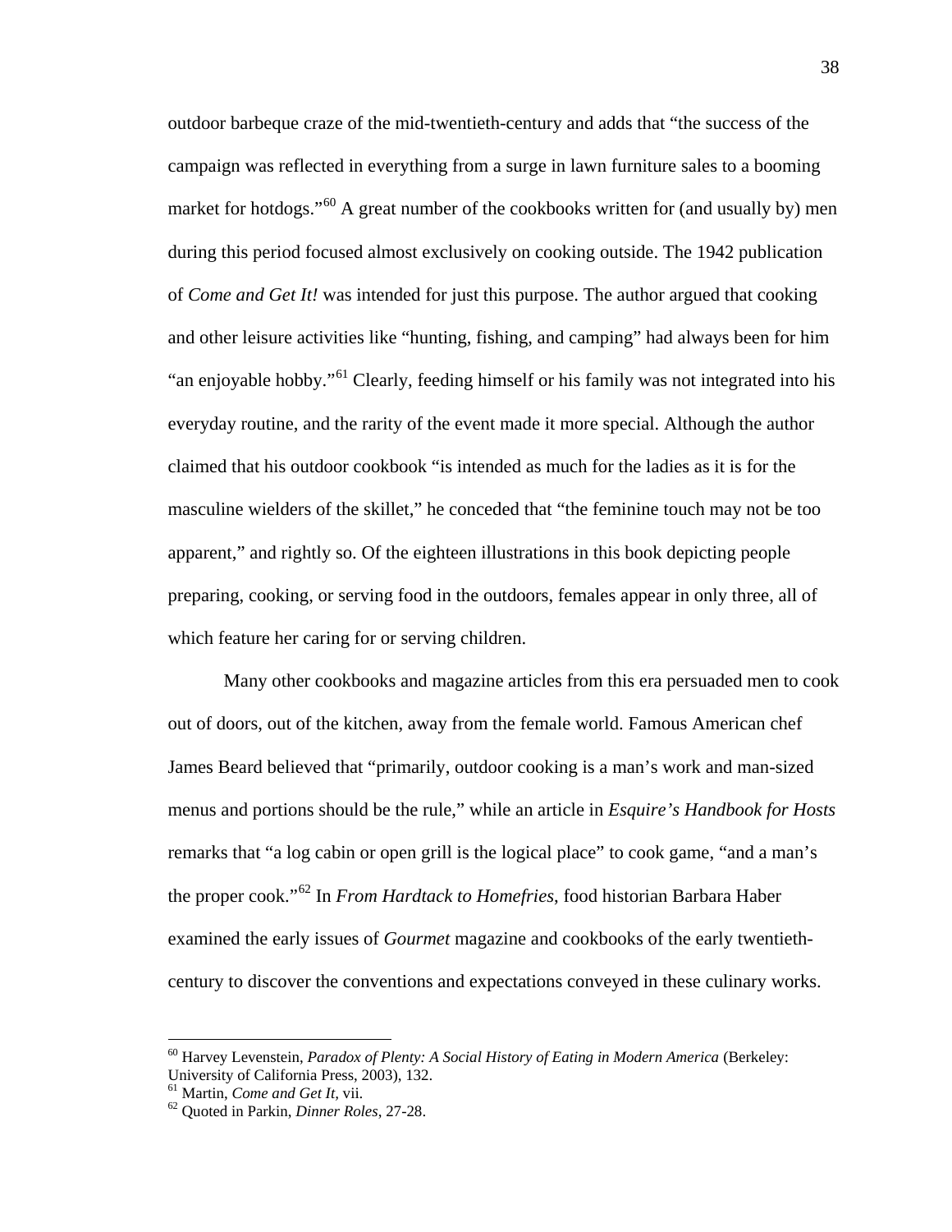outdoor barbeque craze of the mid-twentieth-century and adds that "the success of the campaign was reflected in everything from a surge in lawn furniture sales to a booming market for hotdogs."[60] A great number of the cookbooks written for (and usually by) men during this period focused almost exclusively on cooking outside. The 1942 publication of *Come and Get It!* was intended for just this purpose. The author argued that cooking and other leisure activities like "hunting, fishing, and camping" had always been for him "an enjoyable hobby."[61] Clearly, feeding himself or his family was not integrated into his everyday routine, and the rarity of the event made it more special. Although the author claimed that his outdoor cookbook "is intended as much for the ladies as it is for the masculine wielders of the skillet," he conceded that "the feminine touch may not be too apparent," and rightly so. Of the eighteen illustrations in this book depicting people preparing, cooking, or serving food in the outdoors, females appear in only three, all of which feature her caring for or serving children.

Many other cookbooks and magazine articles from this era persuaded men to cook out of doors, out of the kitchen, away from the female world. Famous American chef James Beard believed that "primarily, outdoor cooking is a man's work and man-sized menus and portions should be the rule," while an article in *Esquire's Handbook for Hosts* remarks that "a log cabin or open grill is the logical place" to cook game, "and a man's the proper cook."[62] In *From Hardtack to Homefries*, food historian Barbara Haber examined the early issues of *Gourmet* magazine and cookbooks of the early twentieth-century to discover the conventions and expectations conveyed in these culinary works.

---

[60] Harvey Levenstein, *Paradox of Plenty: A Social History of Eating in Modern America* (Berkeley: University of California Press, 2003), 132.

[61] Martin, *Come and Get It*, vii.

[62] Quoted in Parkin, *Dinner Roles*, 27-28.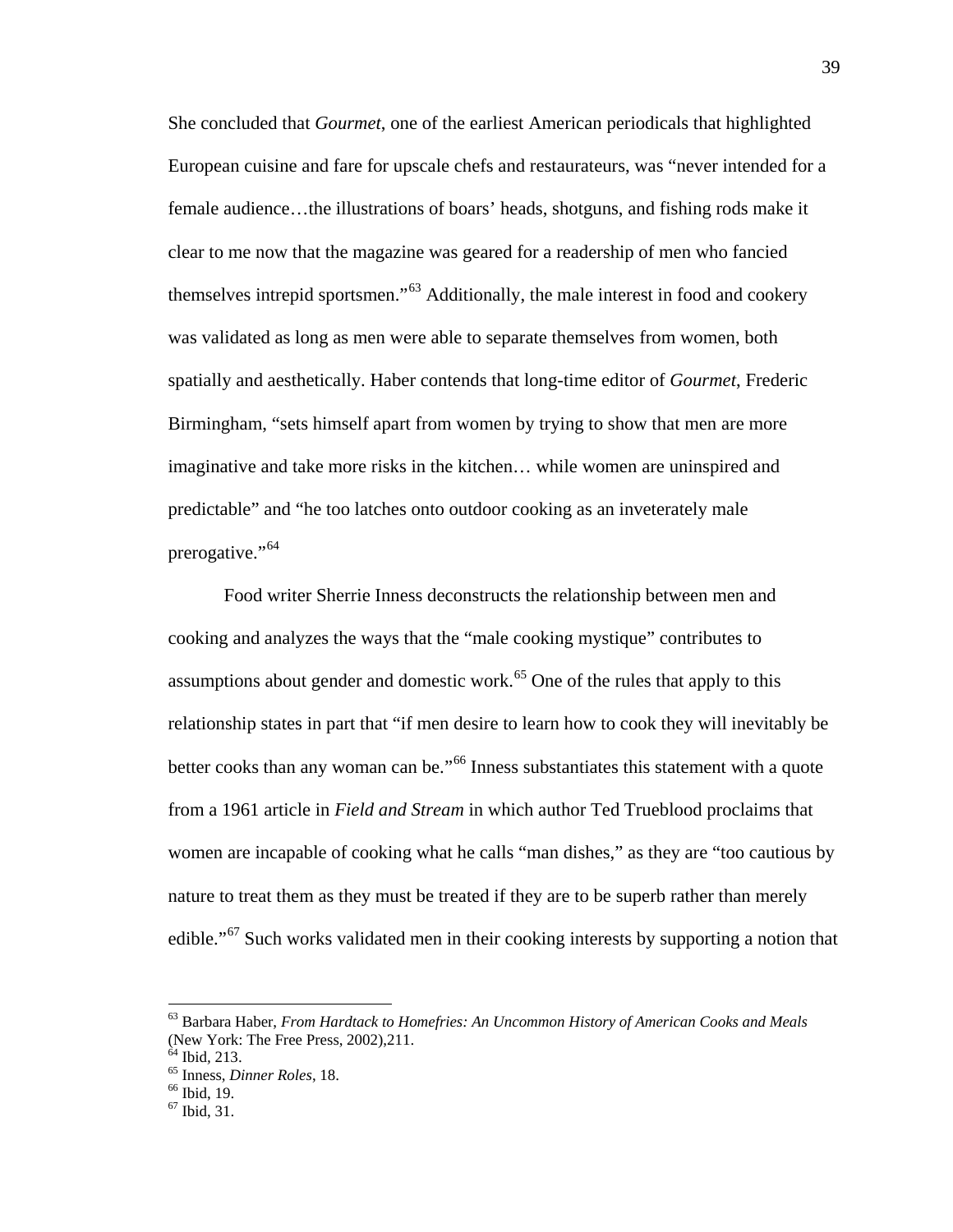She concluded that *Gourmet*, one of the earliest American periodicals that highlighted European cuisine and fare for upscale chefs and restaurateurs, was "never intended for a female audience…the illustrations of boars' heads, shotguns, and fishing rods make it clear to me now that the magazine was geared for a readership of men who fancied themselves intrepid sportsmen."[63] Additionally, the male interest in food and cookery was validated as long as men were able to separate themselves from women, both spatially and aesthetically. Haber contends that long-time editor of *Gourmet*, Frederic Birmingham, "sets himself apart from women by trying to show that men are more imaginative and take more risks in the kitchen… while women are uninspired and predictable" and "he too latches onto outdoor cooking as an inveterately male prerogative."[64]

Food writer Sherrie Inness deconstructs the relationship between men and cooking and analyzes the ways that the "male cooking mystique" contributes to assumptions about gender and domestic work.[65] One of the rules that apply to this relationship states in part that "if men desire to learn how to cook they will inevitably be better cooks than any woman can be."[66] Inness substantiates this statement with a quote from a 1961 article in *Field and Stream* in which author Ted Trueblood proclaims that women are incapable of cooking what he calls "man dishes," as they are "too cautious by nature to treat them as they must be treated if they are to be superb rather than merely edible."[67] Such works validated men in their cooking interests by supporting a notion that

---

[63] Barbara Haber, *From Hardtack to Homefries: An Uncommon History of American Cooks and Meals* (New York: The Free Press, 2002),211.

[64] Ibid, 213.

[65] Inness, *Dinner Roles*, 18.

[66] Ibid, 19.

[67] Ibid, 31.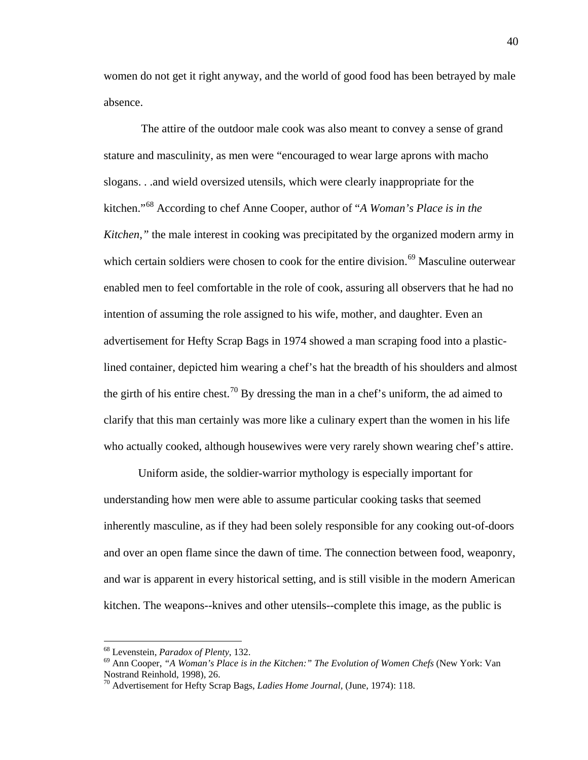women do not get it right anyway, and the world of good food has been betrayed by male absence.

The attire of the outdoor male cook was also meant to convey a sense of grand stature and masculinity, as men were "encouraged to wear large aprons with macho slogans. . .and wield oversized utensils, which were clearly inappropriate for the kitchen."[68] According to chef Anne Cooper, author of "*A Woman's Place is in the Kitchen,"* the male interest in cooking was precipitated by the organized modern army in which certain soldiers were chosen to cook for the entire division.[69] Masculine outerwear enabled men to feel comfortable in the role of cook, assuring all observers that he had no intention of assuming the role assigned to his wife, mother, and daughter. Even an advertisement for Hefty Scrap Bags in 1974 showed a man scraping food into a plastic-lined container, depicted him wearing a chef's hat the breadth of his shoulders and almost the girth of his entire chest.[70] By dressing the man in a chef's uniform, the ad aimed to clarify that this man certainly was more like a culinary expert than the women in his life who actually cooked, although housewives were very rarely shown wearing chef's attire.

Uniform aside, the soldier-warrior mythology is especially important for understanding how men were able to assume particular cooking tasks that seemed inherently masculine, as if they had been solely responsible for any cooking out-of-doors and over an open flame since the dawn of time. The connection between food, weaponry, and war is apparent in every historical setting, and is still visible in the modern American kitchen. The weapons--knives and other utensils--complete this image, as the public is

---

[68] Levenstein, *Paradox of Plenty*, 132.
[69] Ann Cooper, *"A Woman's Place is in the Kitchen:" The Evolution of Women Chefs* (New York: Van Nostrand Reinhold, 1998), 26.
[70] Advertisement for Hefty Scrap Bags, *Ladies Home Journal*, (June, 1974): 118.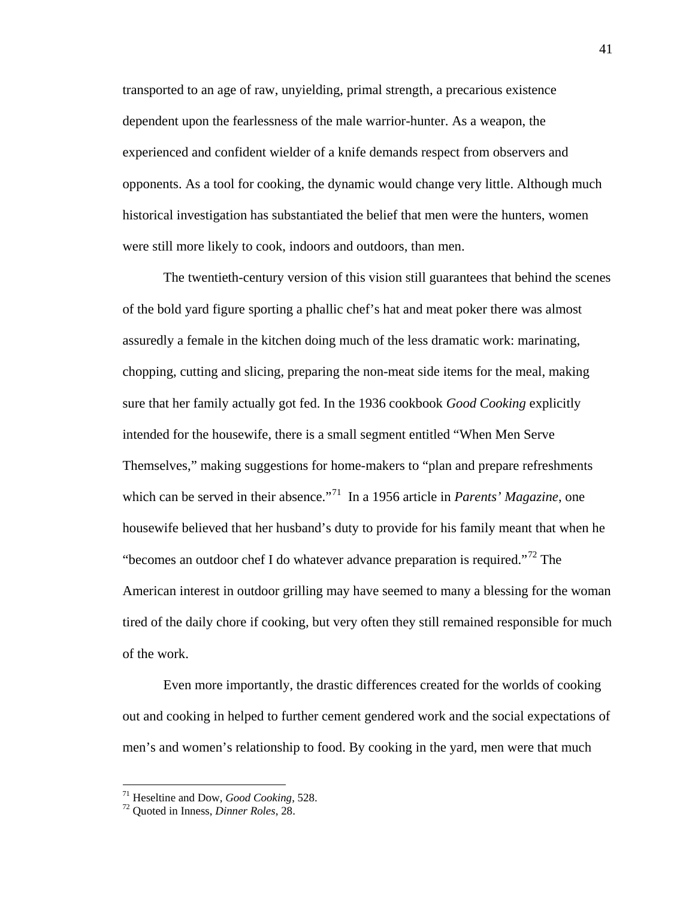transported to an age of raw, unyielding, primal strength, a precarious existence dependent upon the fearlessness of the male warrior-hunter. As a weapon, the experienced and confident wielder of a knife demands respect from observers and opponents. As a tool for cooking, the dynamic would change very little. Although much historical investigation has substantiated the belief that men were the hunters, women were still more likely to cook, indoors and outdoors, than men.

The twentieth-century version of this vision still guarantees that behind the scenes of the bold yard figure sporting a phallic chef's hat and meat poker there was almost assuredly a female in the kitchen doing much of the less dramatic work: marinating, chopping, cutting and slicing, preparing the non-meat side items for the meal, making sure that her family actually got fed. In the 1936 cookbook *Good Cooking* explicitly intended for the housewife, there is a small segment entitled "When Men Serve Themselves," making suggestions for home-makers to "plan and prepare refreshments which can be served in their absence."[71] In a 1956 article in *Parents' Magazine*, one housewife believed that her husband's duty to provide for his family meant that when he "becomes an outdoor chef I do whatever advance preparation is required."[72] The American interest in outdoor grilling may have seemed to many a blessing for the woman tired of the daily chore if cooking, but very often they still remained responsible for much of the work.

Even more importantly, the drastic differences created for the worlds of cooking out and cooking in helped to further cement gendered work and the social expectations of men's and women's relationship to food. By cooking in the yard, men were that much

---

[71] Heseltine and Dow, *Good Cooking*, 528.

[72] Quoted in Inness, *Dinner Roles*, 28.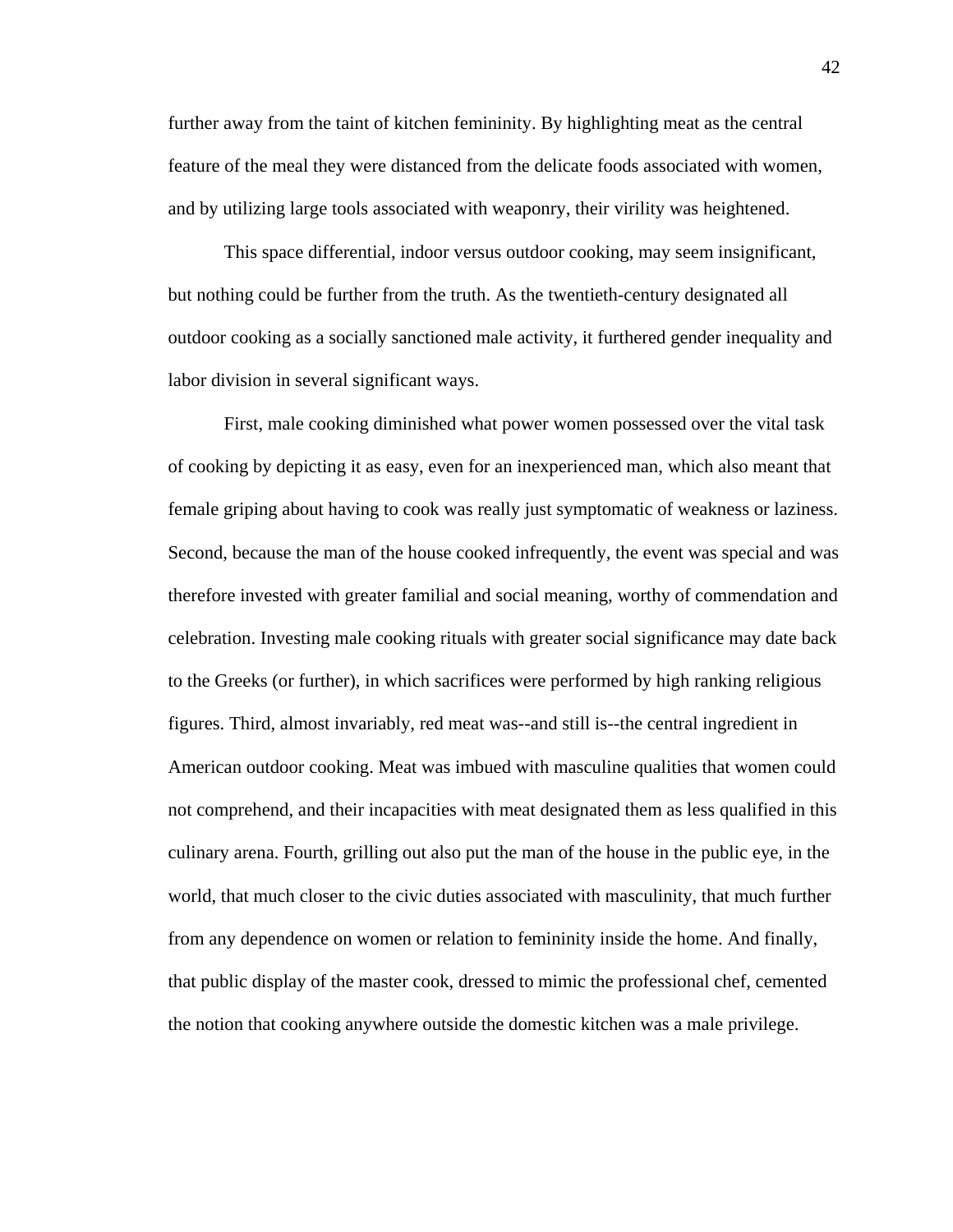further away from the taint of kitchen femininity. By highlighting meat as the central feature of the meal they were distanced from the delicate foods associated with women, and by utilizing large tools associated with weaponry, their virility was heightened.

This space differential, indoor versus outdoor cooking, may seem insignificant, but nothing could be further from the truth. As the twentieth-century designated all outdoor cooking as a socially sanctioned male activity, it furthered gender inequality and labor division in several significant ways.

First, male cooking diminished what power women possessed over the vital task of cooking by depicting it as easy, even for an inexperienced man, which also meant that female griping about having to cook was really just symptomatic of weakness or laziness. Second, because the man of the house cooked infrequently, the event was special and was therefore invested with greater familial and social meaning, worthy of commendation and celebration. Investing male cooking rituals with greater social significance may date back to the Greeks (or further), in which sacrifices were performed by high ranking religious figures. Third, almost invariably, red meat was--and still is--the central ingredient in American outdoor cooking. Meat was imbued with masculine qualities that women could not comprehend, and their incapacities with meat designated them as less qualified in this culinary arena. Fourth, grilling out also put the man of the house in the public eye, in the world, that much closer to the civic duties associated with masculinity, that much further from any dependence on women or relation to femininity inside the home. And finally, that public display of the master cook, dressed to mimic the professional chef, cemented the notion that cooking anywhere outside the domestic kitchen was a male privilege.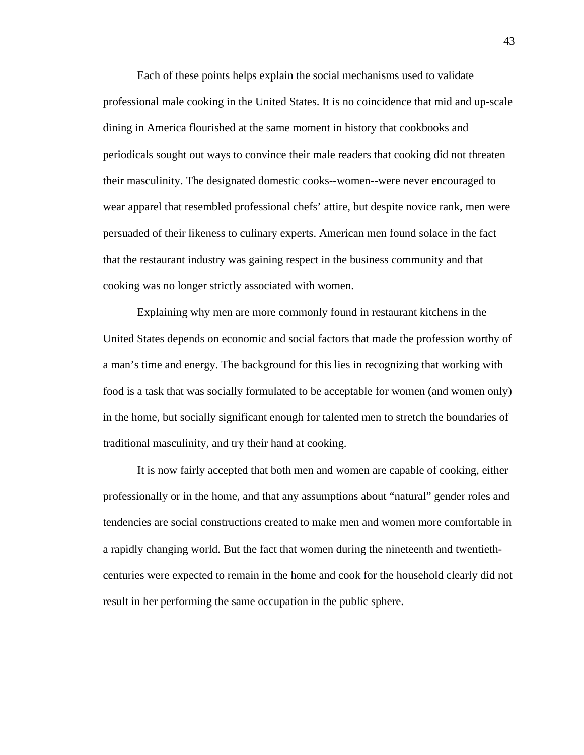Each of these points helps explain the social mechanisms used to validate professional male cooking in the United States. It is no coincidence that mid and up-scale dining in America flourished at the same moment in history that cookbooks and periodicals sought out ways to convince their male readers that cooking did not threaten their masculinity. The designated domestic cooks--women--were never encouraged to wear apparel that resembled professional chefs' attire, but despite novice rank, men were persuaded of their likeness to culinary experts. American men found solace in the fact that the restaurant industry was gaining respect in the business community and that cooking was no longer strictly associated with women.

Explaining why men are more commonly found in restaurant kitchens in the United States depends on economic and social factors that made the profession worthy of a man's time and energy. The background for this lies in recognizing that working with food is a task that was socially formulated to be acceptable for women (and women only) in the home, but socially significant enough for talented men to stretch the boundaries of traditional masculinity, and try their hand at cooking.

It is now fairly accepted that both men and women are capable of cooking, either professionally or in the home, and that any assumptions about "natural" gender roles and tendencies are social constructions created to make men and women more comfortable in a rapidly changing world. But the fact that women during the nineteenth and twentieth-centuries were expected to remain in the home and cook for the household clearly did not result in her performing the same occupation in the public sphere.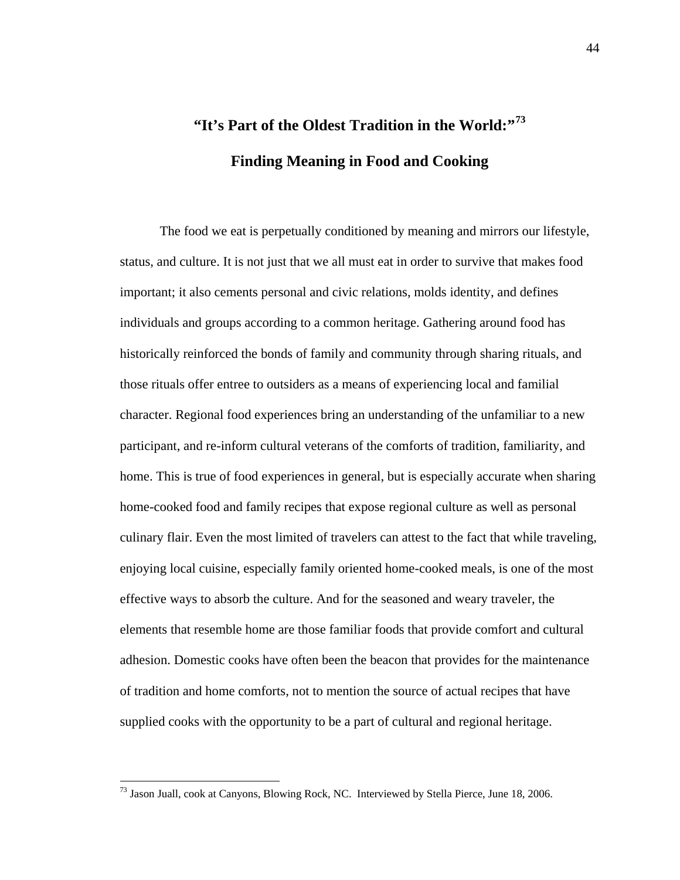# "It's Part of the Oldest Tradition in the World:"[73]

# Finding Meaning in Food and Cooking

The food we eat is perpetually conditioned by meaning and mirrors our lifestyle, status, and culture. It is not just that we all must eat in order to survive that makes food important; it also cements personal and civic relations, molds identity, and defines individuals and groups according to a common heritage. Gathering around food has historically reinforced the bonds of family and community through sharing rituals, and those rituals offer entree to outsiders as a means of experiencing local and familial character. Regional food experiences bring an understanding of the unfamiliar to a new participant, and re-inform cultural veterans of the comforts of tradition, familiarity, and home. This is true of food experiences in general, but is especially accurate when sharing home-cooked food and family recipes that expose regional culture as well as personal culinary flair. Even the most limited of travelers can attest to the fact that while traveling, enjoying local cuisine, especially family oriented home-cooked meals, is one of the most effective ways to absorb the culture. And for the seasoned and weary traveler, the elements that resemble home are those familiar foods that provide comfort and cultural adhesion. Domestic cooks have often been the beacon that provides for the maintenance of tradition and home comforts, not to mention the source of actual recipes that have supplied cooks with the opportunity to be a part of cultural and regional heritage.

---

[73] Jason Juall, cook at Canyons, Blowing Rock, NC. Interviewed by Stella Pierce, June 18, 2006.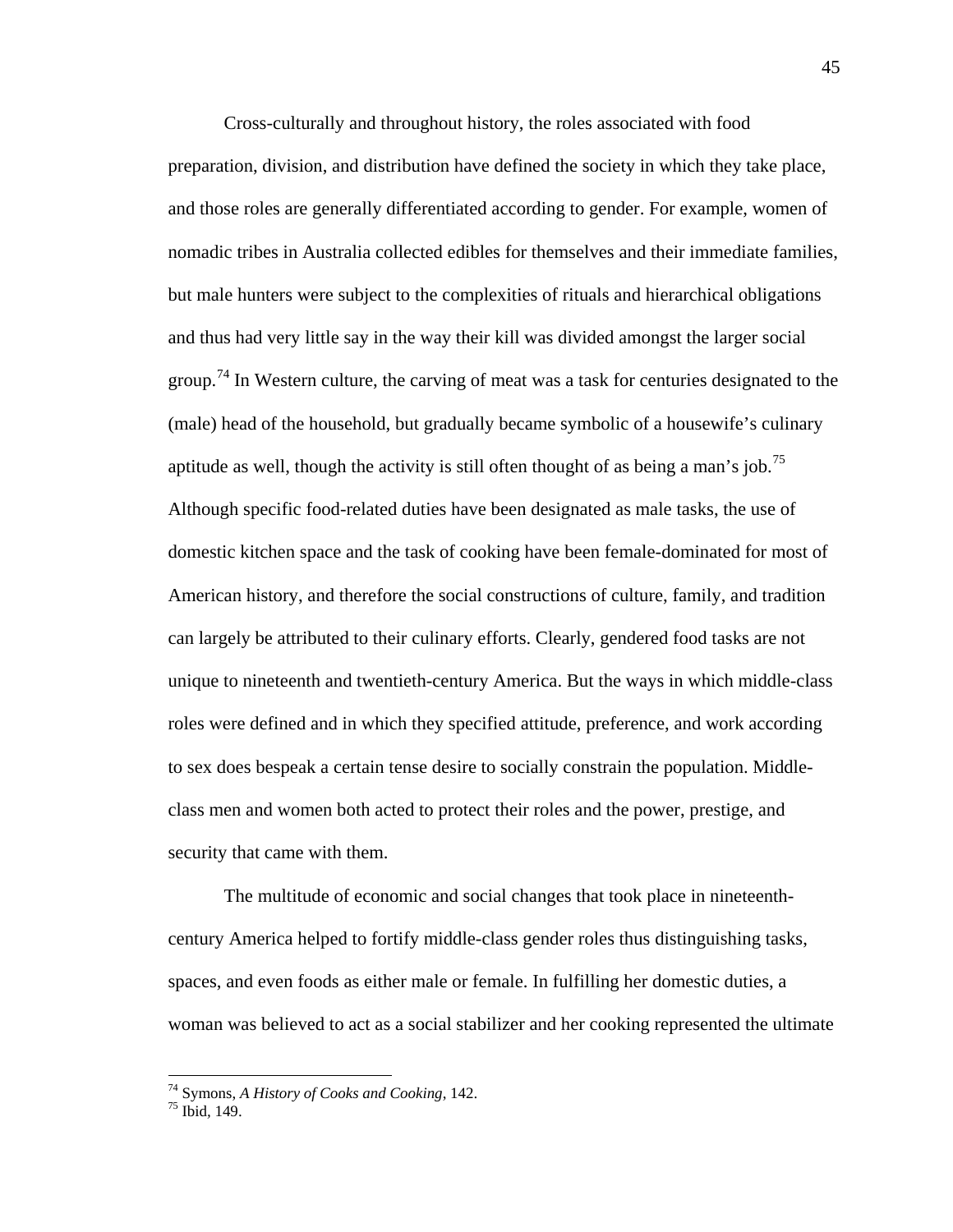Cross-culturally and throughout history, the roles associated with food preparation, division, and distribution have defined the society in which they take place, and those roles are generally differentiated according to gender. For example, women of nomadic tribes in Australia collected edibles for themselves and their immediate families, but male hunters were subject to the complexities of rituals and hierarchical obligations and thus had very little say in the way their kill was divided amongst the larger social group.[74] In Western culture, the carving of meat was a task for centuries designated to the (male) head of the household, but gradually became symbolic of a housewife's culinary aptitude as well, though the activity is still often thought of as being a man's job.[75] Although specific food-related duties have been designated as male tasks, the use of domestic kitchen space and the task of cooking have been female-dominated for most of American history, and therefore the social constructions of culture, family, and tradition can largely be attributed to their culinary efforts. Clearly, gendered food tasks are not unique to nineteenth and twentieth-century America. But the ways in which middle-class roles were defined and in which they specified attitude, preference, and work according to sex does bespeak a certain tense desire to socially constrain the population. Middle-class men and women both acted to protect their roles and the power, prestige, and security that came with them.

The multitude of economic and social changes that took place in nineteenth-century America helped to fortify middle-class gender roles thus distinguishing tasks, spaces, and even foods as either male or female. In fulfilling her domestic duties, a woman was believed to act as a social stabilizer and her cooking represented the ultimate

---

[74] Symons, *A History of Cooks and Cooking*, 142.
[75] Ibid, 149.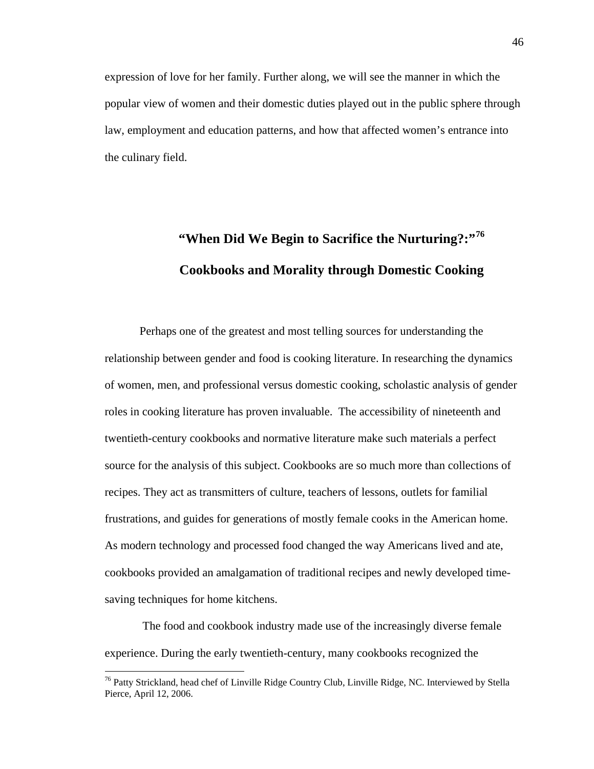expression of love for her family. Further along, we will see the manner in which the popular view of women and their domestic duties played out in the public sphere through law, employment and education patterns, and how that affected women's entrance into the culinary field.

## "When Did We Begin to Sacrifice the Nurturing?:"[76]

## Cookbooks and Morality through Domestic Cooking

Perhaps one of the greatest and most telling sources for understanding the relationship between gender and food is cooking literature. In researching the dynamics of women, men, and professional versus domestic cooking, scholastic analysis of gender roles in cooking literature has proven invaluable. The accessibility of nineteenth and twentieth-century cookbooks and normative literature make such materials a perfect source for the analysis of this subject. Cookbooks are so much more than collections of recipes. They act as transmitters of culture, teachers of lessons, outlets for familial frustrations, and guides for generations of mostly female cooks in the American home. As modern technology and processed food changed the way Americans lived and ate, cookbooks provided an amalgamation of traditional recipes and newly developed time-saving techniques for home kitchens.

The food and cookbook industry made use of the increasingly diverse female experience. During the early twentieth-century, many cookbooks recognized the

---

[76] Patty Strickland, head chef of Linville Ridge Country Club, Linville Ridge, NC. Interviewed by Stella Pierce, April 12, 2006.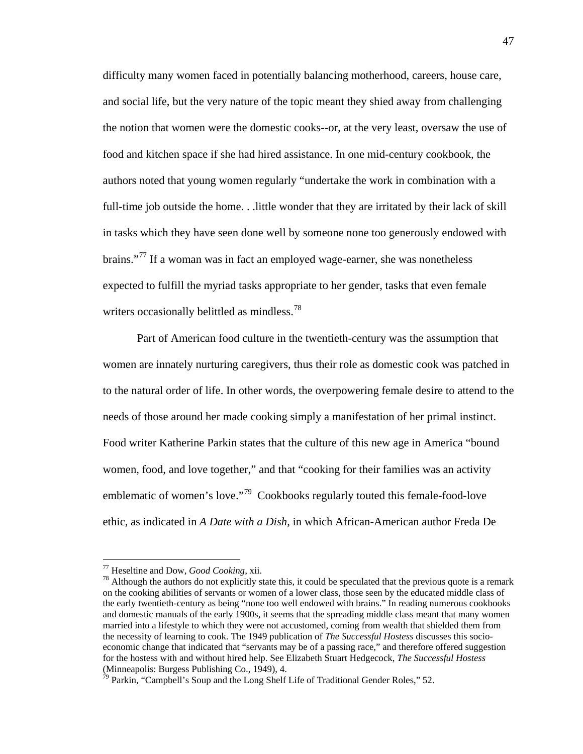difficulty many women faced in potentially balancing motherhood, careers, house care, and social life, but the very nature of the topic meant they shied away from challenging the notion that women were the domestic cooks--or, at the very least, oversaw the use of food and kitchen space if she had hired assistance. In one mid-century cookbook, the authors noted that young women regularly "undertake the work in combination with a full-time job outside the home. . .little wonder that they are irritated by their lack of skill in tasks which they have seen done well by someone none too generously endowed with brains."[77] If a woman was in fact an employed wage-earner, she was nonetheless expected to fulfill the myriad tasks appropriate to her gender, tasks that even female writers occasionally belittled as mindless.[78]

Part of American food culture in the twentieth-century was the assumption that women are innately nurturing caregivers, thus their role as domestic cook was patched in to the natural order of life. In other words, the overpowering female desire to attend to the needs of those around her made cooking simply a manifestation of her primal instinct. Food writer Katherine Parkin states that the culture of this new age in America "bound women, food, and love together," and that "cooking for their families was an activity emblematic of women's love."[79] Cookbooks regularly touted this female-food-love ethic, as indicated in *A Date with a Dish*, in which African-American author Freda De

---

[77] Heseltine and Dow, *Good Cooking*, xii.

[78] Although the authors do not explicitly state this, it could be speculated that the previous quote is a remark on the cooking abilities of servants or women of a lower class, those seen by the educated middle class of the early twentieth-century as being "none too well endowed with brains." In reading numerous cookbooks and domestic manuals of the early 1900s, it seems that the spreading middle class meant that many women married into a lifestyle to which they were not accustomed, coming from wealth that shielded them from the necessity of learning to cook. The 1949 publication of *The Successful Hostess* discusses this socio-economic change that indicated that "servants may be of a passing race," and therefore offered suggestion for the hostess with and without hired help. See Elizabeth Stuart Hedgecock, *The Successful Hostess* (Minneapolis: Burgess Publishing Co., 1949), 4.

[79] Parkin, "Campbell's Soup and the Long Shelf Life of Traditional Gender Roles," 52.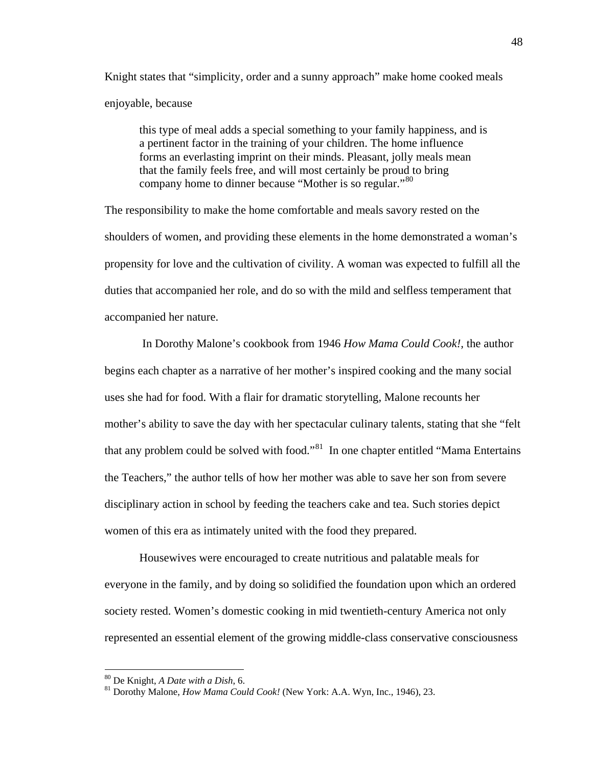Knight states that "simplicity, order and a sunny approach" make home cooked meals enjoyable, because

> this type of meal adds a special something to your family happiness, and is a pertinent factor in the training of your children. The home influence forms an everlasting imprint on their minds. Pleasant, jolly meals mean that the family feels free, and will most certainly be proud to bring company home to dinner because "Mother is so regular."[80]

The responsibility to make the home comfortable and meals savory rested on the shoulders of women, and providing these elements in the home demonstrated a woman's propensity for love and the cultivation of civility. A woman was expected to fulfill all the duties that accompanied her role, and do so with the mild and selfless temperament that accompanied her nature.

In Dorothy Malone's cookbook from 1946 *How Mama Could Cook!*, the author begins each chapter as a narrative of her mother's inspired cooking and the many social uses she had for food. With a flair for dramatic storytelling, Malone recounts her mother's ability to save the day with her spectacular culinary talents, stating that she "felt that any problem could be solved with food."[81] In one chapter entitled "Mama Entertains the Teachers," the author tells of how her mother was able to save her son from severe disciplinary action in school by feeding the teachers cake and tea. Such stories depict women of this era as intimately united with the food they prepared.

Housewives were encouraged to create nutritious and palatable meals for everyone in the family, and by doing so solidified the foundation upon which an ordered society rested. Women's domestic cooking in mid twentieth-century America not only represented an essential element of the growing middle-class conservative consciousness

---

[80] De Knight, *A Date with a Dish*, 6.

[81] Dorothy Malone, *How Mama Could Cook!* (New York: A.A. Wyn, Inc., 1946), 23.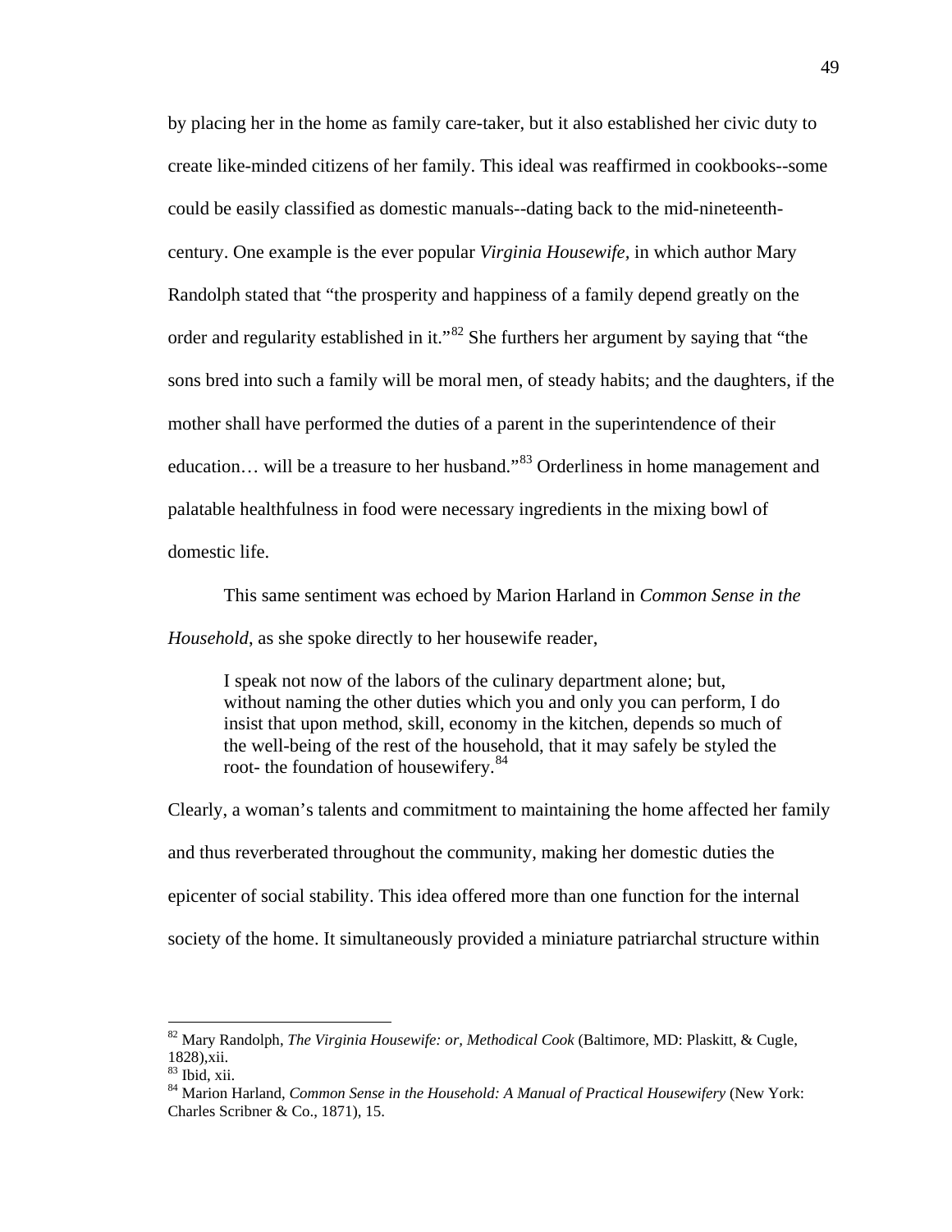by placing her in the home as family care-taker, but it also established her civic duty to create like-minded citizens of her family. This ideal was reaffirmed in cookbooks--some could be easily classified as domestic manuals--dating back to the mid-nineteenth-century. One example is the ever popular *Virginia Housewife,* in which author Mary Randolph stated that "the prosperity and happiness of a family depend greatly on the order and regularity established in it."[82] She furthers her argument by saying that "the sons bred into such a family will be moral men, of steady habits; and the daughters, if the mother shall have performed the duties of a parent in the superintendence of their education… will be a treasure to her husband."[83] Orderliness in home management and palatable healthfulness in food were necessary ingredients in the mixing bowl of domestic life.

This same sentiment was echoed by Marion Harland in *Common Sense in the Household*, as she spoke directly to her housewife reader,

> I speak not now of the labors of the culinary department alone; but, without naming the other duties which you and only you can perform, I do insist that upon method, skill, economy in the kitchen, depends so much of the well-being of the rest of the household, that it may safely be styled the root- the foundation of housewifery.[84]

Clearly, a woman's talents and commitment to maintaining the home affected her family and thus reverberated throughout the community, making her domestic duties the epicenter of social stability. This idea offered more than one function for the internal society of the home. It simultaneously provided a miniature patriarchal structure within

---

[82] Mary Randolph, *The Virginia Housewife: or, Methodical Cook* (Baltimore, MD: Plaskitt, & Cugle, 1828),xii.

[83] Ibid, xii.

[84] Marion Harland, *Common Sense in the Household: A Manual of Practical Housewifery* (New York: Charles Scribner & Co., 1871), 15.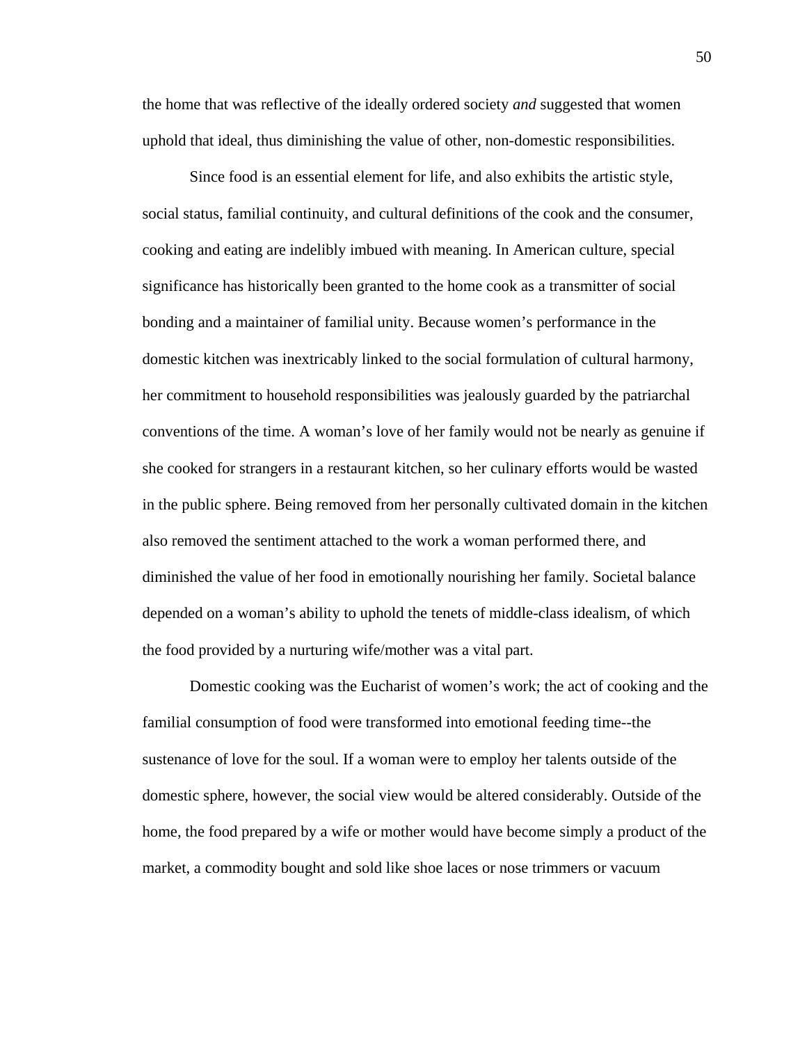the home that was reflective of the ideally ordered society *and* suggested that women uphold that ideal, thus diminishing the value of other, non-domestic responsibilities.

Since food is an essential element for life, and also exhibits the artistic style, social status, familial continuity, and cultural definitions of the cook and the consumer, cooking and eating are indelibly imbued with meaning. In American culture, special significance has historically been granted to the home cook as a transmitter of social bonding and a maintainer of familial unity. Because women's performance in the domestic kitchen was inextricably linked to the social formulation of cultural harmony, her commitment to household responsibilities was jealously guarded by the patriarchal conventions of the time. A woman's love of her family would not be nearly as genuine if she cooked for strangers in a restaurant kitchen, so her culinary efforts would be wasted in the public sphere. Being removed from her personally cultivated domain in the kitchen also removed the sentiment attached to the work a woman performed there, and diminished the value of her food in emotionally nourishing her family. Societal balance depended on a woman's ability to uphold the tenets of middle-class idealism, of which the food provided by a nurturing wife/mother was a vital part.

Domestic cooking was the Eucharist of women's work; the act of cooking and the familial consumption of food were transformed into emotional feeding time--the sustenance of love for the soul. If a woman were to employ her talents outside of the domestic sphere, however, the social view would be altered considerably. Outside of the home, the food prepared by a wife or mother would have become simply a product of the market, a commodity bought and sold like shoe laces or nose trimmers or vacuum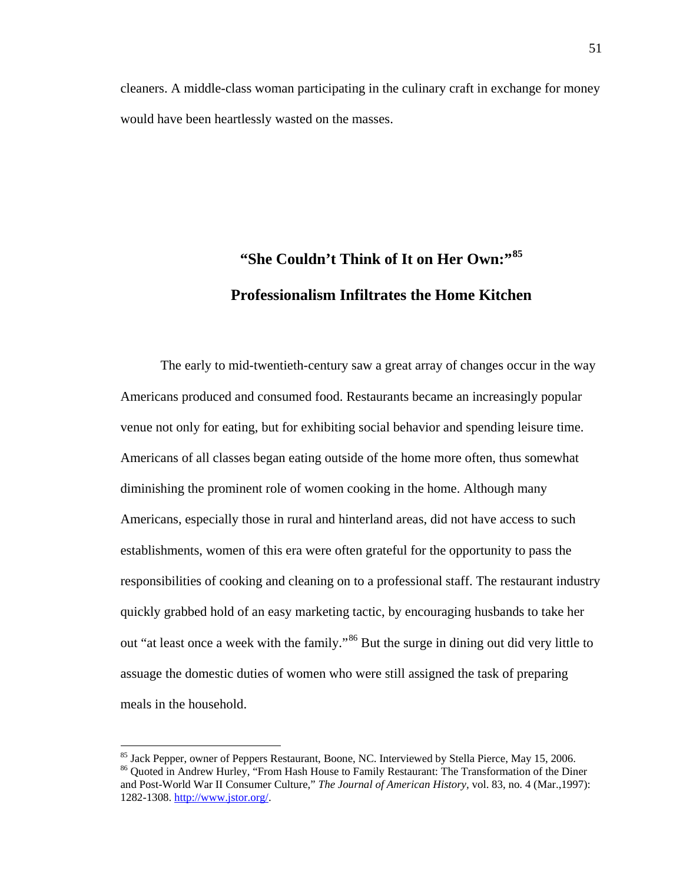cleaners. A middle-class woman participating in the culinary craft in exchange for money would have been heartlessly wasted on the masses.

## "She Couldn't Think of It on Her Own:"[85]

## Professionalism Infiltrates the Home Kitchen

The early to mid-twentieth-century saw a great array of changes occur in the way Americans produced and consumed food. Restaurants became an increasingly popular venue not only for eating, but for exhibiting social behavior and spending leisure time. Americans of all classes began eating outside of the home more often, thus somewhat diminishing the prominent role of women cooking in the home. Although many Americans, especially those in rural and hinterland areas, did not have access to such establishments, women of this era were often grateful for the opportunity to pass the responsibilities of cooking and cleaning on to a professional staff. The restaurant industry quickly grabbed hold of an easy marketing tactic, by encouraging husbands to take her out "at least once a week with the family."[86] But the surge in dining out did very little to assuage the domestic duties of women who were still assigned the task of preparing meals in the household.

---

[85] Jack Pepper, owner of Peppers Restaurant, Boone, NC. Interviewed by Stella Pierce, May 15, 2006.

[86] Quoted in Andrew Hurley, "From Hash House to Family Restaurant: The Transformation of the Diner and Post-World War II Consumer Culture," *The Journal of American History,* vol. 83, no. 4 (Mar.,1997): 1282-1308. http://www.jstor.org/.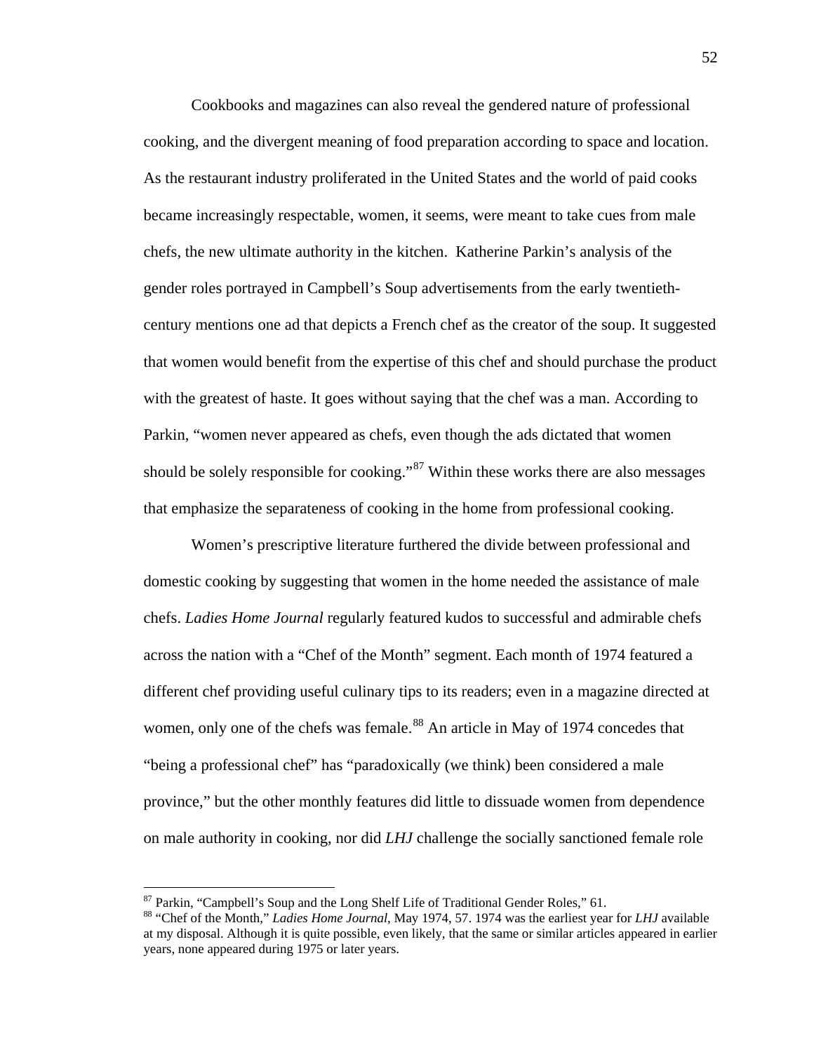Cookbooks and magazines can also reveal the gendered nature of professional cooking, and the divergent meaning of food preparation according to space and location. As the restaurant industry proliferated in the United States and the world of paid cooks became increasingly respectable, women, it seems, were meant to take cues from male chefs, the new ultimate authority in the kitchen. Katherine Parkin's analysis of the gender roles portrayed in Campbell's Soup advertisements from the early twentieth-century mentions one ad that depicts a French chef as the creator of the soup. It suggested that women would benefit from the expertise of this chef and should purchase the product with the greatest of haste. It goes without saying that the chef was a man. According to Parkin, "women never appeared as chefs, even though the ads dictated that women should be solely responsible for cooking."[87] Within these works there are also messages that emphasize the separateness of cooking in the home from professional cooking.

Women's prescriptive literature furthered the divide between professional and domestic cooking by suggesting that women in the home needed the assistance of male chefs. *Ladies Home Journal* regularly featured kudos to successful and admirable chefs across the nation with a "Chef of the Month" segment. Each month of 1974 featured a different chef providing useful culinary tips to its readers; even in a magazine directed at women, only one of the chefs was female.[88] An article in May of 1974 concedes that "being a professional chef" has "paradoxically (we think) been considered a male province," but the other monthly features did little to dissuade women from dependence on male authority in cooking, nor did *LHJ* challenge the socially sanctioned female role

---

[87] Parkin, "Campbell's Soup and the Long Shelf Life of Traditional Gender Roles," 61.

[88] "Chef of the Month," *Ladies Home Journal*, May 1974, 57. 1974 was the earliest year for *LHJ* available at my disposal. Although it is quite possible, even likely, that the same or similar articles appeared in earlier years, none appeared during 1975 or later years.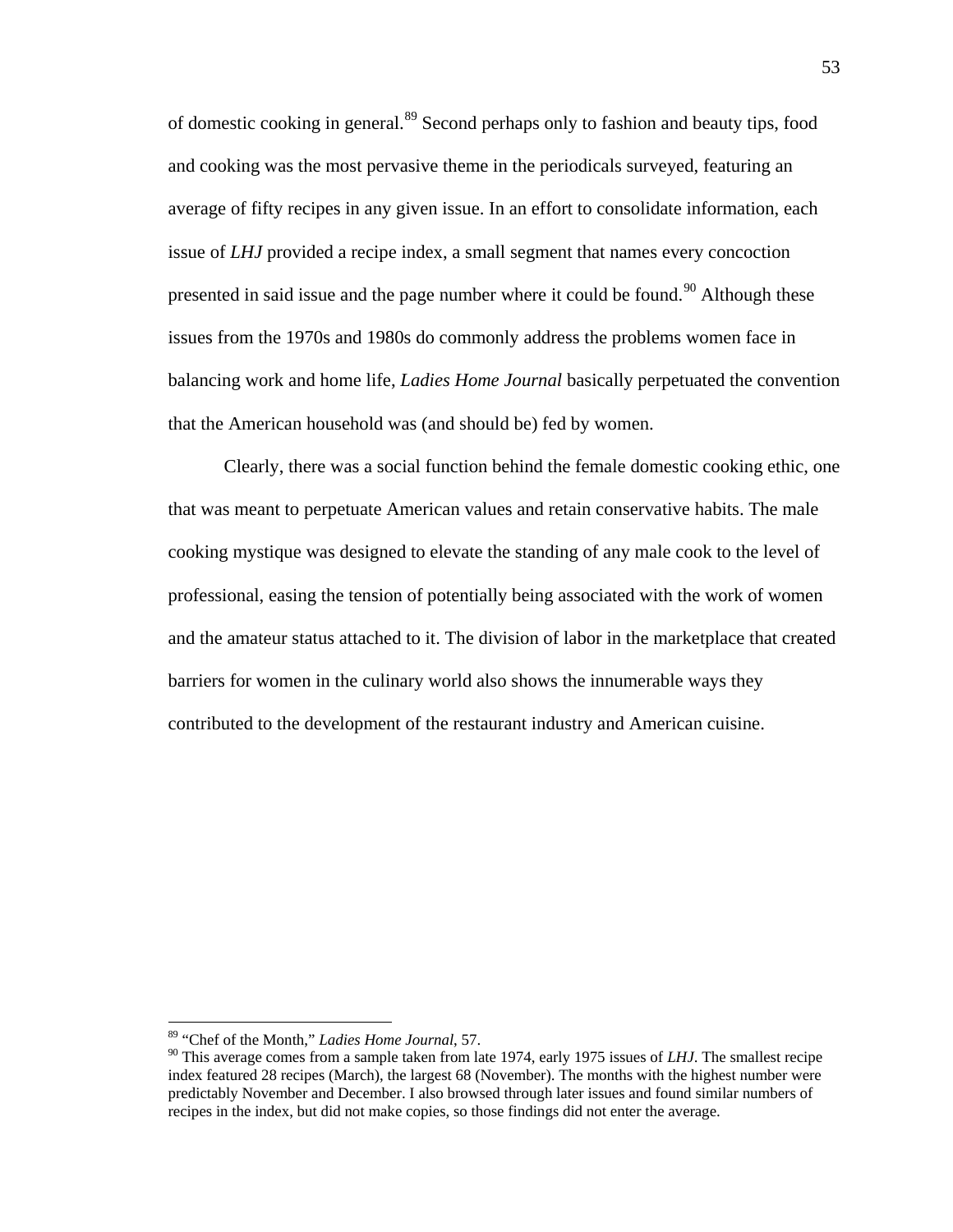of domestic cooking in general.[89] Second perhaps only to fashion and beauty tips, food and cooking was the most pervasive theme in the periodicals surveyed, featuring an average of fifty recipes in any given issue. In an effort to consolidate information, each issue of *LHJ* provided a recipe index, a small segment that names every concoction presented in said issue and the page number where it could be found.[90] Although these issues from the 1970s and 1980s do commonly address the problems women face in balancing work and home life, *Ladies Home Journal* basically perpetuated the convention that the American household was (and should be) fed by women.

Clearly, there was a social function behind the female domestic cooking ethic, one that was meant to perpetuate American values and retain conservative habits. The male cooking mystique was designed to elevate the standing of any male cook to the level of professional, easing the tension of potentially being associated with the work of women and the amateur status attached to it. The division of labor in the marketplace that created barriers for women in the culinary world also shows the innumerable ways they contributed to the development of the restaurant industry and American cuisine.

---

[89] "Chef of the Month," *Ladies Home Journal*, 57.

[90] This average comes from a sample taken from late 1974, early 1975 issues of *LHJ*. The smallest recipe index featured 28 recipes (March), the largest 68 (November). The months with the highest number were predictably November and December. I also browsed through later issues and found similar numbers of recipes in the index, but did not make copies, so those findings did not enter the average.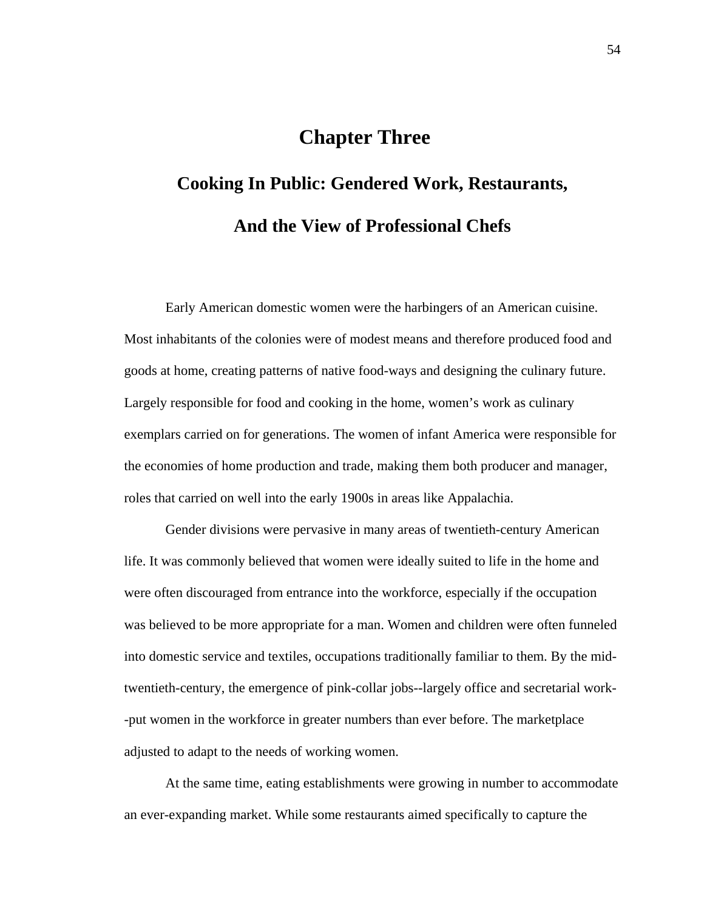# Chapter Three

## Cooking In Public: Gendered Work, Restaurants, And the View of Professional Chefs

Early American domestic women were the harbingers of an American cuisine. Most inhabitants of the colonies were of modest means and therefore produced food and goods at home, creating patterns of native food-ways and designing the culinary future. Largely responsible for food and cooking in the home, women's work as culinary exemplars carried on for generations. The women of infant America were responsible for the economies of home production and trade, making them both producer and manager, roles that carried on well into the early 1900s in areas like Appalachia.

Gender divisions were pervasive in many areas of twentieth-century American life. It was commonly believed that women were ideally suited to life in the home and were often discouraged from entrance into the workforce, especially if the occupation was believed to be more appropriate for a man. Women and children were often funneled into domestic service and textiles, occupations traditionally familiar to them. By the mid-twentieth-century, the emergence of pink-collar jobs--largely office and secretarial work--put women in the workforce in greater numbers than ever before. The marketplace adjusted to adapt to the needs of working women.

At the same time, eating establishments were growing in number to accommodate an ever-expanding market. While some restaurants aimed specifically to capture the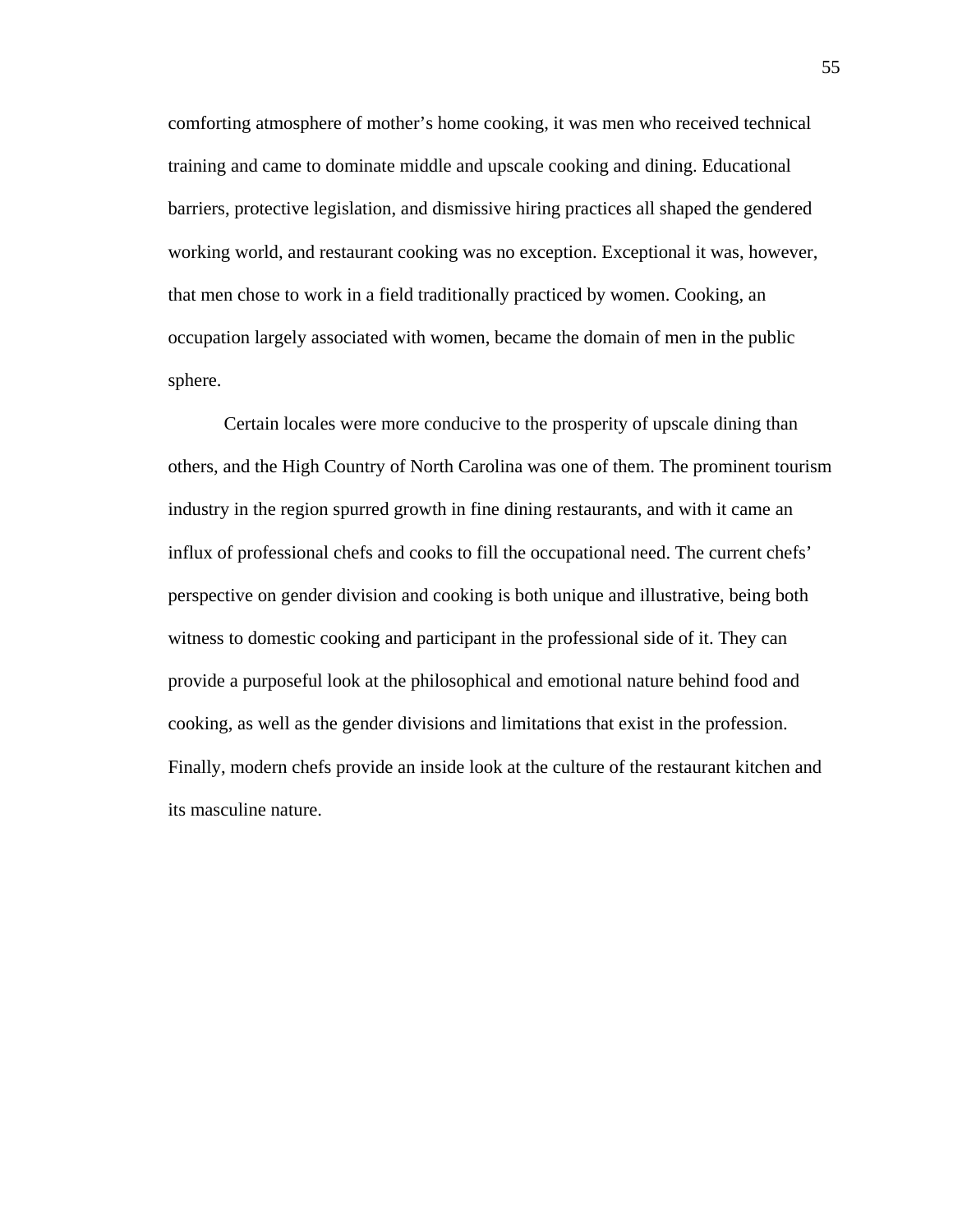comforting atmosphere of mother's home cooking, it was men who received technical training and came to dominate middle and upscale cooking and dining. Educational barriers, protective legislation, and dismissive hiring practices all shaped the gendered working world, and restaurant cooking was no exception. Exceptional it was, however, that men chose to work in a field traditionally practiced by women. Cooking, an occupation largely associated with women, became the domain of men in the public sphere.

Certain locales were more conducive to the prosperity of upscale dining than others, and the High Country of North Carolina was one of them. The prominent tourism industry in the region spurred growth in fine dining restaurants, and with it came an influx of professional chefs and cooks to fill the occupational need. The current chefs' perspective on gender division and cooking is both unique and illustrative, being both witness to domestic cooking and participant in the professional side of it. They can provide a purposeful look at the philosophical and emotional nature behind food and cooking, as well as the gender divisions and limitations that exist in the profession. Finally, modern chefs provide an inside look at the culture of the restaurant kitchen and its masculine nature.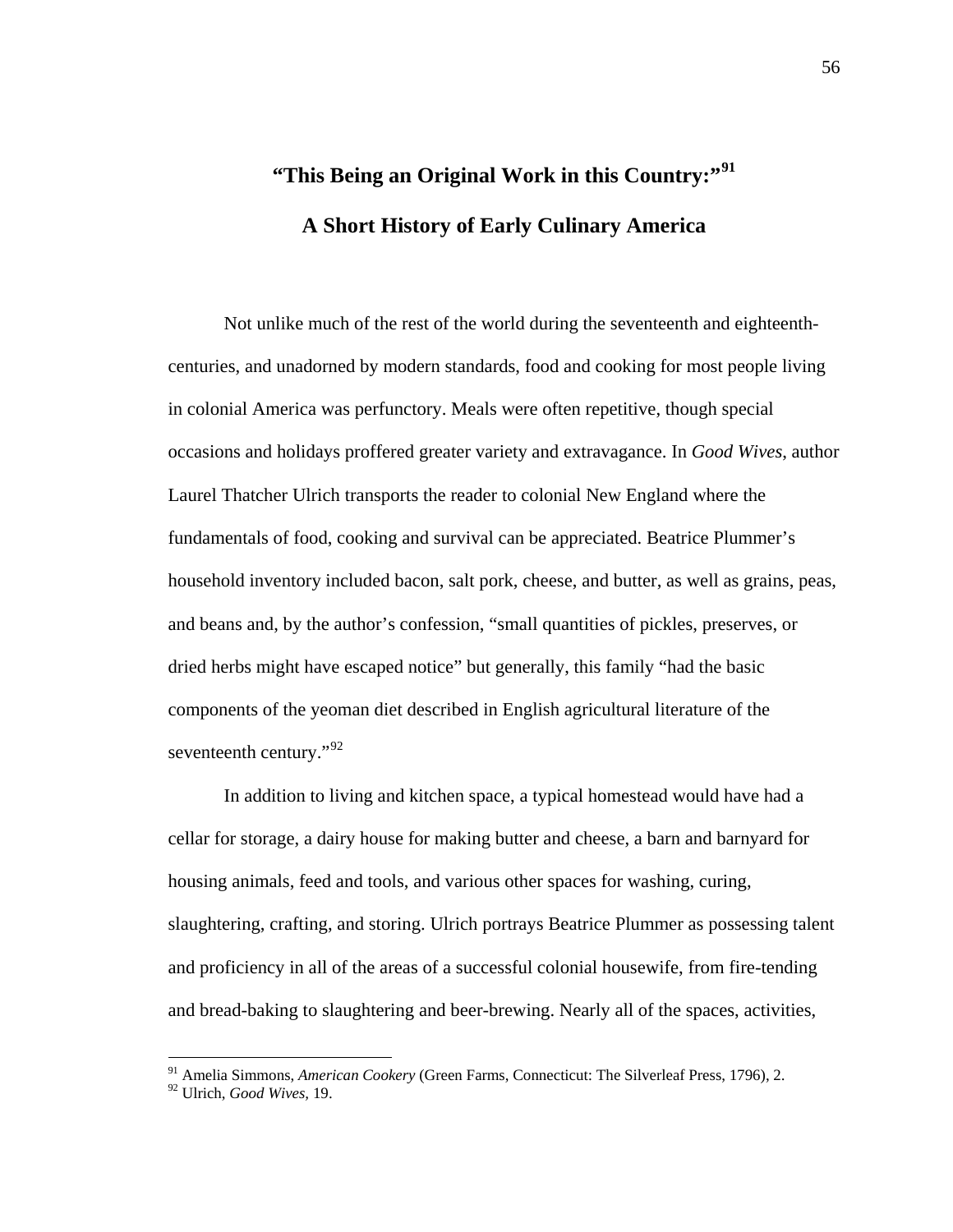## "This Being an Original Work in this Country:"[91]

## A Short History of Early Culinary America

Not unlike much of the rest of the world during the seventeenth and eighteenth-centuries, and unadorned by modern standards, food and cooking for most people living in colonial America was perfunctory. Meals were often repetitive, though special occasions and holidays proffered greater variety and extravagance. In *Good Wives*, author Laurel Thatcher Ulrich transports the reader to colonial New England where the fundamentals of food, cooking and survival can be appreciated. Beatrice Plummer's household inventory included bacon, salt pork, cheese, and butter, as well as grains, peas, and beans and, by the author's confession, "small quantities of pickles, preserves, or dried herbs might have escaped notice" but generally, this family "had the basic components of the yeoman diet described in English agricultural literature of the seventeenth century."[92]

In addition to living and kitchen space, a typical homestead would have had a cellar for storage, a dairy house for making butter and cheese, a barn and barnyard for housing animals, feed and tools, and various other spaces for washing, curing, slaughtering, crafting, and storing. Ulrich portrays Beatrice Plummer as possessing talent and proficiency in all of the areas of a successful colonial housewife, from fire-tending and bread-baking to slaughtering and beer-brewing. Nearly all of the spaces, activities,

---

[91] Amelia Simmons, *American Cookery* (Green Farms, Connecticut: The Silverleaf Press, 1796), 2.

[92] Ulrich, *Good Wives*, 19.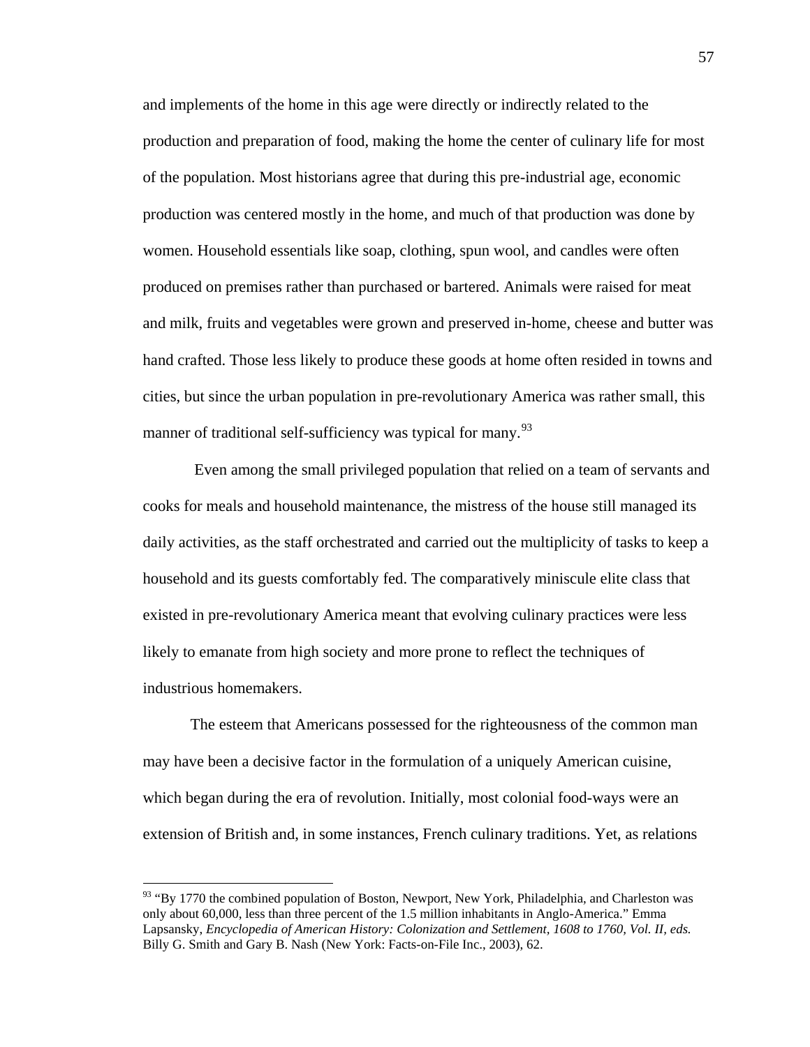and implements of the home in this age were directly or indirectly related to the production and preparation of food, making the home the center of culinary life for most of the population. Most historians agree that during this pre-industrial age, economic production was centered mostly in the home, and much of that production was done by women. Household essentials like soap, clothing, spun wool, and candles were often produced on premises rather than purchased or bartered. Animals were raised for meat and milk, fruits and vegetables were grown and preserved in-home, cheese and butter was hand crafted. Those less likely to produce these goods at home often resided in towns and cities, but since the urban population in pre-revolutionary America was rather small, this manner of traditional self-sufficiency was typical for many.[93]

Even among the small privileged population that relied on a team of servants and cooks for meals and household maintenance, the mistress of the house still managed its daily activities, as the staff orchestrated and carried out the multiplicity of tasks to keep a household and its guests comfortably fed. The comparatively miniscule elite class that existed in pre-revolutionary America meant that evolving culinary practices were less likely to emanate from high society and more prone to reflect the techniques of industrious homemakers.

The esteem that Americans possessed for the righteousness of the common man may have been a decisive factor in the formulation of a uniquely American cuisine, which began during the era of revolution. Initially, most colonial food-ways were an extension of British and, in some instances, French culinary traditions. Yet, as relations

---

[93] "By 1770 the combined population of Boston, Newport, New York, Philadelphia, and Charleston was only about 60,000, less than three percent of the 1.5 million inhabitants in Anglo-America." Emma Lapsansky, *Encyclopedia of American History: Colonization and Settlement, 1608 to 1760, Vol. II, eds.* Billy G. Smith and Gary B. Nash (New York: Facts-on-File Inc., 2003), 62.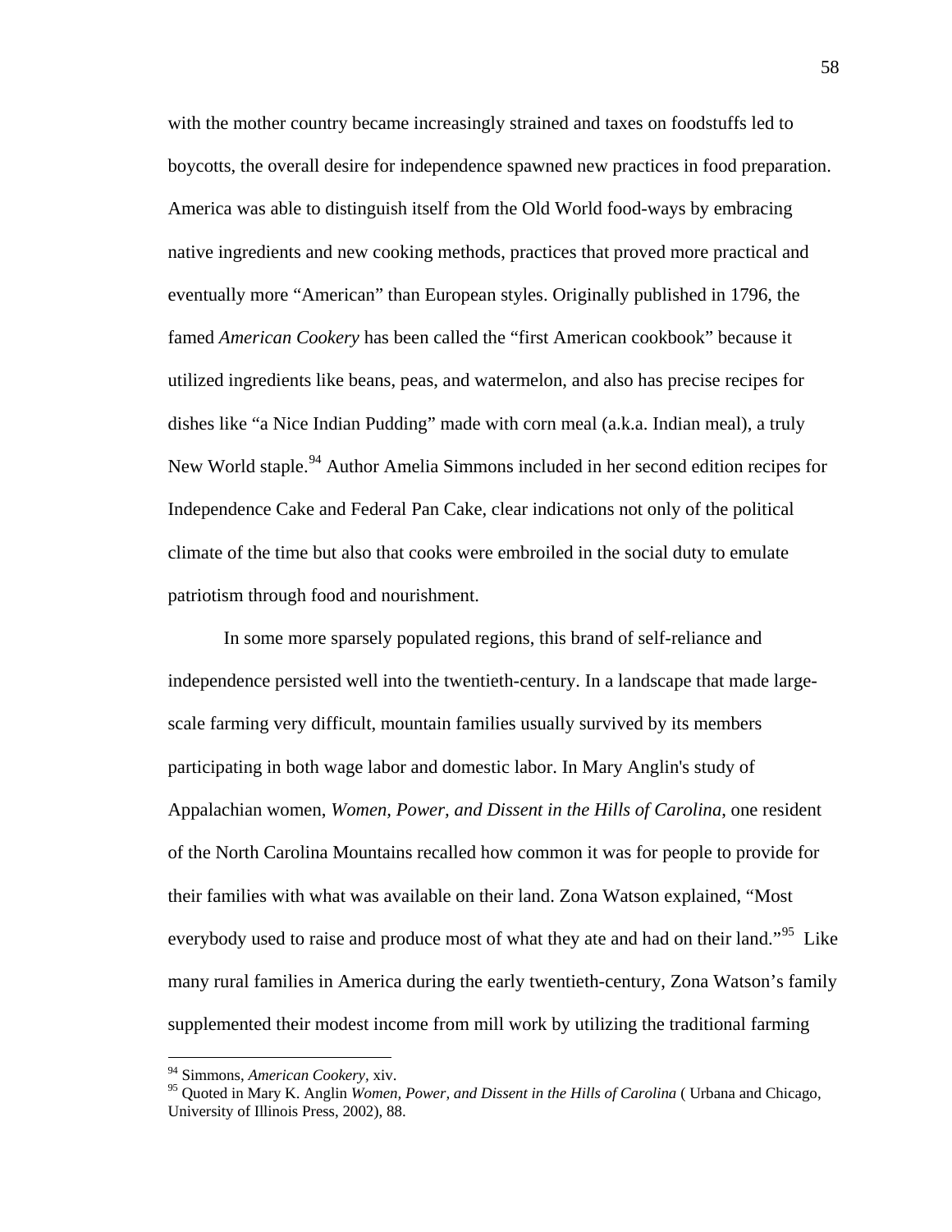with the mother country became increasingly strained and taxes on foodstuffs led to boycotts, the overall desire for independence spawned new practices in food preparation. America was able to distinguish itself from the Old World food-ways by embracing native ingredients and new cooking methods, practices that proved more practical and eventually more "American" than European styles. Originally published in 1796, the famed *American Cookery* has been called the "first American cookbook" because it utilized ingredients like beans, peas, and watermelon, and also has precise recipes for dishes like "a Nice Indian Pudding" made with corn meal (a.k.a. Indian meal), a truly New World staple.[94] Author Amelia Simmons included in her second edition recipes for Independence Cake and Federal Pan Cake, clear indications not only of the political climate of the time but also that cooks were embroiled in the social duty to emulate patriotism through food and nourishment.

In some more sparsely populated regions, this brand of self-reliance and independence persisted well into the twentieth-century. In a landscape that made large-scale farming very difficult, mountain families usually survived by its members participating in both wage labor and domestic labor. In Mary Anglin's study of Appalachian women, *Women, Power, and Dissent in the Hills of Carolina*, one resident of the North Carolina Mountains recalled how common it was for people to provide for their families with what was available on their land. Zona Watson explained, "Most everybody used to raise and produce most of what they ate and had on their land."[95] Like many rural families in America during the early twentieth-century, Zona Watson's family supplemented their modest income from mill work by utilizing the traditional farming

---

[94] Simmons, *American Cookery*, xiv.

[95] Quoted in Mary K. Anglin *Women, Power, and Dissent in the Hills of Carolina* ( Urbana and Chicago, University of Illinois Press, 2002), 88.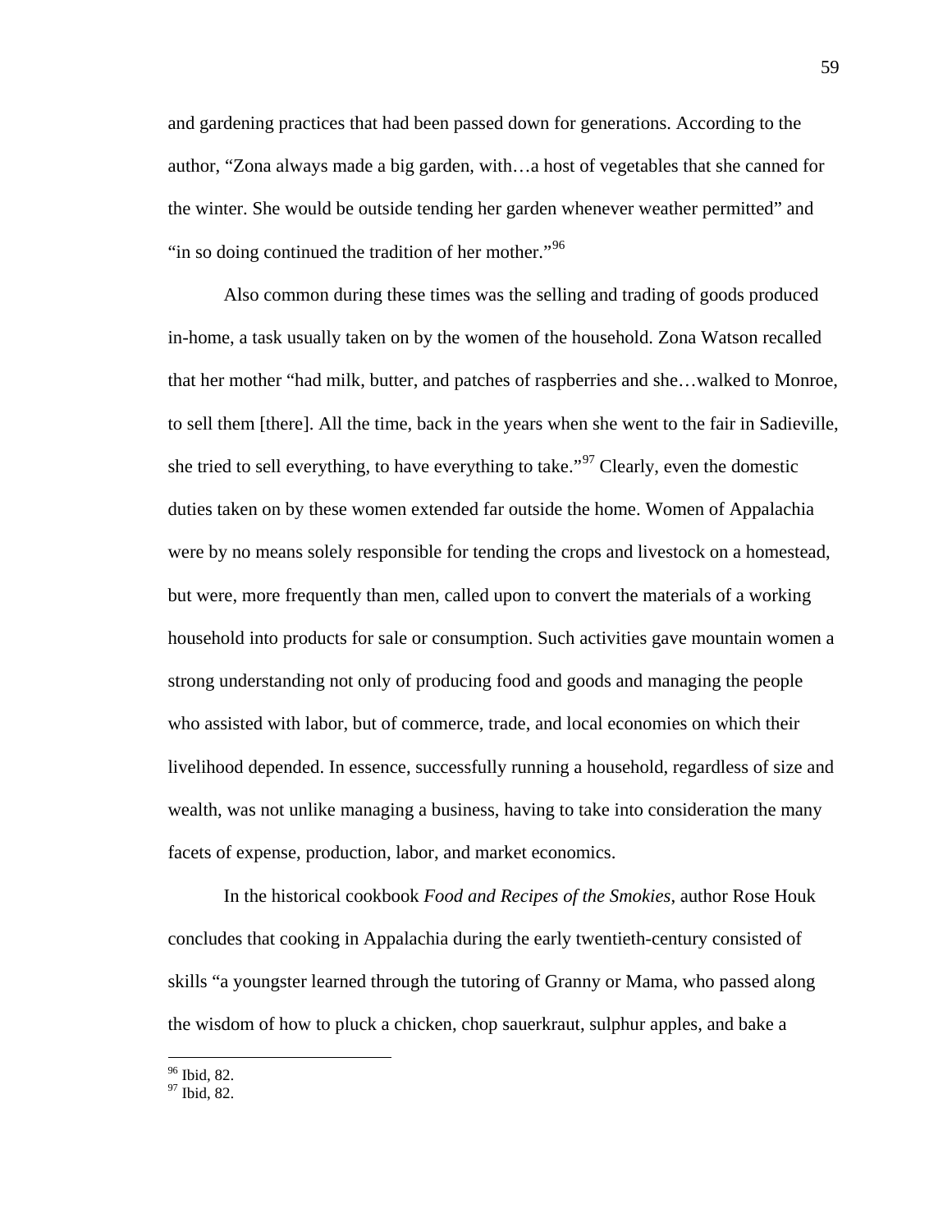and gardening practices that had been passed down for generations. According to the author, "Zona always made a big garden, with…a host of vegetables that she canned for the winter. She would be outside tending her garden whenever weather permitted" and "in so doing continued the tradition of her mother."[96]

Also common during these times was the selling and trading of goods produced in-home, a task usually taken on by the women of the household. Zona Watson recalled that her mother "had milk, butter, and patches of raspberries and she…walked to Monroe, to sell them [there]. All the time, back in the years when she went to the fair in Sadieville, she tried to sell everything, to have everything to take."[97] Clearly, even the domestic duties taken on by these women extended far outside the home. Women of Appalachia were by no means solely responsible for tending the crops and livestock on a homestead, but were, more frequently than men, called upon to convert the materials of a working household into products for sale or consumption. Such activities gave mountain women a strong understanding not only of producing food and goods and managing the people who assisted with labor, but of commerce, trade, and local economies on which their livelihood depended. In essence, successfully running a household, regardless of size and wealth, was not unlike managing a business, having to take into consideration the many facets of expense, production, labor, and market economics.

In the historical cookbook *Food and Recipes of the Smokies*, author Rose Houk concludes that cooking in Appalachia during the early twentieth-century consisted of skills "a youngster learned through the tutoring of Granny or Mama, who passed along the wisdom of how to pluck a chicken, chop sauerkraut, sulphur apples, and bake a

---

[96] Ibid, 82.
[97] Ibid, 82.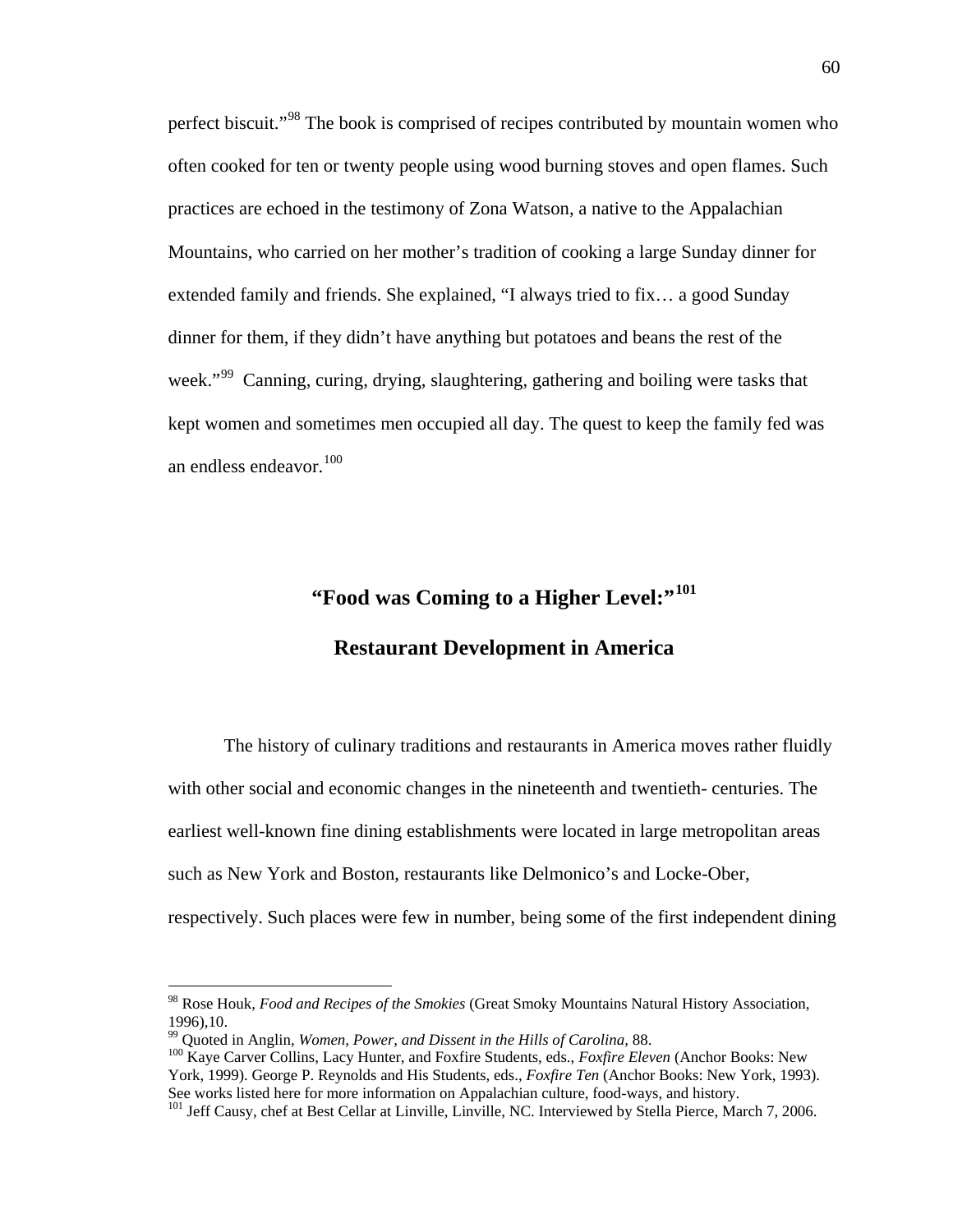perfect biscuit."[98] The book is comprised of recipes contributed by mountain women who often cooked for ten or twenty people using wood burning stoves and open flames. Such practices are echoed in the testimony of Zona Watson, a native to the Appalachian Mountains, who carried on her mother's tradition of cooking a large Sunday dinner for extended family and friends. She explained, "I always tried to fix… a good Sunday dinner for them, if they didn't have anything but potatoes and beans the rest of the week."[99] Canning, curing, drying, slaughtering, gathering and boiling were tasks that kept women and sometimes men occupied all day. The quest to keep the family fed was an endless endeavor.[100]

## "Food was Coming to a Higher Level:"[101]

## Restaurant Development in America

The history of culinary traditions and restaurants in America moves rather fluidly with other social and economic changes in the nineteenth and twentieth- centuries. The earliest well-known fine dining establishments were located in large metropolitan areas such as New York and Boston, restaurants like Delmonico's and Locke-Ober, respectively. Such places were few in number, being some of the first independent dining

---

[98] Rose Houk, *Food and Recipes of the Smokies* (Great Smoky Mountains Natural History Association, 1996),10.

[99] Quoted in Anglin, *Women, Power, and Dissent in the Hills of Carolina,* 88.

[100] Kaye Carver Collins, Lacy Hunter, and Foxfire Students, eds., *Foxfire Eleven* (Anchor Books: New York, 1999). George P. Reynolds and His Students, eds., *Foxfire Ten* (Anchor Books: New York, 1993). See works listed here for more information on Appalachian culture, food-ways, and history.

[101] Jeff Causy, chef at Best Cellar at Linville, Linville, NC. Interviewed by Stella Pierce, March 7, 2006.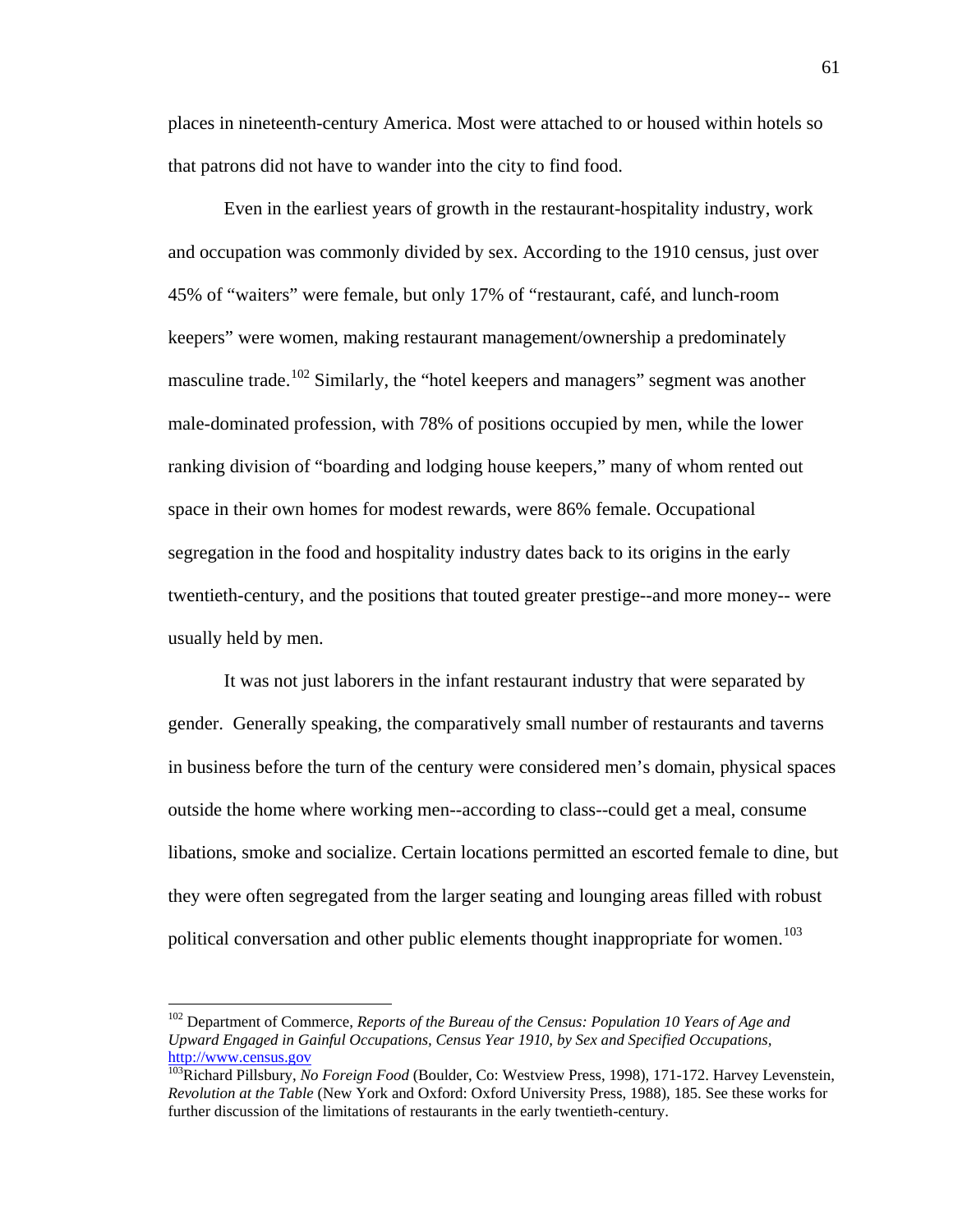places in nineteenth-century America. Most were attached to or housed within hotels so that patrons did not have to wander into the city to find food.

Even in the earliest years of growth in the restaurant-hospitality industry, work and occupation was commonly divided by sex. According to the 1910 census, just over 45% of "waiters" were female, but only 17% of "restaurant, café, and lunch-room keepers" were women, making restaurant management/ownership a predominately masculine trade.[102] Similarly, the "hotel keepers and managers" segment was another male-dominated profession, with 78% of positions occupied by men, while the lower ranking division of "boarding and lodging house keepers," many of whom rented out space in their own homes for modest rewards, were 86% female. Occupational segregation in the food and hospitality industry dates back to its origins in the early twentieth-century, and the positions that touted greater prestige--and more money-- were usually held by men.

It was not just laborers in the infant restaurant industry that were separated by gender. Generally speaking, the comparatively small number of restaurants and taverns in business before the turn of the century were considered men's domain, physical spaces outside the home where working men--according to class--could get a meal, consume libations, smoke and socialize. Certain locations permitted an escorted female to dine, but they were often segregated from the larger seating and lounging areas filled with robust political conversation and other public elements thought inappropriate for women.[103]

---

[102] Department of Commerce, *Reports of the Bureau of the Census: Population 10 Years of Age and Upward Engaged in Gainful Occupations, Census Year 1910, by Sex and Specified Occupations,* http://www.census.gov

[103] Richard Pillsbury, *No Foreign Food* (Boulder, Co: Westview Press, 1998), 171-172. Harvey Levenstein, *Revolution at the Table* (New York and Oxford: Oxford University Press, 1988), 185. See these works for further discussion of the limitations of restaurants in the early twentieth-century.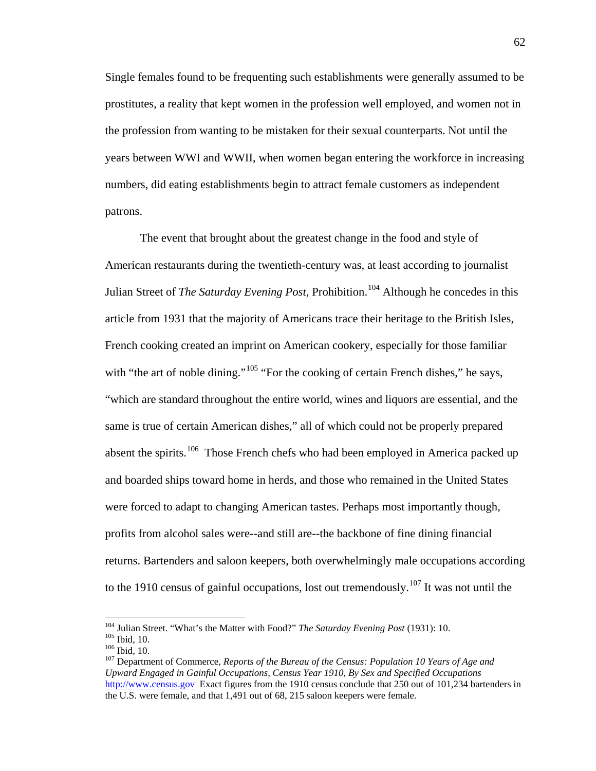Single females found to be frequenting such establishments were generally assumed to be prostitutes, a reality that kept women in the profession well employed, and women not in the profession from wanting to be mistaken for their sexual counterparts. Not until the years between WWI and WWII, when women began entering the workforce in increasing numbers, did eating establishments begin to attract female customers as independent patrons.

The event that brought about the greatest change in the food and style of American restaurants during the twentieth-century was, at least according to journalist Julian Street of *The Saturday Evening Post*, Prohibition.[104] Although he concedes in this article from 1931 that the majority of Americans trace their heritage to the British Isles, French cooking created an imprint on American cookery, especially for those familiar with "the art of noble dining."[105] "For the cooking of certain French dishes," he says, "which are standard throughout the entire world, wines and liquors are essential, and the same is true of certain American dishes," all of which could not be properly prepared absent the spirits.[106] Those French chefs who had been employed in America packed up and boarded ships toward home in herds, and those who remained in the United States were forced to adapt to changing American tastes. Perhaps most importantly though, profits from alcohol sales were--and still are--the backbone of fine dining financial returns. Bartenders and saloon keepers, both overwhelmingly male occupations according to the 1910 census of gainful occupations, lost out tremendously.[107] It was not until the

---

[104] Julian Street. "What's the Matter with Food?" *The Saturday Evening Post* (1931): 10.

[105] Ibid, 10.

[106] Ibid, 10.

[107] Department of Commerce, *Reports of the Bureau of the Census: Population 10 Years of Age and Upward Engaged in Gainful Occupations, Census Year 1910, By Sex and Specified Occupations* http://www.census.gov Exact figures from the 1910 census conclude that 250 out of 101,234 bartenders in the U.S. were female, and that 1,491 out of 68, 215 saloon keepers were female.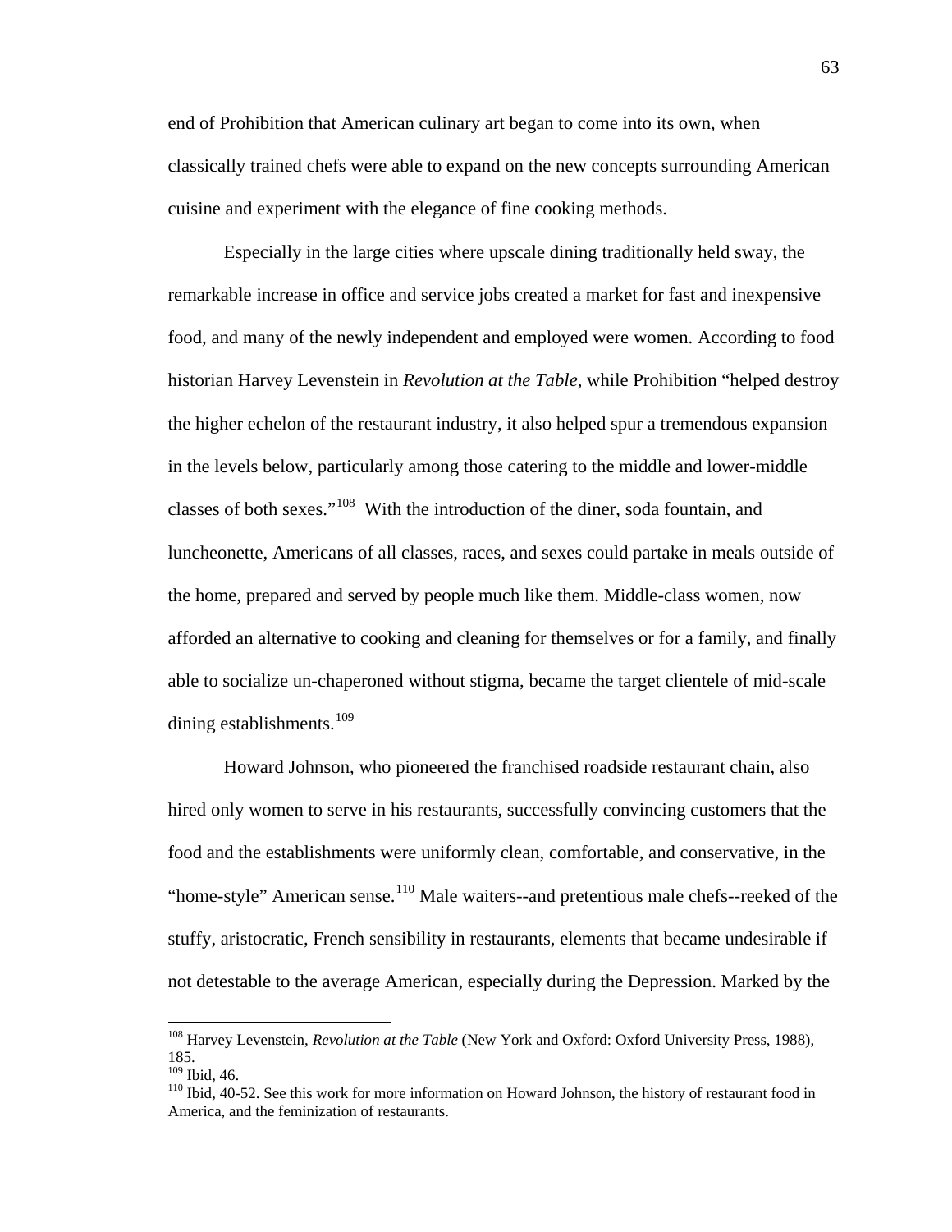end of Prohibition that American culinary art began to come into its own, when classically trained chefs were able to expand on the new concepts surrounding American cuisine and experiment with the elegance of fine cooking methods.

Especially in the large cities where upscale dining traditionally held sway, the remarkable increase in office and service jobs created a market for fast and inexpensive food, and many of the newly independent and employed were women. According to food historian Harvey Levenstein in *Revolution at the Table*, while Prohibition "helped destroy the higher echelon of the restaurant industry, it also helped spur a tremendous expansion in the levels below, particularly among those catering to the middle and lower-middle classes of both sexes."[108] With the introduction of the diner, soda fountain, and luncheonette, Americans of all classes, races, and sexes could partake in meals outside of the home, prepared and served by people much like them. Middle-class women, now afforded an alternative to cooking and cleaning for themselves or for a family, and finally able to socialize un-chaperoned without stigma, became the target clientele of mid-scale dining establishments.[109]

Howard Johnson, who pioneered the franchised roadside restaurant chain, also hired only women to serve in his restaurants, successfully convincing customers that the food and the establishments were uniformly clean, comfortable, and conservative, in the "home-style" American sense.[110] Male waiters--and pretentious male chefs--reeked of the stuffy, aristocratic, French sensibility in restaurants, elements that became undesirable if not detestable to the average American, especially during the Depression. Marked by the

[108] Harvey Levenstein, *Revolution at the Table* (New York and Oxford: Oxford University Press, 1988), 185.
[109] Ibid, 46.
[110] Ibid, 40-52. See this work for more information on Howard Johnson, the history of restaurant food in America, and the feminization of restaurants.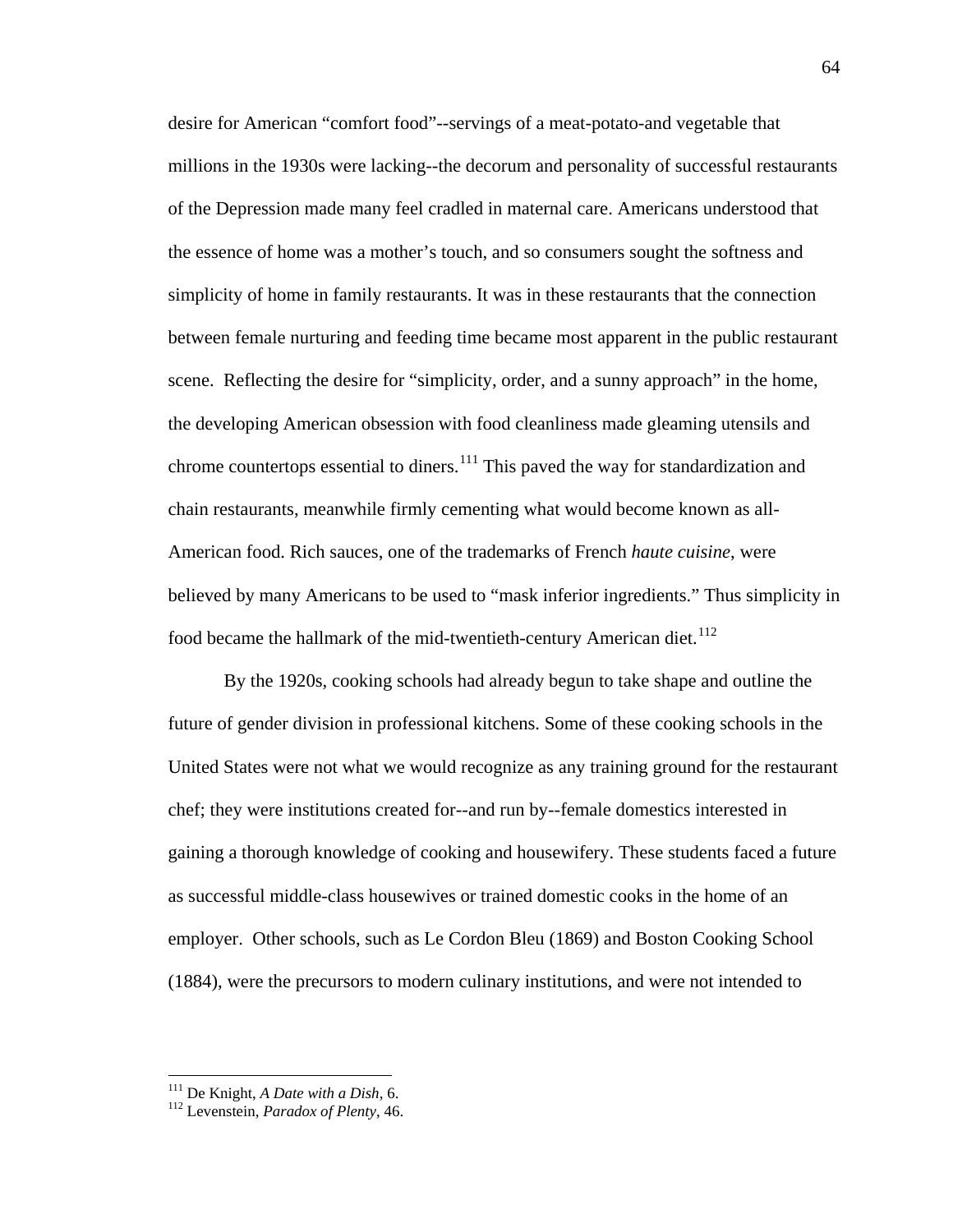desire for American "comfort food"--servings of a meat-potato-and vegetable that millions in the 1930s were lacking--the decorum and personality of successful restaurants of the Depression made many feel cradled in maternal care. Americans understood that the essence of home was a mother's touch, and so consumers sought the softness and simplicity of home in family restaurants. It was in these restaurants that the connection between female nurturing and feeding time became most apparent in the public restaurant scene. Reflecting the desire for "simplicity, order, and a sunny approach" in the home, the developing American obsession with food cleanliness made gleaming utensils and chrome countertops essential to diners.[111] This paved the way for standardization and chain restaurants, meanwhile firmly cementing what would become known as all-American food. Rich sauces, one of the trademarks of French *haute cuisine*, were believed by many Americans to be used to "mask inferior ingredients." Thus simplicity in food became the hallmark of the mid-twentieth-century American diet.[112]

By the 1920s, cooking schools had already begun to take shape and outline the future of gender division in professional kitchens. Some of these cooking schools in the United States were not what we would recognize as any training ground for the restaurant chef; they were institutions created for--and run by--female domestics interested in gaining a thorough knowledge of cooking and housewifery. These students faced a future as successful middle-class housewives or trained domestic cooks in the home of an employer. Other schools, such as Le Cordon Bleu (1869) and Boston Cooking School (1884), were the precursors to modern culinary institutions, and were not intended to

---

[111] De Knight, *A Date with a Dish*, 6.
[112] Levenstein, *Paradox of Plenty*, 46.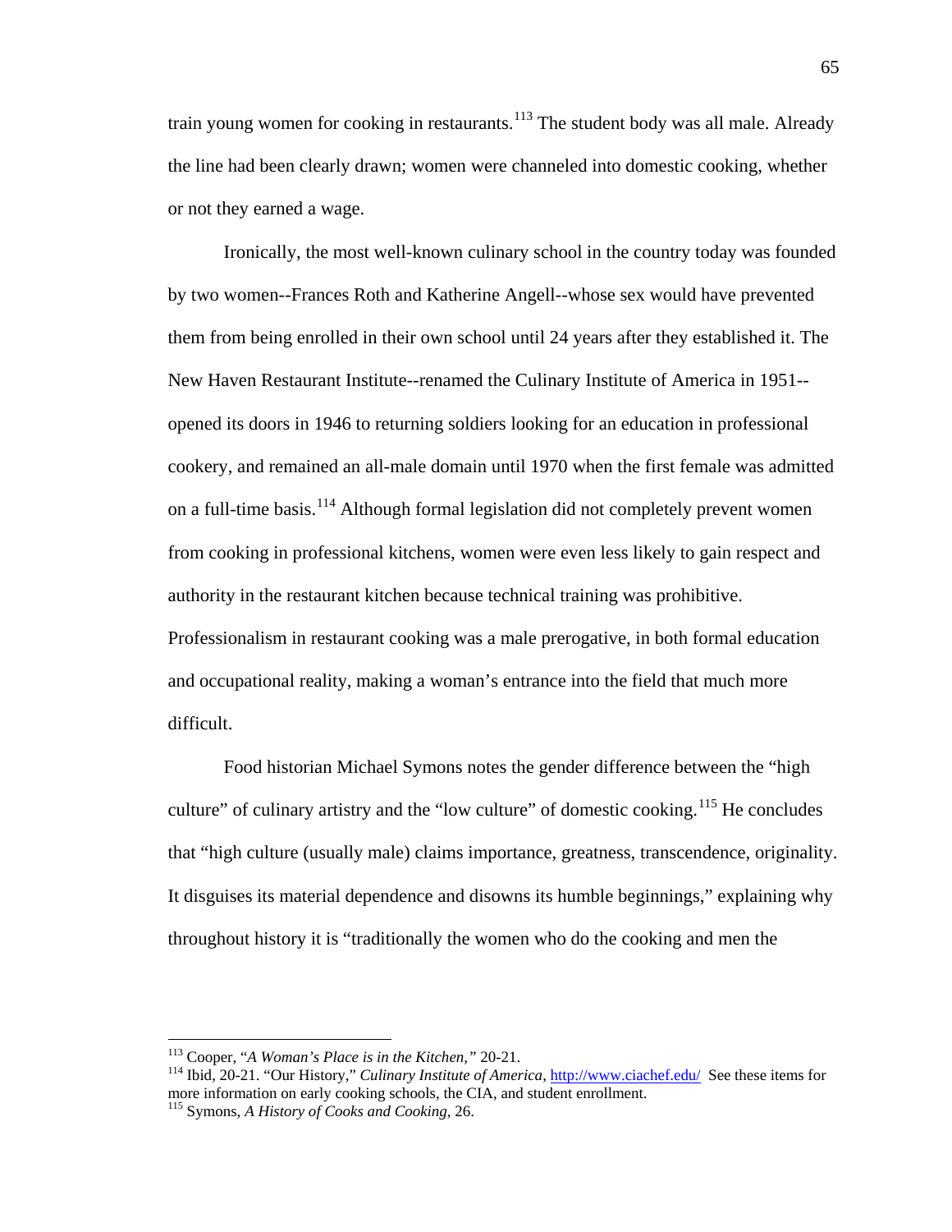train young women for cooking in restaurants.[113] The student body was all male. Already the line had been clearly drawn; women were channeled into domestic cooking, whether or not they earned a wage.

Ironically, the most well-known culinary school in the country today was founded by two women--Frances Roth and Katherine Angell--whose sex would have prevented them from being enrolled in their own school until 24 years after they established it. The New Haven Restaurant Institute--renamed the Culinary Institute of America in 1951--opened its doors in 1946 to returning soldiers looking for an education in professional cookery, and remained an all-male domain until 1970 when the first female was admitted on a full-time basis.[114] Although formal legislation did not completely prevent women from cooking in professional kitchens, women were even less likely to gain respect and authority in the restaurant kitchen because technical training was prohibitive. Professionalism in restaurant cooking was a male prerogative, in both formal education and occupational reality, making a woman's entrance into the field that much more difficult.

Food historian Michael Symons notes the gender difference between the "high culture" of culinary artistry and the "low culture" of domestic cooking.[115] He concludes that "high culture (usually male) claims importance, greatness, transcendence, originality. It disguises its material dependence and disowns its humble beginnings," explaining why throughout history it is "traditionally the women who do the cooking and men the

---

[113] Cooper, "*A Woman's Place is in the Kitchen,*" 20-21.

[114] Ibid, 20-21. "Our History," *Culinary Institute of America*, http://www.ciachef.edu/ See these items for more information on early cooking schools, the CIA, and student enrollment.

[115] Symons, *A History of Cooks and Cooking*, 26.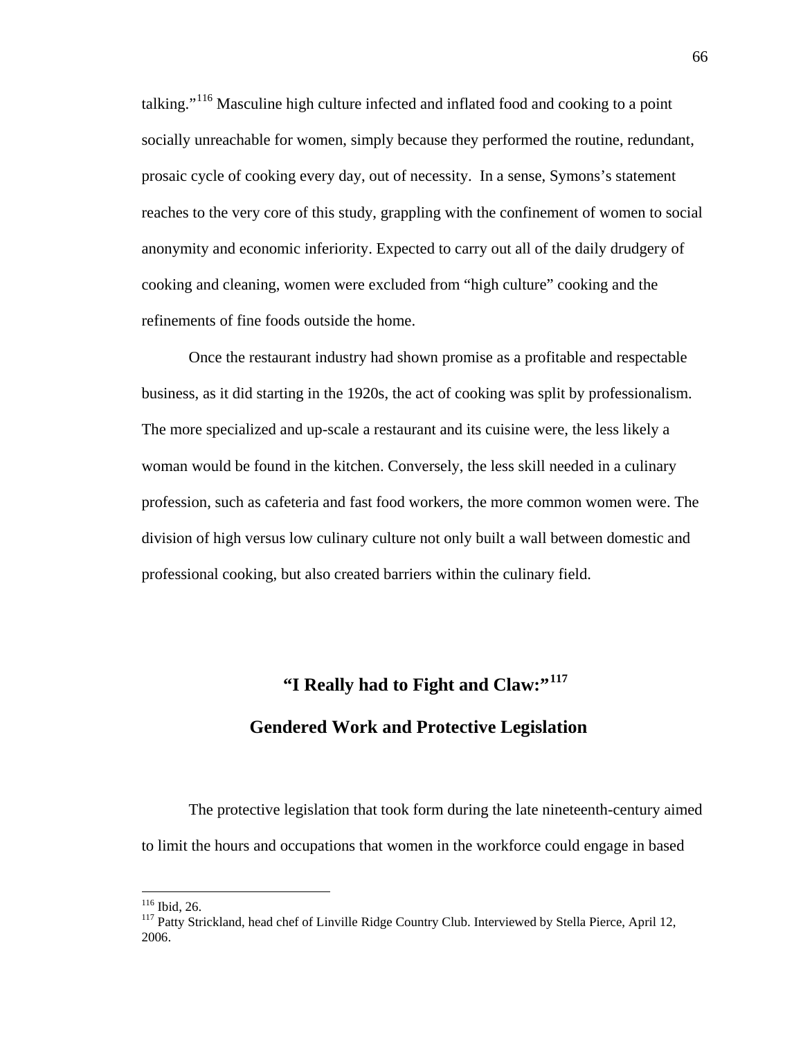talking."[116] Masculine high culture infected and inflated food and cooking to a point socially unreachable for women, simply because they performed the routine, redundant, prosaic cycle of cooking every day, out of necessity. In a sense, Symons's statement reaches to the very core of this study, grappling with the confinement of women to social anonymity and economic inferiority. Expected to carry out all of the daily drudgery of cooking and cleaning, women were excluded from "high culture" cooking and the refinements of fine foods outside the home.

Once the restaurant industry had shown promise as a profitable and respectable business, as it did starting in the 1920s, the act of cooking was split by professionalism. The more specialized and up-scale a restaurant and its cuisine were, the less likely a woman would be found in the kitchen. Conversely, the less skill needed in a culinary profession, such as cafeteria and fast food workers, the more common women were. The division of high versus low culinary culture not only built a wall between domestic and professional cooking, but also created barriers within the culinary field.

## "I Really had to Fight and Claw:"[117]
## Gendered Work and Protective Legislation

The protective legislation that took form during the late nineteenth-century aimed to limit the hours and occupations that women in the workforce could engage in based

---

[116] Ibid, 26.

[117] Patty Strickland, head chef of Linville Ridge Country Club. Interviewed by Stella Pierce, April 12, 2006.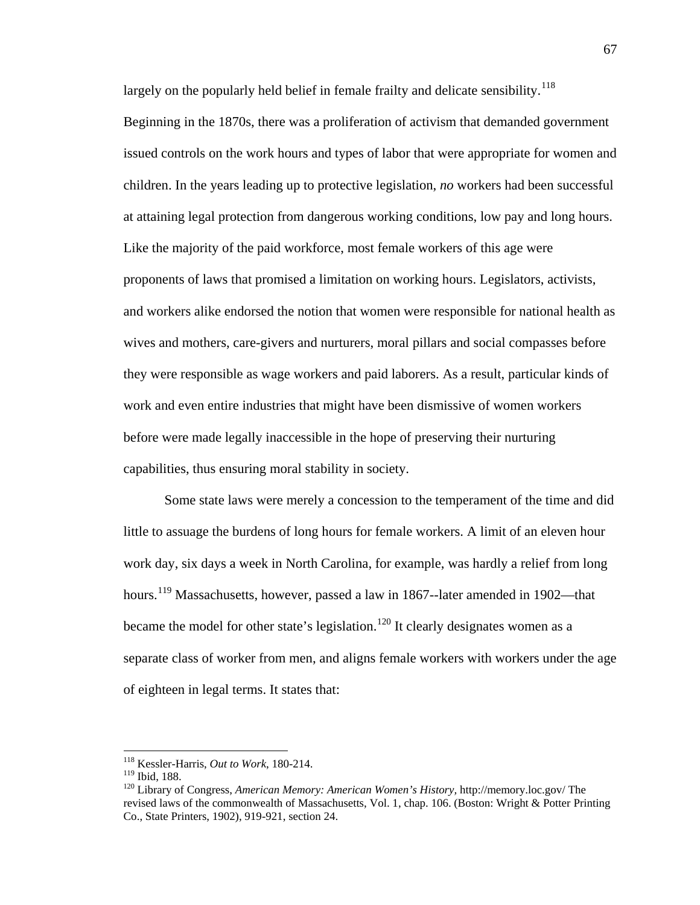largely on the popularly held belief in female frailty and delicate sensibility.[118] Beginning in the 1870s, there was a proliferation of activism that demanded government issued controls on the work hours and types of labor that were appropriate for women and children. In the years leading up to protective legislation, *no* workers had been successful at attaining legal protection from dangerous working conditions, low pay and long hours. Like the majority of the paid workforce, most female workers of this age were proponents of laws that promised a limitation on working hours. Legislators, activists, and workers alike endorsed the notion that women were responsible for national health as wives and mothers, care-givers and nurturers, moral pillars and social compasses before they were responsible as wage workers and paid laborers. As a result, particular kinds of work and even entire industries that might have been dismissive of women workers before were made legally inaccessible in the hope of preserving their nurturing capabilities, thus ensuring moral stability in society.

Some state laws were merely a concession to the temperament of the time and did little to assuage the burdens of long hours for female workers. A limit of an eleven hour work day, six days a week in North Carolina, for example, was hardly a relief from long hours.[119] Massachusetts, however, passed a law in 1867--later amended in 1902—that became the model for other state's legislation.[120] It clearly designates women as a separate class of worker from men, and aligns female workers with workers under the age of eighteen in legal terms. It states that:

---

[118] Kessler-Harris, *Out to Work*, 180-214.

[119] Ibid, 188.

[120] Library of Congress, *American Memory: American Women's History*, http://memory.loc.gov/ The revised laws of the commonwealth of Massachusetts, Vol. 1, chap. 106. (Boston: Wright & Potter Printing Co., State Printers, 1902), 919-921, section 24.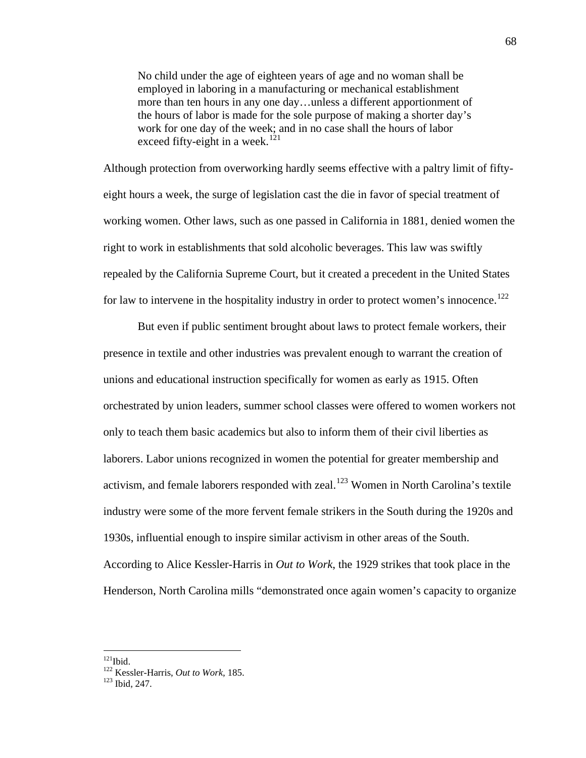> No child under the age of eighteen years of age and no woman shall be employed in laboring in a manufacturing or mechanical establishment more than ten hours in any one day…unless a different apportionment of the hours of labor is made for the sole purpose of making a shorter day's work for one day of the week; and in no case shall the hours of labor exceed fifty-eight in a week.[121]

Although protection from overworking hardly seems effective with a paltry limit of fifty-eight hours a week, the surge of legislation cast the die in favor of special treatment of working women. Other laws, such as one passed in California in 1881, denied women the right to work in establishments that sold alcoholic beverages. This law was swiftly repealed by the California Supreme Court, but it created a precedent in the United States for law to intervene in the hospitality industry in order to protect women's innocence.[122]

But even if public sentiment brought about laws to protect female workers, their presence in textile and other industries was prevalent enough to warrant the creation of unions and educational instruction specifically for women as early as 1915. Often orchestrated by union leaders, summer school classes were offered to women workers not only to teach them basic academics but also to inform them of their civil liberties as laborers. Labor unions recognized in women the potential for greater membership and activism, and female laborers responded with zeal.[123] Women in North Carolina's textile industry were some of the more fervent female strikers in the South during the 1920s and 1930s, influential enough to inspire similar activism in other areas of the South. According to Alice Kessler-Harris in *Out to Work*, the 1929 strikes that took place in the Henderson, North Carolina mills "demonstrated once again women's capacity to organize

---

[121] Ibid.

[122] Kessler-Harris, *Out to Work*, 185.

[123] Ibid, 247.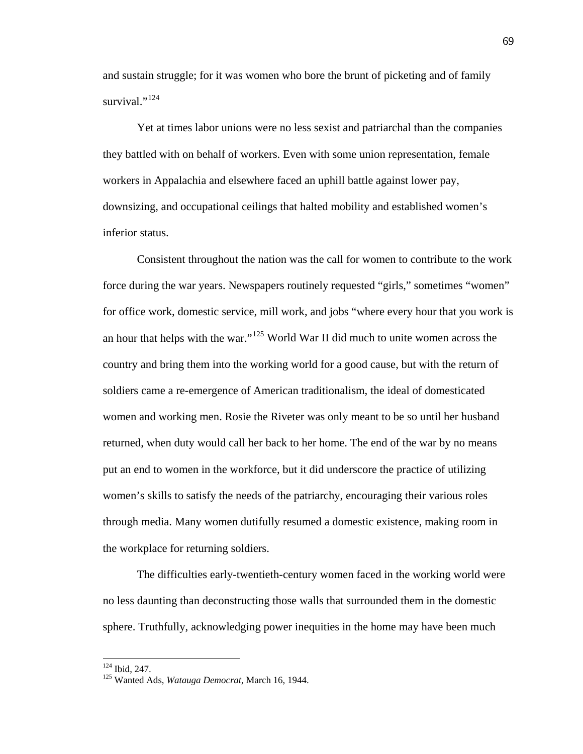and sustain struggle; for it was women who bore the brunt of picketing and of family survival."[124]

Yet at times labor unions were no less sexist and patriarchal than the companies they battled with on behalf of workers. Even with some union representation, female workers in Appalachia and elsewhere faced an uphill battle against lower pay, downsizing, and occupational ceilings that halted mobility and established women's inferior status.

Consistent throughout the nation was the call for women to contribute to the work force during the war years. Newspapers routinely requested "girls," sometimes "women" for office work, domestic service, mill work, and jobs "where every hour that you work is an hour that helps with the war."[125] World War II did much to unite women across the country and bring them into the working world for a good cause, but with the return of soldiers came a re-emergence of American traditionalism, the ideal of domesticated women and working men. Rosie the Riveter was only meant to be so until her husband returned, when duty would call her back to her home. The end of the war by no means put an end to women in the workforce, but it did underscore the practice of utilizing women's skills to satisfy the needs of the patriarchy, encouraging their various roles through media. Many women dutifully resumed a domestic existence, making room in the workplace for returning soldiers.

The difficulties early-twentieth-century women faced in the working world were no less daunting than deconstructing those walls that surrounded them in the domestic sphere. Truthfully, acknowledging power inequities in the home may have been much

---

[124] Ibid, 247.

[125] Wanted Ads, *Watauga Democrat*, March 16, 1944.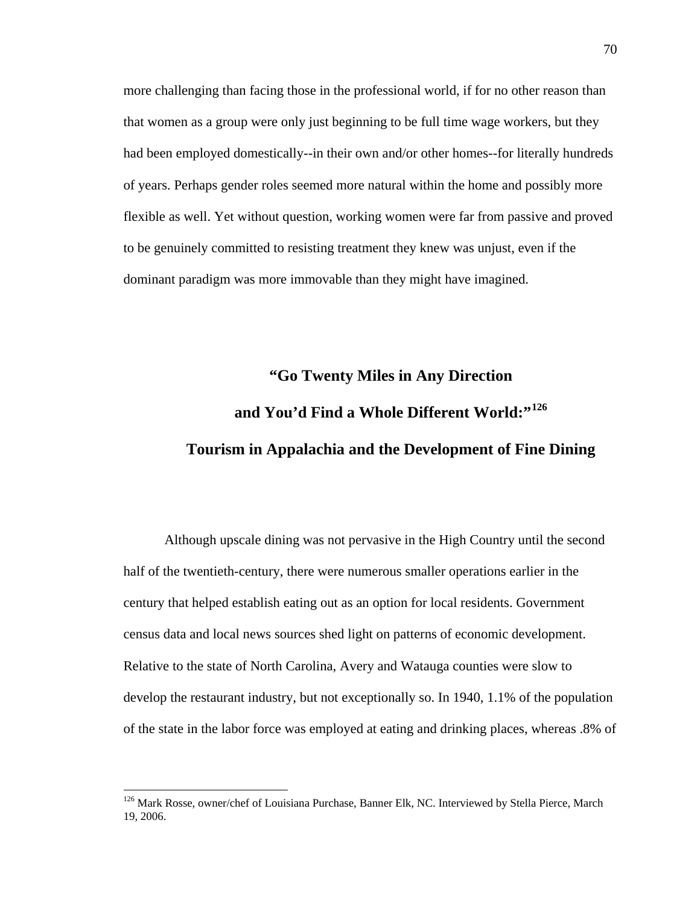more challenging than facing those in the professional world, if for no other reason than that women as a group were only just beginning to be full time wage workers, but they had been employed domestically--in their own and/or other homes--for literally hundreds of years. Perhaps gender roles seemed more natural within the home and possibly more flexible as well. Yet without question, working women were far from passive and proved to be genuinely committed to resisting treatment they knew was unjust, even if the dominant paradigm was more immovable than they might have imagined.

## "Go Twenty Miles in Any Direction and You'd Find a Whole Different World:"[126] Tourism in Appalachia and the Development of Fine Dining

Although upscale dining was not pervasive in the High Country until the second half of the twentieth-century, there were numerous smaller operations earlier in the century that helped establish eating out as an option for local residents. Government census data and local news sources shed light on patterns of economic development. Relative to the state of North Carolina, Avery and Watauga counties were slow to develop the restaurant industry, but not exceptionally so. In 1940, 1.1% of the population of the state in the labor force was employed at eating and drinking places, whereas .8% of

---

[126] Mark Rosse, owner/chef of Louisiana Purchase, Banner Elk, NC. Interviewed by Stella Pierce, March 19, 2006.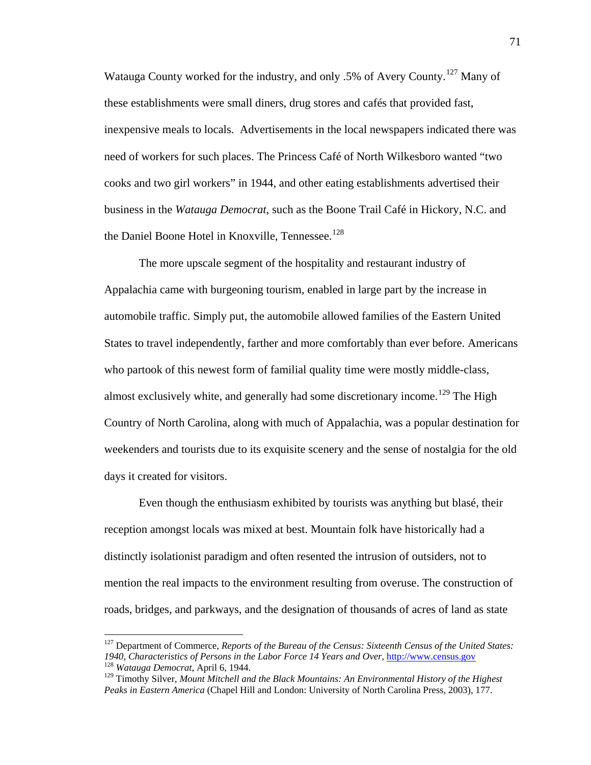Watauga County worked for the industry, and only .5% of Avery County.[127] Many of these establishments were small diners, drug stores and cafés that provided fast, inexpensive meals to locals. Advertisements in the local newspapers indicated there was need of workers for such places. The Princess Café of North Wilkesboro wanted "two cooks and two girl workers" in 1944, and other eating establishments advertised their business in the *Watauga Democrat*, such as the Boone Trail Café in Hickory, N.C. and the Daniel Boone Hotel in Knoxville, Tennessee.[128]

The more upscale segment of the hospitality and restaurant industry of Appalachia came with burgeoning tourism, enabled in large part by the increase in automobile traffic. Simply put, the automobile allowed families of the Eastern United States to travel independently, farther and more comfortably than ever before. Americans who partook of this newest form of familial quality time were mostly middle-class, almost exclusively white, and generally had some discretionary income.[129] The High Country of North Carolina, along with much of Appalachia, was a popular destination for weekenders and tourists due to its exquisite scenery and the sense of nostalgia for the old days it created for visitors.

Even though the enthusiasm exhibited by tourists was anything but blasé, their reception amongst locals was mixed at best. Mountain folk have historically had a distinctly isolationist paradigm and often resented the intrusion of outsiders, not to mention the real impacts to the environment resulting from overuse. The construction of roads, bridges, and parkways, and the designation of thousands of acres of land as state

---

[127] Department of Commerce, *Reports of the Bureau of the Census: Sixteenth Census of the United States: 1940, Characteristics of Persons in the Labor Force 14 Years and Over,* http://www.census.gov

[128] *Watauga Democrat,* April 6, 1944.

[129] Timothy Silver, *Mount Mitchell and the Black Mountains: An Environmental History of the Highest Peaks in Eastern America* (Chapel Hill and London: University of North Carolina Press, 2003), 177.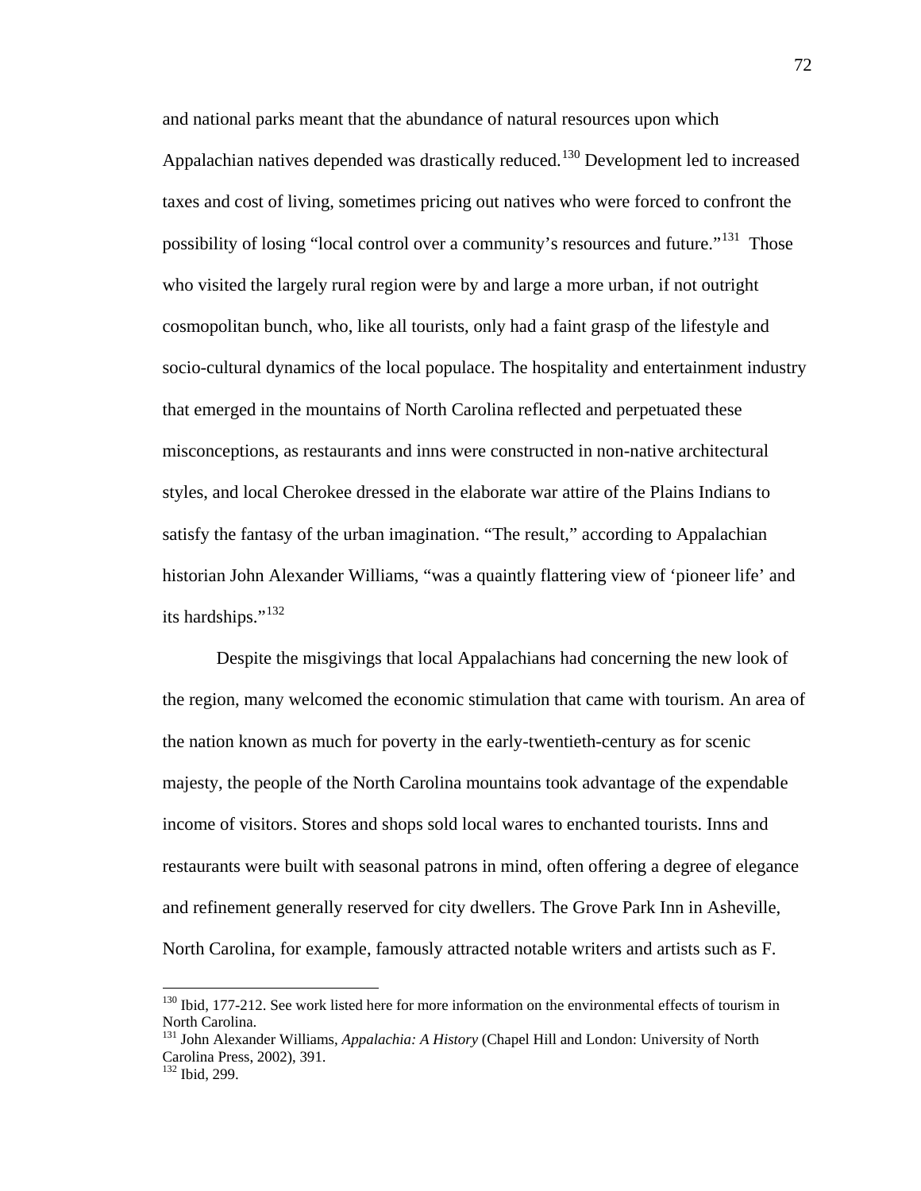and national parks meant that the abundance of natural resources upon which Appalachian natives depended was drastically reduced.[130] Development led to increased taxes and cost of living, sometimes pricing out natives who were forced to confront the possibility of losing "local control over a community's resources and future."[131] Those who visited the largely rural region were by and large a more urban, if not outright cosmopolitan bunch, who, like all tourists, only had a faint grasp of the lifestyle and socio-cultural dynamics of the local populace. The hospitality and entertainment industry that emerged in the mountains of North Carolina reflected and perpetuated these misconceptions, as restaurants and inns were constructed in non-native architectural styles, and local Cherokee dressed in the elaborate war attire of the Plains Indians to satisfy the fantasy of the urban imagination. "The result," according to Appalachian historian John Alexander Williams, "was a quaintly flattering view of 'pioneer life' and its hardships."[132]

Despite the misgivings that local Appalachians had concerning the new look of the region, many welcomed the economic stimulation that came with tourism. An area of the nation known as much for poverty in the early-twentieth-century as for scenic majesty, the people of the North Carolina mountains took advantage of the expendable income of visitors. Stores and shops sold local wares to enchanted tourists. Inns and restaurants were built with seasonal patrons in mind, often offering a degree of elegance and refinement generally reserved for city dwellers. The Grove Park Inn in Asheville, North Carolina, for example, famously attracted notable writers and artists such as F.

---

[130] Ibid, 177-212. See work listed here for more information on the environmental effects of tourism in North Carolina.

[131] John Alexander Williams, *Appalachia: A History* (Chapel Hill and London: University of North Carolina Press, 2002), 391.

[132] Ibid, 299.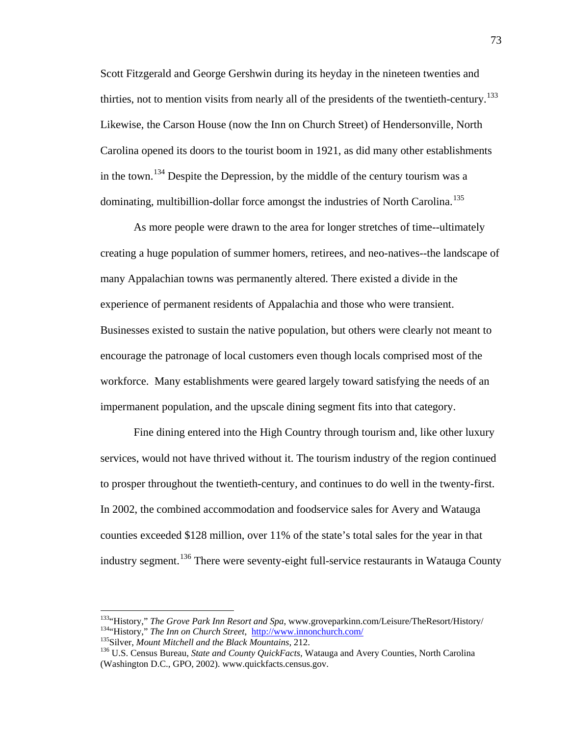Scott Fitzgerald and George Gershwin during its heyday in the nineteen twenties and thirties, not to mention visits from nearly all of the presidents of the twentieth-century.[133] Likewise, the Carson House (now the Inn on Church Street) of Hendersonville, North Carolina opened its doors to the tourist boom in 1921, as did many other establishments in the town.[134] Despite the Depression, by the middle of the century tourism was a dominating, multibillion-dollar force amongst the industries of North Carolina.[135]

As more people were drawn to the area for longer stretches of time--ultimately creating a huge population of summer homers, retirees, and neo-natives--the landscape of many Appalachian towns was permanently altered. There existed a divide in the experience of permanent residents of Appalachia and those who were transient. Businesses existed to sustain the native population, but others were clearly not meant to encourage the patronage of local customers even though locals comprised most of the workforce. Many establishments were geared largely toward satisfying the needs of an impermanent population, and the upscale dining segment fits into that category.

Fine dining entered into the High Country through tourism and, like other luxury services, would not have thrived without it. The tourism industry of the region continued to prosper throughout the twentieth-century, and continues to do well in the twenty-first. In 2002, the combined accommodation and foodservice sales for Avery and Watauga counties exceeded $128 million, over 11% of the state's total sales for the year in that industry segment.[136] There were seventy-eight full-service restaurants in Watauga County

---

[133] "History," *The Grove Park Inn Resort and Spa,* www.groveparkinn.com/Leisure/TheResort/History/

[134] "History," *The Inn on Church Street*, http://www.innonchurch.com/

[135] Silver, *Mount Mitchell and the Black Mountains*, 212.

[136] U.S. Census Bureau, *State and County QuickFacts,* Watauga and Avery Counties, North Carolina (Washington D.C., GPO, 2002). www.quickfacts.census.gov.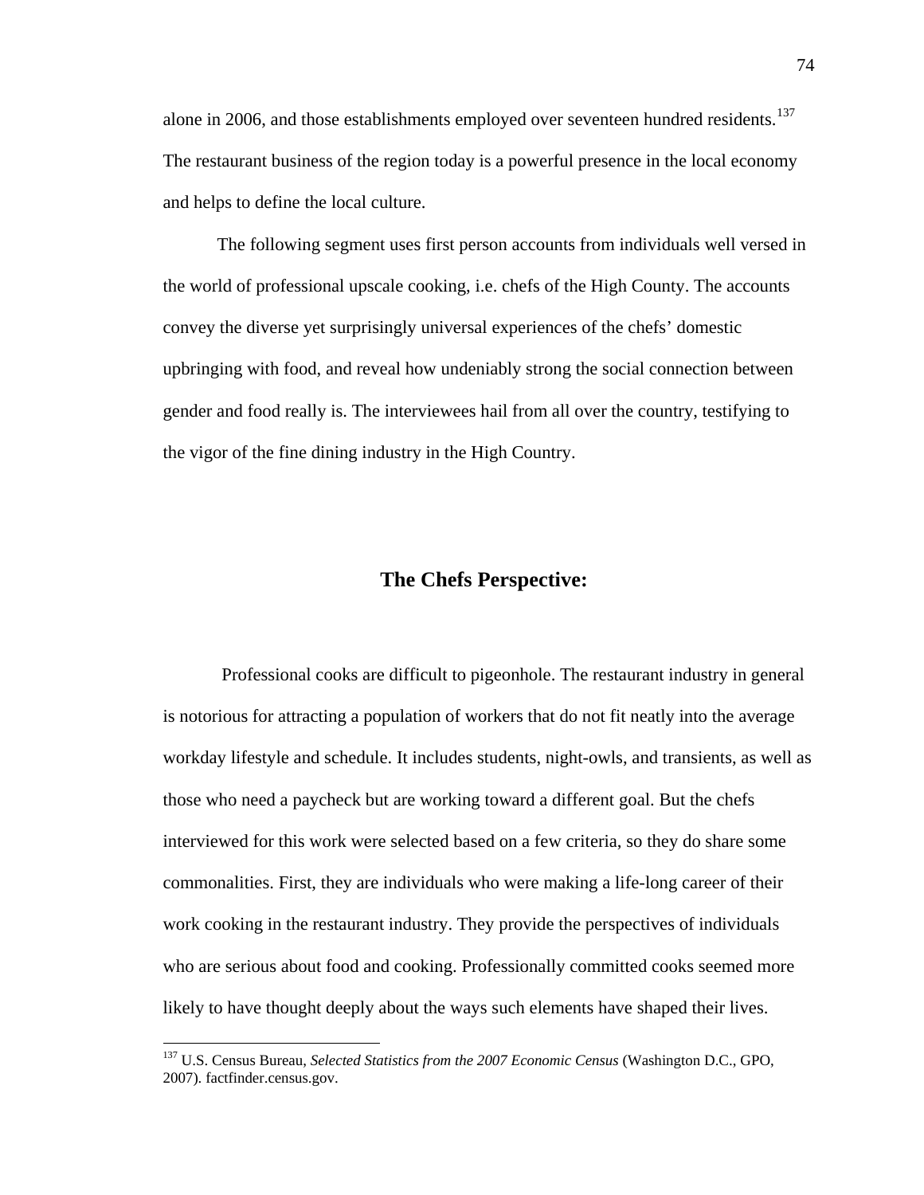alone in 2006, and those establishments employed over seventeen hundred residents.[137] The restaurant business of the region today is a powerful presence in the local economy and helps to define the local culture.

The following segment uses first person accounts from individuals well versed in the world of professional upscale cooking, i.e. chefs of the High County. The accounts convey the diverse yet surprisingly universal experiences of the chefs' domestic upbringing with food, and reveal how undeniably strong the social connection between gender and food really is. The interviewees hail from all over the country, testifying to the vigor of the fine dining industry in the High Country.

## The Chefs Perspective:

Professional cooks are difficult to pigeonhole. The restaurant industry in general is notorious for attracting a population of workers that do not fit neatly into the average workday lifestyle and schedule. It includes students, night-owls, and transients, as well as those who need a paycheck but are working toward a different goal. But the chefs interviewed for this work were selected based on a few criteria, so they do share some commonalities. First, they are individuals who were making a life-long career of their work cooking in the restaurant industry. They provide the perspectives of individuals who are serious about food and cooking. Professionally committed cooks seemed more likely to have thought deeply about the ways such elements have shaped their lives.

---

[137] U.S. Census Bureau, *Selected Statistics from the 2007 Economic Census* (Washington D.C., GPO, 2007). factfinder.census.gov.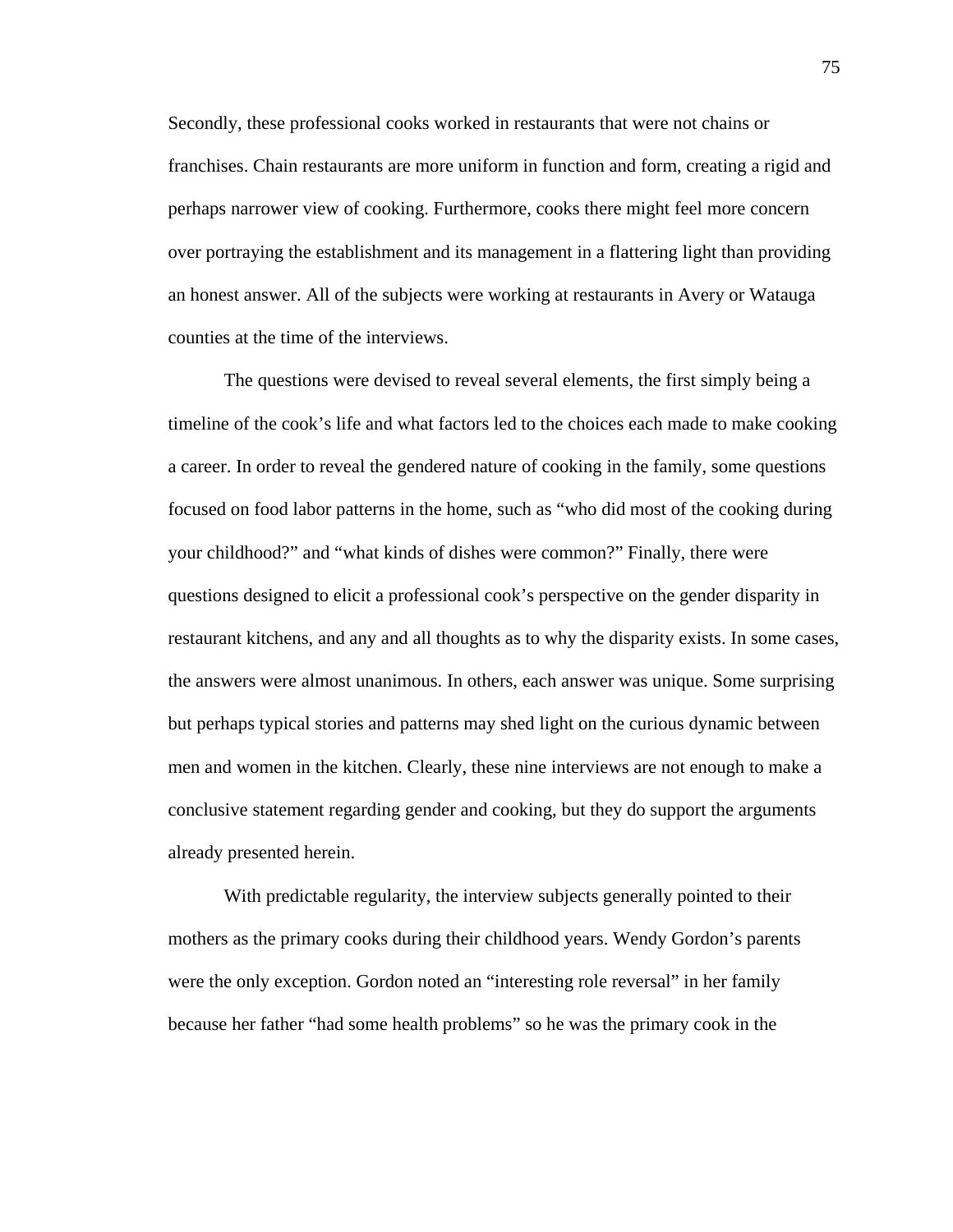Secondly, these professional cooks worked in restaurants that were not chains or franchises. Chain restaurants are more uniform in function and form, creating a rigid and perhaps narrower view of cooking. Furthermore, cooks there might feel more concern over portraying the establishment and its management in a flattering light than providing an honest answer. All of the subjects were working at restaurants in Avery or Watauga counties at the time of the interviews.

The questions were devised to reveal several elements, the first simply being a timeline of the cook's life and what factors led to the choices each made to make cooking a career. In order to reveal the gendered nature of cooking in the family, some questions focused on food labor patterns in the home, such as "who did most of the cooking during your childhood?" and "what kinds of dishes were common?" Finally, there were questions designed to elicit a professional cook's perspective on the gender disparity in restaurant kitchens, and any and all thoughts as to why the disparity exists. In some cases, the answers were almost unanimous. In others, each answer was unique. Some surprising but perhaps typical stories and patterns may shed light on the curious dynamic between men and women in the kitchen. Clearly, these nine interviews are not enough to make a conclusive statement regarding gender and cooking, but they do support the arguments already presented herein.

With predictable regularity, the interview subjects generally pointed to their mothers as the primary cooks during their childhood years. Wendy Gordon's parents were the only exception. Gordon noted an "interesting role reversal" in her family because her father "had some health problems" so he was the primary cook in the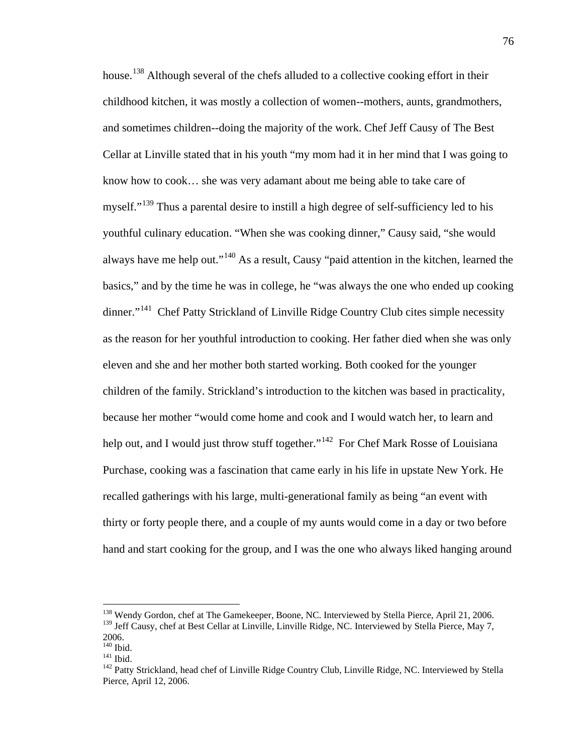house.[138] Although several of the chefs alluded to a collective cooking effort in their childhood kitchen, it was mostly a collection of women--mothers, aunts, grandmothers, and sometimes children--doing the majority of the work. Chef Jeff Causy of The Best Cellar at Linville stated that in his youth "my mom had it in her mind that I was going to know how to cook… she was very adamant about me being able to take care of myself."[139] Thus a parental desire to instill a high degree of self-sufficiency led to his youthful culinary education. "When she was cooking dinner," Causy said, "she would always have me help out."[140] As a result, Causy "paid attention in the kitchen, learned the basics," and by the time he was in college, he "was always the one who ended up cooking dinner."[141] Chef Patty Strickland of Linville Ridge Country Club cites simple necessity as the reason for her youthful introduction to cooking. Her father died when she was only eleven and she and her mother both started working. Both cooked for the younger children of the family. Strickland's introduction to the kitchen was based in practicality, because her mother "would come home and cook and I would watch her, to learn and help out, and I would just throw stuff together."[142] For Chef Mark Rosse of Louisiana Purchase, cooking was a fascination that came early in his life in upstate New York. He recalled gatherings with his large, multi-generational family as being "an event with thirty or forty people there, and a couple of my aunts would come in a day or two before hand and start cooking for the group, and I was the one who always liked hanging around

---

[138] Wendy Gordon, chef at The Gamekeeper, Boone, NC. Interviewed by Stella Pierce, April 21, 2006.
[139] Jeff Causy, chef at Best Cellar at Linville, Linville Ridge, NC. Interviewed by Stella Pierce, May 7, 2006.
[140] Ibid.
[141] Ibid.
[142] Patty Strickland, head chef of Linville Ridge Country Club, Linville Ridge, NC. Interviewed by Stella Pierce, April 12, 2006.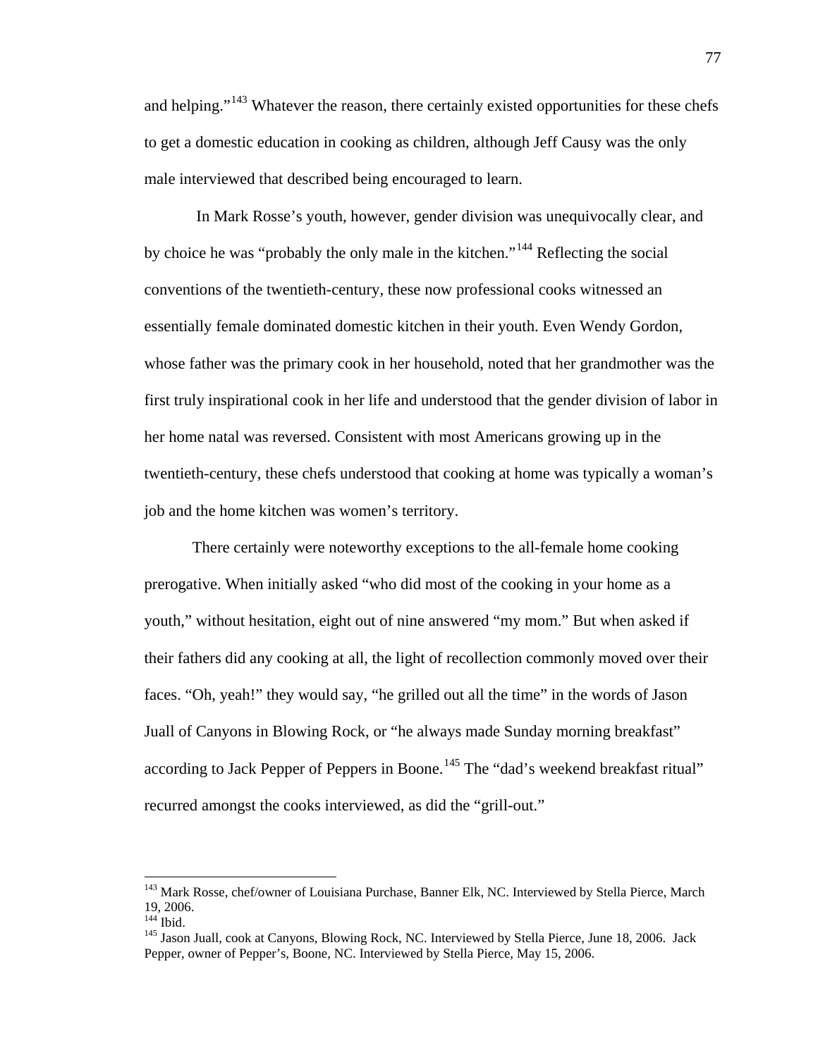and helping."[143] Whatever the reason, there certainly existed opportunities for these chefs to get a domestic education in cooking as children, although Jeff Causy was the only male interviewed that described being encouraged to learn.

In Mark Rosse's youth, however, gender division was unequivocally clear, and by choice he was "probably the only male in the kitchen."[144] Reflecting the social conventions of the twentieth-century, these now professional cooks witnessed an essentially female dominated domestic kitchen in their youth. Even Wendy Gordon, whose father was the primary cook in her household, noted that her grandmother was the first truly inspirational cook in her life and understood that the gender division of labor in her home natal was reversed. Consistent with most Americans growing up in the twentieth-century, these chefs understood that cooking at home was typically a woman's job and the home kitchen was women's territory.

There certainly were noteworthy exceptions to the all-female home cooking prerogative. When initially asked "who did most of the cooking in your home as a youth," without hesitation, eight out of nine answered "my mom." But when asked if their fathers did any cooking at all, the light of recollection commonly moved over their faces. "Oh, yeah!" they would say, "he grilled out all the time" in the words of Jason Juall of Canyons in Blowing Rock, or "he always made Sunday morning breakfast" according to Jack Pepper of Peppers in Boone.[145] The "dad's weekend breakfast ritual" recurred amongst the cooks interviewed, as did the "grill-out."

---

[143] Mark Rosse, chef/owner of Louisiana Purchase, Banner Elk, NC. Interviewed by Stella Pierce, March 19, 2006.

[144] Ibid.

[145] Jason Juall, cook at Canyons, Blowing Rock, NC. Interviewed by Stella Pierce, June 18, 2006. Jack Pepper, owner of Pepper's, Boone, NC. Interviewed by Stella Pierce, May 15, 2006.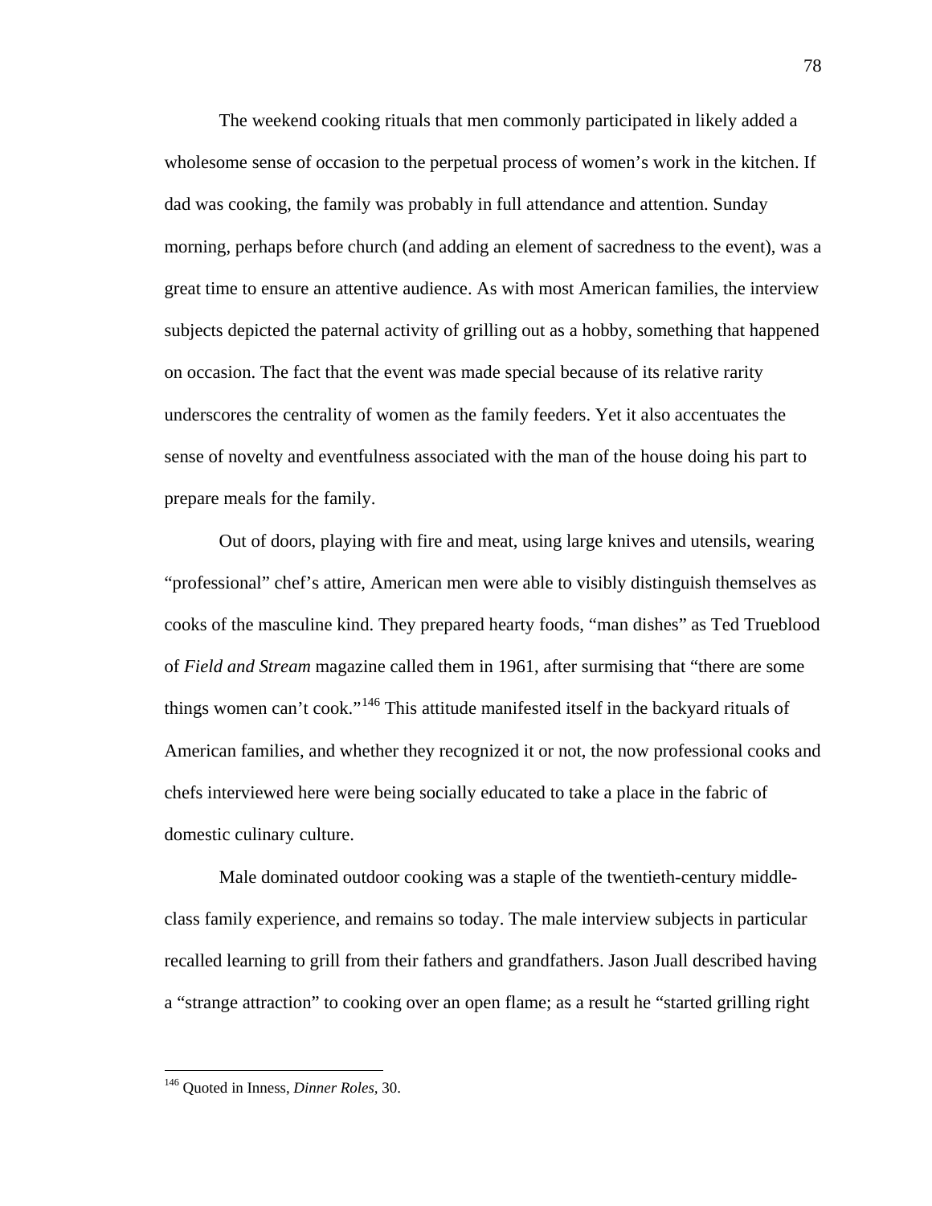The weekend cooking rituals that men commonly participated in likely added a wholesome sense of occasion to the perpetual process of women's work in the kitchen. If dad was cooking, the family was probably in full attendance and attention. Sunday morning, perhaps before church (and adding an element of sacredness to the event), was a great time to ensure an attentive audience. As with most American families, the interview subjects depicted the paternal activity of grilling out as a hobby, something that happened on occasion. The fact that the event was made special because of its relative rarity underscores the centrality of women as the family feeders. Yet it also accentuates the sense of novelty and eventfulness associated with the man of the house doing his part to prepare meals for the family.

Out of doors, playing with fire and meat, using large knives and utensils, wearing "professional" chef's attire, American men were able to visibly distinguish themselves as cooks of the masculine kind. They prepared hearty foods, "man dishes" as Ted Trueblood of *Field and Stream* magazine called them in 1961, after surmising that "there are some things women can't cook."[146] This attitude manifested itself in the backyard rituals of American families, and whether they recognized it or not, the now professional cooks and chefs interviewed here were being socially educated to take a place in the fabric of domestic culinary culture.

Male dominated outdoor cooking was a staple of the twentieth-century middle-class family experience, and remains so today. The male interview subjects in particular recalled learning to grill from their fathers and grandfathers. Jason Juall described having a "strange attraction" to cooking over an open flame; as a result he "started grilling right

[146] Quoted in Inness, *Dinner Roles,* 30.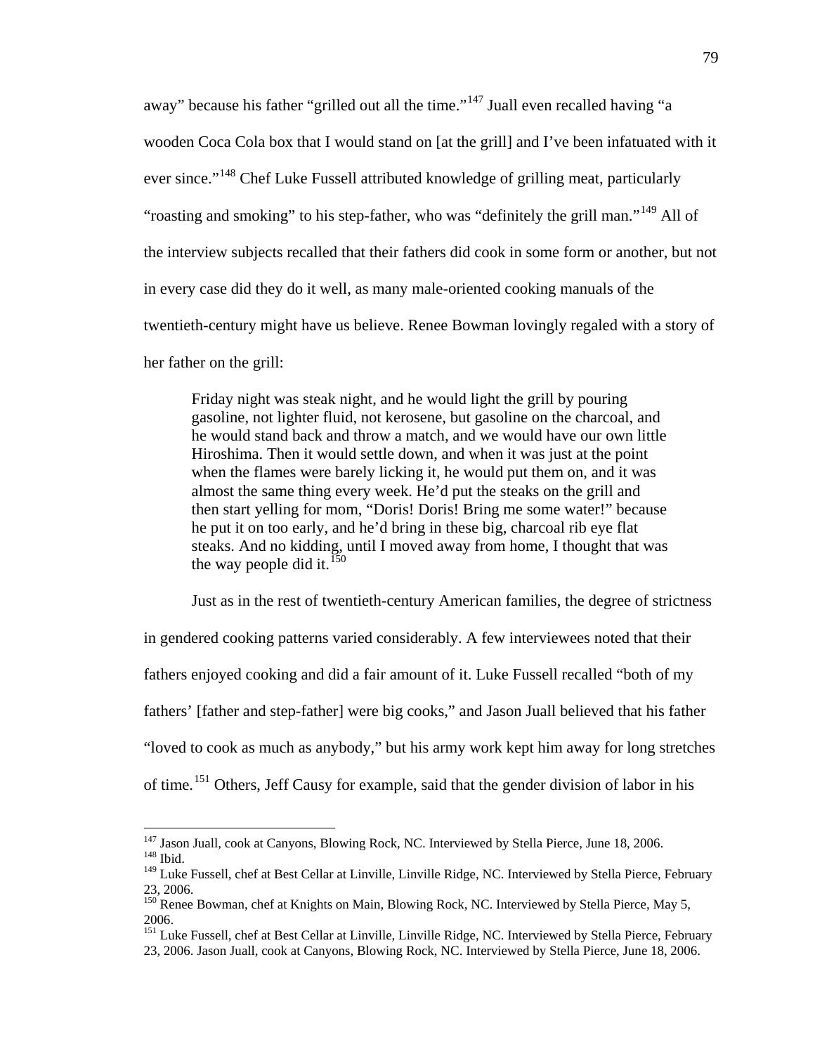away" because his father "grilled out all the time."[147] Juall even recalled having "a wooden Coca Cola box that I would stand on [at the grill] and I've been infatuated with it ever since."[148] Chef Luke Fussell attributed knowledge of grilling meat, particularly "roasting and smoking" to his step-father, who was "definitely the grill man."[149] All of the interview subjects recalled that their fathers did cook in some form or another, but not in every case did they do it well, as many male-oriented cooking manuals of the twentieth-century might have us believe. Renee Bowman lovingly regaled with a story of her father on the grill:

> Friday night was steak night, and he would light the grill by pouring gasoline, not lighter fluid, not kerosene, but gasoline on the charcoal, and he would stand back and throw a match, and we would have our own little Hiroshima. Then it would settle down, and when it was just at the point when the flames were barely licking it, he would put them on, and it was almost the same thing every week. He'd put the steaks on the grill and then start yelling for mom, "Doris! Doris! Bring me some water!" because he put it on too early, and he'd bring in these big, charcoal rib eye flat steaks. And no kidding, until I moved away from home, I thought that was the way people did it.[150]

Just as in the rest of twentieth-century American families, the degree of strictness in gendered cooking patterns varied considerably. A few interviewees noted that their fathers enjoyed cooking and did a fair amount of it. Luke Fussell recalled "both of my fathers' [father and step-father] were big cooks," and Jason Juall believed that his father "loved to cook as much as anybody," but his army work kept him away for long stretches of time.[151] Others, Jeff Causy for example, said that the gender division of labor in his

---

[147] Jason Juall, cook at Canyons, Blowing Rock, NC. Interviewed by Stella Pierce, June 18, 2006.
[148] Ibid.
[149] Luke Fussell, chef at Best Cellar at Linville, Linville Ridge, NC. Interviewed by Stella Pierce, February 23, 2006.
[150] Renee Bowman, chef at Knights on Main, Blowing Rock, NC. Interviewed by Stella Pierce, May 5, 2006.
[151] Luke Fussell, chef at Best Cellar at Linville, Linville Ridge, NC. Interviewed by Stella Pierce, February 23, 2006. Jason Juall, cook at Canyons, Blowing Rock, NC. Interviewed by Stella Pierce, June 18, 2006.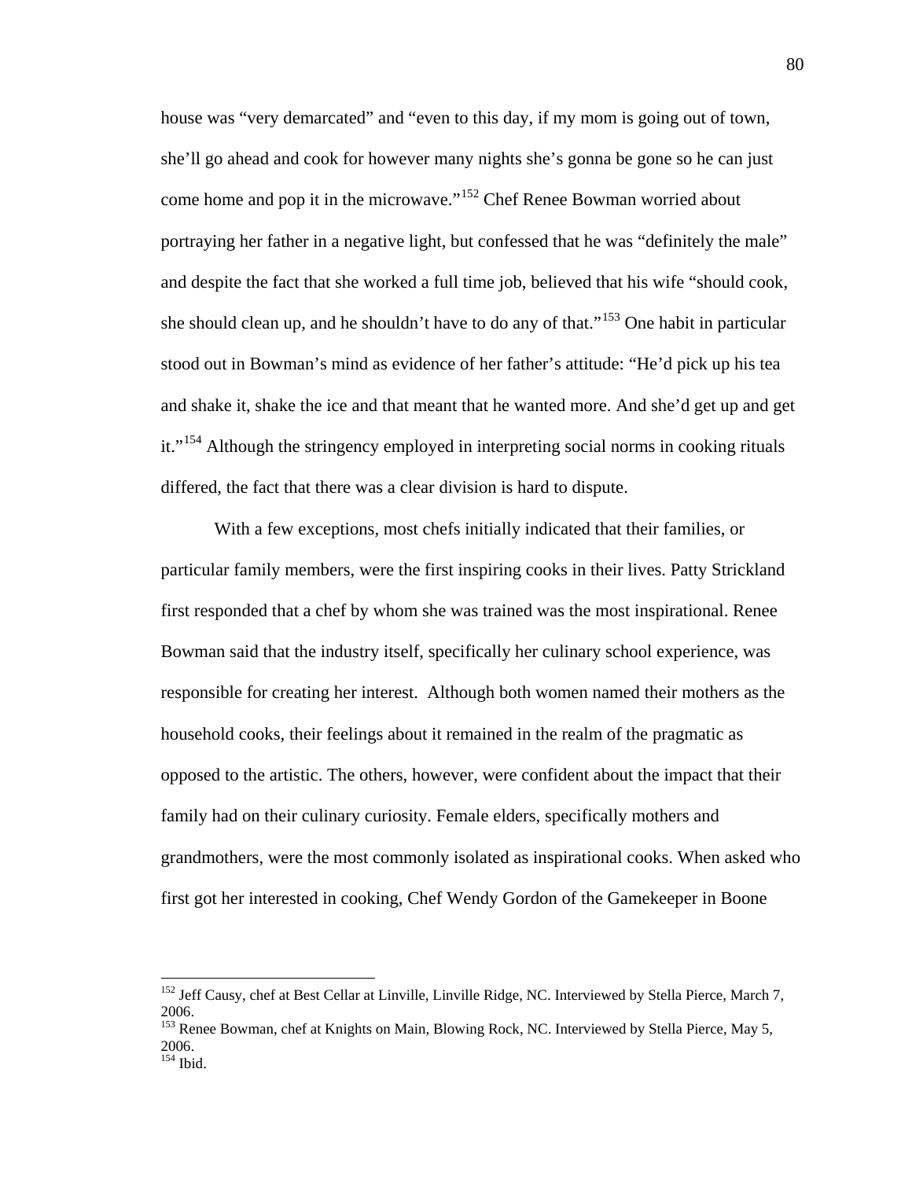house was “very demarcated” and “even to this day, if my mom is going out of town, she’ll go ahead and cook for however many nights she’s gonna be gone so he can just come home and pop it in the microwave.”[152] Chef Renee Bowman worried about portraying her father in a negative light, but confessed that he was “definitely the male” and despite the fact that she worked a full time job, believed that his wife “should cook, she should clean up, and he shouldn’t have to do any of that.”[153] One habit in particular stood out in Bowman’s mind as evidence of her father’s attitude: “He’d pick up his tea and shake it, shake the ice and that meant that he wanted more. And she’d get up and get it.”[154] Although the stringency employed in interpreting social norms in cooking rituals differed, the fact that there was a clear division is hard to dispute.

With a few exceptions, most chefs initially indicated that their families, or particular family members, were the first inspiring cooks in their lives. Patty Strickland first responded that a chef by whom she was trained was the most inspirational. Renee Bowman said that the industry itself, specifically her culinary school experience, was responsible for creating her interest. Although both women named their mothers as the household cooks, their feelings about it remained in the realm of the pragmatic as opposed to the artistic. The others, however, were confident about the impact that their family had on their culinary curiosity. Female elders, specifically mothers and grandmothers, were the most commonly isolated as inspirational cooks. When asked who first got her interested in cooking, Chef Wendy Gordon of the Gamekeeper in Boone

[152] Jeff Causy, chef at Best Cellar at Linville, Linville Ridge, NC. Interviewed by Stella Pierce, March 7, 2006.

[153] Renee Bowman, chef at Knights on Main, Blowing Rock, NC. Interviewed by Stella Pierce, May 5, 2006.

[154] Ibid.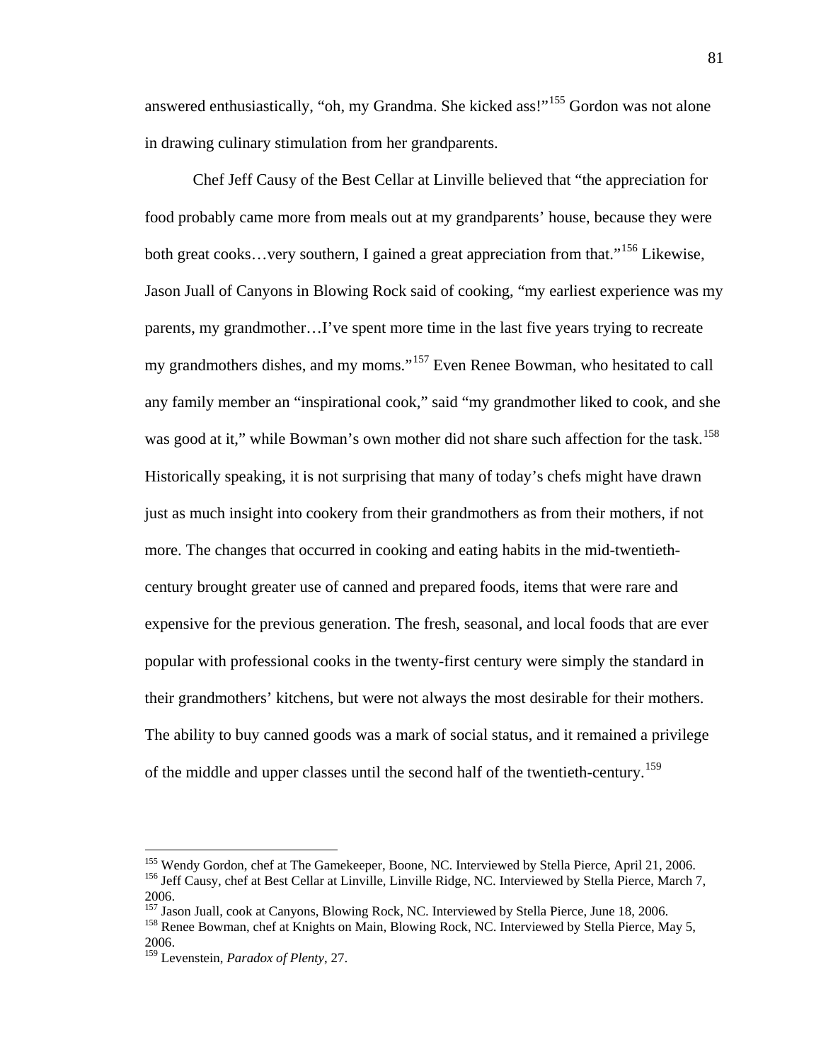answered enthusiastically, "oh, my Grandma. She kicked ass!"[155] Gordon was not alone in drawing culinary stimulation from her grandparents.

Chef Jeff Causy of the Best Cellar at Linville believed that "the appreciation for food probably came more from meals out at my grandparents' house, because they were both great cooks…very southern, I gained a great appreciation from that."[156] Likewise, Jason Juall of Canyons in Blowing Rock said of cooking, "my earliest experience was my parents, my grandmother…I've spent more time in the last five years trying to recreate my grandmothers dishes, and my moms."[157] Even Renee Bowman, who hesitated to call any family member an "inspirational cook," said "my grandmother liked to cook, and she was good at it," while Bowman's own mother did not share such affection for the task.[158] Historically speaking, it is not surprising that many of today's chefs might have drawn just as much insight into cookery from their grandmothers as from their mothers, if not more. The changes that occurred in cooking and eating habits in the mid-twentieth-century brought greater use of canned and prepared foods, items that were rare and expensive for the previous generation. The fresh, seasonal, and local foods that are ever popular with professional cooks in the twenty-first century were simply the standard in their grandmothers' kitchens, but were not always the most desirable for their mothers. The ability to buy canned goods was a mark of social status, and it remained a privilege of the middle and upper classes until the second half of the twentieth-century.[159]

---

[155] Wendy Gordon, chef at The Gamekeeper, Boone, NC. Interviewed by Stella Pierce, April 21, 2006.

[156] Jeff Causy, chef at Best Cellar at Linville, Linville Ridge, NC. Interviewed by Stella Pierce, March 7, 2006.

[157] Jason Juall, cook at Canyons, Blowing Rock, NC. Interviewed by Stella Pierce, June 18, 2006.

[158] Renee Bowman, chef at Knights on Main, Blowing Rock, NC. Interviewed by Stella Pierce, May 5, 2006.

[159] Levenstein, *Paradox of Plenty*, 27.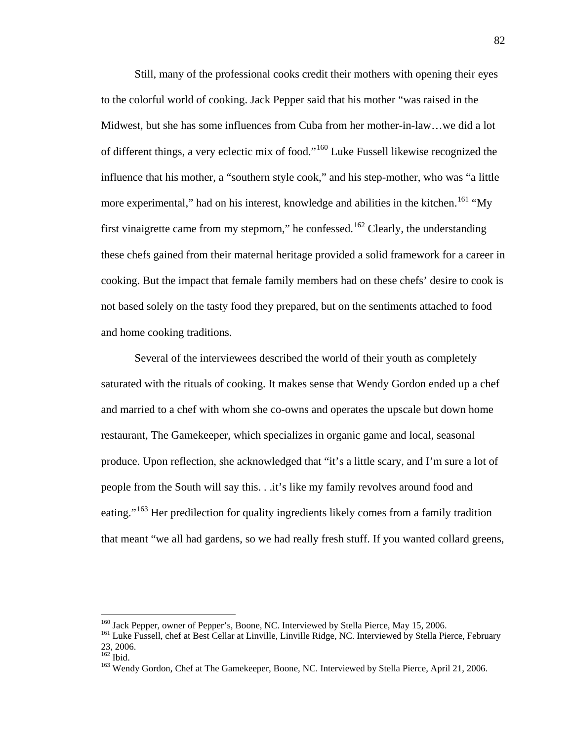Still, many of the professional cooks credit their mothers with opening their eyes to the colorful world of cooking. Jack Pepper said that his mother "was raised in the Midwest, but she has some influences from Cuba from her mother-in-law…we did a lot of different things, a very eclectic mix of food."[160] Luke Fussell likewise recognized the influence that his mother, a "southern style cook," and his step-mother, who was "a little more experimental," had on his interest, knowledge and abilities in the kitchen.[161] "My first vinaigrette came from my stepmom," he confessed.[162] Clearly, the understanding these chefs gained from their maternal heritage provided a solid framework for a career in cooking. But the impact that female family members had on these chefs' desire to cook is not based solely on the tasty food they prepared, but on the sentiments attached to food and home cooking traditions.

Several of the interviewees described the world of their youth as completely saturated with the rituals of cooking. It makes sense that Wendy Gordon ended up a chef and married to a chef with whom she co-owns and operates the upscale but down home restaurant, The Gamekeeper, which specializes in organic game and local, seasonal produce. Upon reflection, she acknowledged that "it's a little scary, and I'm sure a lot of people from the South will say this. . .it's like my family revolves around food and eating."[163] Her predilection for quality ingredients likely comes from a family tradition that meant "we all had gardens, so we had really fresh stuff. If you wanted collard greens,

---

[160] Jack Pepper, owner of Pepper's, Boone, NC. Interviewed by Stella Pierce, May 15, 2006.

[161] Luke Fussell, chef at Best Cellar at Linville, Linville Ridge, NC. Interviewed by Stella Pierce, February 23, 2006.

[162] Ibid.

[163] Wendy Gordon, Chef at The Gamekeeper, Boone, NC. Interviewed by Stella Pierce, April 21, 2006.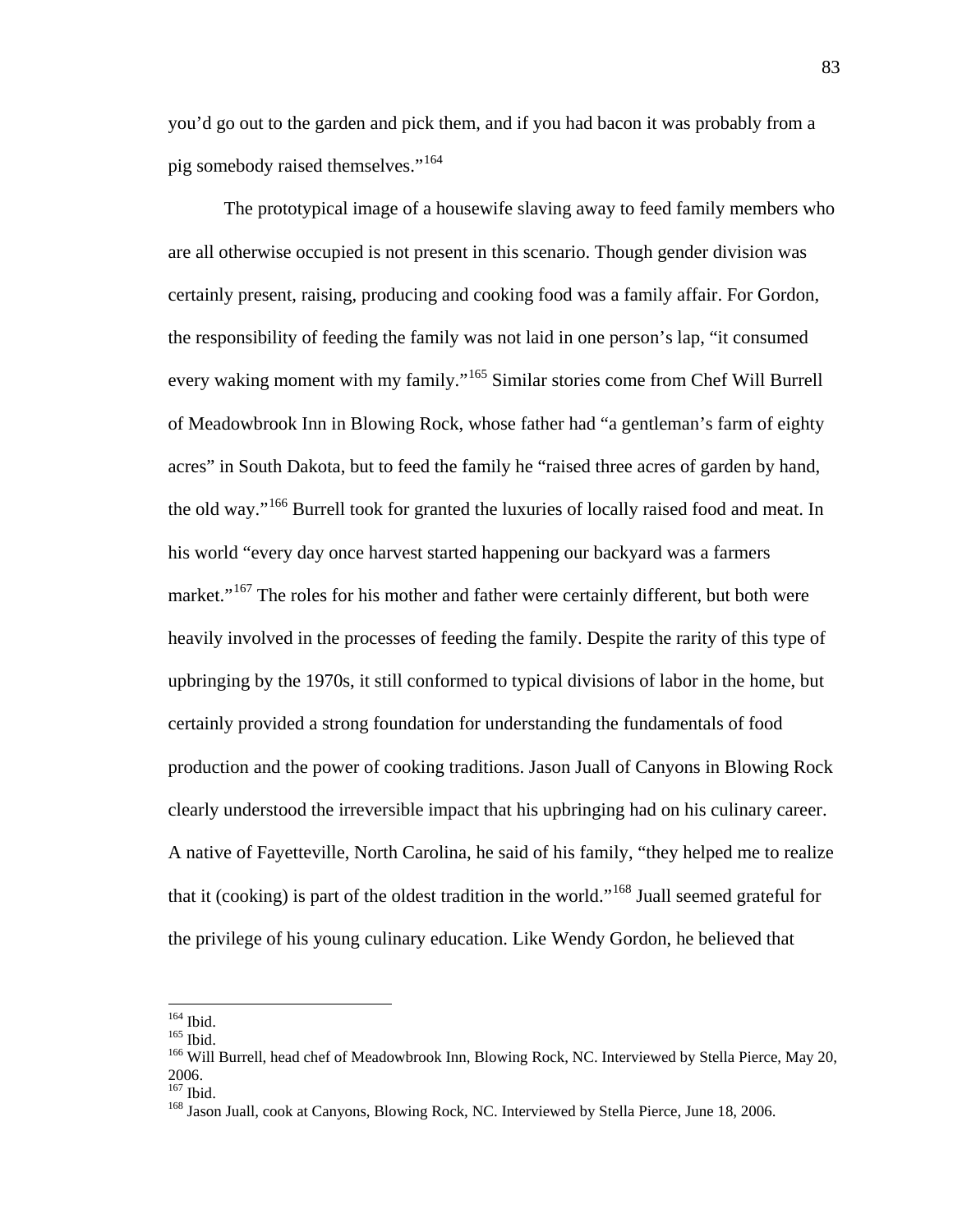you'd go out to the garden and pick them, and if you had bacon it was probably from a pig somebody raised themselves."[164]

The prototypical image of a housewife slaving away to feed family members who are all otherwise occupied is not present in this scenario. Though gender division was certainly present, raising, producing and cooking food was a family affair. For Gordon, the responsibility of feeding the family was not laid in one person's lap, "it consumed every waking moment with my family."[165] Similar stories come from Chef Will Burrell of Meadowbrook Inn in Blowing Rock, whose father had "a gentleman's farm of eighty acres" in South Dakota, but to feed the family he "raised three acres of garden by hand, the old way."[166] Burrell took for granted the luxuries of locally raised food and meat. In his world "every day once harvest started happening our backyard was a farmers market."[167] The roles for his mother and father were certainly different, but both were heavily involved in the processes of feeding the family. Despite the rarity of this type of upbringing by the 1970s, it still conformed to typical divisions of labor in the home, but certainly provided a strong foundation for understanding the fundamentals of food production and the power of cooking traditions. Jason Juall of Canyons in Blowing Rock clearly understood the irreversible impact that his upbringing had on his culinary career. A native of Fayetteville, North Carolina, he said of his family, "they helped me to realize that it (cooking) is part of the oldest tradition in the world."[168] Juall seemed grateful for the privilege of his young culinary education. Like Wendy Gordon, he believed that

---

[164] Ibid.
[165] Ibid.
[166] Will Burrell, head chef of Meadowbrook Inn, Blowing Rock, NC. Interviewed by Stella Pierce, May 20, 2006.
[167] Ibid.
[168] Jason Juall, cook at Canyons, Blowing Rock, NC. Interviewed by Stella Pierce, June 18, 2006.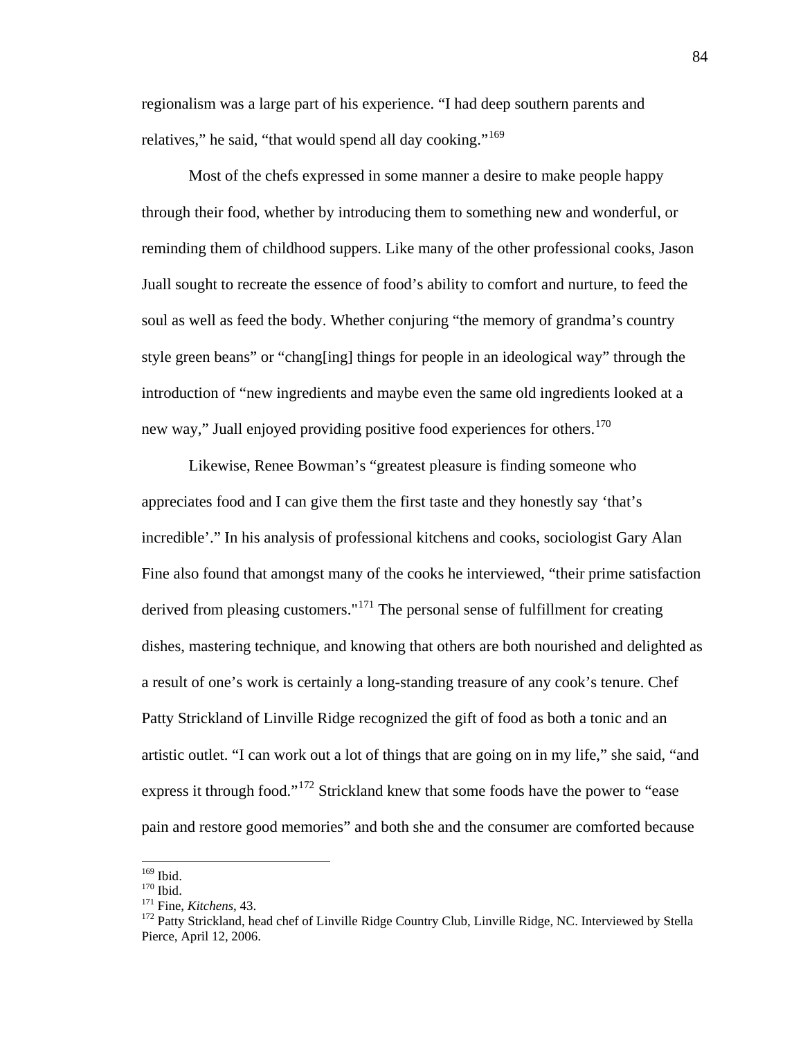regionalism was a large part of his experience. “I had deep southern parents and relatives,” he said, “that would spend all day cooking.”[169]

Most of the chefs expressed in some manner a desire to make people happy through their food, whether by introducing them to something new and wonderful, or reminding them of childhood suppers. Like many of the other professional cooks, Jason Juall sought to recreate the essence of food’s ability to comfort and nurture, to feed the soul as well as feed the body. Whether conjuring “the memory of grandma’s country style green beans” or “chang[ing] things for people in an ideological way” through the introduction of “new ingredients and maybe even the same old ingredients looked at a new way,” Juall enjoyed providing positive food experiences for others.[170]

Likewise, Renee Bowman’s “greatest pleasure is finding someone who appreciates food and I can give them the first taste and they honestly say ‘that’s incredible’.” In his analysis of professional kitchens and cooks, sociologist Gary Alan Fine also found that amongst many of the cooks he interviewed, “their prime satisfaction derived from pleasing customers."[171] The personal sense of fulfillment for creating dishes, mastering technique, and knowing that others are both nourished and delighted as a result of one’s work is certainly a long-standing treasure of any cook’s tenure. Chef Patty Strickland of Linville Ridge recognized the gift of food as both a tonic and an artistic outlet. “I can work out a lot of things that are going on in my life,” she said, “and express it through food.”[172] Strickland knew that some foods have the power to “ease pain and restore good memories” and both she and the consumer are comforted because

---

[169] Ibid.
[170] Ibid.
[171] Fine, *Kitchens*, 43.
[172] Patty Strickland, head chef of Linville Ridge Country Club, Linville Ridge, NC. Interviewed by Stella Pierce, April 12, 2006.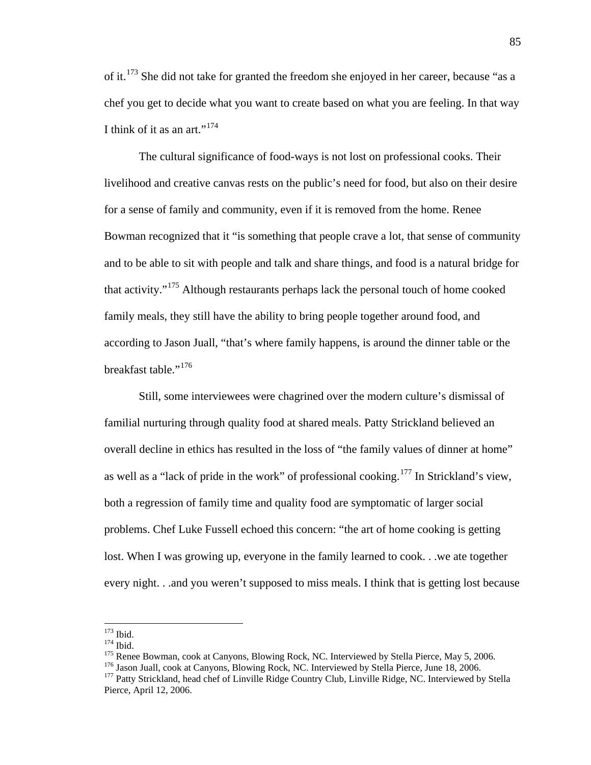of it.[173] She did not take for granted the freedom she enjoyed in her career, because "as a chef you get to decide what you want to create based on what you are feeling. In that way I think of it as an art."[174]

The cultural significance of food-ways is not lost on professional cooks. Their livelihood and creative canvas rests on the public's need for food, but also on their desire for a sense of family and community, even if it is removed from the home. Renee Bowman recognized that it "is something that people crave a lot, that sense of community and to be able to sit with people and talk and share things, and food is a natural bridge for that activity."[175] Although restaurants perhaps lack the personal touch of home cooked family meals, they still have the ability to bring people together around food, and according to Jason Juall, "that's where family happens, is around the dinner table or the breakfast table."[176]

Still, some interviewees were chagrined over the modern culture's dismissal of familial nurturing through quality food at shared meals. Patty Strickland believed an overall decline in ethics has resulted in the loss of "the family values of dinner at home" as well as a "lack of pride in the work" of professional cooking.[177] In Strickland's view, both a regression of family time and quality food are symptomatic of larger social problems. Chef Luke Fussell echoed this concern: "the art of home cooking is getting lost. When I was growing up, everyone in the family learned to cook. . .we ate together every night. . .and you weren't supposed to miss meals. I think that is getting lost because

---

[173] Ibid.

[174] Ibid.

[175] Renee Bowman, cook at Canyons, Blowing Rock, NC. Interviewed by Stella Pierce, May 5, 2006.

[176] Jason Juall, cook at Canyons, Blowing Rock, NC. Interviewed by Stella Pierce, June 18, 2006.

[177] Patty Strickland, head chef of Linville Ridge Country Club, Linville Ridge, NC. Interviewed by Stella Pierce, April 12, 2006.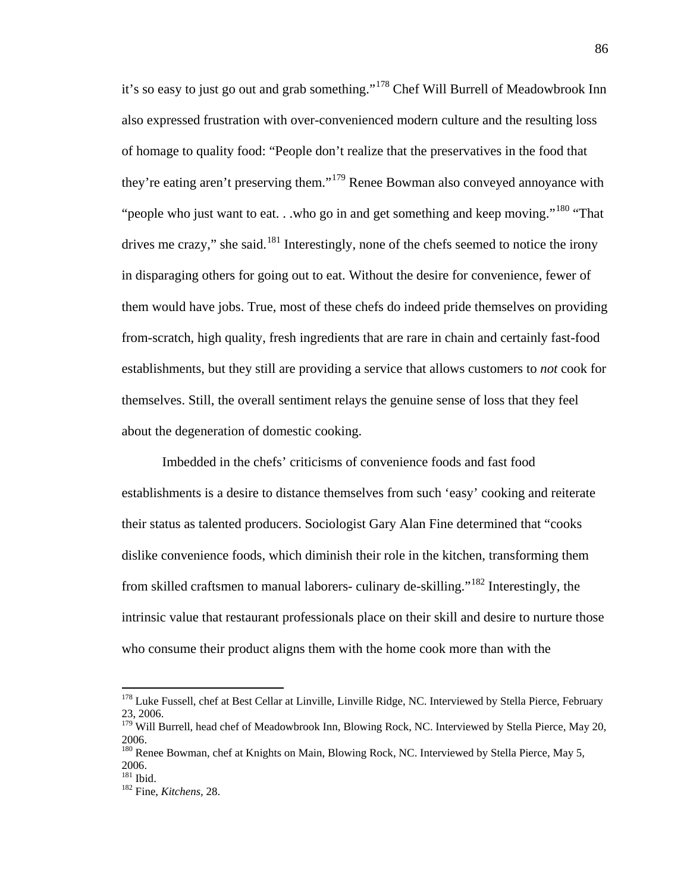it's so easy to just go out and grab something."[178] Chef Will Burrell of Meadowbrook Inn also expressed frustration with over-convenienced modern culture and the resulting loss of homage to quality food: "People don't realize that the preservatives in the food that they're eating aren't preserving them."[179] Renee Bowman also conveyed annoyance with "people who just want to eat. . .who go in and get something and keep moving."[180] "That drives me crazy," she said.[181] Interestingly, none of the chefs seemed to notice the irony in disparaging others for going out to eat. Without the desire for convenience, fewer of them would have jobs. True, most of these chefs do indeed pride themselves on providing from-scratch, high quality, fresh ingredients that are rare in chain and certainly fast-food establishments, but they still are providing a service that allows customers to *not* cook for themselves. Still, the overall sentiment relays the genuine sense of loss that they feel about the degeneration of domestic cooking.

Imbedded in the chefs' criticisms of convenience foods and fast food establishments is a desire to distance themselves from such 'easy' cooking and reiterate their status as talented producers. Sociologist Gary Alan Fine determined that "cooks dislike convenience foods, which diminish their role in the kitchen, transforming them from skilled craftsmen to manual laborers- culinary de-skilling."[182] Interestingly, the intrinsic value that restaurant professionals place on their skill and desire to nurture those who consume their product aligns them with the home cook more than with the

---

[178] Luke Fussell, chef at Best Cellar at Linville, Linville Ridge, NC. Interviewed by Stella Pierce, February 23, 2006.
[179] Will Burrell, head chef of Meadowbrook Inn, Blowing Rock, NC. Interviewed by Stella Pierce, May 20, 2006.
[180] Renee Bowman, chef at Knights on Main, Blowing Rock, NC. Interviewed by Stella Pierce, May 5, 2006.
[181] Ibid.
[182] Fine, *Kitchens*, 28.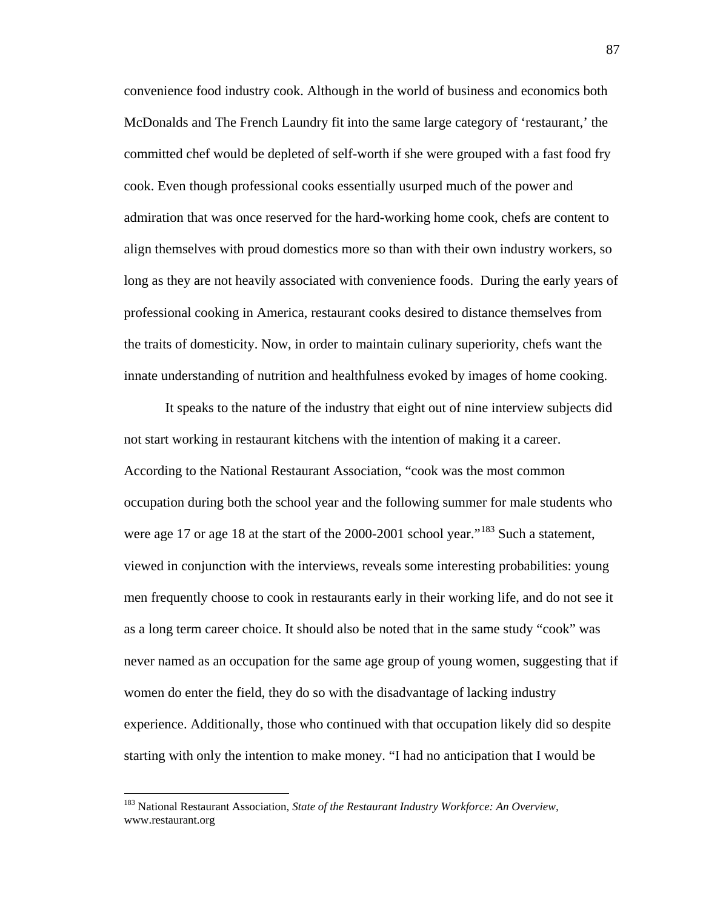convenience food industry cook. Although in the world of business and economics both McDonalds and The French Laundry fit into the same large category of 'restaurant,' the committed chef would be depleted of self-worth if she were grouped with a fast food fry cook. Even though professional cooks essentially usurped much of the power and admiration that was once reserved for the hard-working home cook, chefs are content to align themselves with proud domestics more so than with their own industry workers, so long as they are not heavily associated with convenience foods. During the early years of professional cooking in America, restaurant cooks desired to distance themselves from the traits of domesticity. Now, in order to maintain culinary superiority, chefs want the innate understanding of nutrition and healthfulness evoked by images of home cooking.

It speaks to the nature of the industry that eight out of nine interview subjects did not start working in restaurant kitchens with the intention of making it a career. According to the National Restaurant Association, "cook was the most common occupation during both the school year and the following summer for male students who were age 17 or age 18 at the start of the 2000-2001 school year."[183] Such a statement, viewed in conjunction with the interviews, reveals some interesting probabilities: young men frequently choose to cook in restaurants early in their working life, and do not see it as a long term career choice. It should also be noted that in the same study "cook" was never named as an occupation for the same age group of young women, suggesting that if women do enter the field, they do so with the disadvantage of lacking industry experience. Additionally, those who continued with that occupation likely did so despite starting with only the intention to make money. "I had no anticipation that I would be

[183] National Restaurant Association, *State of the Restaurant Industry Workforce: An Overview*, www.restaurant.org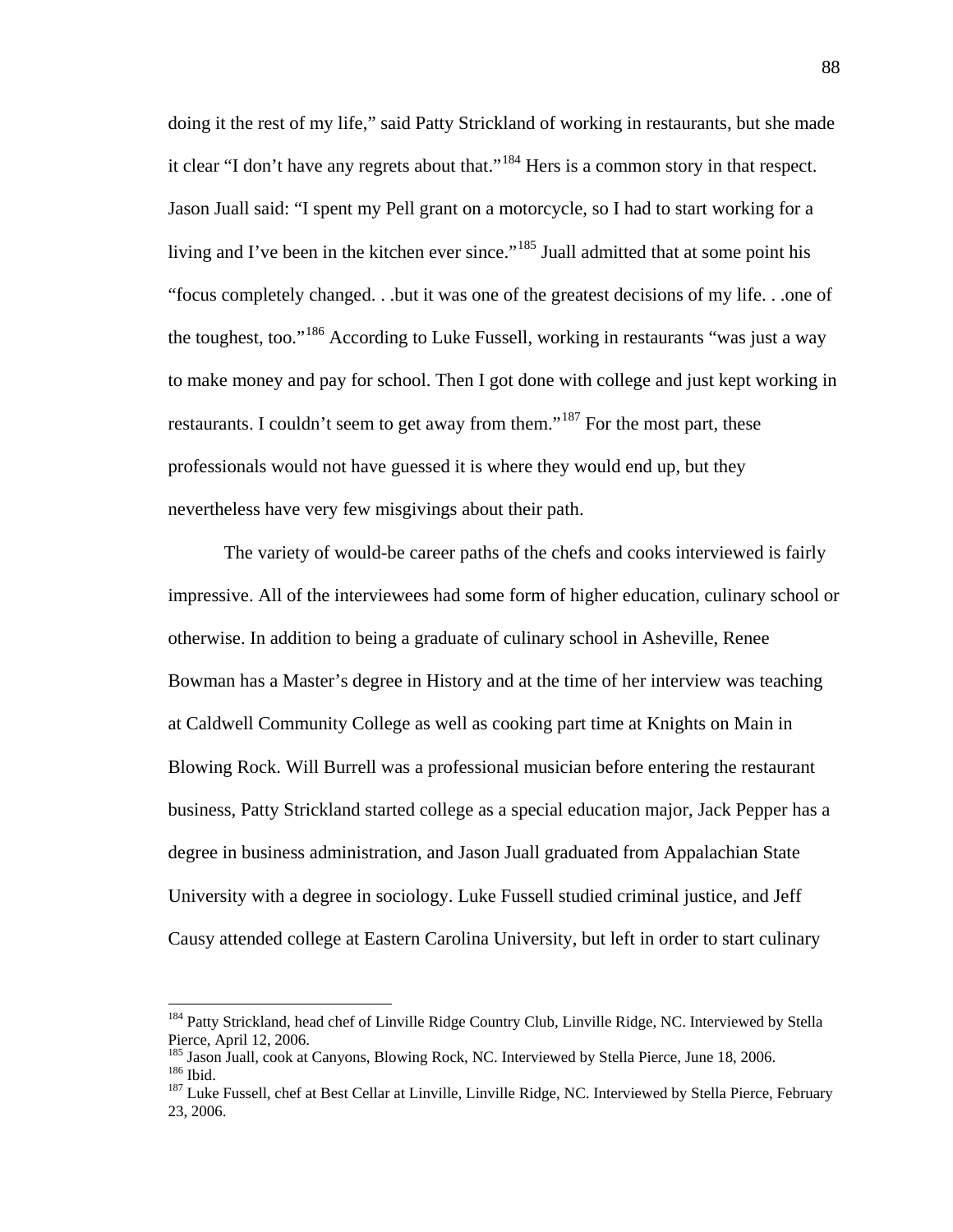doing it the rest of my life," said Patty Strickland of working in restaurants, but she made it clear "I don't have any regrets about that."[184] Hers is a common story in that respect. Jason Juall said: "I spent my Pell grant on a motorcycle, so I had to start working for a living and I've been in the kitchen ever since."[185] Juall admitted that at some point his "focus completely changed. . .but it was one of the greatest decisions of my life. . .one of the toughest, too."[186] According to Luke Fussell, working in restaurants "was just a way to make money and pay for school. Then I got done with college and just kept working in restaurants. I couldn't seem to get away from them."[187] For the most part, these professionals would not have guessed it is where they would end up, but they nevertheless have very few misgivings about their path.

The variety of would-be career paths of the chefs and cooks interviewed is fairly impressive. All of the interviewees had some form of higher education, culinary school or otherwise. In addition to being a graduate of culinary school in Asheville, Renee Bowman has a Master's degree in History and at the time of her interview was teaching at Caldwell Community College as well as cooking part time at Knights on Main in Blowing Rock. Will Burrell was a professional musician before entering the restaurant business, Patty Strickland started college as a special education major, Jack Pepper has a degree in business administration, and Jason Juall graduated from Appalachian State University with a degree in sociology. Luke Fussell studied criminal justice, and Jeff Causy attended college at Eastern Carolina University, but left in order to start culinary

---

[184] Patty Strickland, head chef of Linville Ridge Country Club, Linville Ridge, NC. Interviewed by Stella Pierce, April 12, 2006.

[185] Jason Juall, cook at Canyons, Blowing Rock, NC. Interviewed by Stella Pierce, June 18, 2006.

[186] Ibid.

[187] Luke Fussell, chef at Best Cellar at Linville, Linville Ridge, NC. Interviewed by Stella Pierce, February 23, 2006.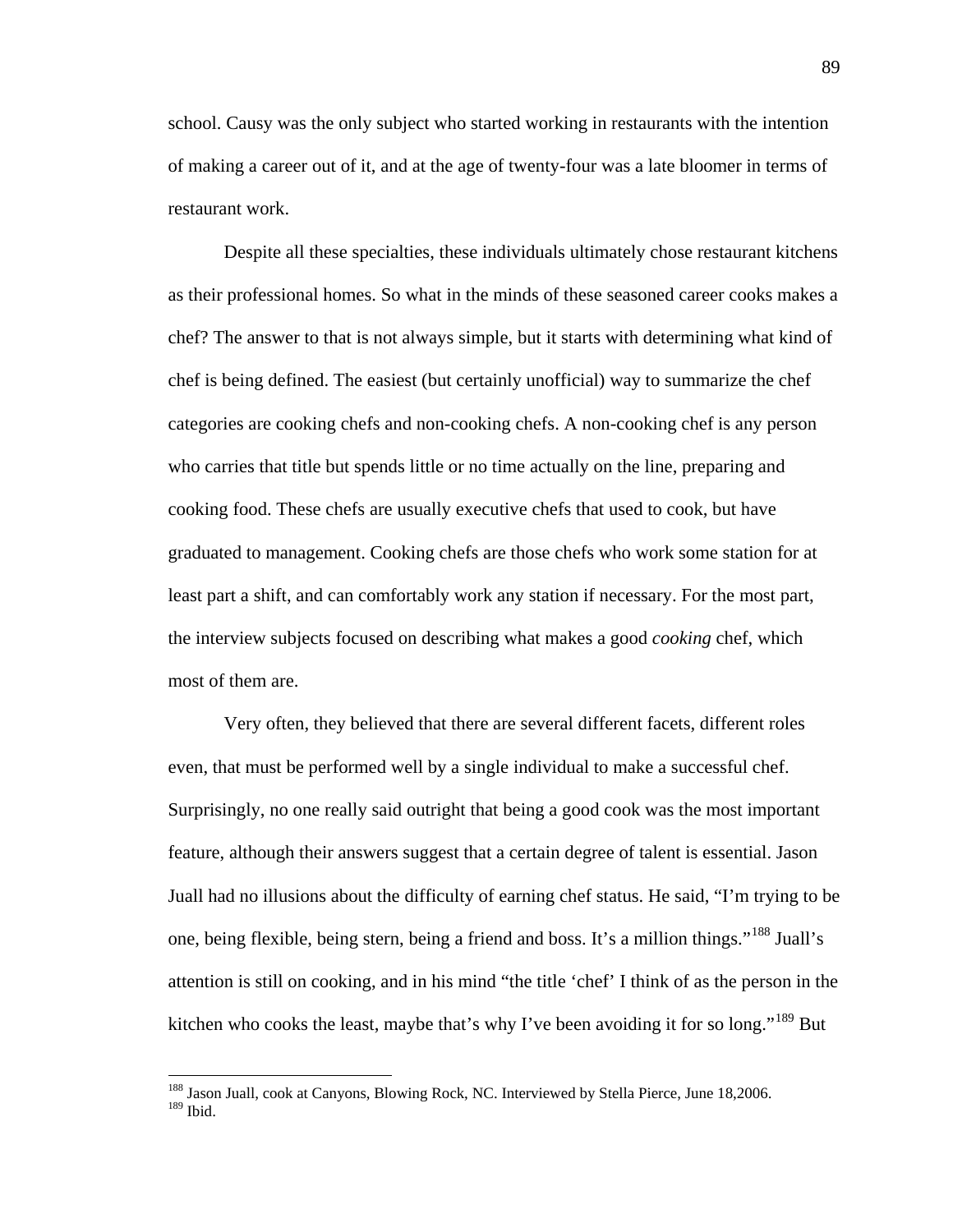school. Causy was the only subject who started working in restaurants with the intention of making a career out of it, and at the age of twenty-four was a late bloomer in terms of restaurant work.

Despite all these specialties, these individuals ultimately chose restaurant kitchens as their professional homes. So what in the minds of these seasoned career cooks makes a chef? The answer to that is not always simple, but it starts with determining what kind of chef is being defined. The easiest (but certainly unofficial) way to summarize the chef categories are cooking chefs and non-cooking chefs. A non-cooking chef is any person who carries that title but spends little or no time actually on the line, preparing and cooking food. These chefs are usually executive chefs that used to cook, but have graduated to management. Cooking chefs are those chefs who work some station for at least part a shift, and can comfortably work any station if necessary. For the most part, the interview subjects focused on describing what makes a good *cooking* chef, which most of them are.

Very often, they believed that there are several different facets, different roles even, that must be performed well by a single individual to make a successful chef. Surprisingly, no one really said outright that being a good cook was the most important feature, although their answers suggest that a certain degree of talent is essential. Jason Juall had no illusions about the difficulty of earning chef status. He said, "I'm trying to be one, being flexible, being stern, being a friend and boss. It's a million things."[188] Juall's attention is still on cooking, and in his mind "the title 'chef' I think of as the person in the kitchen who cooks the least, maybe that's why I've been avoiding it for so long."[189] But

---

[188] Jason Juall, cook at Canyons, Blowing Rock, NC. Interviewed by Stella Pierce, June 18,2006.
[189] Ibid.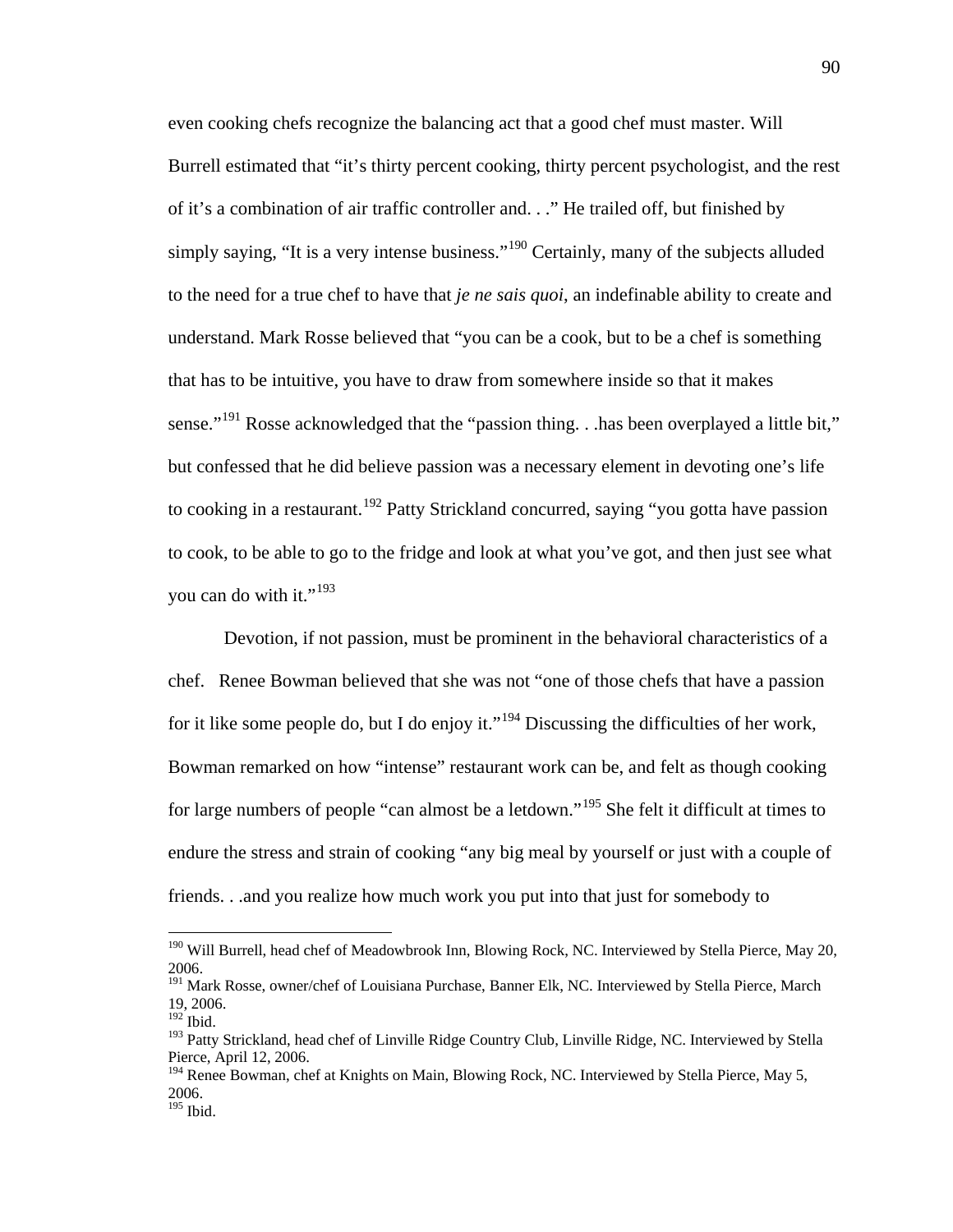even cooking chefs recognize the balancing act that a good chef must master. Will Burrell estimated that "it's thirty percent cooking, thirty percent psychologist, and the rest of it's a combination of air traffic controller and. . ." He trailed off, but finished by simply saying, "It is a very intense business."[190] Certainly, many of the subjects alluded to the need for a true chef to have that *je ne sais quoi*, an indefinable ability to create and understand. Mark Rosse believed that "you can be a cook, but to be a chef is something that has to be intuitive, you have to draw from somewhere inside so that it makes sense."[191] Rosse acknowledged that the "passion thing. . .has been overplayed a little bit," but confessed that he did believe passion was a necessary element in devoting one's life to cooking in a restaurant.[192] Patty Strickland concurred, saying "you gotta have passion to cook, to be able to go to the fridge and look at what you've got, and then just see what you can do with it."[193]

Devotion, if not passion, must be prominent in the behavioral characteristics of a chef. Renee Bowman believed that she was not "one of those chefs that have a passion for it like some people do, but I do enjoy it."[194] Discussing the difficulties of her work, Bowman remarked on how "intense" restaurant work can be, and felt as though cooking for large numbers of people "can almost be a letdown."[195] She felt it difficult at times to endure the stress and strain of cooking "any big meal by yourself or just with a couple of friends. . .and you realize how much work you put into that just for somebody to

---

[190] Will Burrell, head chef of Meadowbrook Inn, Blowing Rock, NC. Interviewed by Stella Pierce, May 20, 2006.

[191] Mark Rosse, owner/chef of Louisiana Purchase, Banner Elk, NC. Interviewed by Stella Pierce, March 19, 2006.

[192] Ibid.

[193] Patty Strickland, head chef of Linville Ridge Country Club, Linville Ridge, NC. Interviewed by Stella Pierce, April 12, 2006.

[194] Renee Bowman, chef at Knights on Main, Blowing Rock, NC. Interviewed by Stella Pierce, May 5, 2006.

[195] Ibid.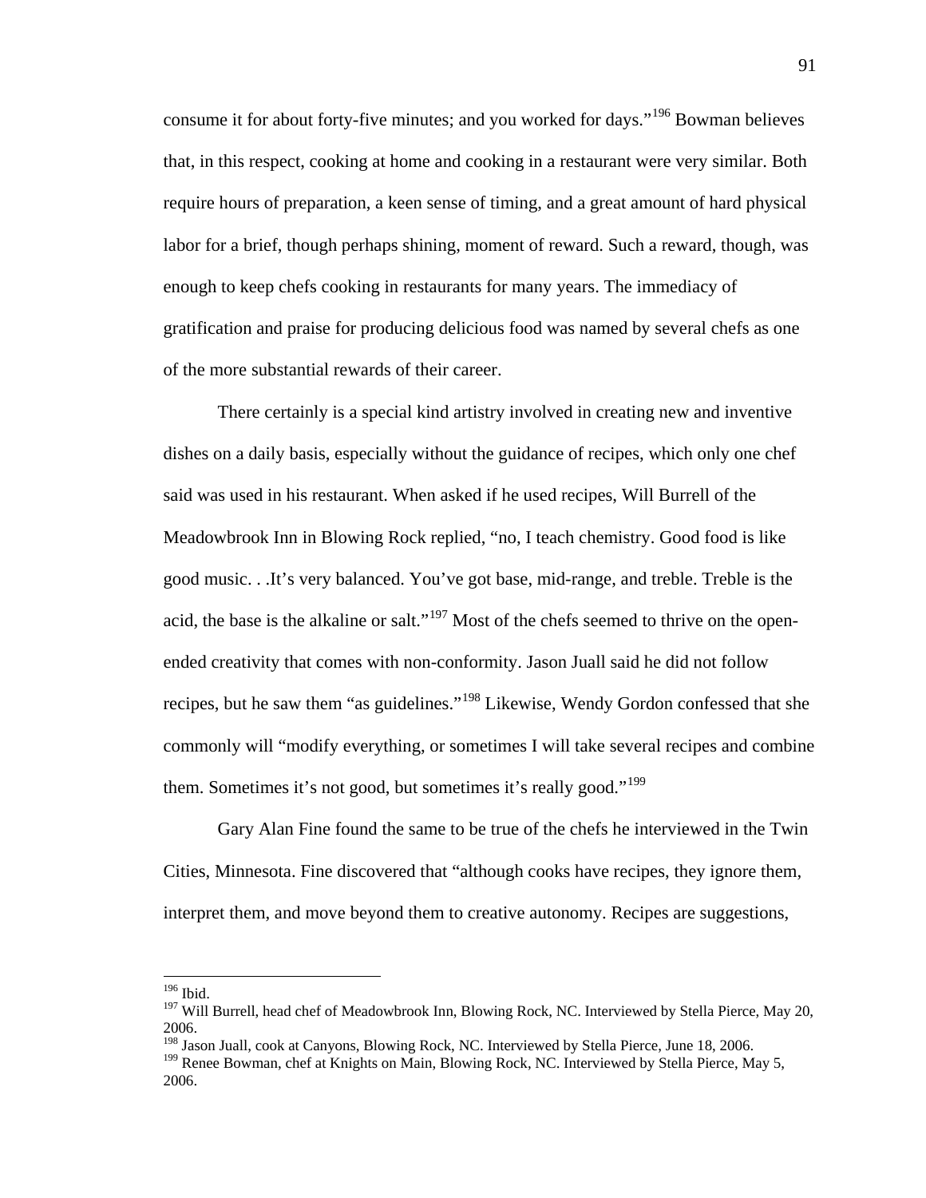consume it for about forty-five minutes; and you worked for days."[196] Bowman believes that, in this respect, cooking at home and cooking in a restaurant were very similar. Both require hours of preparation, a keen sense of timing, and a great amount of hard physical labor for a brief, though perhaps shining, moment of reward. Such a reward, though, was enough to keep chefs cooking in restaurants for many years. The immediacy of gratification and praise for producing delicious food was named by several chefs as one of the more substantial rewards of their career.

There certainly is a special kind artistry involved in creating new and inventive dishes on a daily basis, especially without the guidance of recipes, which only one chef said was used in his restaurant. When asked if he used recipes, Will Burrell of the Meadowbrook Inn in Blowing Rock replied, "no, I teach chemistry. Good food is like good music. . .It's very balanced. You've got base, mid-range, and treble. Treble is the acid, the base is the alkaline or salt."[197] Most of the chefs seemed to thrive on the open-ended creativity that comes with non-conformity. Jason Juall said he did not follow recipes, but he saw them "as guidelines."[198] Likewise, Wendy Gordon confessed that she commonly will "modify everything, or sometimes I will take several recipes and combine them. Sometimes it's not good, but sometimes it's really good."[199]

Gary Alan Fine found the same to be true of the chefs he interviewed in the Twin Cities, Minnesota. Fine discovered that "although cooks have recipes, they ignore them, interpret them, and move beyond them to creative autonomy. Recipes are suggestions,

---

[196] Ibid.

[197] Will Burrell, head chef of Meadowbrook Inn, Blowing Rock, NC. Interviewed by Stella Pierce, May 20, 2006.

[198] Jason Juall, cook at Canyons, Blowing Rock, NC. Interviewed by Stella Pierce, June 18, 2006.

[199] Renee Bowman, chef at Knights on Main, Blowing Rock, NC. Interviewed by Stella Pierce, May 5, 2006.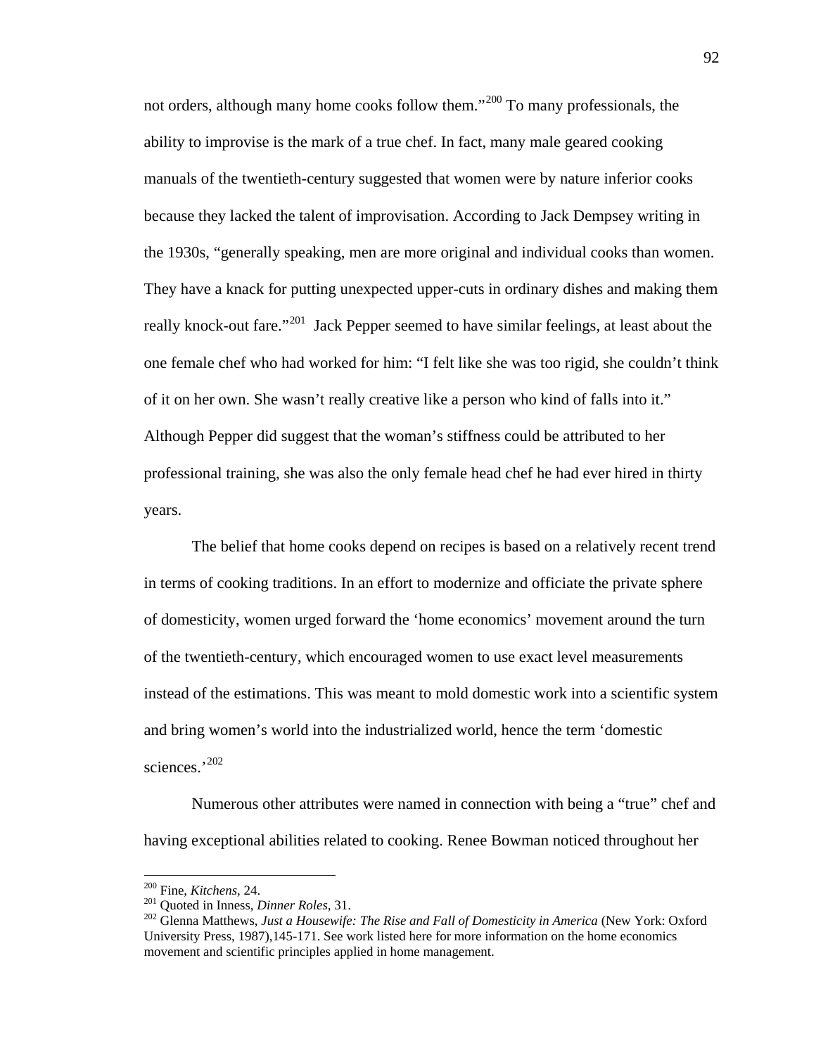not orders, although many home cooks follow them."[200] To many professionals, the ability to improvise is the mark of a true chef. In fact, many male geared cooking manuals of the twentieth-century suggested that women were by nature inferior cooks because they lacked the talent of improvisation. According to Jack Dempsey writing in the 1930s, "generally speaking, men are more original and individual cooks than women. They have a knack for putting unexpected upper-cuts in ordinary dishes and making them really knock-out fare."[201] Jack Pepper seemed to have similar feelings, at least about the one female chef who had worked for him: "I felt like she was too rigid, she couldn't think of it on her own. She wasn't really creative like a person who kind of falls into it." Although Pepper did suggest that the woman's stiffness could be attributed to her professional training, she was also the only female head chef he had ever hired in thirty years.

The belief that home cooks depend on recipes is based on a relatively recent trend in terms of cooking traditions. In an effort to modernize and officiate the private sphere of domesticity, women urged forward the 'home economics' movement around the turn of the twentieth-century, which encouraged women to use exact level measurements instead of the estimations. This was meant to mold domestic work into a scientific system and bring women's world into the industrialized world, hence the term 'domestic sciences.'[202]

Numerous other attributes were named in connection with being a "true" chef and having exceptional abilities related to cooking. Renee Bowman noticed throughout her

---

[200] Fine, *Kitchens,* 24.

[201] Quoted in Inness, *Dinner Roles,* 31.

[202] Glenna Matthews, *Just a Housewife: The Rise and Fall of Domesticity in America* (New York: Oxford University Press, 1987),145-171. See work listed here for more information on the home economics movement and scientific principles applied in home management.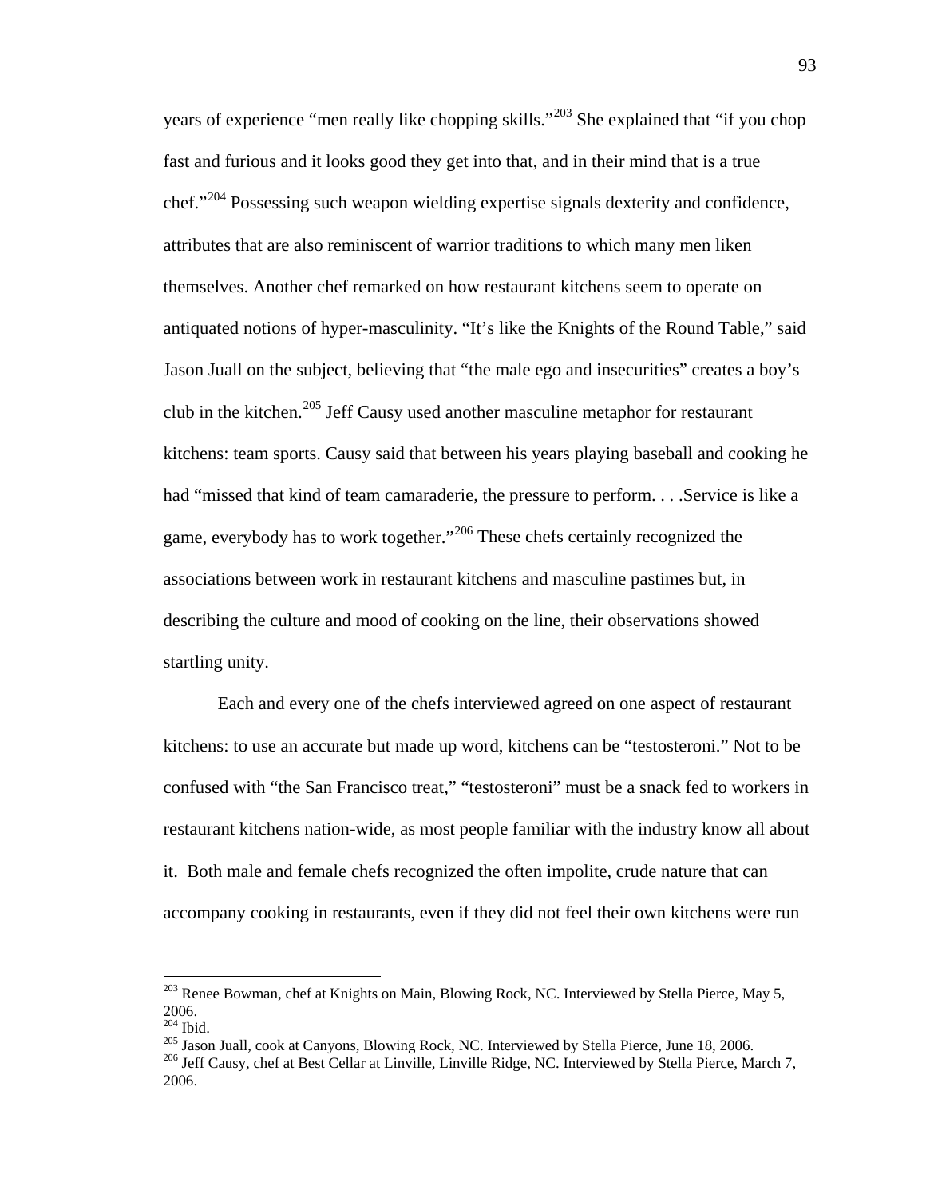years of experience "men really like chopping skills."[203] She explained that "if you chop fast and furious and it looks good they get into that, and in their mind that is a true chef."[204] Possessing such weapon wielding expertise signals dexterity and confidence, attributes that are also reminiscent of warrior traditions to which many men liken themselves. Another chef remarked on how restaurant kitchens seem to operate on antiquated notions of hyper-masculinity. "It's like the Knights of the Round Table," said Jason Juall on the subject, believing that "the male ego and insecurities" creates a boy's club in the kitchen.[205] Jeff Causy used another masculine metaphor for restaurant kitchens: team sports. Causy said that between his years playing baseball and cooking he had "missed that kind of team camaraderie, the pressure to perform. . . .Service is like a game, everybody has to work together."[206] These chefs certainly recognized the associations between work in restaurant kitchens and masculine pastimes but, in describing the culture and mood of cooking on the line, their observations showed startling unity.

Each and every one of the chefs interviewed agreed on one aspect of restaurant kitchens: to use an accurate but made up word, kitchens can be "testosteroni." Not to be confused with "the San Francisco treat," "testosteroni" must be a snack fed to workers in restaurant kitchens nation-wide, as most people familiar with the industry know all about it. Both male and female chefs recognized the often impolite, crude nature that can accompany cooking in restaurants, even if they did not feel their own kitchens were run

---

[203] Renee Bowman, chef at Knights on Main, Blowing Rock, NC. Interviewed by Stella Pierce, May 5, 2006.

[204] Ibid.

[205] Jason Juall, cook at Canyons, Blowing Rock, NC. Interviewed by Stella Pierce, June 18, 2006.

[206] Jeff Causy, chef at Best Cellar at Linville, Linville Ridge, NC. Interviewed by Stella Pierce, March 7, 2006.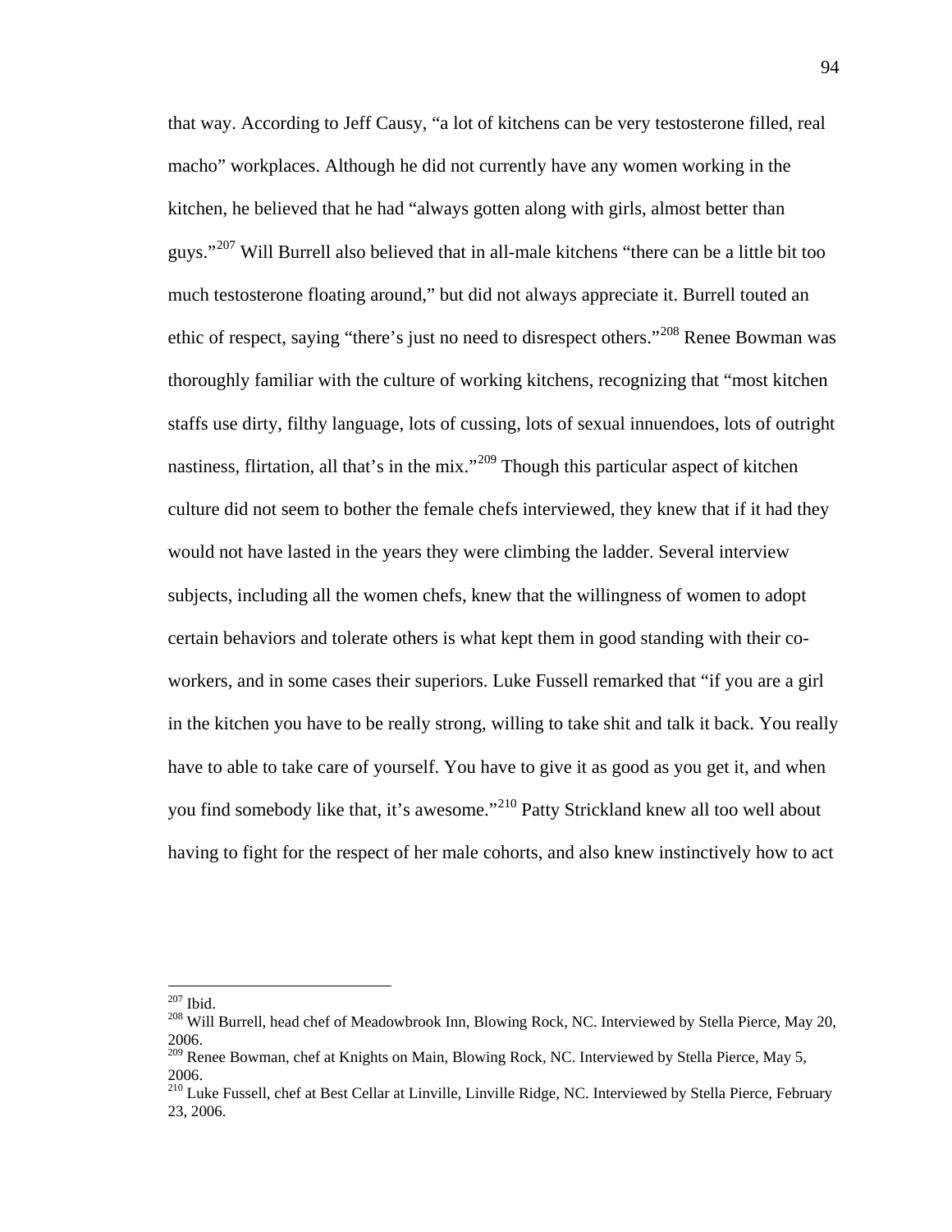that way. According to Jeff Causy, "a lot of kitchens can be very testosterone filled, real macho" workplaces. Although he did not currently have any women working in the kitchen, he believed that he had "always gotten along with girls, almost better than guys."[207] Will Burrell also believed that in all-male kitchens "there can be a little bit too much testosterone floating around," but did not always appreciate it. Burrell touted an ethic of respect, saying "there's just no need to disrespect others."[208] Renee Bowman was thoroughly familiar with the culture of working kitchens, recognizing that "most kitchen staffs use dirty, filthy language, lots of cussing, lots of sexual innuendoes, lots of outright nastiness, flirtation, all that's in the mix."[209] Though this particular aspect of kitchen culture did not seem to bother the female chefs interviewed, they knew that if it had they would not have lasted in the years they were climbing the ladder. Several interview subjects, including all the women chefs, knew that the willingness of women to adopt certain behaviors and tolerate others is what kept them in good standing with their co-workers, and in some cases their superiors. Luke Fussell remarked that "if you are a girl in the kitchen you have to be really strong, willing to take shit and talk it back. You really have to able to take care of yourself. You have to give it as good as you get it, and when you find somebody like that, it's awesome."[210] Patty Strickland knew all too well about having to fight for the respect of her male cohorts, and also knew instinctively how to act

---

[207] Ibid.

[208] Will Burrell, head chef of Meadowbrook Inn, Blowing Rock, NC. Interviewed by Stella Pierce, May 20, 2006.

[209] Renee Bowman, chef at Knights on Main, Blowing Rock, NC. Interviewed by Stella Pierce, May 5, 2006.

[210] Luke Fussell, chef at Best Cellar at Linville, Linville Ridge, NC. Interviewed by Stella Pierce, February 23, 2006.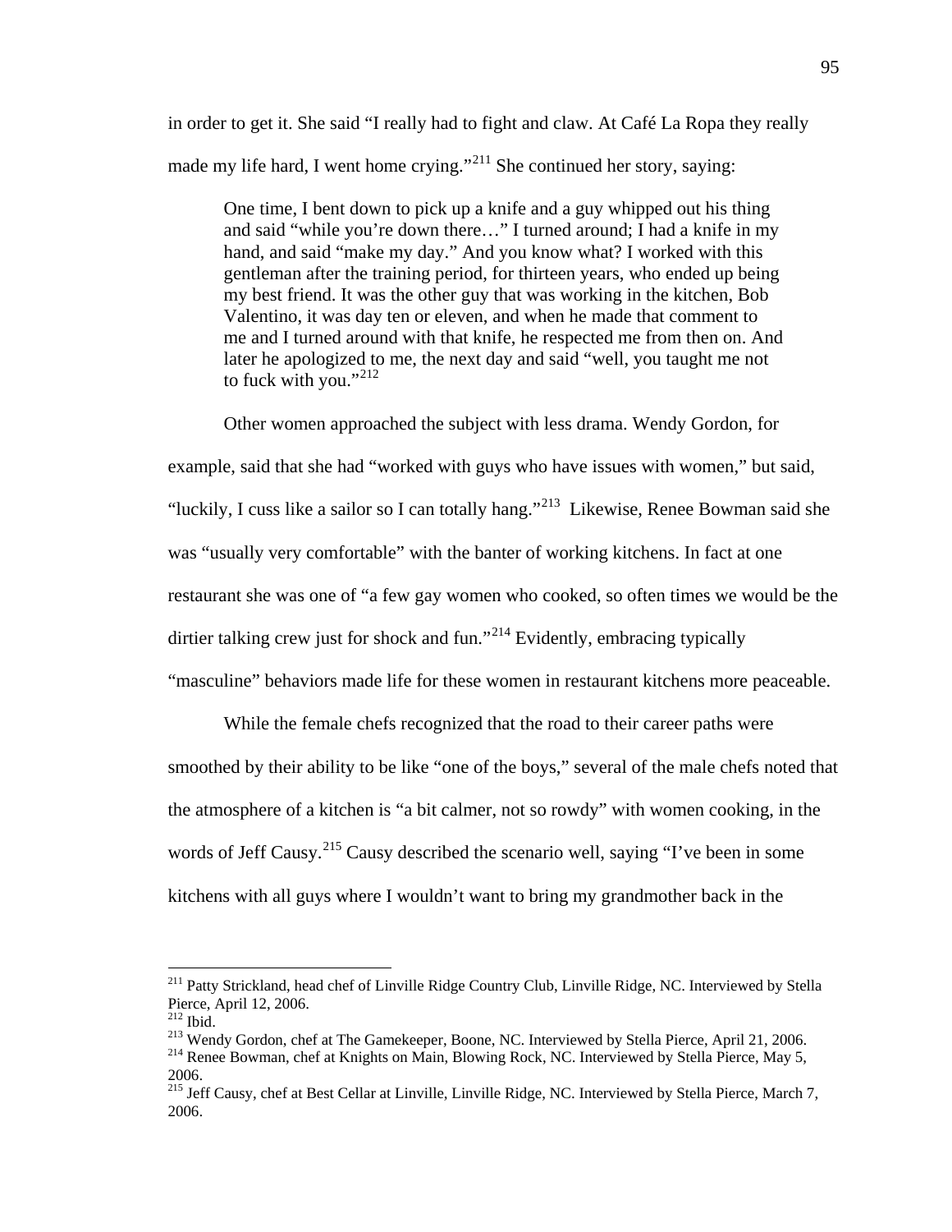in order to get it. She said "I really had to fight and claw. At Café La Ropa they really made my life hard, I went home crying."[211] She continued her story, saying:

> One time, I bent down to pick up a knife and a guy whipped out his thing and said "while you're down there…" I turned around; I had a knife in my hand, and said "make my day." And you know what? I worked with this gentleman after the training period, for thirteen years, who ended up being my best friend. It was the other guy that was working in the kitchen, Bob Valentino, it was day ten or eleven, and when he made that comment to me and I turned around with that knife, he respected me from then on. And later he apologized to me, the next day and said "well, you taught me not to fuck with you."[212]

Other women approached the subject with less drama. Wendy Gordon, for example, said that she had "worked with guys who have issues with women," but said, "luckily, I cuss like a sailor so I can totally hang."[213] Likewise, Renee Bowman said she was "usually very comfortable" with the banter of working kitchens. In fact at one restaurant she was one of "a few gay women who cooked, so often times we would be the dirtier talking crew just for shock and fun."[214] Evidently, embracing typically "masculine" behaviors made life for these women in restaurant kitchens more peaceable.

While the female chefs recognized that the road to their career paths were smoothed by their ability to be like "one of the boys," several of the male chefs noted that the atmosphere of a kitchen is "a bit calmer, not so rowdy" with women cooking, in the words of Jeff Causy.[215] Causy described the scenario well, saying "I've been in some kitchens with all guys where I wouldn't want to bring my grandmother back in the

---

[211] Patty Strickland, head chef of Linville Ridge Country Club, Linville Ridge, NC. Interviewed by Stella Pierce, April 12, 2006.

[212] Ibid.

[213] Wendy Gordon, chef at The Gamekeeper, Boone, NC. Interviewed by Stella Pierce, April 21, 2006.

[214] Renee Bowman, chef at Knights on Main, Blowing Rock, NC. Interviewed by Stella Pierce, May 5, 2006.

[215] Jeff Causy, chef at Best Cellar at Linville, Linville Ridge, NC. Interviewed by Stella Pierce, March 7, 2006.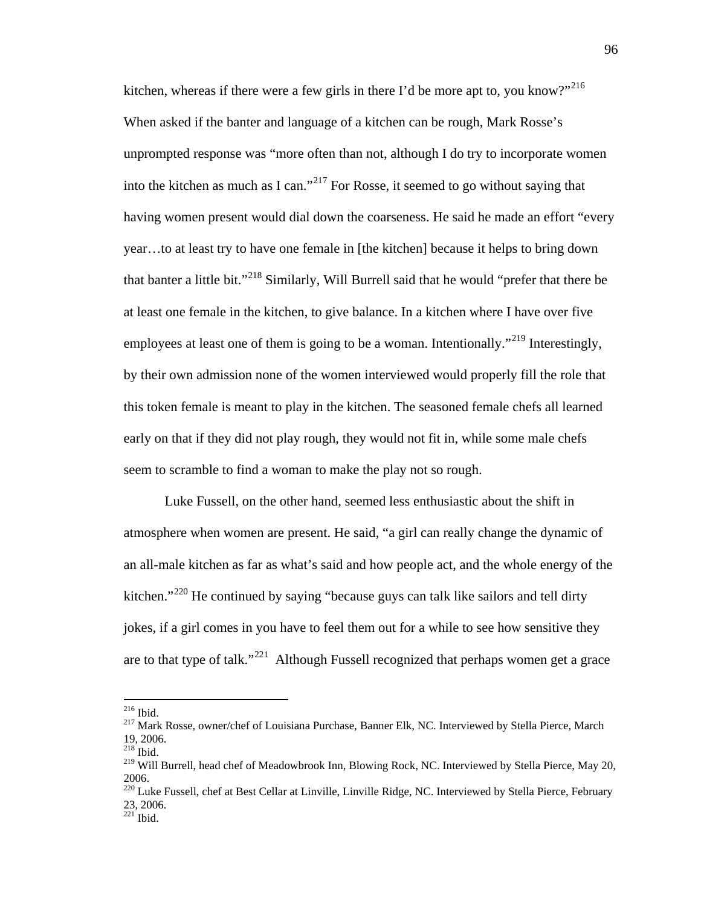kitchen, whereas if there were a few girls in there I'd be more apt to, you know?"[216] When asked if the banter and language of a kitchen can be rough, Mark Rosse's unprompted response was "more often than not, although I do try to incorporate women into the kitchen as much as I can."[217] For Rosse, it seemed to go without saying that having women present would dial down the coarseness. He said he made an effort "every year…to at least try to have one female in [the kitchen] because it helps to bring down that banter a little bit."[218] Similarly, Will Burrell said that he would "prefer that there be at least one female in the kitchen, to give balance. In a kitchen where I have over five employees at least one of them is going to be a woman. Intentionally."[219] Interestingly, by their own admission none of the women interviewed would properly fill the role that this token female is meant to play in the kitchen. The seasoned female chefs all learned early on that if they did not play rough, they would not fit in, while some male chefs seem to scramble to find a woman to make the play not so rough.

Luke Fussell, on the other hand, seemed less enthusiastic about the shift in atmosphere when women are present. He said, "a girl can really change the dynamic of an all-male kitchen as far as what's said and how people act, and the whole energy of the kitchen."[220] He continued by saying "because guys can talk like sailors and tell dirty jokes, if a girl comes in you have to feel them out for a while to see how sensitive they are to that type of talk."[221] Although Fussell recognized that perhaps women get a grace

---

[216] Ibid.

[217] Mark Rosse, owner/chef of Louisiana Purchase, Banner Elk, NC. Interviewed by Stella Pierce, March 19, 2006.

[218] Ibid.

[219] Will Burrell, head chef of Meadowbrook Inn, Blowing Rock, NC. Interviewed by Stella Pierce, May 20, 2006.

[220] Luke Fussell, chef at Best Cellar at Linville, Linville Ridge, NC. Interviewed by Stella Pierce, February 23, 2006.

[221] Ibid.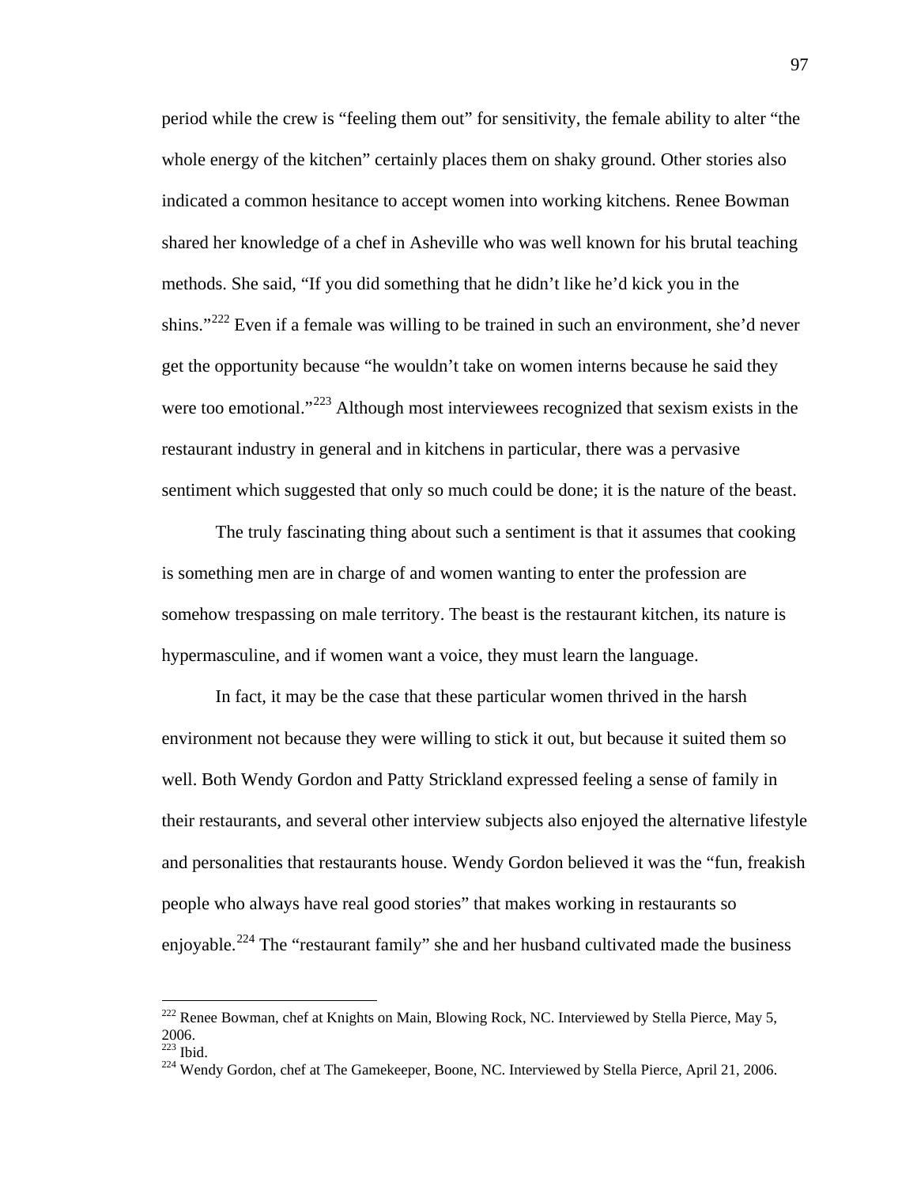period while the crew is "feeling them out" for sensitivity, the female ability to alter "the whole energy of the kitchen" certainly places them on shaky ground. Other stories also indicated a common hesitance to accept women into working kitchens. Renee Bowman shared her knowledge of a chef in Asheville who was well known for his brutal teaching methods. She said, "If you did something that he didn't like he'd kick you in the shins."[222] Even if a female was willing to be trained in such an environment, she'd never get the opportunity because "he wouldn't take on women interns because he said they were too emotional."[223] Although most interviewees recognized that sexism exists in the restaurant industry in general and in kitchens in particular, there was a pervasive sentiment which suggested that only so much could be done; it is the nature of the beast.

The truly fascinating thing about such a sentiment is that it assumes that cooking is something men are in charge of and women wanting to enter the profession are somehow trespassing on male territory. The beast is the restaurant kitchen, its nature is hypermasculine, and if women want a voice, they must learn the language.

In fact, it may be the case that these particular women thrived in the harsh environment not because they were willing to stick it out, but because it suited them so well. Both Wendy Gordon and Patty Strickland expressed feeling a sense of family in their restaurants, and several other interview subjects also enjoyed the alternative lifestyle and personalities that restaurants house. Wendy Gordon believed it was the "fun, freakish people who always have real good stories" that makes working in restaurants so enjoyable.[224] The "restaurant family" she and her husband cultivated made the business

---

[222] Renee Bowman, chef at Knights on Main, Blowing Rock, NC. Interviewed by Stella Pierce, May 5, 2006.

[223] Ibid.

[224] Wendy Gordon, chef at The Gamekeeper, Boone, NC. Interviewed by Stella Pierce, April 21, 2006.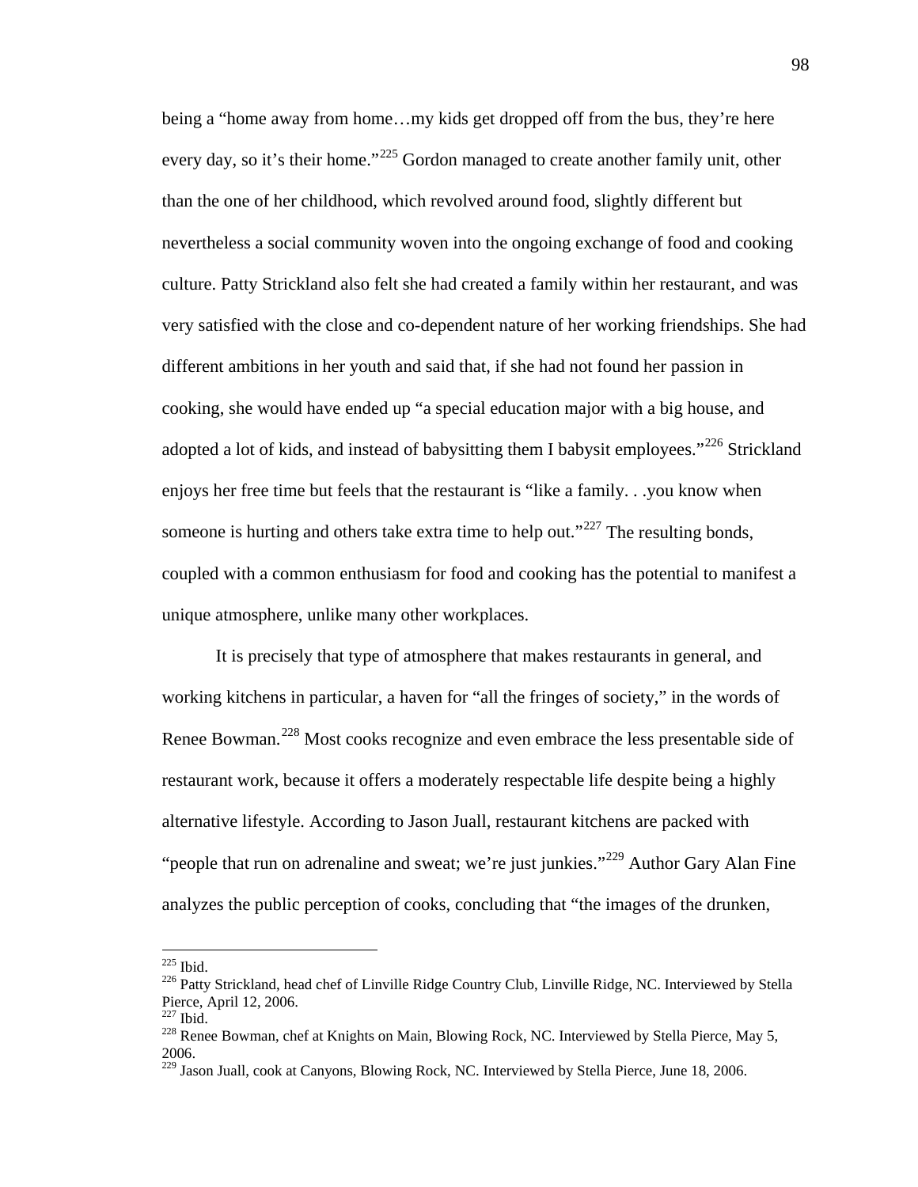being a "home away from home…my kids get dropped off from the bus, they're here every day, so it's their home."[225] Gordon managed to create another family unit, other than the one of her childhood, which revolved around food, slightly different but nevertheless a social community woven into the ongoing exchange of food and cooking culture. Patty Strickland also felt she had created a family within her restaurant, and was very satisfied with the close and co-dependent nature of her working friendships. She had different ambitions in her youth and said that, if she had not found her passion in cooking, she would have ended up "a special education major with a big house, and adopted a lot of kids, and instead of babysitting them I babysit employees."[226] Strickland enjoys her free time but feels that the restaurant is "like a family. . .you know when someone is hurting and others take extra time to help out."[227] The resulting bonds, coupled with a common enthusiasm for food and cooking has the potential to manifest a unique atmosphere, unlike many other workplaces.

It is precisely that type of atmosphere that makes restaurants in general, and working kitchens in particular, a haven for "all the fringes of society," in the words of Renee Bowman.[228] Most cooks recognize and even embrace the less presentable side of restaurant work, because it offers a moderately respectable life despite being a highly alternative lifestyle. According to Jason Juall, restaurant kitchens are packed with "people that run on adrenaline and sweat; we're just junkies."[229] Author Gary Alan Fine analyzes the public perception of cooks, concluding that "the images of the drunken,

---

[225] Ibid.

[226] Patty Strickland, head chef of Linville Ridge Country Club, Linville Ridge, NC. Interviewed by Stella Pierce, April 12, 2006.

[227] Ibid.

[228] Renee Bowman, chef at Knights on Main, Blowing Rock, NC. Interviewed by Stella Pierce, May 5, 2006.

[229] Jason Juall, cook at Canyons, Blowing Rock, NC. Interviewed by Stella Pierce, June 18, 2006.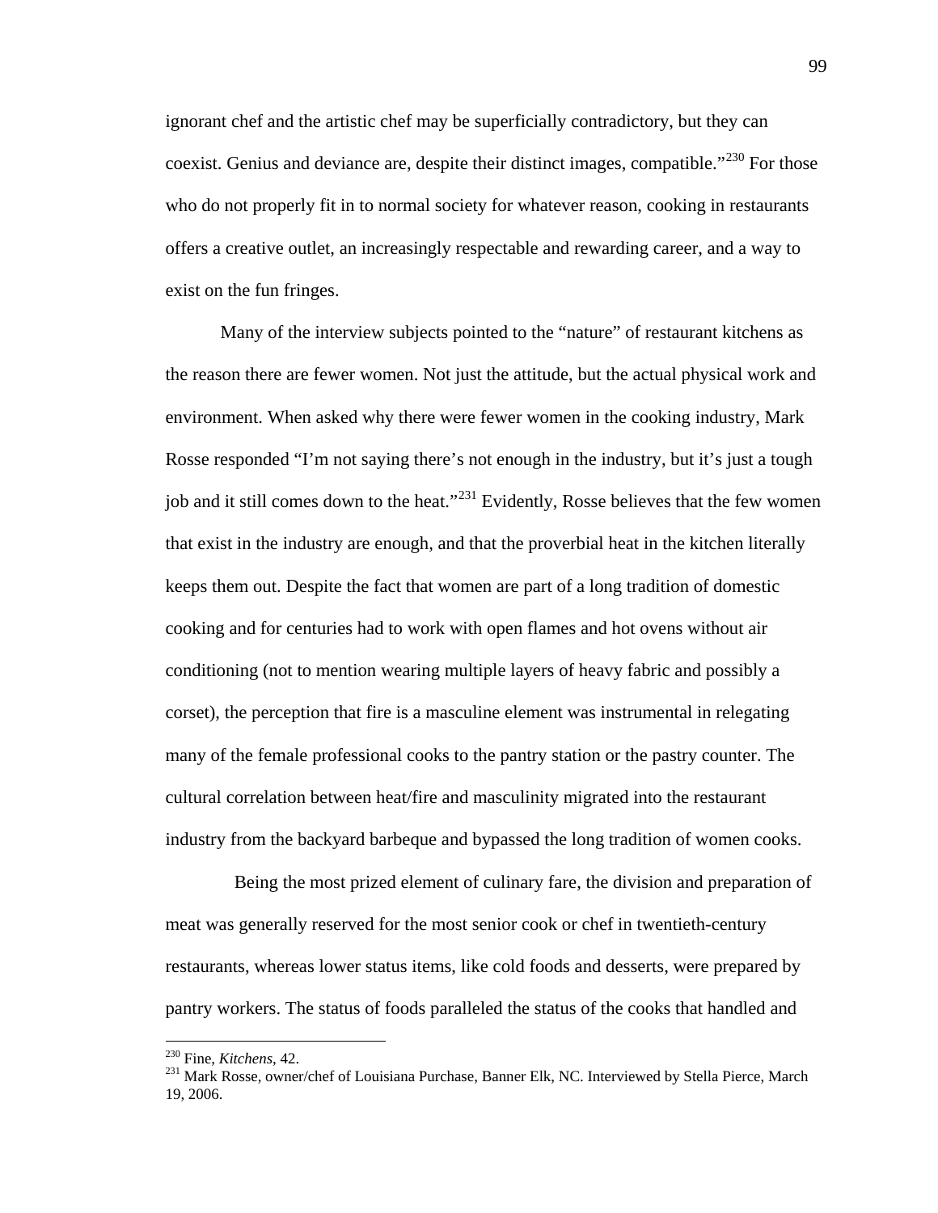ignorant chef and the artistic chef may be superficially contradictory, but they can coexist. Genius and deviance are, despite their distinct images, compatible."[230] For those who do not properly fit in to normal society for whatever reason, cooking in restaurants offers a creative outlet, an increasingly respectable and rewarding career, and a way to exist on the fun fringes.

Many of the interview subjects pointed to the "nature" of restaurant kitchens as the reason there are fewer women. Not just the attitude, but the actual physical work and environment. When asked why there were fewer women in the cooking industry, Mark Rosse responded "I'm not saying there's not enough in the industry, but it's just a tough job and it still comes down to the heat."[231] Evidently, Rosse believes that the few women that exist in the industry are enough, and that the proverbial heat in the kitchen literally keeps them out. Despite the fact that women are part of a long tradition of domestic cooking and for centuries had to work with open flames and hot ovens without air conditioning (not to mention wearing multiple layers of heavy fabric and possibly a corset), the perception that fire is a masculine element was instrumental in relegating many of the female professional cooks to the pantry station or the pastry counter. The cultural correlation between heat/fire and masculinity migrated into the restaurant industry from the backyard barbeque and bypassed the long tradition of women cooks.

Being the most prized element of culinary fare, the division and preparation of meat was generally reserved for the most senior cook or chef in twentieth-century restaurants, whereas lower status items, like cold foods and desserts, were prepared by pantry workers. The status of foods paralleled the status of the cooks that handled and

---

[230] Fine, *Kitchens*, 42.

[231] Mark Rosse, owner/chef of Louisiana Purchase, Banner Elk, NC. Interviewed by Stella Pierce, March 19, 2006.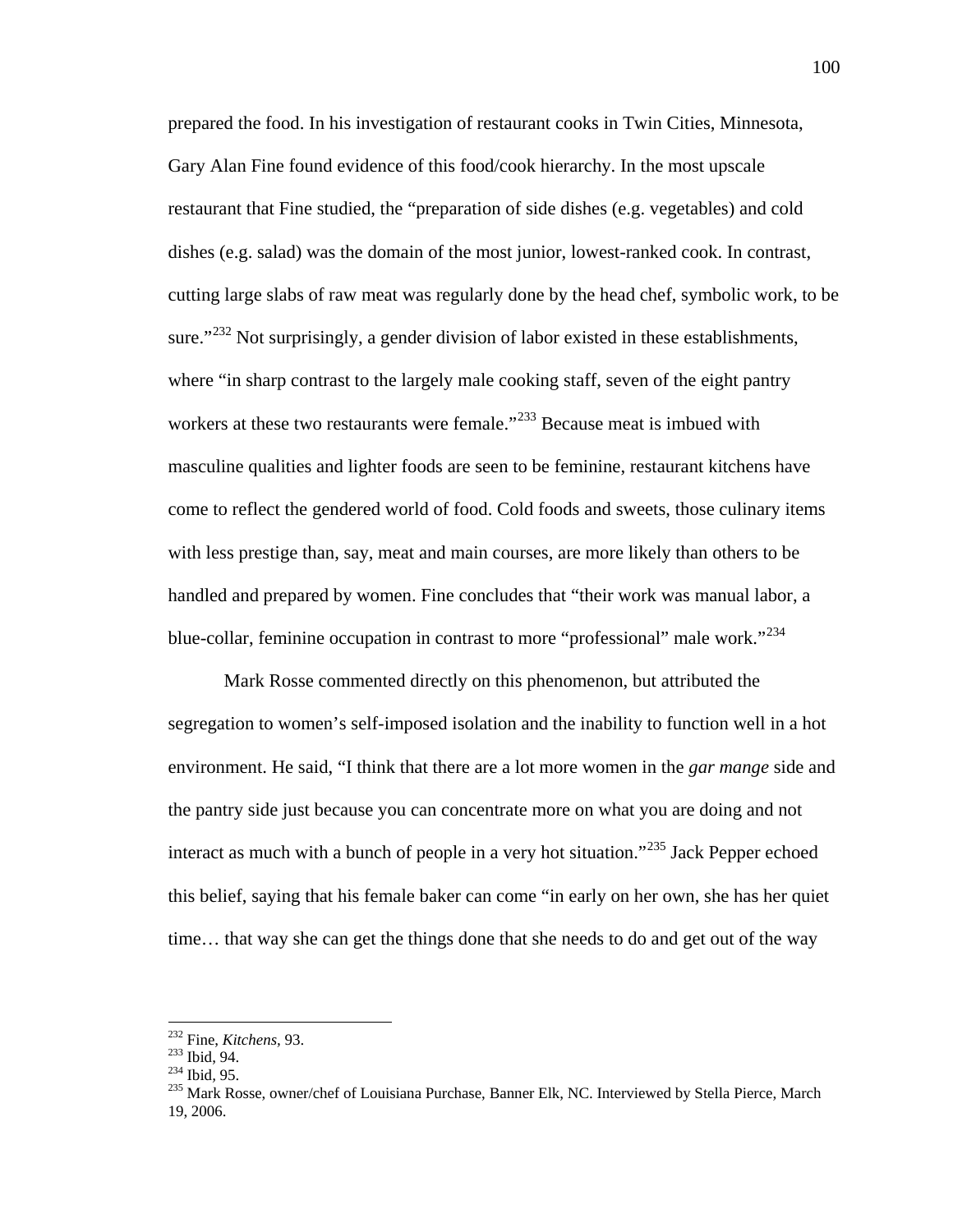prepared the food. In his investigation of restaurant cooks in Twin Cities, Minnesota, Gary Alan Fine found evidence of this food/cook hierarchy. In the most upscale restaurant that Fine studied, the "preparation of side dishes (e.g. vegetables) and cold dishes (e.g. salad) was the domain of the most junior, lowest-ranked cook. In contrast, cutting large slabs of raw meat was regularly done by the head chef, symbolic work, to be sure."[232] Not surprisingly, a gender division of labor existed in these establishments, where "in sharp contrast to the largely male cooking staff, seven of the eight pantry workers at these two restaurants were female."[233] Because meat is imbued with masculine qualities and lighter foods are seen to be feminine, restaurant kitchens have come to reflect the gendered world of food. Cold foods and sweets, those culinary items with less prestige than, say, meat and main courses, are more likely than others to be handled and prepared by women. Fine concludes that "their work was manual labor, a blue-collar, feminine occupation in contrast to more "professional" male work."[234]

Mark Rosse commented directly on this phenomenon, but attributed the segregation to women's self-imposed isolation and the inability to function well in a hot environment. He said, "I think that there are a lot more women in the *gar mange* side and the pantry side just because you can concentrate more on what you are doing and not interact as much with a bunch of people in a very hot situation."[235] Jack Pepper echoed this belief, saying that his female baker can come "in early on her own, she has her quiet time… that way she can get the things done that she needs to do and get out of the way

---

[232] Fine, *Kitchens*, 93.

[233] Ibid, 94.

[234] Ibid, 95.

[235] Mark Rosse, owner/chef of Louisiana Purchase, Banner Elk, NC. Interviewed by Stella Pierce, March 19, 2006.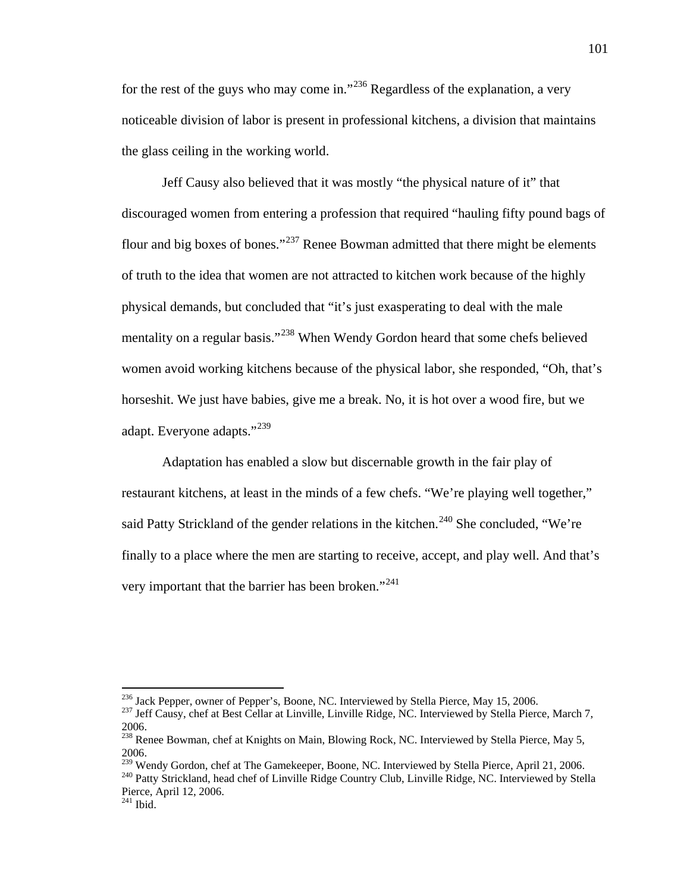for the rest of the guys who may come in."[236] Regardless of the explanation, a very noticeable division of labor is present in professional kitchens, a division that maintains the glass ceiling in the working world.

Jeff Causy also believed that it was mostly "the physical nature of it" that discouraged women from entering a profession that required "hauling fifty pound bags of flour and big boxes of bones."[237] Renee Bowman admitted that there might be elements of truth to the idea that women are not attracted to kitchen work because of the highly physical demands, but concluded that "it's just exasperating to deal with the male mentality on a regular basis."[238] When Wendy Gordon heard that some chefs believed women avoid working kitchens because of the physical labor, she responded, "Oh, that's horseshit. We just have babies, give me a break. No, it is hot over a wood fire, but we adapt. Everyone adapts."[239]

Adaptation has enabled a slow but discernable growth in the fair play of restaurant kitchens, at least in the minds of a few chefs. "We're playing well together," said Patty Strickland of the gender relations in the kitchen.[240] She concluded, "We're finally to a place where the men are starting to receive, accept, and play well. And that's very important that the barrier has been broken."[241]

---

[236] Jack Pepper, owner of Pepper's, Boone, NC. Interviewed by Stella Pierce, May 15, 2006.

[237] Jeff Causy, chef at Best Cellar at Linville, Linville Ridge, NC. Interviewed by Stella Pierce, March 7, 2006.

[238] Renee Bowman, chef at Knights on Main, Blowing Rock, NC. Interviewed by Stella Pierce, May 5, 2006.

[239] Wendy Gordon, chef at The Gamekeeper, Boone, NC. Interviewed by Stella Pierce, April 21, 2006.

[240] Patty Strickland, head chef of Linville Ridge Country Club, Linville Ridge, NC. Interviewed by Stella Pierce, April 12, 2006.

[241] Ibid.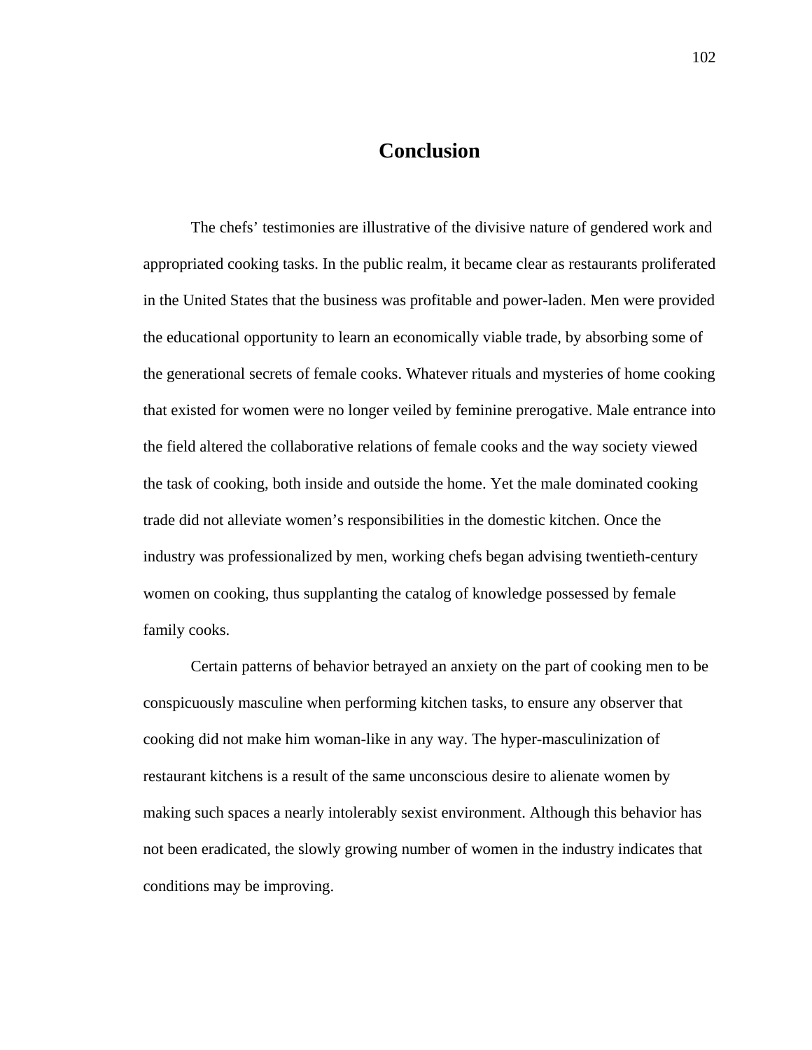# Conclusion

The chefs' testimonies are illustrative of the divisive nature of gendered work and appropriated cooking tasks. In the public realm, it became clear as restaurants proliferated in the United States that the business was profitable and power-laden. Men were provided the educational opportunity to learn an economically viable trade, by absorbing some of the generational secrets of female cooks. Whatever rituals and mysteries of home cooking that existed for women were no longer veiled by feminine prerogative. Male entrance into the field altered the collaborative relations of female cooks and the way society viewed the task of cooking, both inside and outside the home. Yet the male dominated cooking trade did not alleviate women's responsibilities in the domestic kitchen. Once the industry was professionalized by men, working chefs began advising twentieth-century women on cooking, thus supplanting the catalog of knowledge possessed by female family cooks.

Certain patterns of behavior betrayed an anxiety on the part of cooking men to be conspicuously masculine when performing kitchen tasks, to ensure any observer that cooking did not make him woman-like in any way. The hyper-masculinization of restaurant kitchens is a result of the same unconscious desire to alienate women by making such spaces a nearly intolerably sexist environment. Although this behavior has not been eradicated, the slowly growing number of women in the industry indicates that conditions may be improving.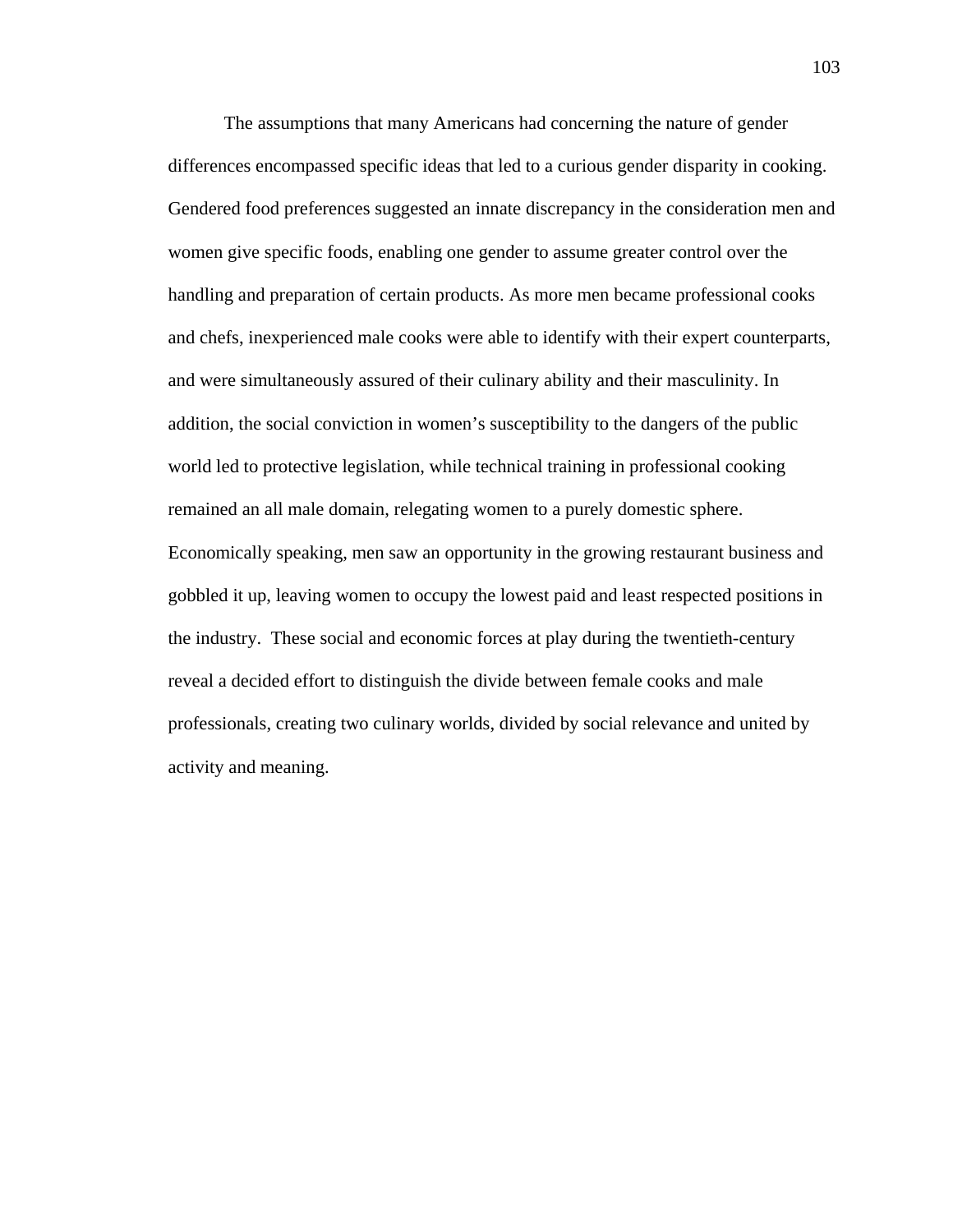The assumptions that many Americans had concerning the nature of gender differences encompassed specific ideas that led to a curious gender disparity in cooking. Gendered food preferences suggested an innate discrepancy in the consideration men and women give specific foods, enabling one gender to assume greater control over the handling and preparation of certain products. As more men became professional cooks and chefs, inexperienced male cooks were able to identify with their expert counterparts, and were simultaneously assured of their culinary ability and their masculinity. In addition, the social conviction in women's susceptibility to the dangers of the public world led to protective legislation, while technical training in professional cooking remained an all male domain, relegating women to a purely domestic sphere. Economically speaking, men saw an opportunity in the growing restaurant business and gobbled it up, leaving women to occupy the lowest paid and least respected positions in the industry. These social and economic forces at play during the twentieth-century reveal a decided effort to distinguish the divide between female cooks and male professionals, creating two culinary worlds, divided by social relevance and united by activity and meaning.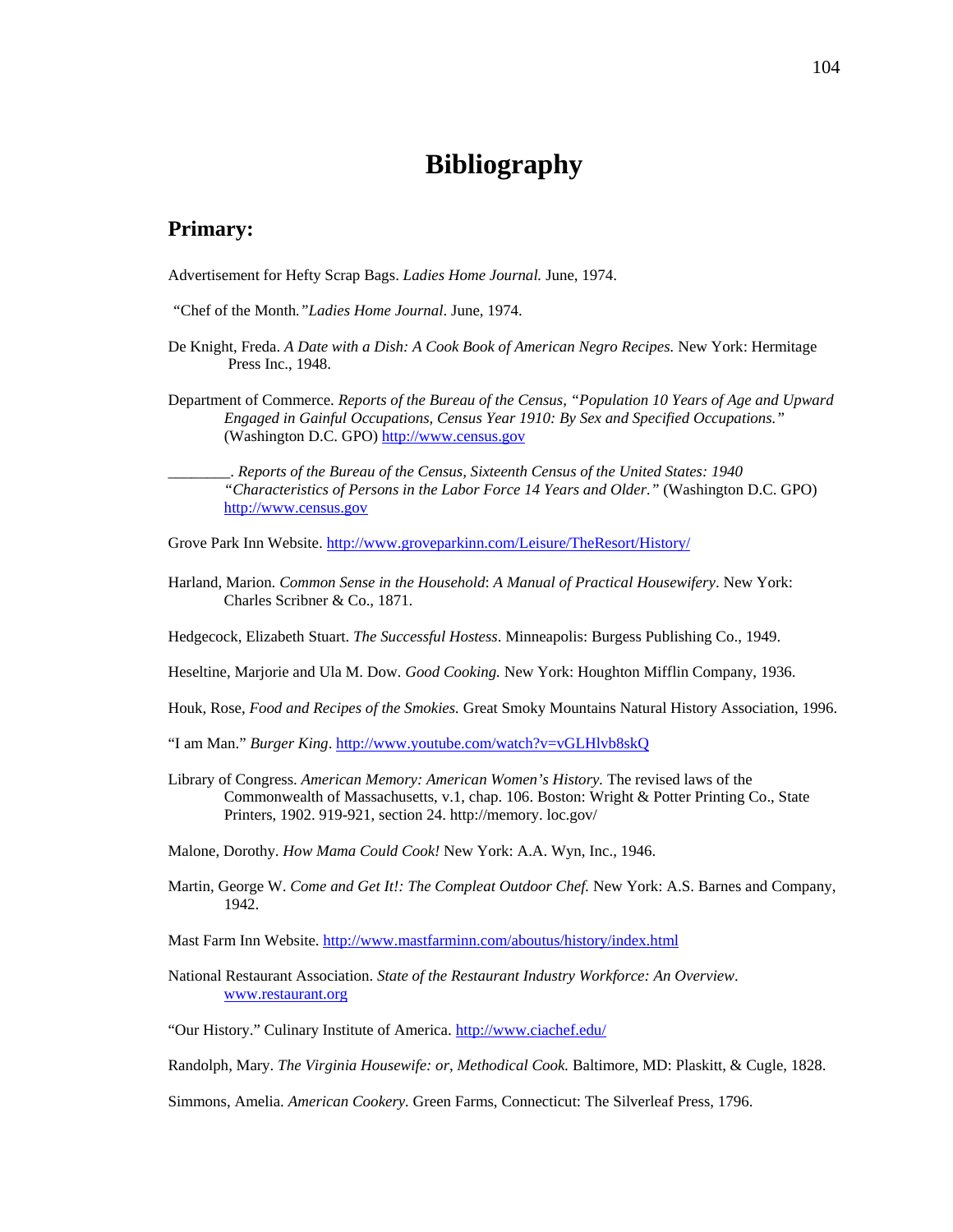# Bibliography

## Primary:

Advertisement for Hefty Scrap Bags. *Ladies Home Journal.* June, 1974.

"Chef of the Month*." Ladies Home Journal*. June, 1974.

De Knight, Freda. *A Date with a Dish: A Cook Book of American Negro Recipes.* New York: Hermitage Press Inc., 1948.

Department of Commerce. *Reports of the Bureau of the Census, "Population 10 Years of Age and Upward Engaged in Gainful Occupations, Census Year 1910: By Sex and Specified Occupations."* (Washington D.C. GPO) http://www.census.gov

________. *Reports of the Bureau of the Census, Sixteenth Census of the United States: 1940 "Characteristics of Persons in the Labor Force 14 Years and Older."* (Washington D.C. GPO) http://www.census.gov

Grove Park Inn Website. http://www.groveparkinn.com/Leisure/TheResort/History/

Harland, Marion. *Common Sense in the Household*: *A Manual of Practical Housewifery*. New York: Charles Scribner & Co., 1871.

Hedgecock, Elizabeth Stuart. *The Successful Hostess*. Minneapolis: Burgess Publishing Co., 1949.

Heseltine, Marjorie and Ula M. Dow. *Good Cooking.* New York: Houghton Mifflin Company, 1936.

Houk, Rose, *Food and Recipes of the Smokies.* Great Smoky Mountains Natural History Association, 1996.

"I am Man." *Burger King*. http://www.youtube.com/watch?v=vGLHlvb8skQ

Library of Congress. *American Memory: American Women's History.* The revised laws of the Commonwealth of Massachusetts, v.1, chap. 106. Boston: Wright & Potter Printing Co., State Printers, 1902. 919-921, section 24. http://memory. loc.gov/

Malone, Dorothy. *How Mama Could Cook!* New York: A.A. Wyn, Inc., 1946.

Martin, George W. *Come and Get It!: The Compleat Outdoor Chef.* New York: A.S. Barnes and Company, 1942.

Mast Farm Inn Website. http://www.mastfarminn.com/aboutus/history/index.html

National Restaurant Association. *State of the Restaurant Industry Workforce: An Overview*. www.restaurant.org

"Our History." Culinary Institute of America. http://www.ciachef.edu/

Randolph, Mary. *The Virginia Housewife: or, Methodical Cook.* Baltimore, MD: Plaskitt, & Cugle, 1828.

Simmons, Amelia. *American Cookery.* Green Farms, Connecticut: The Silverleaf Press, 1796.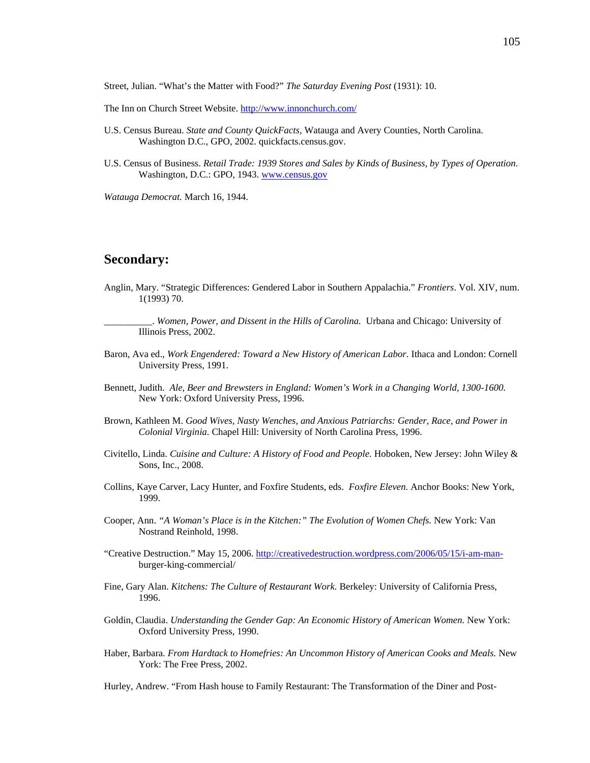Street, Julian. "What's the Matter with Food?" *The Saturday Evening Post* (1931): 10.

The Inn on Church Street Website. http://www.innonchurch.com/

U.S. Census Bureau. *State and County QuickFacts,* Watauga and Avery Counties, North Carolina. Washington D.C., GPO, 2002. quickfacts.census.gov.

U.S. Census of Business. *Retail Trade: 1939 Stores and Sales by Kinds of Business, by Types of Operation*. Washington, D.C.: GPO, 1943. www.census.gov

*Watauga Democrat.* March 16, 1944.

## Secondary:

Anglin, Mary. "Strategic Differences: Gendered Labor in Southern Appalachia." *Frontiers*. Vol. XIV, num. 1(1993) 70.

__________. *Women, Power, and Dissent in the Hills of Carolina.* Urbana and Chicago: University of Illinois Press, 2002.

Baron, Ava ed., *Work Engendered: Toward a New History of American Labor.* Ithaca and London: Cornell University Press, 1991.

Bennett, Judith. *Ale, Beer and Brewsters in England: Women's Work in a Changing World, 1300-1600.* New York: Oxford University Press, 1996.

Brown, Kathleen M. *Good Wives, Nasty Wenches, and Anxious Patriarchs: Gender, Race, and Power in Colonial Virginia.* Chapel Hill: University of North Carolina Press, 1996.

Civitello, Linda. *Cuisine and Culture: A History of Food and People.* Hoboken, New Jersey: John Wiley & Sons, Inc., 2008.

Collins, Kaye Carver, Lacy Hunter, and Foxfire Students, eds. *Foxfire Eleven.* Anchor Books: New York, 1999.

Cooper, Ann. *"A Woman's Place is in the Kitchen:" The Evolution of Women Chefs.* New York: Van Nostrand Reinhold, 1998.

"Creative Destruction." May 15, 2006. http://creativedestruction.wordpress.com/2006/05/15/i-am-man-burger-king-commercial/

Fine, Gary Alan. *Kitchens: The Culture of Restaurant Work.* Berkeley: University of California Press, 1996.

Goldin, Claudia. *Understanding the Gender Gap: An Economic History of American Women.* New York: Oxford University Press, 1990.

Haber, Barbara. *From Hardtack to Homefries: An Uncommon History of American Cooks and Meals.* New York: The Free Press, 2002.

Hurley, Andrew. "From Hash house to Family Restaurant: The Transformation of the Diner and Post-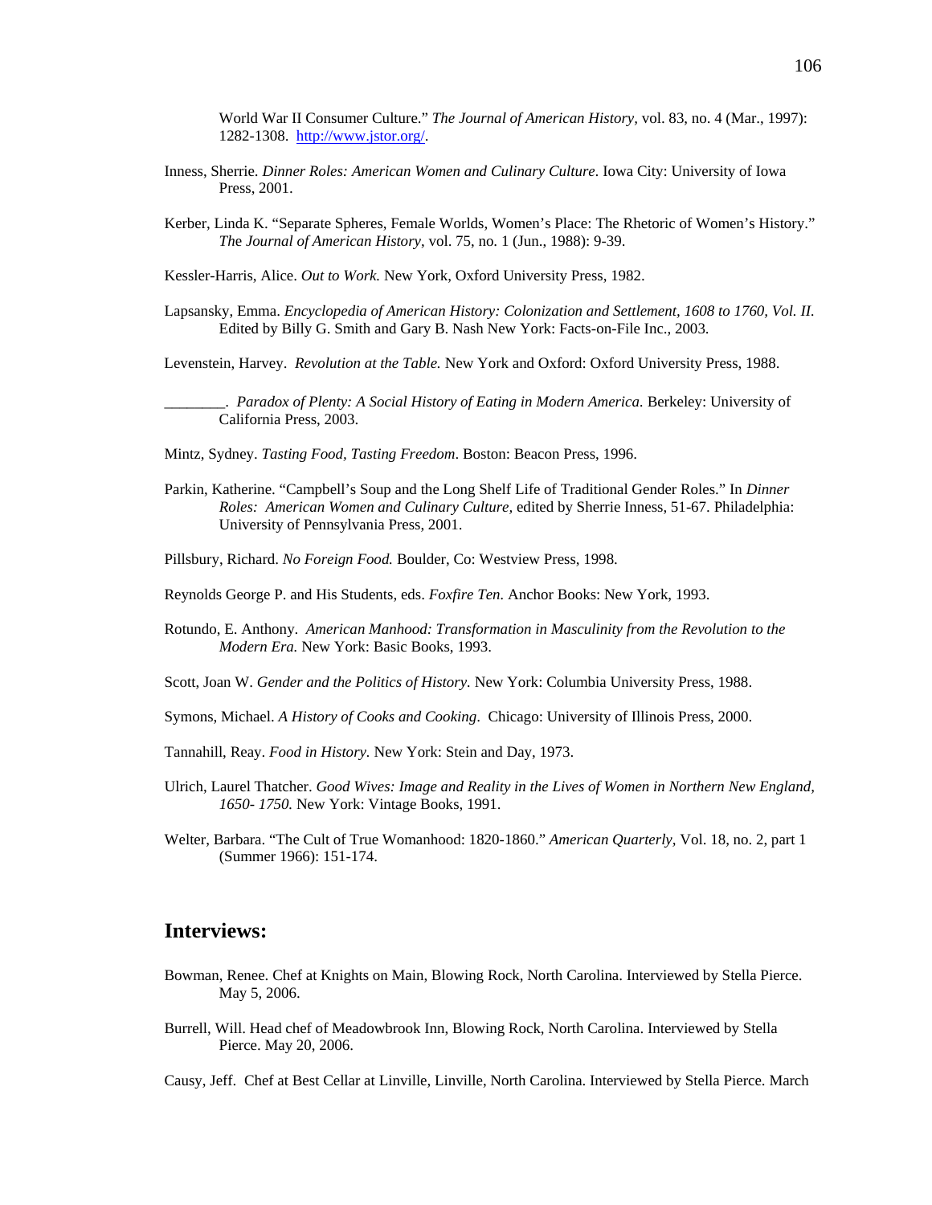World War II Consumer Culture." *The Journal of American History,* vol. 83, no. 4 (Mar., 1997): 1282-1308. http://www.jstor.org/.

Inness, Sherrie. *Dinner Roles: American Women and Culinary Culture.* Iowa City: University of Iowa Press, 2001.

Kerber, Linda K. "Separate Spheres, Female Worlds, Women's Place: The Rhetoric of Women's History." *The Journal of American History*, vol. 75, no. 1 (Jun., 1988): 9-39.

Kessler-Harris, Alice. *Out to Work.* New York, Oxford University Press, 1982.

Lapsansky, Emma. *Encyclopedia of American History: Colonization and Settlement, 1608 to 1760, Vol. II.* Edited by Billy G. Smith and Gary B. Nash New York: Facts-on-File Inc., 2003.

Levenstein, Harvey. *Revolution at the Table.* New York and Oxford: Oxford University Press, 1988.

________. *Paradox of Plenty: A Social History of Eating in Modern America.* Berkeley: University of California Press, 2003.

Mintz, Sydney. *Tasting Food, Tasting Freedom*. Boston: Beacon Press, 1996.

Parkin, Katherine. "Campbell's Soup and the Long Shelf Life of Traditional Gender Roles." In *Dinner Roles: American Women and Culinary Culture,* edited by Sherrie Inness, 51-67. Philadelphia: University of Pennsylvania Press, 2001.

Pillsbury, Richard. *No Foreign Food.* Boulder, Co: Westview Press, 1998.

Reynolds George P. and His Students, eds. *Foxfire Ten.* Anchor Books: New York, 1993.

Rotundo, E. Anthony. *American Manhood: Transformation in Masculinity from the Revolution to the Modern Era.* New York: Basic Books, 1993.

Scott, Joan W. *Gender and the Politics of History.* New York: Columbia University Press, 1988.

Symons, Michael. *A History of Cooks and Cooking*. Chicago: University of Illinois Press, 2000.

Tannahill, Reay. *Food in History.* New York: Stein and Day, 1973.

Ulrich, Laurel Thatcher. *Good Wives: Image and Reality in the Lives of Women in Northern New England, 1650- 1750.* New York: Vintage Books, 1991.

Welter, Barbara. "The Cult of True Womanhood: 1820-1860." *American Quarterly,* Vol. 18, no. 2, part 1 (Summer 1966): 151-174.

## Interviews:

Bowman, Renee. Chef at Knights on Main, Blowing Rock, North Carolina. Interviewed by Stella Pierce. May 5, 2006.

Burrell, Will. Head chef of Meadowbrook Inn, Blowing Rock, North Carolina. Interviewed by Stella Pierce. May 20, 2006.

Causy, Jeff. Chef at Best Cellar at Linville, Linville, North Carolina. Interviewed by Stella Pierce. March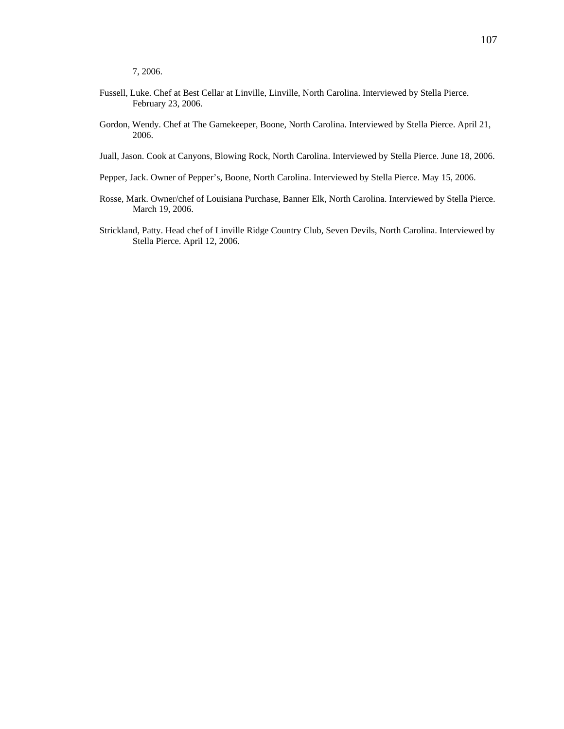7, 2006.

Fussell, Luke. Chef at Best Cellar at Linville, Linville, North Carolina. Interviewed by Stella Pierce. February 23, 2006.

Gordon, Wendy. Chef at The Gamekeeper, Boone, North Carolina. Interviewed by Stella Pierce. April 21, 2006.

Juall, Jason. Cook at Canyons, Blowing Rock, North Carolina. Interviewed by Stella Pierce. June 18, 2006.

Pepper, Jack. Owner of Pepper's, Boone, North Carolina. Interviewed by Stella Pierce. May 15, 2006.

Rosse, Mark. Owner/chef of Louisiana Purchase, Banner Elk, North Carolina. Interviewed by Stella Pierce. March 19, 2006.

Strickland, Patty. Head chef of Linville Ridge Country Club, Seven Devils, North Carolina. Interviewed by Stella Pierce. April 12, 2006.